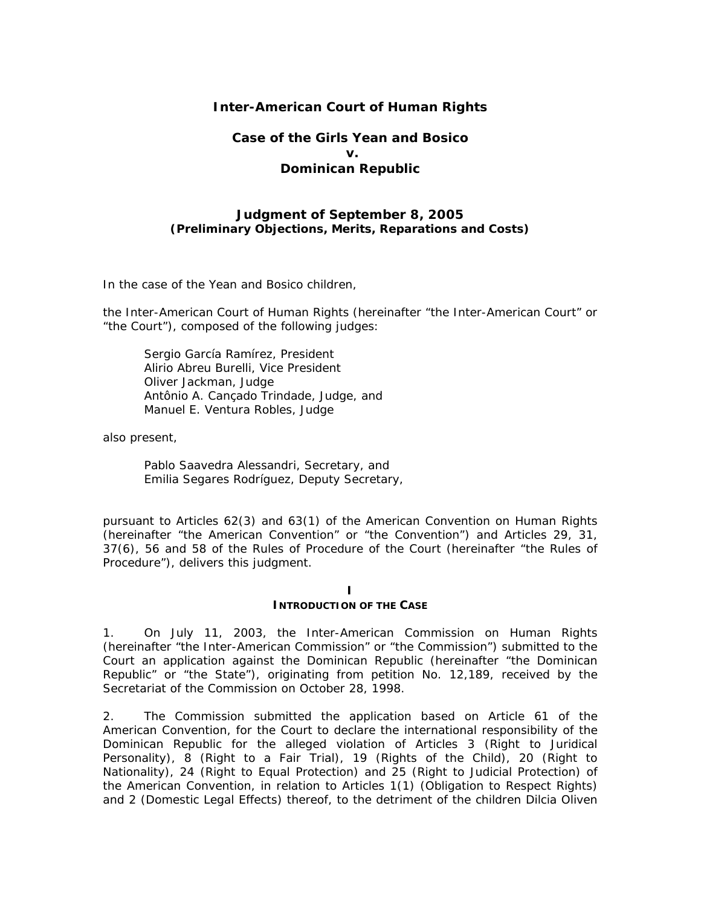# Inter-American Court of Human Rights

## Case of the Girls Yean and Bosico v. Dominican Republic

### Judgment of September 8, 2005
**(Preliminary Objections, Merits, Reparations and Costs)**

In the case of the Yean and Bosico children,

the Inter-American Court of Human Rights (hereinafter "the Inter-American Court" or "the Court"), composed of the following judges:

> Sergio García Ramírez, President
> Alirio Abreu Burelli, Vice President
> Oliver Jackman, Judge
> Antônio A. Cançado Trindade, Judge, and
> Manuel E. Ventura Robles, Judge

also present,

> Pablo Saavedra Alessandri, Secretary, and
> Emilia Segares Rodríguez, Deputy Secretary,

pursuant to Articles 62(3) and 63(1) of the American Convention on Human Rights (hereinafter "the American Convention" or "the Convention") and Articles 29, 31, 37(6), 56 and 58 of the Rules of Procedure of the Court (hereinafter "the Rules of Procedure"), delivers this judgment.

## I
## INTRODUCTION OF THE CASE

1. On July 11, 2003, the Inter-American Commission on Human Rights (hereinafter "the Inter-American Commission" or "the Commission") submitted to the Court an application against the Dominican Republic (hereinafter "the Dominican Republic" or "the State"), originating from petition No. 12,189, received by the Secretariat of the Commission on October 28, 1998.

2. The Commission submitted the application based on Article 61 of the American Convention, for the Court to declare the international responsibility of the Dominican Republic for the alleged violation of Articles 3 (Right to Juridical Personality), 8 (Right to a Fair Trial), 19 (Rights of the Child), 20 (Right to Nationality), 24 (Right to Equal Protection) and 25 (Right to Judicial Protection) of the American Convention, in relation to Articles 1(1) (Obligation to Respect Rights) and 2 (Domestic Legal Effects) thereof, to the detriment of the children Dilcia Oliven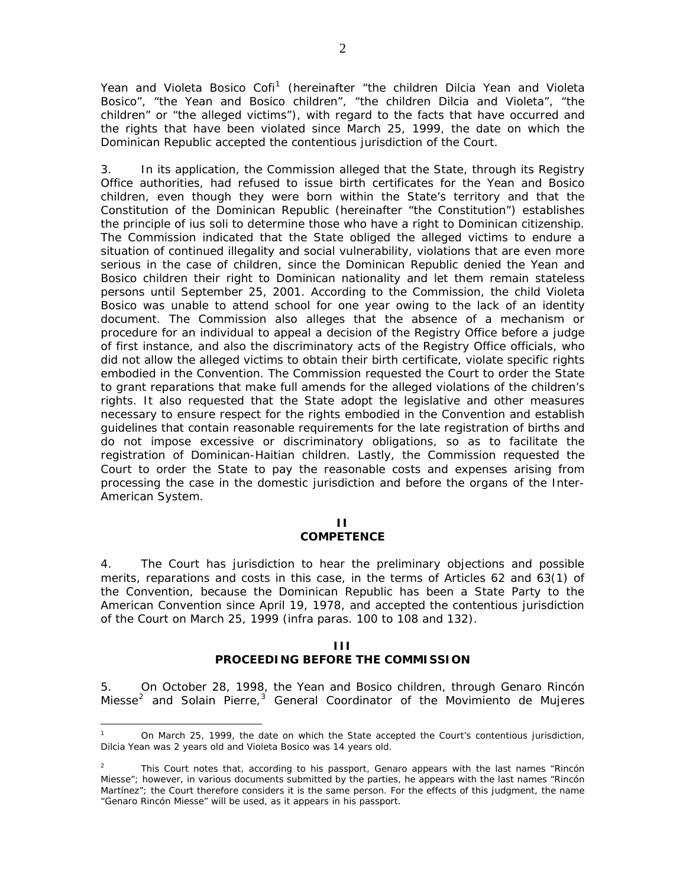Yean and Violeta Bosico Cofi[1] (hereinafter "the children Dilcia Yean and Violeta Bosico", "the Yean and Bosico children", "the children Dilcia and Violeta", "the children" or "the alleged victims"), with regard to the facts that have occurred and the rights that have been violated since March 25, 1999, the date on which the Dominican Republic accepted the contentious jurisdiction of the Court.

3. In its application, the Commission alleged that the State, through its Registry Office authorities, had refused to issue birth certificates for the Yean and Bosico children, even though they were born within the State's territory and that the Constitution of the Dominican Republic (hereinafter "the Constitution") establishes the principle of ius soli to determine those who have a right to Dominican citizenship. The Commission indicated that the State obliged the alleged victims to endure a situation of continued illegality and social vulnerability, violations that are even more serious in the case of children, since the Dominican Republic denied the Yean and Bosico children their right to Dominican nationality and let them remain stateless persons until September 25, 2001. According to the Commission, the child Violeta Bosico was unable to attend school for one year owing to the lack of an identity document. The Commission also alleges that the absence of a mechanism or procedure for an individual to appeal a decision of the Registry Office before a judge of first instance, and also the discriminatory acts of the Registry Office officials, who did not allow the alleged victims to obtain their birth certificate, violate specific rights embodied in the Convention. The Commission requested the Court to order the State to grant reparations that make full amends for the alleged violations of the children's rights. It also requested that the State adopt the legislative and other measures necessary to ensure respect for the rights embodied in the Convention and establish guidelines that contain reasonable requirements for the late registration of births and do not impose excessive or discriminatory obligations, so as to facilitate the registration of Dominican-Haitian children. Lastly, the Commission requested the Court to order the State to pay the reasonable costs and expenses arising from processing the case in the domestic jurisdiction and before the organs of the Inter-American System.

## II
## COMPETENCE

4. The Court has jurisdiction to hear the preliminary objections and possible merits, reparations and costs in this case, in the terms of Articles 62 and 63(1) of the Convention, because the Dominican Republic has been a State Party to the American Convention since April 19, 1978, and accepted the contentious jurisdiction of the Court on March 25, 1999 (infra paras. 100 to 108 and 132).

## III
## PROCEEDING BEFORE THE COMMISSION

5. On October 28, 1998, the Yean and Bosico children, through Genaro Rincón Miesse[2] and Solain Pierre,[3] General Coordinator of the Movimiento de Mujeres

---

[1] On March 25, 1999, the date on which the State accepted the Court's contentious jurisdiction, Dilcia Yean was 2 years old and Violeta Bosico was 14 years old.

[2] This Court notes that, according to his passport, Genaro appears with the last names "Rincón Miesse"; however, in various documents submitted by the parties, he appears with the last names "Rincón Martínez"; the Court therefore considers it is the same person. For the effects of this judgment, the name "Genaro Rincón Miesse" will be used, as it appears in his passport.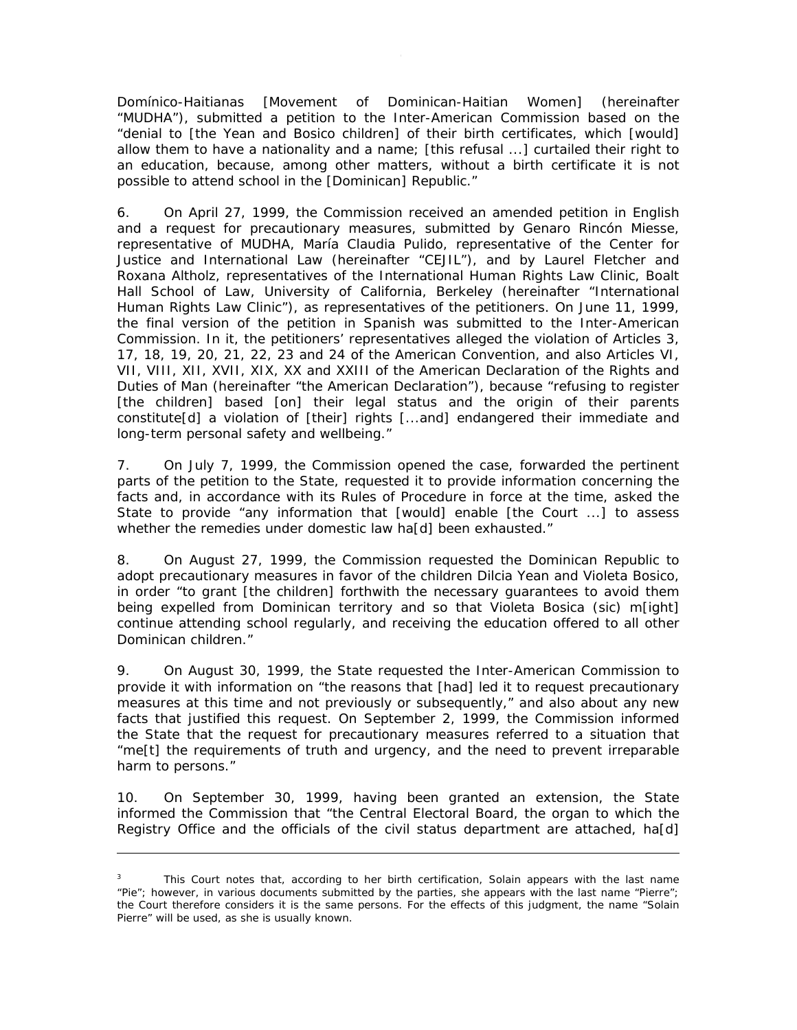Domínico-Haitianas [Movement of Dominican-Haitian Women] (hereinafter "MUDHA"), submitted a petition to the Inter-American Commission based on the "denial to [the Yean and Bosico children] of their birth certificates, which [would] allow them to have a nationality and a name; [this refusal ...] curtailed their right to an education, because, among other matters, without a birth certificate it is not possible to attend school in the [Dominican] Republic."

6. On April 27, 1999, the Commission received an amended petition in English and a request for precautionary measures, submitted by Genaro Rincón Miesse, representative of MUDHA, María Claudia Pulido, representative of the Center for Justice and International Law (hereinafter "CEJIL"), and by Laurel Fletcher and Roxana Altholz, representatives of the International Human Rights Law Clinic, Boalt Hall School of Law, University of California, Berkeley (hereinafter "International Human Rights Law Clinic"), as representatives of the petitioners. On June 11, 1999, the final version of the petition in Spanish was submitted to the Inter-American Commission. In it, the petitioners' representatives alleged the violation of Articles 3, 17, 18, 19, 20, 21, 22, 23 and 24 of the American Convention, and also Articles VI, VII, VIII, XII, XVII, XIX, XX and XXIII of the American Declaration of the Rights and Duties of Man (hereinafter "the American Declaration"), because "refusing to register [the children] based [on] their legal status and the origin of their parents constitute[d] a violation of [their] rights [...and] endangered their immediate and long-term personal safety and wellbeing."

7. On July 7, 1999, the Commission opened the case, forwarded the pertinent parts of the petition to the State, requested it to provide information concerning the facts and, in accordance with its Rules of Procedure in force at the time, asked the State to provide "any information that [would] enable [the Court ...] to assess whether the remedies under domestic law ha[d] been exhausted."

8. On August 27, 1999, the Commission requested the Dominican Republic to adopt precautionary measures in favor of the children Dilcia Yean and Violeta Bosico, in order "to grant [the children] forthwith the necessary guarantees to avoid them being expelled from Dominican territory and so that Violeta Bosica (sic) m[ight] continue attending school regularly, and receiving the education offered to all other Dominican children."

9. On August 30, 1999, the State requested the Inter-American Commission to provide it with information on "the reasons that [had] led it to request precautionary measures at this time and not previously or subsequently," and also about any new facts that justified this request. On September 2, 1999, the Commission informed the State that the request for precautionary measures referred to a situation that "me[t] the requirements of truth and urgency, and the need to prevent irreparable harm to persons."

10. On September 30, 1999, having been granted an extension, the State informed the Commission that "the Central Electoral Board, the organ to which the Registry Office and the officials of the civil status department are attached, ha[d]

---

[3] This Court notes that, according to her birth certification, Solain appears with the last name "Pie"; however, in various documents submitted by the parties, she appears with the last name "Pierre"; the Court therefore considers it is the same persons. For the effects of this judgment, the name "Solain Pierre" will be used, as she is usually known.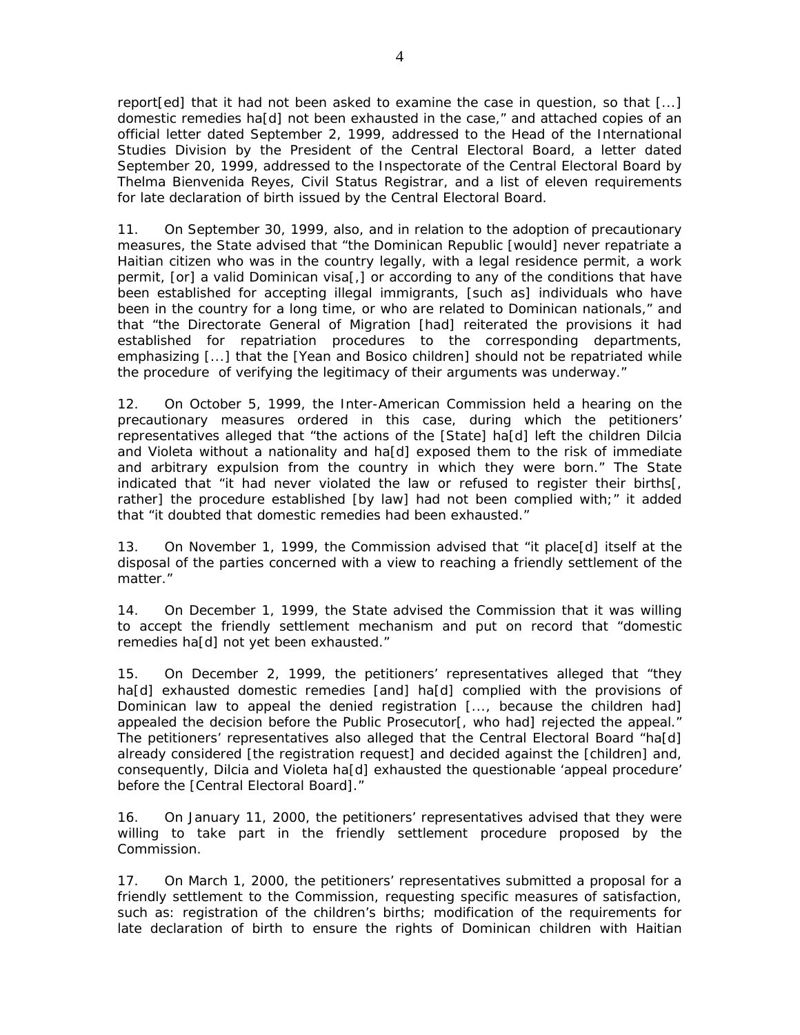report[ed] that it had not been asked to examine the case in question, so that [...] domestic remedies ha[d] not been exhausted in the case," and attached copies of an official letter dated September 2, 1999, addressed to the Head of the International Studies Division by the President of the Central Electoral Board, a letter dated September 20, 1999, addressed to the Inspectorate of the Central Electoral Board by Thelma Bienvenida Reyes, Civil Status Registrar, and a list of eleven requirements for late declaration of birth issued by the Central Electoral Board.

11. On September 30, 1999, also, and in relation to the adoption of precautionary measures, the State advised that "the Dominican Republic [would] never repatriate a Haitian citizen who was in the country legally, with a legal residence permit, a work permit, [or] a valid Dominican visa[,] or according to any of the conditions that have been established for accepting illegal immigrants, [such as] individuals who have been in the country for a long time, or who are related to Dominican nationals," and that "the Directorate General of Migration [had] reiterated the provisions it had established for repatriation procedures to the corresponding departments, emphasizing [...] that the [Yean and Bosico children] should not be repatriated while the procedure of verifying the legitimacy of their arguments was underway."

12. On October 5, 1999, the Inter-American Commission held a hearing on the precautionary measures ordered in this case, during which the petitioners' representatives alleged that "the actions of the [State] ha[d] left the children Dilcia and Violeta without a nationality and ha[d] exposed them to the risk of immediate and arbitrary expulsion from the country in which they were born." The State indicated that "it had never violated the law or refused to register their births[, rather] the procedure established [by law] had not been complied with;" it added that "it doubted that domestic remedies had been exhausted."

13. On November 1, 1999, the Commission advised that "it place[d] itself at the disposal of the parties concerned with a view to reaching a friendly settlement of the matter."

14. On December 1, 1999, the State advised the Commission that it was willing to accept the friendly settlement mechanism and put on record that "domestic remedies ha[d] not yet been exhausted."

15. On December 2, 1999, the petitioners' representatives alleged that "they ha[d] exhausted domestic remedies [and] ha[d] complied with the provisions of Dominican law to appeal the denied registration [..., because the children had] appealed the decision before the Public Prosecutor[, who had] rejected the appeal." The petitioners' representatives also alleged that the Central Electoral Board "ha[d] already considered [the registration request] and decided against the [children] and, consequently, Dilcia and Violeta ha[d] exhausted the questionable 'appeal procedure' before the [Central Electoral Board]."

16. On January 11, 2000, the petitioners' representatives advised that they were willing to take part in the friendly settlement procedure proposed by the Commission.

17. On March 1, 2000, the petitioners' representatives submitted a proposal for a friendly settlement to the Commission, requesting specific measures of satisfaction, such as: registration of the children's births; modification of the requirements for late declaration of birth to ensure the rights of Dominican children with Haitian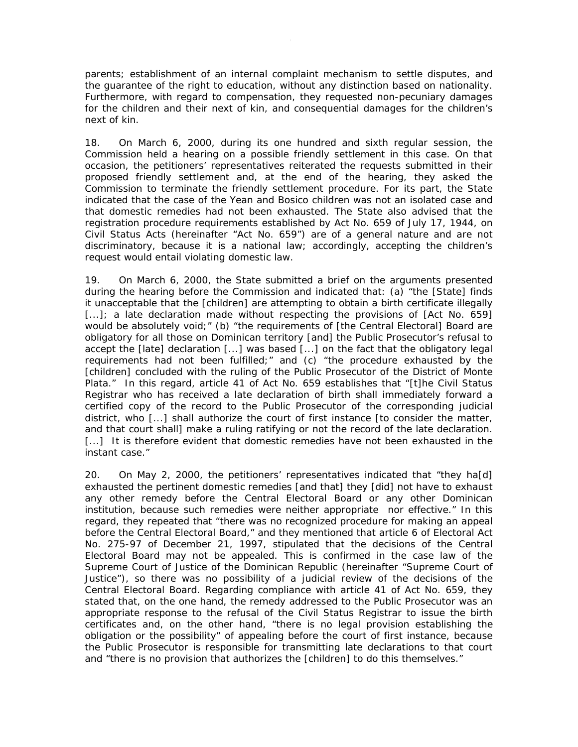parents; establishment of an internal complaint mechanism to settle disputes, and the guarantee of the right to education, without any distinction based on nationality. Furthermore, with regard to compensation, they requested non-pecuniary damages for the children and their next of kin, and consequential damages for the children's next of kin.

18. On March 6, 2000, during its one hundred and sixth regular session, the Commission held a hearing on a possible friendly settlement in this case. On that occasion, the petitioners' representatives reiterated the requests submitted in their proposed friendly settlement and, at the end of the hearing, they asked the Commission to terminate the friendly settlement procedure. For its part, the State indicated that the case of the Yean and Bosico children was not an isolated case and that domestic remedies had not been exhausted. The State also advised that the registration procedure requirements established by Act No. 659 of July 17, 1944, on Civil Status Acts (hereinafter "Act No. 659") are of a general nature and are not discriminatory, because it is a national law; accordingly, accepting the children's request would entail violating domestic law.

19. On March 6, 2000, the State submitted a brief on the arguments presented during the hearing before the Commission and indicated that: (a) "the [State] finds it unacceptable that the [children] are attempting to obtain a birth certificate illegally [...]; a late declaration made without respecting the provisions of [Act No. 659] would be absolutely void;" (b) "the requirements of [the Central Electoral] Board are obligatory for all those on Dominican territory [and] the Public Prosecutor's refusal to accept the [late] declaration [...] was based [...] on the fact that the obligatory legal requirements had not been fulfilled;" and (c) "the procedure exhausted by the [children] concluded with the ruling of the Public Prosecutor of the District of Monte Plata." In this regard, article 41 of Act No. 659 establishes that "[t]he Civil Status Registrar who has received a late declaration of birth shall immediately forward a certified copy of the record to the Public Prosecutor of the corresponding judicial district, who [...] shall authorize the court of first instance [to consider the matter, and that court shall] make a ruling ratifying or not the record of the late declaration. [...] It is therefore evident that domestic remedies have not been exhausted in the instant case."

20. On May 2, 2000, the petitioners' representatives indicated that "they ha[d] exhausted the pertinent domestic remedies [and that] they [did] not have to exhaust any other remedy before the Central Electoral Board or any other Dominican institution, because such remedies were neither appropriate nor effective." In this regard, they repeated that "there was no recognized procedure for making an appeal before the Central Electoral Board," and they mentioned that article 6 of Electoral Act No. 275-97 of December 21, 1997, stipulated that the decisions of the Central Electoral Board may not be appealed. This is confirmed in the case law of the Supreme Court of Justice of the Dominican Republic (hereinafter "Supreme Court of Justice"), so there was no possibility of a judicial review of the decisions of the Central Electoral Board. Regarding compliance with article 41 of Act No. 659, they stated that, on the one hand, the remedy addressed to the Public Prosecutor was an appropriate response to the refusal of the Civil Status Registrar to issue the birth certificates and, on the other hand, "there is no legal provision establishing the obligation or the possibility" of appealing before the court of first instance, because the Public Prosecutor is responsible for transmitting late declarations to that court and "there is no provision that authorizes the [children] to do this themselves."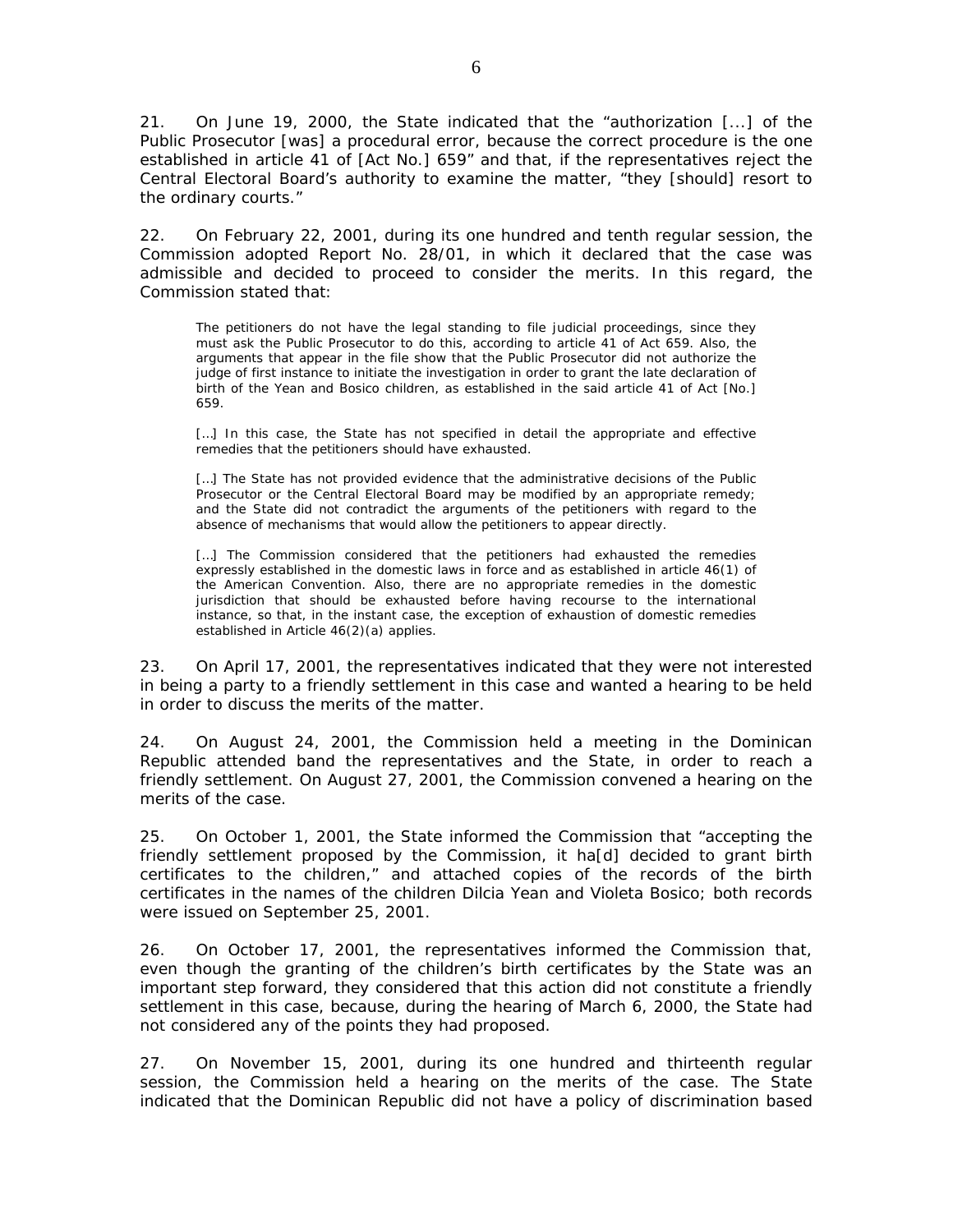21. On June 19, 2000, the State indicated that the "authorization [...] of the Public Prosecutor [was] a procedural error, because the correct procedure is the one established in article 41 of [Act No.] 659" and that, if the representatives reject the Central Electoral Board's authority to examine the matter, "they [should] resort to the ordinary courts."

22. On February 22, 2001, during its one hundred and tenth regular session, the Commission adopted Report No. 28/01, in which it declared that the case was admissible and decided to proceed to consider the merits. In this regard, the Commission stated that:

> The petitioners do not have the legal standing to file judicial proceedings, since they must ask the Public Prosecutor to do this, according to article 41 of Act 659. Also, the arguments that appear in the file show that the Public Prosecutor did not authorize the judge of first instance to initiate the investigation in order to grant the late declaration of birth of the Yean and Bosico children, as established in the said article 41 of Act [No.] 659.
>
> [...] In this case, the State has not specified in detail the appropriate and effective remedies that the petitioners should have exhausted.
>
> [...] The State has not provided evidence that the administrative decisions of the Public Prosecutor or the Central Electoral Board may be modified by an appropriate remedy; and the State did not contradict the arguments of the petitioners with regard to the absence of mechanisms that would allow the petitioners to appear directly.
>
> [...] The Commission considered that the petitioners had exhausted the remedies expressly established in the domestic laws in force and as established in article 46(1) of the American Convention. Also, there are no appropriate remedies in the domestic jurisdiction that should be exhausted before having recourse to the international instance, so that, in the instant case, the exception of exhaustion of domestic remedies established in Article 46(2)(a) applies.

23. On April 17, 2001, the representatives indicated that they were not interested in being a party to a friendly settlement in this case and wanted a hearing to be held in order to discuss the merits of the matter.

24. On August 24, 2001, the Commission held a meeting in the Dominican Republic attended band the representatives and the State, in order to reach a friendly settlement. On August 27, 2001, the Commission convened a hearing on the merits of the case.

25. On October 1, 2001, the State informed the Commission that "accepting the friendly settlement proposed by the Commission, it ha[d] decided to grant birth certificates to the children," and attached copies of the records of the birth certificates in the names of the children Dilcia Yean and Violeta Bosico; both records were issued on September 25, 2001.

26. On October 17, 2001, the representatives informed the Commission that, even though the granting of the children's birth certificates by the State was an important step forward, they considered that this action did not constitute a friendly settlement in this case, because, during the hearing of March 6, 2000, the State had not considered any of the points they had proposed.

27. On November 15, 2001, during its one hundred and thirteenth regular session, the Commission held a hearing on the merits of the case. The State indicated that the Dominican Republic did not have a policy of discrimination based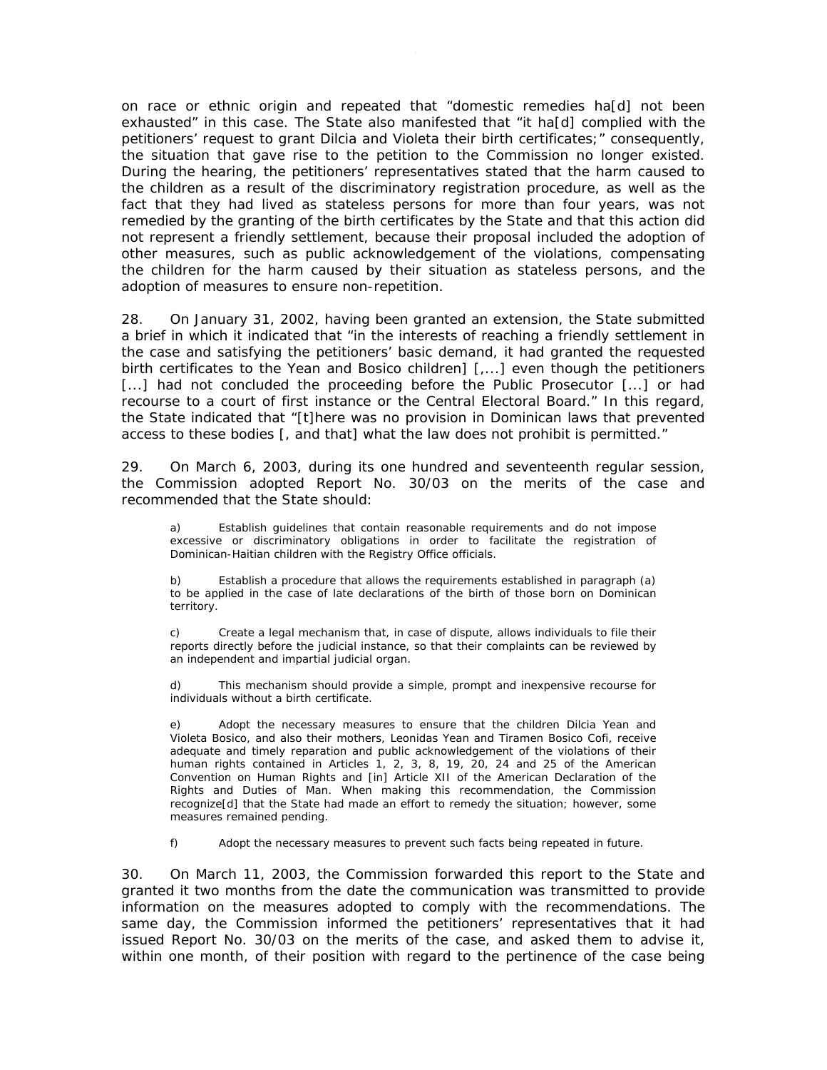on race or ethnic origin and repeated that "domestic remedies ha[d] not been exhausted" in this case. The State also manifested that "it ha[d] complied with the petitioners' request to grant Dilcia and Violeta their birth certificates;" consequently, the situation that gave rise to the petition to the Commission no longer existed. During the hearing, the petitioners' representatives stated that the harm caused to the children as a result of the discriminatory registration procedure, as well as the fact that they had lived as stateless persons for more than four years, was not remedied by the granting of the birth certificates by the State and that this action did not represent a friendly settlement, because their proposal included the adoption of other measures, such as public acknowledgement of the violations, compensating the children for the harm caused by their situation as stateless persons, and the adoption of measures to ensure non-repetition.

28. On January 31, 2002, having been granted an extension, the State submitted a brief in which it indicated that "in the interests of reaching a friendly settlement in the case and satisfying the petitioners' basic demand, it had granted the requested birth certificates to the Yean and Bosico children] [,...] even though the petitioners [...] had not concluded the proceeding before the Public Prosecutor [...] or had recourse to a court of first instance or the Central Electoral Board." In this regard, the State indicated that "[t]here was no provision in Dominican laws that prevented access to these bodies [, and that] what the law does not prohibit is permitted."

29. On March 6, 2003, during its one hundred and seventeenth regular session, the Commission adopted Report No. 30/03 on the merits of the case and recommended that the State should:

> a) Establish guidelines that contain reasonable requirements and do not impose excessive or discriminatory obligations in order to facilitate the registration of Dominican-Haitian children with the Registry Office officials.
>
> b) Establish a procedure that allows the requirements established in paragraph (a) to be applied in the case of late declarations of the birth of those born on Dominican territory.
>
> c) Create a legal mechanism that, in case of dispute, allows individuals to file their reports directly before the judicial instance, so that their complaints can be reviewed by an independent and impartial judicial organ.
>
> d) This mechanism should provide a simple, prompt and inexpensive recourse for individuals without a birth certificate.
>
> e) Adopt the necessary measures to ensure that the children Dilcia Yean and Violeta Bosico, and also their mothers, Leonidas Yean and Tiramen Bosico Cofi, receive adequate and timely reparation and public acknowledgement of the violations of their human rights contained in Articles 1, 2, 3, 8, 19, 20, 24 and 25 of the American Convention on Human Rights and [in] Article XII of the American Declaration of the Rights and Duties of Man. When making this recommendation, the Commission recognize[d] that the State had made an effort to remedy the situation; however, some measures remained pending.
>
> f) Adopt the necessary measures to prevent such facts being repeated in future.

30. On March 11, 2003, the Commission forwarded this report to the State and granted it two months from the date the communication was transmitted to provide information on the measures adopted to comply with the recommendations. The same day, the Commission informed the petitioners' representatives that it had issued Report No. 30/03 on the merits of the case, and asked them to advise it, within one month, of their position with regard to the pertinence of the case being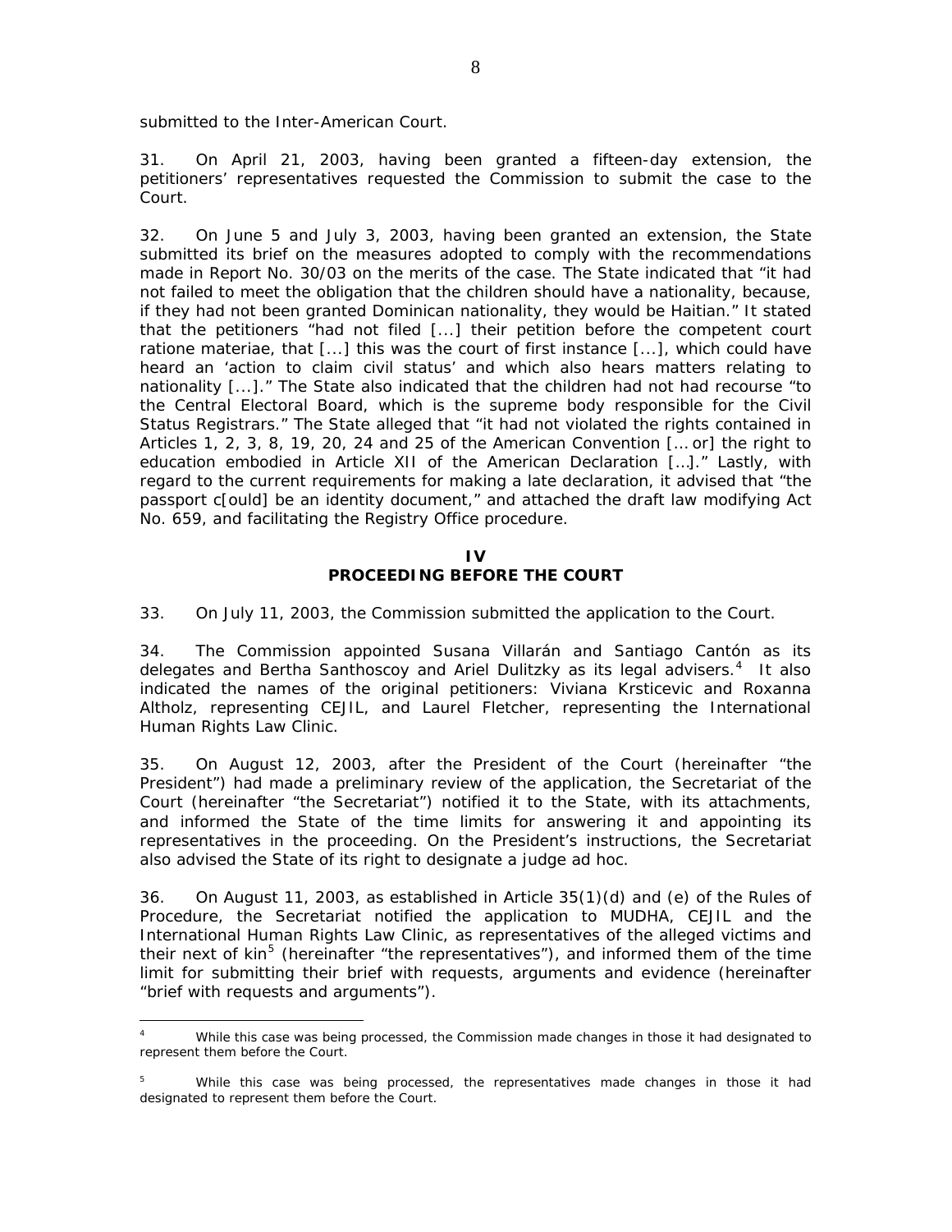submitted to the Inter-American Court.

31. On April 21, 2003, having been granted a fifteen-day extension, the petitioners' representatives requested the Commission to submit the case to the Court.

32. On June 5 and July 3, 2003, having been granted an extension, the State submitted its brief on the measures adopted to comply with the recommendations made in Report No. 30/03 on the merits of the case. The State indicated that "it had not failed to meet the obligation that the children should have a nationality, because, if they had not been granted Dominican nationality, they would be Haitian." It stated that the petitioners "had not filed [...] their petition before the competent court ratione materiae, that [...] this was the court of first instance [...], which could have heard an 'action to claim civil status' and which also hears matters relating to nationality [...]." The State also indicated that the children had not had recourse "to the Central Electoral Board, which is the supreme body responsible for the Civil Status Registrars." The State alleged that "it had not violated the rights contained in Articles 1, 2, 3, 8, 19, 20, 24 and 25 of the American Convention [… or] the right to education embodied in Article XII of the American Declaration […]." Lastly, with regard to the current requirements for making a late declaration, it advised that "the passport c[ould] be an identity document," and attached the draft law modifying Act No. 659, and facilitating the Registry Office procedure.

## IV
## PROCEEDING BEFORE THE COURT

33. On July 11, 2003, the Commission submitted the application to the Court.

34. The Commission appointed Susana Villarán and Santiago Cantón as its delegates and Bertha Santhoscoy and Ariel Dulitzky as its legal advisers.[4] It also indicated the names of the original petitioners: Viviana Krsticevic and Roxanna Altholz, representing CEJIL, and Laurel Fletcher, representing the International Human Rights Law Clinic.

35. On August 12, 2003, after the President of the Court (hereinafter "the President") had made a preliminary review of the application, the Secretariat of the Court (hereinafter "the Secretariat") notified it to the State, with its attachments, and informed the State of the time limits for answering it and appointing its representatives in the proceeding. On the President's instructions, the Secretariat also advised the State of its right to designate a judge ad hoc.

36. On August 11, 2003, as established in Article 35(1)(d) and (e) of the Rules of Procedure, the Secretariat notified the application to MUDHA, CEJIL and the International Human Rights Law Clinic, as representatives of the alleged victims and their next of kin[5] (hereinafter "the representatives"), and informed them of the time limit for submitting their brief with requests, arguments and evidence (hereinafter "brief with requests and arguments").

---

[4] While this case was being processed, the Commission made changes in those it had designated to represent them before the Court.

[5] While this case was being processed, the representatives made changes in those it had designated to represent them before the Court.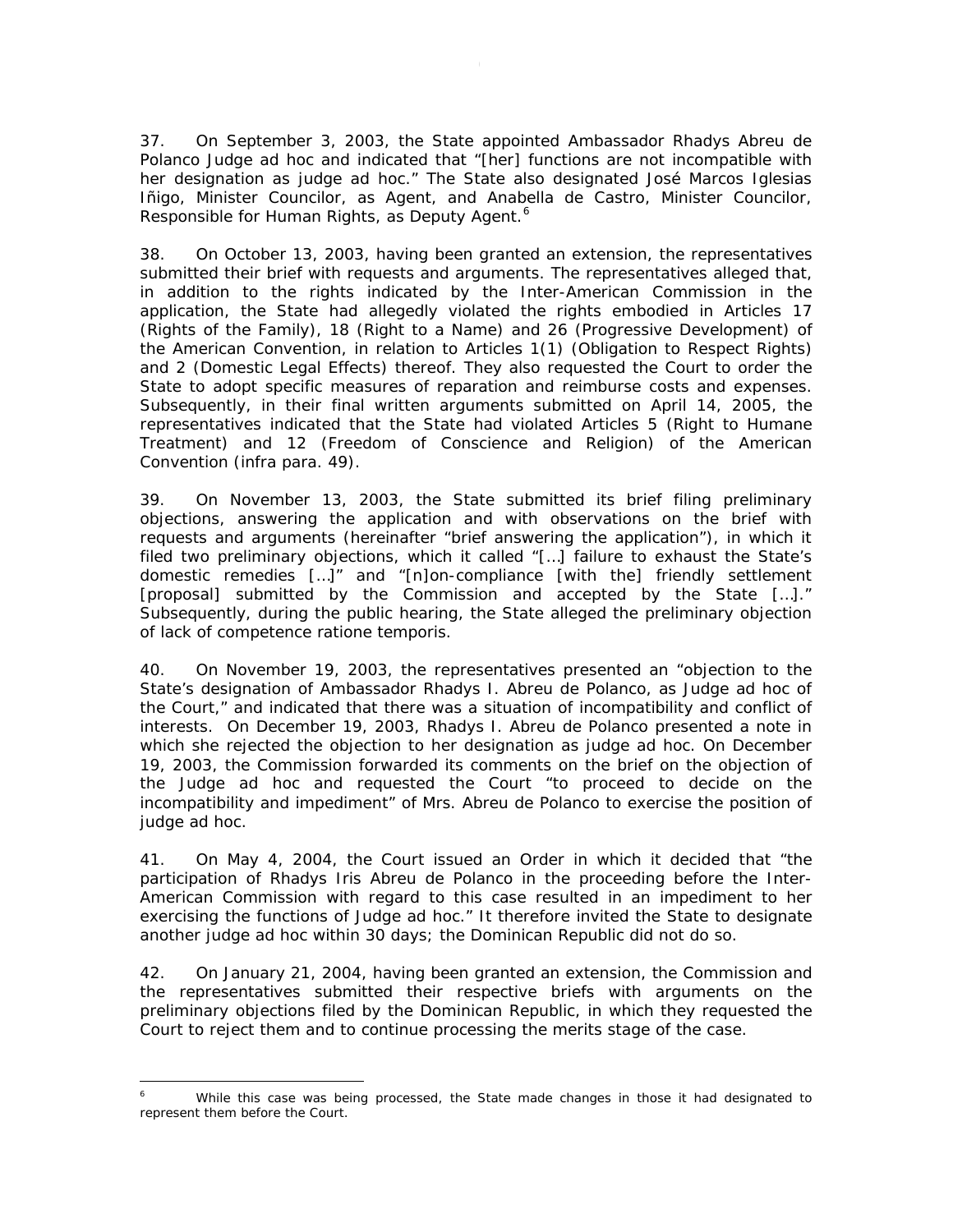37. On September 3, 2003, the State appointed Ambassador Rhadys Abreu de Polanco Judge ad hoc and indicated that "[her] functions are not incompatible with her designation as judge ad hoc." The State also designated José Marcos Iglesias Iñigo, Minister Councilor, as Agent, and Anabella de Castro, Minister Councilor, Responsible for Human Rights, as Deputy Agent.[6]

38. On October 13, 2003, having been granted an extension, the representatives submitted their brief with requests and arguments. The representatives alleged that, in addition to the rights indicated by the Inter-American Commission in the application, the State had allegedly violated the rights embodied in Articles 17 (Rights of the Family), 18 (Right to a Name) and 26 (Progressive Development) of the American Convention, in relation to Articles 1(1) (Obligation to Respect Rights) and 2 (Domestic Legal Effects) thereof. They also requested the Court to order the State to adopt specific measures of reparation and reimburse costs and expenses. Subsequently, in their final written arguments submitted on April 14, 2005, the representatives indicated that the State had violated Articles 5 (Right to Humane Treatment) and 12 (Freedom of Conscience and Religion) of the American Convention (infra para. 49).

39. On November 13, 2003, the State submitted its brief filing preliminary objections, answering the application and with observations on the brief with requests and arguments (hereinafter "brief answering the application"), in which it filed two preliminary objections, which it called "[…] failure to exhaust the State's domestic remedies […]" and "[n]on-compliance [with the] friendly settlement [proposal] submitted by the Commission and accepted by the State […]." Subsequently, during the public hearing, the State alleged the preliminary objection of lack of competence ratione temporis.

40. On November 19, 2003, the representatives presented an "objection to the State's designation of Ambassador Rhadys I. Abreu de Polanco, as Judge ad hoc of the Court," and indicated that there was a situation of incompatibility and conflict of interests. On December 19, 2003, Rhadys I. Abreu de Polanco presented a note in which she rejected the objection to her designation as judge ad hoc. On December 19, 2003, the Commission forwarded its comments on the brief on the objection of the Judge ad hoc and requested the Court "to proceed to decide on the incompatibility and impediment" of Mrs. Abreu de Polanco to exercise the position of judge ad hoc.

41. On May 4, 2004, the Court issued an Order in which it decided that "the participation of Rhadys Iris Abreu de Polanco in the proceeding before the Inter-American Commission with regard to this case resulted in an impediment to her exercising the functions of Judge ad hoc." It therefore invited the State to designate another judge ad hoc within 30 days; the Dominican Republic did not do so.

42. On January 21, 2004, having been granted an extension, the Commission and the representatives submitted their respective briefs with arguments on the preliminary objections filed by the Dominican Republic, in which they requested the Court to reject them and to continue processing the merits stage of the case.

[6] While this case was being processed, the State made changes in those it had designated to represent them before the Court.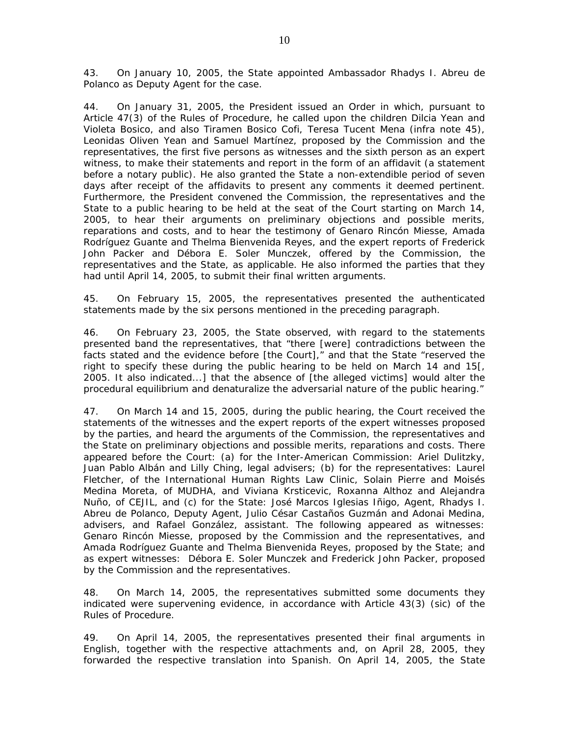43. On January 10, 2005, the State appointed Ambassador Rhadys I. Abreu de Polanco as Deputy Agent for the case.

44. On January 31, 2005, the President issued an Order in which, pursuant to Article 47(3) of the Rules of Procedure, he called upon the children Dilcia Yean and Violeta Bosico, and also Tiramen Bosico Cofi, Teresa Tucent Mena (infra note 45), Leonidas Oliven Yean and Samuel Martínez, proposed by the Commission and the representatives, the first five persons as witnesses and the sixth person as an expert witness, to make their statements and report in the form of an affidavit (a statement before a notary public). He also granted the State a non-extendible period of seven days after receipt of the affidavits to present any comments it deemed pertinent. Furthermore, the President convened the Commission, the representatives and the State to a public hearing to be held at the seat of the Court starting on March 14, 2005, to hear their arguments on preliminary objections and possible merits, reparations and costs, and to hear the testimony of Genaro Rincón Miesse, Amada Rodríguez Guante and Thelma Bienvenida Reyes, and the expert reports of Frederick John Packer and Débora E. Soler Munczek, offered by the Commission, the representatives and the State, as applicable. He also informed the parties that they had until April 14, 2005, to submit their final written arguments.

45. On February 15, 2005, the representatives presented the authenticated statements made by the six persons mentioned in the preceding paragraph.

46. On February 23, 2005, the State observed, with regard to the statements presented band the representatives, that "there [were] contradictions between the facts stated and the evidence before [the Court]," and that the State "reserved the right to specify these during the public hearing to be held on March 14 and 15[, 2005. It also indicated...] that the absence of [the alleged victims] would alter the procedural equilibrium and denaturalize the adversarial nature of the public hearing."

47. On March 14 and 15, 2005, during the public hearing, the Court received the statements of the witnesses and the expert reports of the expert witnesses proposed by the parties, and heard the arguments of the Commission, the representatives and the State on preliminary objections and possible merits, reparations and costs. There appeared before the Court: (a) for the Inter-American Commission: Ariel Dulitzky, Juan Pablo Albán and Lilly Ching, legal advisers; (b) for the representatives: Laurel Fletcher, of the International Human Rights Law Clinic, Solain Pierre and Moisés Medina Moreta, of MUDHA, and Viviana Krsticevic, Roxanna Althoz and Alejandra Nuño, of CEJIL, and (c) for the State: José Marcos Iglesias Iñigo, Agent, Rhadys I. Abreu de Polanco, Deputy Agent, Julio César Castaños Guzmán and Adonai Medina, advisers, and Rafael González, assistant. The following appeared as witnesses: Genaro Rincón Miesse, proposed by the Commission and the representatives, and Amada Rodríguez Guante and Thelma Bienvenida Reyes, proposed by the State; and as expert witnesses: Débora E. Soler Munczek and Frederick John Packer, proposed by the Commission and the representatives.

48. On March 14, 2005, the representatives submitted some documents they indicated were supervening evidence, in accordance with Article 43(3) (sic) of the Rules of Procedure.

49. On April 14, 2005, the representatives presented their final arguments in English, together with the respective attachments and, on April 28, 2005, they forwarded the respective translation into Spanish. On April 14, 2005, the State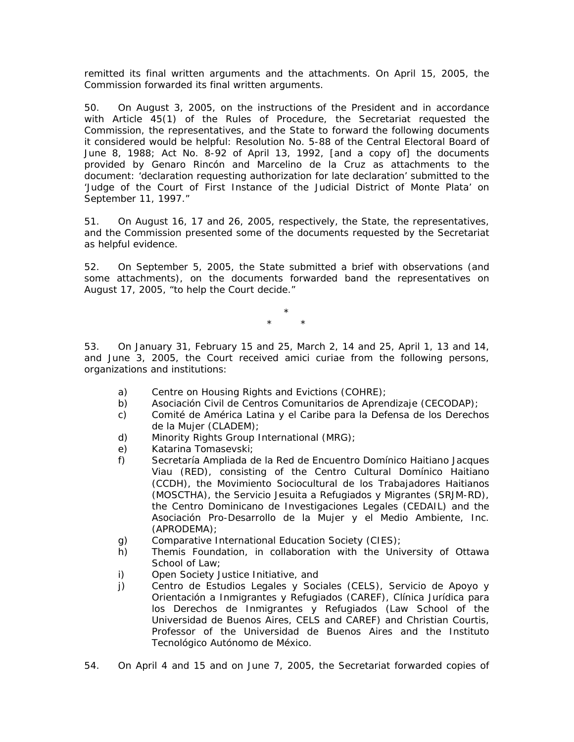remitted its final written arguments and the attachments. On April 15, 2005, the Commission forwarded its final written arguments.

50. On August 3, 2005, on the instructions of the President and in accordance with Article 45(1) of the Rules of Procedure, the Secretariat requested the Commission, the representatives, and the State to forward the following documents it considered would be helpful: Resolution No. 5-88 of the Central Electoral Board of June 8, 1988; Act No. 8-92 of April 13, 1992, [and a copy of] the documents provided by Genaro Rincón and Marcelino de la Cruz as attachments to the document: 'declaration requesting authorization for late declaration' submitted to the 'Judge of the Court of First Instance of the Judicial District of Monte Plata' on September 11, 1997."

51. On August 16, 17 and 26, 2005, respectively, the State, the representatives, and the Commission presented some of the documents requested by the Secretariat as helpful evidence.

52. On September 5, 2005, the State submitted a brief with observations (and some attachments), on the documents forwarded band the representatives on August 17, 2005, "to help the Court decide."

\*

\* \*

53. On January 31, February 15 and 25, March 2, 14 and 25, April 1, 13 and 14, and June 3, 2005, the Court received amici curiae from the following persons, organizations and institutions:

a) Centre on Housing Rights and Evictions (COHRE);
b) Asociación Civil de Centros Comunitarios de Aprendizaje (CECODAP);
c) Comité de América Latina y el Caribe para la Defensa de los Derechos de la Mujer (CLADEM);
d) Minority Rights Group International (MRG);
e) Katarina Tomasevski;
f) Secretaría Ampliada de la Red de Encuentro Domínico Haitiano Jacques Viau (RED), consisting of the Centro Cultural Domínico Haitiano (CCDH), the Movimiento Sociocultural de los Trabajadores Haitianos (MOSCTHA), the Servicio Jesuita a Refugiados y Migrantes (SRJM-RD), the Centro Dominicano de Investigaciones Legales (CEDAIL) and the Asociación Pro-Desarrollo de la Mujer y el Medio Ambiente, Inc. (APRODEMA);
g) Comparative International Education Society (CIES);
h) Themis Foundation, in collaboration with the University of Ottawa School of Law;
i) Open Society Justice Initiative, and
j) Centro de Estudios Legales y Sociales (CELS), Servicio de Apoyo y Orientación a Inmigrantes y Refugiados (CAREF), Clínica Jurídica para los Derechos de Inmigrantes y Refugiados (Law School of the Universidad de Buenos Aires, CELS and CAREF) and Christian Courtis, Professor of the Universidad de Buenos Aires and the Instituto Tecnológico Autónomo de México.

54. On April 4 and 15 and on June 7, 2005, the Secretariat forwarded copies of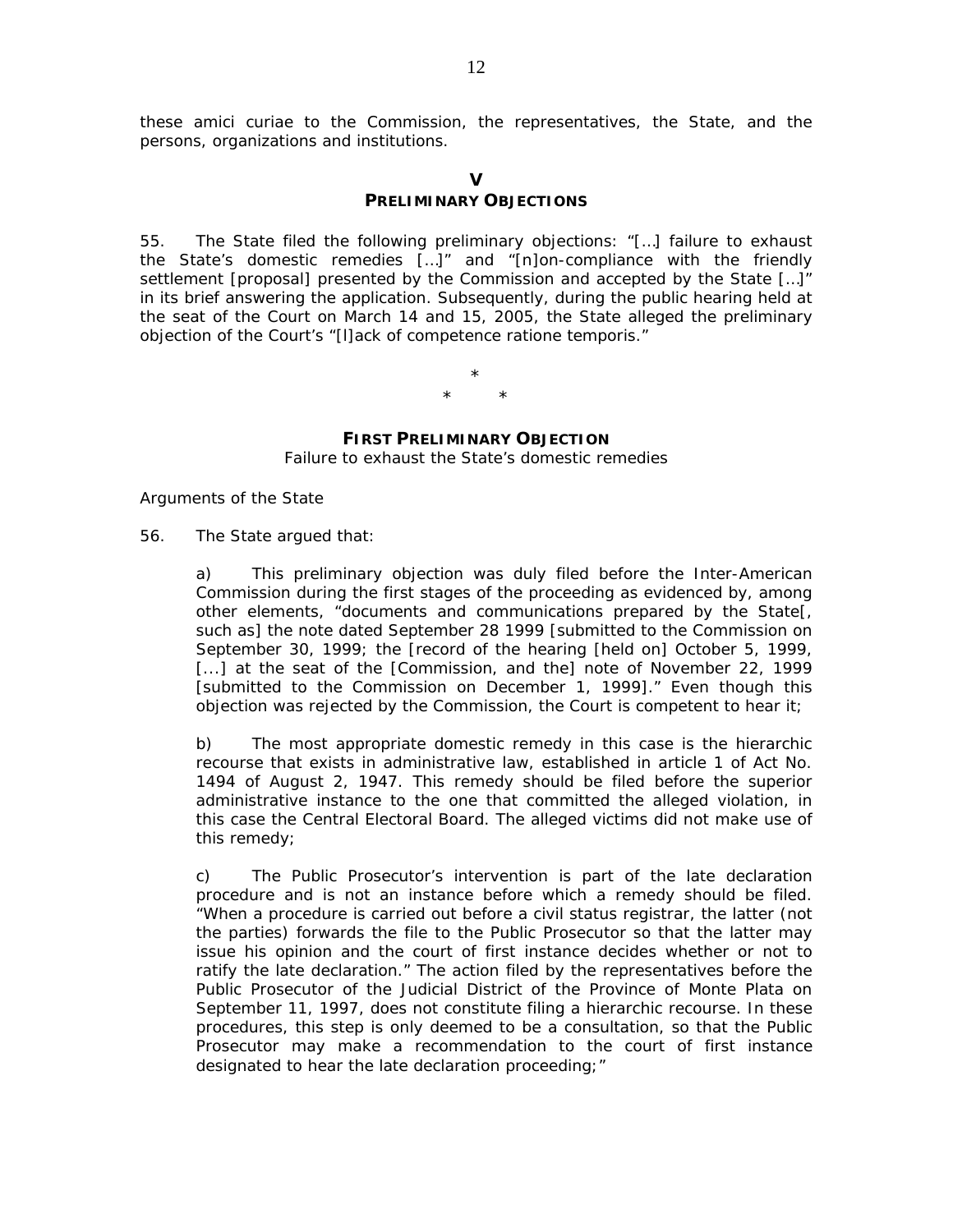these amici curiae to the Commission, the representatives, the State, and the persons, organizations and institutions.

## V
## PRELIMINARY OBJECTIONS

55. The State filed the following preliminary objections: "[…] failure to exhaust the State's domestic remedies […]" and "[n]on-compliance with the friendly settlement [proposal] presented by the Commission and accepted by the State […]" in its brief answering the application. Subsequently, during the public hearing held at the seat of the Court on March 14 and 15, 2005, the State alleged the preliminary objection of the Court's "[l]ack of competence ratione temporis."

\*

\* \*

### FIRST PRELIMINARY OBJECTION

*Failure to exhaust the State's domestic remedies*

*Arguments of the State*

56. The State argued that:

a) This preliminary objection was duly filed before the Inter-American Commission during the first stages of the proceeding as evidenced by, among other elements, "documents and communications prepared by the State[, such as] the note dated September 28 1999 [submitted to the Commission on September 30, 1999; the [record of the hearing [held on] October 5, 1999, [...] at the seat of the [Commission, and the] note of November 22, 1999 [submitted to the Commission on December 1, 1999]." Even though this objection was rejected by the Commission, the Court is competent to hear it;

b) The most appropriate domestic remedy in this case is the hierarchic recourse that exists in administrative law, established in article 1 of Act No. 1494 of August 2, 1947. This remedy should be filed before the superior administrative instance to the one that committed the alleged violation, in this case the Central Electoral Board. The alleged victims did not make use of this remedy;

c) The Public Prosecutor's intervention is part of the late declaration procedure and is not an instance before which a remedy should be filed. "When a procedure is carried out before a civil status registrar, the latter (not the parties) forwards the file to the Public Prosecutor so that the latter may issue his opinion and the court of first instance decides whether or not to ratify the late declaration." The action filed by the representatives before the Public Prosecutor of the Judicial District of the Province of Monte Plata on September 11, 1997, does not constitute filing a hierarchic recourse. In these procedures, this step is only deemed to be a consultation, so that the Public Prosecutor may make a recommendation to the court of first instance designated to hear the late declaration proceeding;"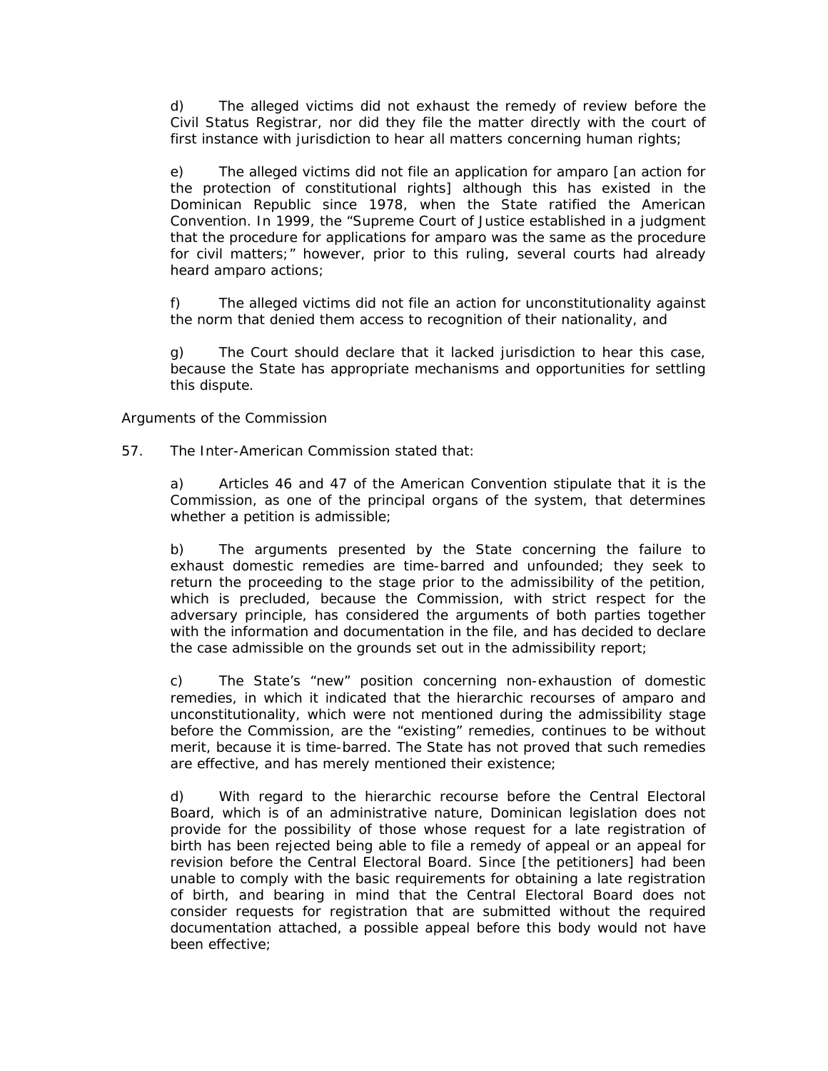d) The alleged victims did not exhaust the remedy of review before the Civil Status Registrar, nor did they file the matter directly with the court of first instance with jurisdiction to hear all matters concerning human rights;

e) The alleged victims did not file an application for amparo [an action for the protection of constitutional rights] although this has existed in the Dominican Republic since 1978, when the State ratified the American Convention. In 1999, the "Supreme Court of Justice established in a judgment that the procedure for applications for amparo was the same as the procedure for civil matters;" however, prior to this ruling, several courts had already heard amparo actions;

f) The alleged victims did not file an action for unconstitutionality against the norm that denied them access to recognition of their nationality, and

g) The Court should declare that it lacked jurisdiction to hear this case, because the State has appropriate mechanisms and opportunities for settling this dispute.

*Arguments of the Commission*

57. The Inter-American Commission stated that:

a) Articles 46 and 47 of the American Convention stipulate that it is the Commission, as one of the principal organs of the system, that determines whether a petition is admissible;

b) The arguments presented by the State concerning the failure to exhaust domestic remedies are time-barred and unfounded; they seek to return the proceeding to the stage prior to the admissibility of the petition, which is precluded, because the Commission, with strict respect for the adversary principle, has considered the arguments of both parties together with the information and documentation in the file, and has decided to declare the case admissible on the grounds set out in the admissibility report;

c) The State's "new" position concerning non-exhaustion of domestic remedies, in which it indicated that the hierarchic recourses of amparo and unconstitutionality, which were not mentioned during the admissibility stage before the Commission, are the "existing" remedies, continues to be without merit, because it is time-barred. The State has not proved that such remedies are effective, and has merely mentioned their existence;

d) With regard to the hierarchic recourse before the Central Electoral Board, which is of an administrative nature, Dominican legislation does not provide for the possibility of those whose request for a late registration of birth has been rejected being able to file a remedy of appeal or an appeal for revision before the Central Electoral Board. Since [the petitioners] had been unable to comply with the basic requirements for obtaining a late registration of birth, and bearing in mind that the Central Electoral Board does not consider requests for registration that are submitted without the required documentation attached, a possible appeal before this body would not have been effective;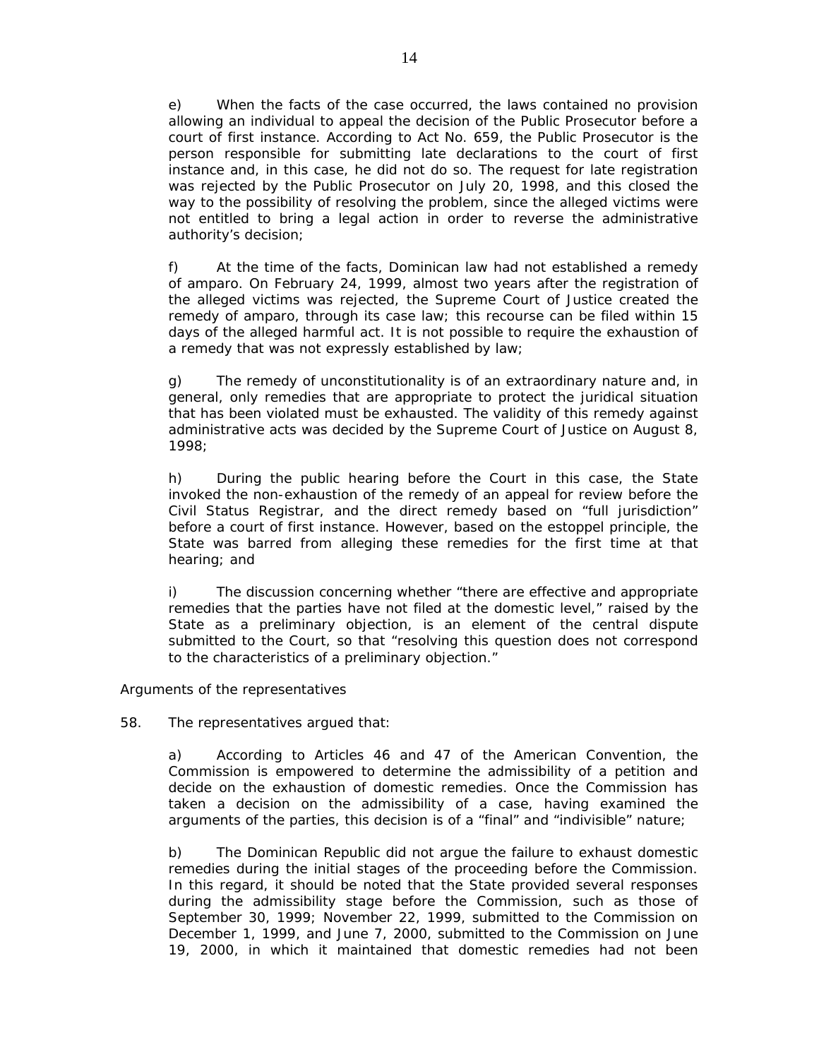e) When the facts of the case occurred, the laws contained no provision allowing an individual to appeal the decision of the Public Prosecutor before a court of first instance. According to Act No. 659, the Public Prosecutor is the person responsible for submitting late declarations to the court of first instance and, in this case, he did not do so. The request for late registration was rejected by the Public Prosecutor on July 20, 1998, and this closed the way to the possibility of resolving the problem, since the alleged victims were not entitled to bring a legal action in order to reverse the administrative authority's decision;

f) At the time of the facts, Dominican law had not established a remedy of amparo. On February 24, 1999, almost two years after the registration of the alleged victims was rejected, the Supreme Court of Justice created the remedy of amparo, through its case law; this recourse can be filed within 15 days of the alleged harmful act. It is not possible to require the exhaustion of a remedy that was not expressly established by law;

g) The remedy of unconstitutionality is of an extraordinary nature and, in general, only remedies that are appropriate to protect the juridical situation that has been violated must be exhausted. The validity of this remedy against administrative acts was decided by the Supreme Court of Justice on August 8, 1998;

h) During the public hearing before the Court in this case, the State invoked the non-exhaustion of the remedy of an appeal for review before the Civil Status Registrar, and the direct remedy based on "full jurisdiction" before a court of first instance. However, based on the estoppel principle, the State was barred from alleging these remedies for the first time at that hearing; and

i) The discussion concerning whether "there are effective and appropriate remedies that the parties have not filed at the domestic level," raised by the State as a preliminary objection, is an element of the central dispute submitted to the Court, so that "resolving this question does not correspond to the characteristics of a preliminary objection."

*Arguments of the representatives*

58. The representatives argued that:

a) According to Articles 46 and 47 of the American Convention, the Commission is empowered to determine the admissibility of a petition and decide on the exhaustion of domestic remedies. Once the Commission has taken a decision on the admissibility of a case, having examined the arguments of the parties, this decision is of a "final" and "indivisible" nature;

b) The Dominican Republic did not argue the failure to exhaust domestic remedies during the initial stages of the proceeding before the Commission. In this regard, it should be noted that the State provided several responses during the admissibility stage before the Commission, such as those of September 30, 1999; November 22, 1999, submitted to the Commission on December 1, 1999, and June 7, 2000, submitted to the Commission on June 19, 2000, in which it maintained that domestic remedies had not been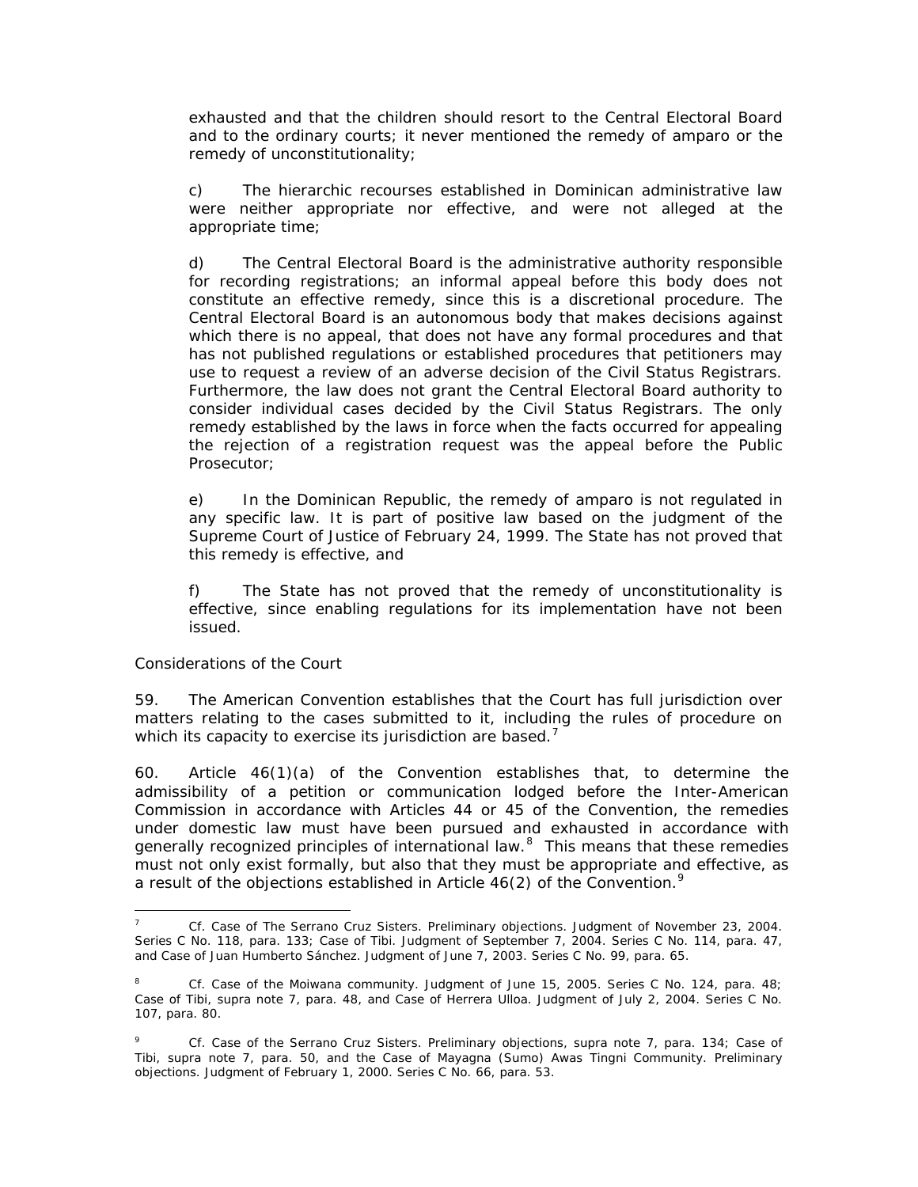exhausted and that the children should resort to the Central Electoral Board and to the ordinary courts; it never mentioned the remedy of amparo or the remedy of unconstitutionality;

c) The hierarchic recourses established in Dominican administrative law were neither appropriate nor effective, and were not alleged at the appropriate time;

d) The Central Electoral Board is the administrative authority responsible for recording registrations; an informal appeal before this body does not constitute an effective remedy, since this is a discretional procedure. The Central Electoral Board is an autonomous body that makes decisions against which there is no appeal, that does not have any formal procedures and that has not published regulations or established procedures that petitioners may use to request a review of an adverse decision of the Civil Status Registrars. Furthermore, the law does not grant the Central Electoral Board authority to consider individual cases decided by the Civil Status Registrars. The only remedy established by the laws in force when the facts occurred for appealing the rejection of a registration request was the appeal before the Public Prosecutor;

e) In the Dominican Republic, the remedy of amparo is not regulated in any specific law. It is part of positive law based on the judgment of the Supreme Court of Justice of February 24, 1999. The State has not proved that this remedy is effective, and

f) The State has not proved that the remedy of unconstitutionality is effective, since enabling regulations for its implementation have not been issued.

*Considerations of the Court*

59. The American Convention establishes that the Court has full jurisdiction over matters relating to the cases submitted to it, including the rules of procedure on which its capacity to exercise its jurisdiction are based.[7]

60. Article 46(1)(a) of the Convention establishes that, to determine the admissibility of a petition or communication lodged before the Inter-American Commission in accordance with Articles 44 or 45 of the Convention, the remedies under domestic law must have been pursued and exhausted in accordance with generally recognized principles of international law.[8] This means that these remedies must not only exist formally, but also that they must be appropriate and effective, as a result of the objections established in Article 46(2) of the Convention.[9]

---

[7] Cf. *Case of The Serrano Cruz Sisters. Preliminary objections*. Judgment of November 23, 2004. Series C No. 118, para. 133; *Case of Tibi*. Judgment of September 7, 2004. Series C No. 114, para. 47, and *Case of Juan Humberto Sánchez*. Judgment of June 7, 2003. Series C No. 99, para. 65.

[8] Cf. *Case of the Moiwana community*. Judgment of June 15, 2005. Series C No. 124, para. 48; *Case of Tibi*, *supra* note 7, para. 48, and *Case of Herrera Ulloa*. Judgment of July 2, 2004. Series C No. 107, para. 80.

[9] Cf. *Case of the Serrano Cruz Sisters. Preliminary objections*, *supra* note 7, para. 134; *Case of Tibi*, *supra* note 7, para. 50, and the *Case of Mayagna (Sumo) Awas Tingni Community. Preliminary objections*. Judgment of February 1, 2000. Series C No. 66, para. 53.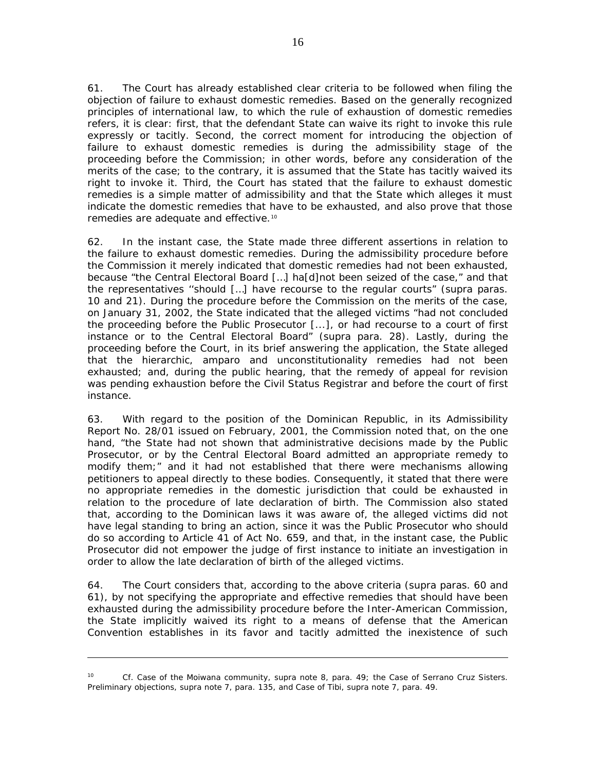61. The Court has already established clear criteria to be followed when filing the objection of failure to exhaust domestic remedies. Based on the generally recognized principles of international law, to which the rule of exhaustion of domestic remedies refers, it is clear: first, that the defendant State can waive its right to invoke this rule expressly or tacitly. Second, the correct moment for introducing the objection of failure to exhaust domestic remedies is during the admissibility stage of the proceeding before the Commission; in other words, before any consideration of the merits of the case; to the contrary, it is assumed that the State has tacitly waived its right to invoke it. Third, the Court has stated that the failure to exhaust domestic remedies is a simple matter of admissibility and that the State which alleges it must indicate the domestic remedies that have to be exhausted, and also prove that those remedies are adequate and effective.[10]

62. In the instant case, the State made three different assertions in relation to the failure to exhaust domestic remedies. During the admissibility procedure before the Commission it merely indicated that domestic remedies had not been exhausted, because "the Central Electoral Board […] ha[d]not been seized of the case," and that the representatives ''should […] have recourse to the regular courts" (*supra* paras. 10 and 21). During the procedure before the Commission on the merits of the case, on January 31, 2002, the State indicated that the alleged victims "had not concluded the proceeding before the Public Prosecutor [...], or had recourse to a court of first instance or to the Central Electoral Board" (*supra* para. 28). Lastly, during the proceeding before the Court, in its brief answering the application, the State alleged that the hierarchic, amparo and unconstitutionality remedies had not been exhausted; and, during the public hearing, that the remedy of appeal for revision was pending exhaustion before the Civil Status Registrar and before the court of first instance.

63. With regard to the position of the Dominican Republic, in its Admissibility Report No. 28/01 issued on February, 2001, the Commission noted that, on the one hand, "the State had not shown that administrative decisions made by the Public Prosecutor, or by the Central Electoral Board admitted an appropriate remedy to modify them;" and it had not established that there were mechanisms allowing petitioners to appeal directly to these bodies. Consequently, it stated that there were no appropriate remedies in the domestic jurisdiction that could be exhausted in relation to the procedure of late declaration of birth. The Commission also stated that, according to the Dominican laws it was aware of, the alleged victims did not have legal standing to bring an action, since it was the Public Prosecutor who should do so according to Article 41 of Act No. 659, and that, in the instant case, the Public Prosecutor did not empower the judge of first instance to initiate an investigation in order to allow the late declaration of birth of the alleged victims.

64. The Court considers that, according to the above criteria (*supra* paras. 60 and 61), by not specifying the appropriate and effective remedies that should have been exhausted during the admissibility procedure before the Inter-American Commission, the State implicitly waived its right to a means of defense that the American Convention establishes in its favor and tacitly admitted the inexistence of such

---

[10] Cf. *Case of the Moiwana community*, *supra* note 8, para. 49; *the Case of Serrano Cruz Sisters. Preliminary objections*, *supra* note 7, para. 135, and *Case of Tibi*, *supra* note 7, para. 49.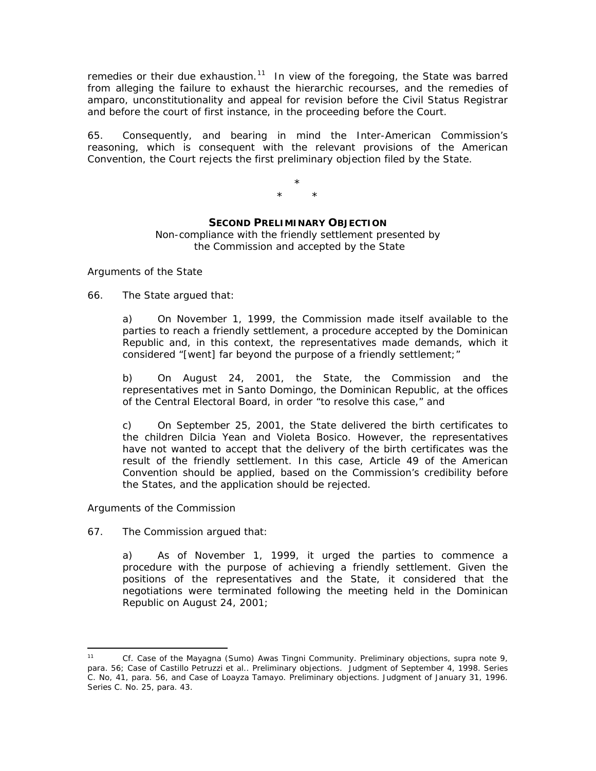remedies or their due exhaustion.[11] In view of the foregoing, the State was barred from alleging the failure to exhaust the hierarchic recourses, and the remedies of amparo, unconstitutionality and appeal for revision before the Civil Status Registrar and before the court of first instance, in the proceeding before the Court.

65. Consequently, and bearing in mind the Inter-American Commission's reasoning, which is consequent with the relevant provisions of the American Convention, the Court rejects the first preliminary objection filed by the State.

\*
\* \*

**SECOND PRELIMINARY OBJECTION**

Non-compliance with the friendly settlement presented by the Commission and accepted by the State

*Arguments of the State*

66. The State argued that:

a) On November 1, 1999, the Commission made itself available to the parties to reach a friendly settlement, a procedure accepted by the Dominican Republic and, in this context, the representatives made demands, which it considered "[went] far beyond the purpose of a friendly settlement;"

b) On August 24, 2001, the State, the Commission and the representatives met in Santo Domingo, the Dominican Republic, at the offices of the Central Electoral Board, in order "to resolve this case," and

c) On September 25, 2001, the State delivered the birth certificates to the children Dilcia Yean and Violeta Bosico. However, the representatives have not wanted to accept that the delivery of the birth certificates was the result of the friendly settlement. In this case, Article 49 of the American Convention should be applied, based on the Commission's credibility before the States, and the application should be rejected.

*Arguments of the Commission*

67. The Commission argued that:

a) As of November 1, 1999, it urged the parties to commence a procedure with the purpose of achieving a friendly settlement. Given the positions of the representatives and the State, it considered that the negotiations were terminated following the meeting held in the Dominican Republic on August 24, 2001;

---

[11] *Cf. Case of the Mayagna (Sumo) Awas Tingni Community. Preliminary objections, supra* note 9, para. 56; *Case of Castillo Petruzzi et al.. Preliminary objections.* Judgment of September 4, 1998. Series C. No, 41, para. 56, and *Case of Loayza Tamayo. Preliminary objections.* Judgment of January 31, 1996. Series C. No. 25, para. 43.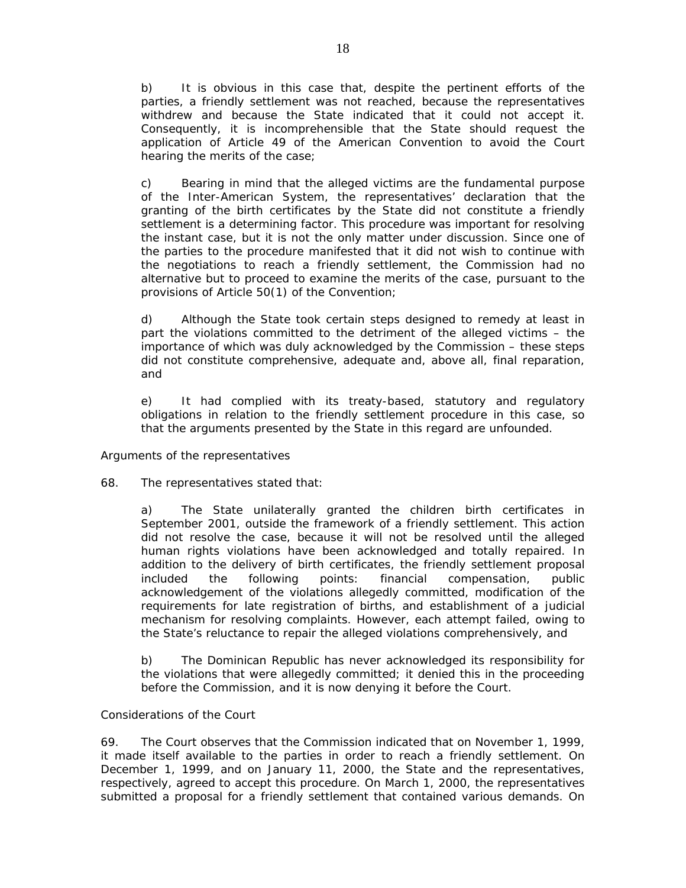b) It is obvious in this case that, despite the pertinent efforts of the parties, a friendly settlement was not reached, because the representatives withdrew and because the State indicated that it could not accept it. Consequently, it is incomprehensible that the State should request the application of Article 49 of the American Convention to avoid the Court hearing the merits of the case;

c) Bearing in mind that the alleged victims are the fundamental purpose of the Inter-American System, the representatives' declaration that the granting of the birth certificates by the State did not constitute a friendly settlement is a determining factor. This procedure was important for resolving the instant case, but it is not the only matter under discussion. Since one of the parties to the procedure manifested that it did not wish to continue with the negotiations to reach a friendly settlement, the Commission had no alternative but to proceed to examine the merits of the case, pursuant to the provisions of Article 50(1) of the Convention;

d) Although the State took certain steps designed to remedy at least in part the violations committed to the detriment of the alleged victims – the importance of which was duly acknowledged by the Commission – these steps did not constitute comprehensive, adequate and, above all, final reparation, and

e) It had complied with its treaty-based, statutory and regulatory obligations in relation to the friendly settlement procedure in this case, so that the arguments presented by the State in this regard are unfounded.

*Arguments of the representatives*

68. The representatives stated that:

a) The State unilaterally granted the children birth certificates in September 2001, outside the framework of a friendly settlement. This action did not resolve the case, because it will not be resolved until the alleged human rights violations have been acknowledged and totally repaired. In addition to the delivery of birth certificates, the friendly settlement proposal included the following points: financial compensation, public acknowledgement of the violations allegedly committed, modification of the requirements for late registration of births, and establishment of a judicial mechanism for resolving complaints. However, each attempt failed, owing to the State's reluctance to repair the alleged violations comprehensively, and

b) The Dominican Republic has never acknowledged its responsibility for the violations that were allegedly committed; it denied this in the proceeding before the Commission, and it is now denying it before the Court.

*Considerations of the Court*

69. The Court observes that the Commission indicated that on November 1, 1999, it made itself available to the parties in order to reach a friendly settlement. On December 1, 1999, and on January 11, 2000, the State and the representatives, respectively, agreed to accept this procedure. On March 1, 2000, the representatives submitted a proposal for a friendly settlement that contained various demands. On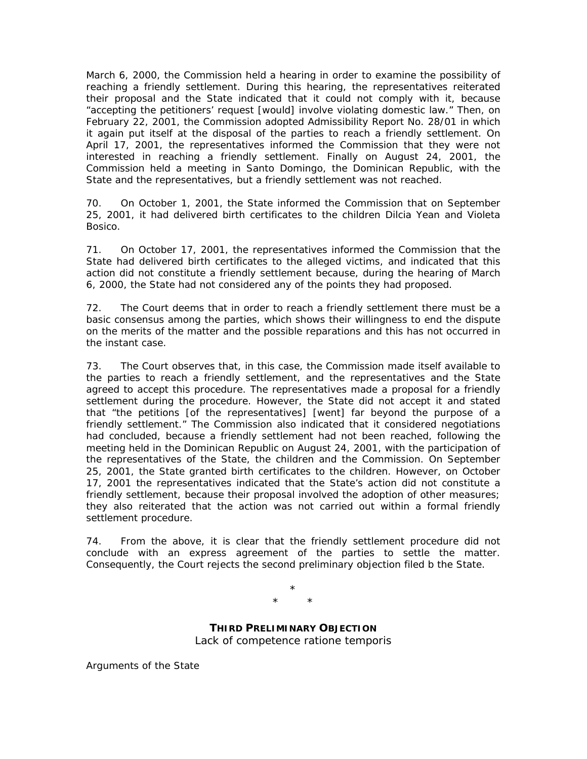March 6, 2000, the Commission held a hearing in order to examine the possibility of reaching a friendly settlement. During this hearing, the representatives reiterated their proposal and the State indicated that it could not comply with it, because "accepting the petitioners' request [would] involve violating domestic law." Then, on February 22, 2001, the Commission adopted Admissibility Report No. 28/01 in which it again put itself at the disposal of the parties to reach a friendly settlement. On April 17, 2001, the representatives informed the Commission that they were not interested in reaching a friendly settlement. Finally on August 24, 2001, the Commission held a meeting in Santo Domingo, the Dominican Republic, with the State and the representatives, but a friendly settlement was not reached.

70. On October 1, 2001, the State informed the Commission that on September 25, 2001, it had delivered birth certificates to the children Dilcia Yean and Violeta Bosico.

71. On October 17, 2001, the representatives informed the Commission that the State had delivered birth certificates to the alleged victims, and indicated that this action did not constitute a friendly settlement because, during the hearing of March 6, 2000, the State had not considered any of the points they had proposed.

72. The Court deems that in order to reach a friendly settlement there must be a basic consensus among the parties, which shows their willingness to end the dispute on the merits of the matter and the possible reparations and this has not occurred in the instant case.

73. The Court observes that, in this case, the Commission made itself available to the parties to reach a friendly settlement, and the representatives and the State agreed to accept this procedure. The representatives made a proposal for a friendly settlement during the procedure. However, the State did not accept it and stated that "the petitions [of the representatives] [went] far beyond the purpose of a friendly settlement." The Commission also indicated that it considered negotiations had concluded, because a friendly settlement had not been reached, following the meeting held in the Dominican Republic on August 24, 2001, with the participation of the representatives of the State, the children and the Commission. On September 25, 2001, the State granted birth certificates to the children. However, on October 17, 2001 the representatives indicated that the State's action did not constitute a friendly settlement, because their proposal involved the adoption of other measures; they also reiterated that the action was not carried out within a formal friendly settlement procedure.

74. From the above, it is clear that the friendly settlement procedure did not conclude with an express agreement of the parties to settle the matter. Consequently, the Court rejects the second preliminary objection filed b the State.

*
\*   *

## THIRD PRELIMINARY OBJECTION

Lack of competence ratione temporis

*Arguments of the State*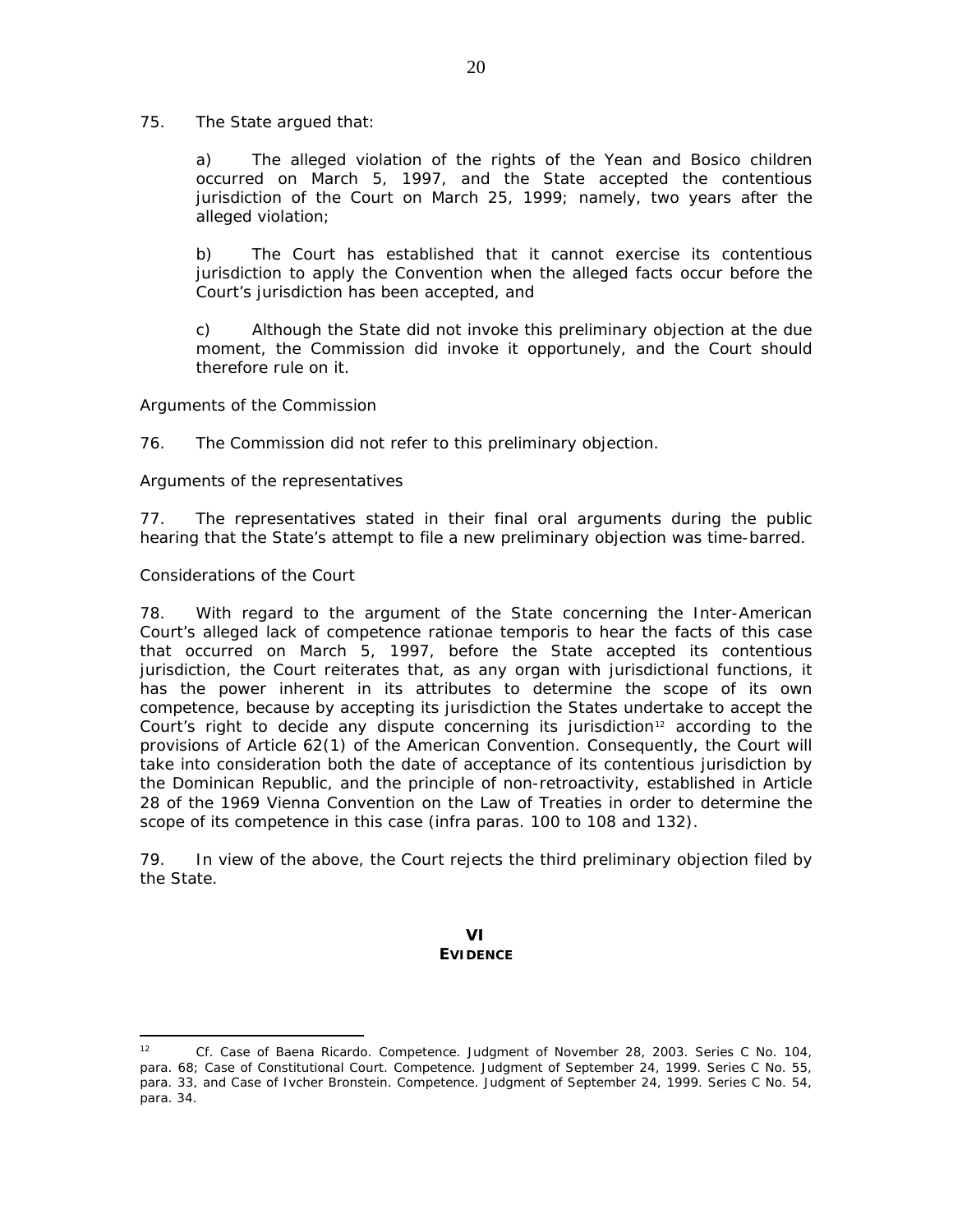75. The State argued that:

> a) The alleged violation of the rights of the Yean and Bosico children occurred on March 5, 1997, and the State accepted the contentious jurisdiction of the Court on March 25, 1999; namely, two years after the alleged violation;
>
> b) The Court has established that it cannot exercise its contentious jurisdiction to apply the Convention when the alleged facts occur before the Court's jurisdiction has been accepted, and
>
> c) Although the State did not invoke this preliminary objection at the due moment, the Commission did invoke it opportunely, and the Court should therefore rule on it.

*Arguments of the Commission*

76. The Commission did not refer to this preliminary objection.

*Arguments of the representatives*

77. The representatives stated in their final oral arguments during the public hearing that the State's attempt to file a new preliminary objection was time-barred.

*Considerations of the Court*

78. With regard to the argument of the State concerning the Inter-American Court's alleged lack of competence *rationae temporis* to hear the facts of this case that occurred on March 5, 1997, before the State accepted its contentious jurisdiction, the Court reiterates that, as any organ with jurisdictional functions, it has the power inherent in its attributes to determine the scope of its own competence, because by accepting its jurisdiction the States undertake to accept the Court's right to decide any dispute concerning its jurisdiction[12] according to the provisions of Article 62(1) of the American Convention. Consequently, the Court will take into consideration both the date of acceptance of its contentious jurisdiction by the Dominican Republic, and the principle of non-retroactivity, established in Article 28 of the 1969 Vienna Convention on the Law of Treaties in order to determine the scope of its competence in this case (*infra* paras. 100 to 108 and 132).

79. In view of the above, the Court rejects the third preliminary objection filed by the State.

## VI
## EVIDENCE

---

[12] *Cf. Case of Baena Ricardo. Competence.* Judgment of November 28, 2003. Series C No. 104, para. 68; *Case of Constitutional Court. Competence.* Judgment of September 24, 1999. Series C No. 55, para. 33, and *Case of Ivcher Bronstein. Competence.* Judgment of September 24, 1999. Series C No. 54, para. 34.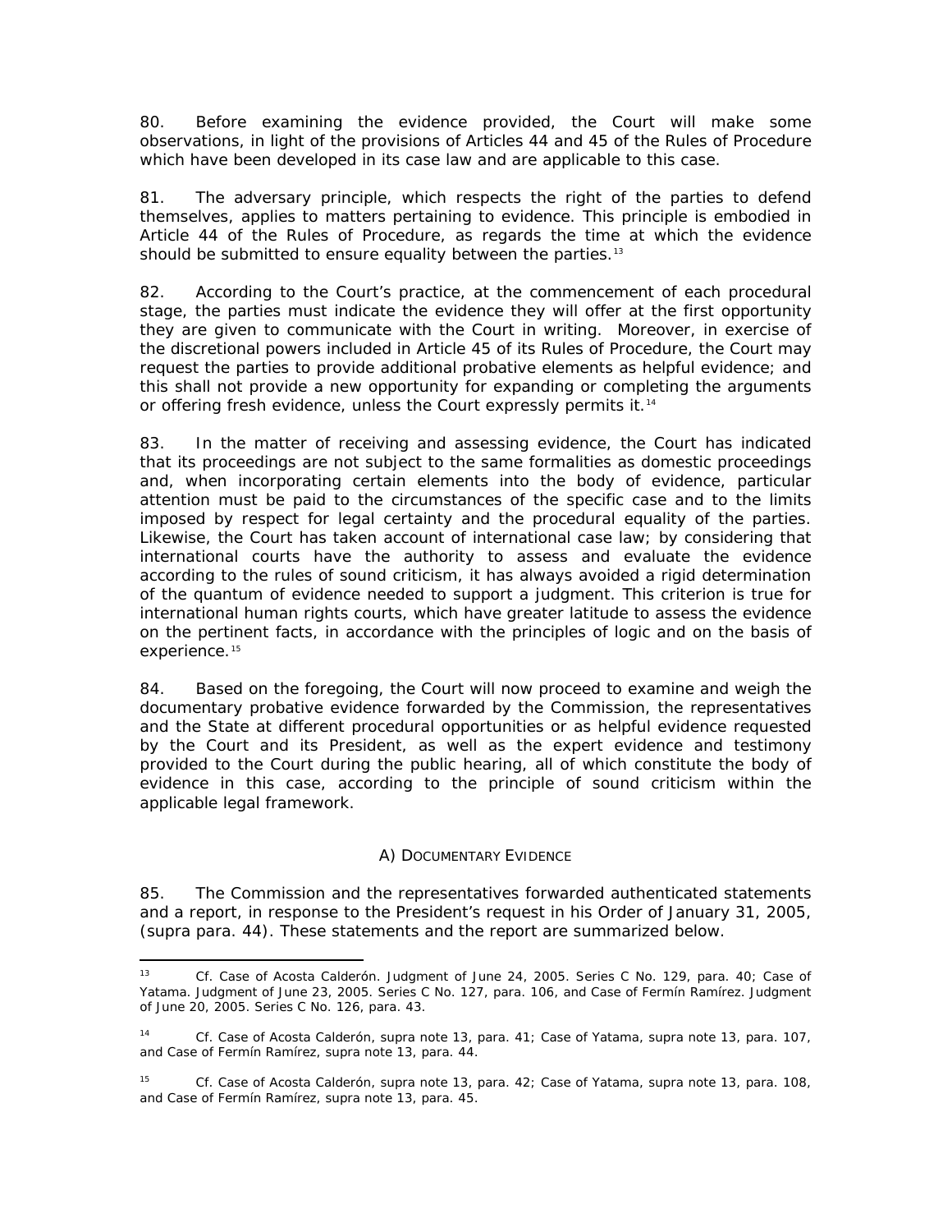80. Before examining the evidence provided, the Court will make some observations, in light of the provisions of Articles 44 and 45 of the Rules of Procedure which have been developed in its case law and are applicable to this case.

81. The adversary principle, which respects the right of the parties to defend themselves, applies to matters pertaining to evidence. This principle is embodied in Article 44 of the Rules of Procedure, as regards the time at which the evidence should be submitted to ensure equality between the parties.[13]

82. According to the Court's practice, at the commencement of each procedural stage, the parties must indicate the evidence they will offer at the first opportunity they are given to communicate with the Court in writing. Moreover, in exercise of the discretional powers included in Article 45 of its Rules of Procedure, the Court may request the parties to provide additional probative elements as helpful evidence; and this shall not provide a new opportunity for expanding or completing the arguments or offering fresh evidence, unless the Court expressly permits it.[14]

83. In the matter of receiving and assessing evidence, the Court has indicated that its proceedings are not subject to the same formalities as domestic proceedings and, when incorporating certain elements into the body of evidence, particular attention must be paid to the circumstances of the specific case and to the limits imposed by respect for legal certainty and the procedural equality of the parties. Likewise, the Court has taken account of international case law; by considering that international courts have the authority to assess and evaluate the evidence according to the rules of sound criticism, it has always avoided a rigid determination of the quantum of evidence needed to support a judgment. This criterion is true for international human rights courts, which have greater latitude to assess the evidence on the pertinent facts, in accordance with the principles of logic and on the basis of experience.[15]

84. Based on the foregoing, the Court will now proceed to examine and weigh the documentary probative evidence forwarded by the Commission, the representatives and the State at different procedural opportunities or as helpful evidence requested by the Court and its President, as well as the expert evidence and testimony provided to the Court during the public hearing, all of which constitute the body of evidence in this case, according to the principle of sound criticism within the applicable legal framework.

## A) Documentary Evidence

85. The Commission and the representatives forwarded authenticated statements and a report, in response to the President's request in his Order of January 31, 2005, (*supra* para. 44). These statements and the report are summarized below.

---

[13] *Cf. Case of Acosta Calderón*. Judgment of June 24, 2005. Series C No. 129, para. 40; *Case of Yatama*. Judgment of June 23, 2005. Series C No. 127, para. 106, and *Case of Fermín Ramírez*. Judgment of June 20, 2005. Series C No. 126, para. 43.

[14] *Cf. Case of Acosta Calderón*, *supra* note 13, para. 41; *Case of Yatama*, *supra* note 13, para. 107, and *Case of Fermín Ramírez*, *supra* note 13, para. 44.

[15] *Cf. Case of Acosta Calderón*, *supra* note 13, para. 42; *Case of Yatama*, *supra* note 13, para. 108, and *Case of Fermín Ramírez*, *supra* note 13, para. 45.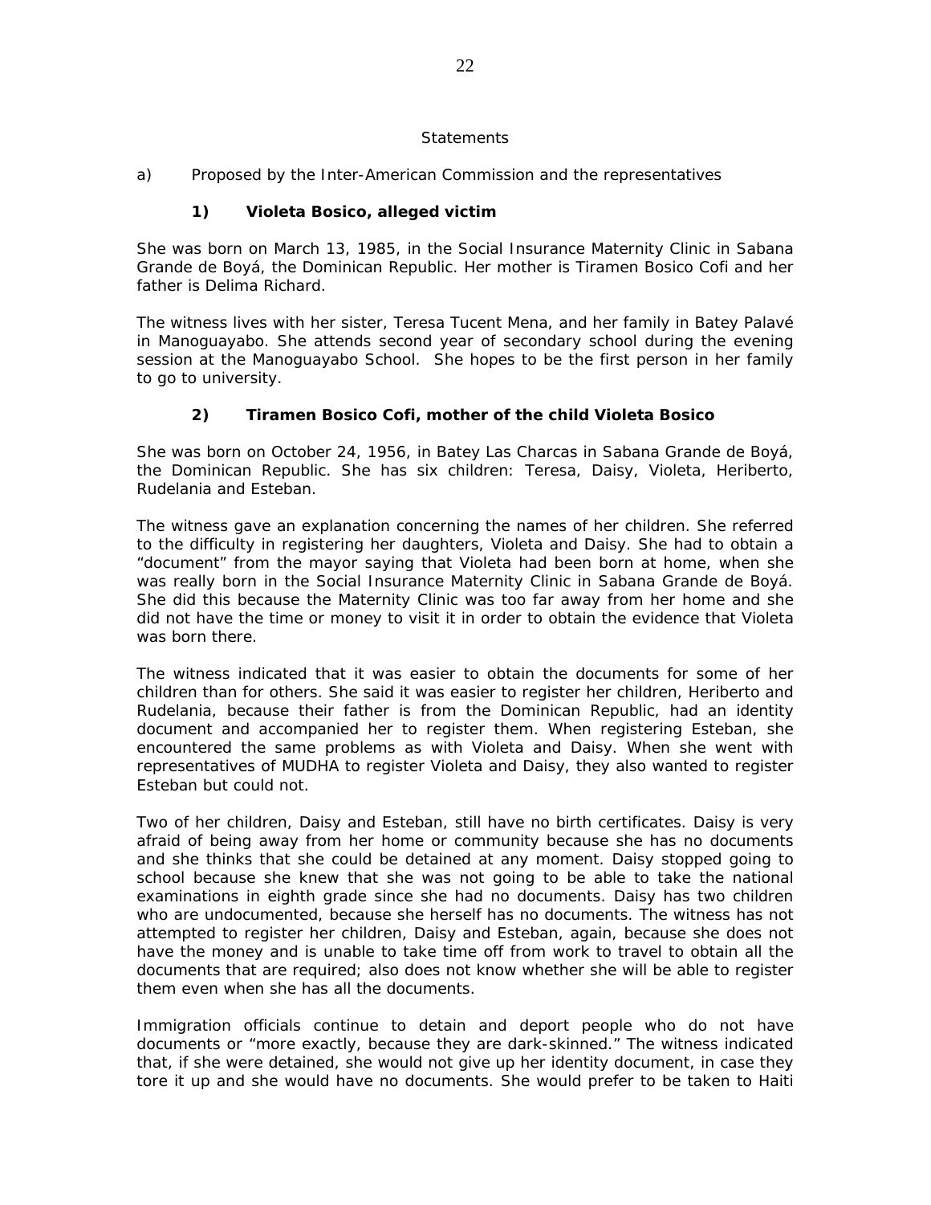Statements

a) Proposed by the Inter-American Commission and the representatives

**1) Violeta Bosico, alleged victim**

She was born on March 13, 1985, in the Social Insurance Maternity Clinic in Sabana Grande de Boyá, the Dominican Republic. Her mother is Tiramen Bosico Cofi and her father is Delima Richard.

The witness lives with her sister, Teresa Tucent Mena, and her family in Batey Palavé in Manoguayabo. She attends second year of secondary school during the evening session at the Manoguayabo School. She hopes to be the first person in her family to go to university.

**2) Tiramen Bosico Cofi, mother of the child Violeta Bosico**

She was born on October 24, 1956, in Batey Las Charcas in Sabana Grande de Boyá, the Dominican Republic. She has six children: Teresa, Daisy, Violeta, Heriberto, Rudelania and Esteban.

The witness gave an explanation concerning the names of her children. She referred to the difficulty in registering her daughters, Violeta and Daisy. She had to obtain a "document" from the mayor saying that Violeta had been born at home, when she was really born in the Social Insurance Maternity Clinic in Sabana Grande de Boyá. She did this because the Maternity Clinic was too far away from her home and she did not have the time or money to visit it in order to obtain the evidence that Violeta was born there.

The witness indicated that it was easier to obtain the documents for some of her children than for others. She said it was easier to register her children, Heriberto and Rudelania, because their father is from the Dominican Republic, had an identity document and accompanied her to register them. When registering Esteban, she encountered the same problems as with Violeta and Daisy. When she went with representatives of MUDHA to register Violeta and Daisy, they also wanted to register Esteban but could not.

Two of her children, Daisy and Esteban, still have no birth certificates. Daisy is very afraid of being away from her home or community because she has no documents and she thinks that she could be detained at any moment. Daisy stopped going to school because she knew that she was not going to be able to take the national examinations in eighth grade since she had no documents. Daisy has two children who are undocumented, because she herself has no documents. The witness has not attempted to register her children, Daisy and Esteban, again, because she does not have the money and is unable to take time off from work to travel to obtain all the documents that are required; also does not know whether she will be able to register them even when she has all the documents.

Immigration officials continue to detain and deport people who do not have documents or "more exactly, because they are dark-skinned." The witness indicated that, if she were detained, she would not give up her identity document, in case they tore it up and she would have no documents. She would prefer to be taken to Haiti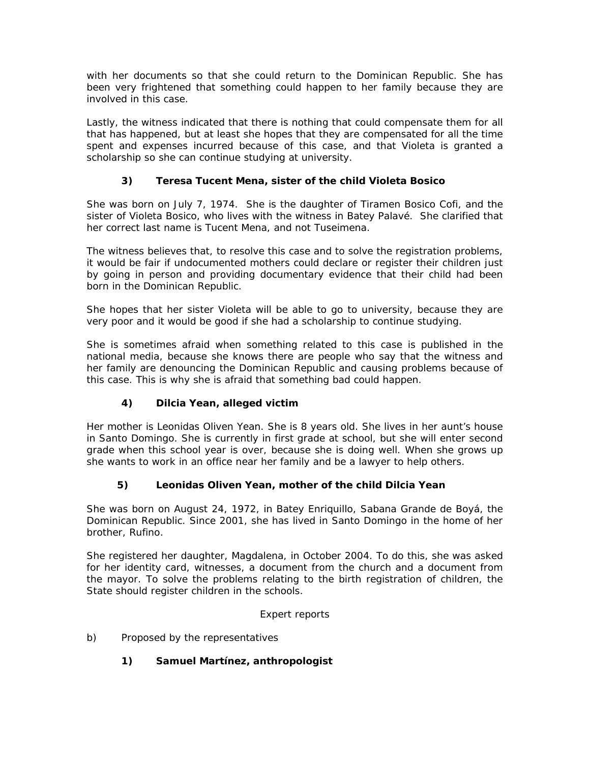with her documents so that she could return to the Dominican Republic. She has been very frightened that something could happen to her family because they are involved in this case.

Lastly, the witness indicated that there is nothing that could compensate them for all that has happened, but at least she hopes that they are compensated for all the time spent and expenses incurred because of this case, and that Violeta is granted a scholarship so she can continue studying at university.

**3) Teresa Tucent Mena, sister of the child Violeta Bosico**

She was born on July 7, 1974. She is the daughter of Tiramen Bosico Cofi, and the sister of Violeta Bosico, who lives with the witness in Batey Palavé. She clarified that her correct last name is Tucent Mena, and not Tuseimena.

The witness believes that, to resolve this case and to solve the registration problems, it would be fair if undocumented mothers could declare or register their children just by going in person and providing documentary evidence that their child had been born in the Dominican Republic.

She hopes that her sister Violeta will be able to go to university, because they are very poor and it would be good if she had a scholarship to continue studying.

She is sometimes afraid when something related to this case is published in the national media, because she knows there are people who say that the witness and her family are denouncing the Dominican Republic and causing problems because of this case. This is why she is afraid that something bad could happen.

**4) Dilcia Yean, alleged victim**

Her mother is Leonidas Oliven Yean. She is 8 years old. She lives in her aunt's house in Santo Domingo. She is currently in first grade at school, but she will enter second grade when this school year is over, because she is doing well. When she grows up she wants to work in an office near her family and be a lawyer to help others.

**5) Leonidas Oliven Yean, mother of the child Dilcia Yean**

She was born on August 24, 1972, in Batey Enriquillo, Sabana Grande de Boyá, the Dominican Republic. Since 2001, she has lived in Santo Domingo in the home of her brother, Rufino.

She registered her daughter, Magdalena, in October 2004. To do this, she was asked for her identity card, witnesses, a document from the church and a document from the mayor. To solve the problems relating to the birth registration of children, the State should register children in the schools.

Expert reports

b) Proposed by the representatives

**1) Samuel Martínez, anthropologist**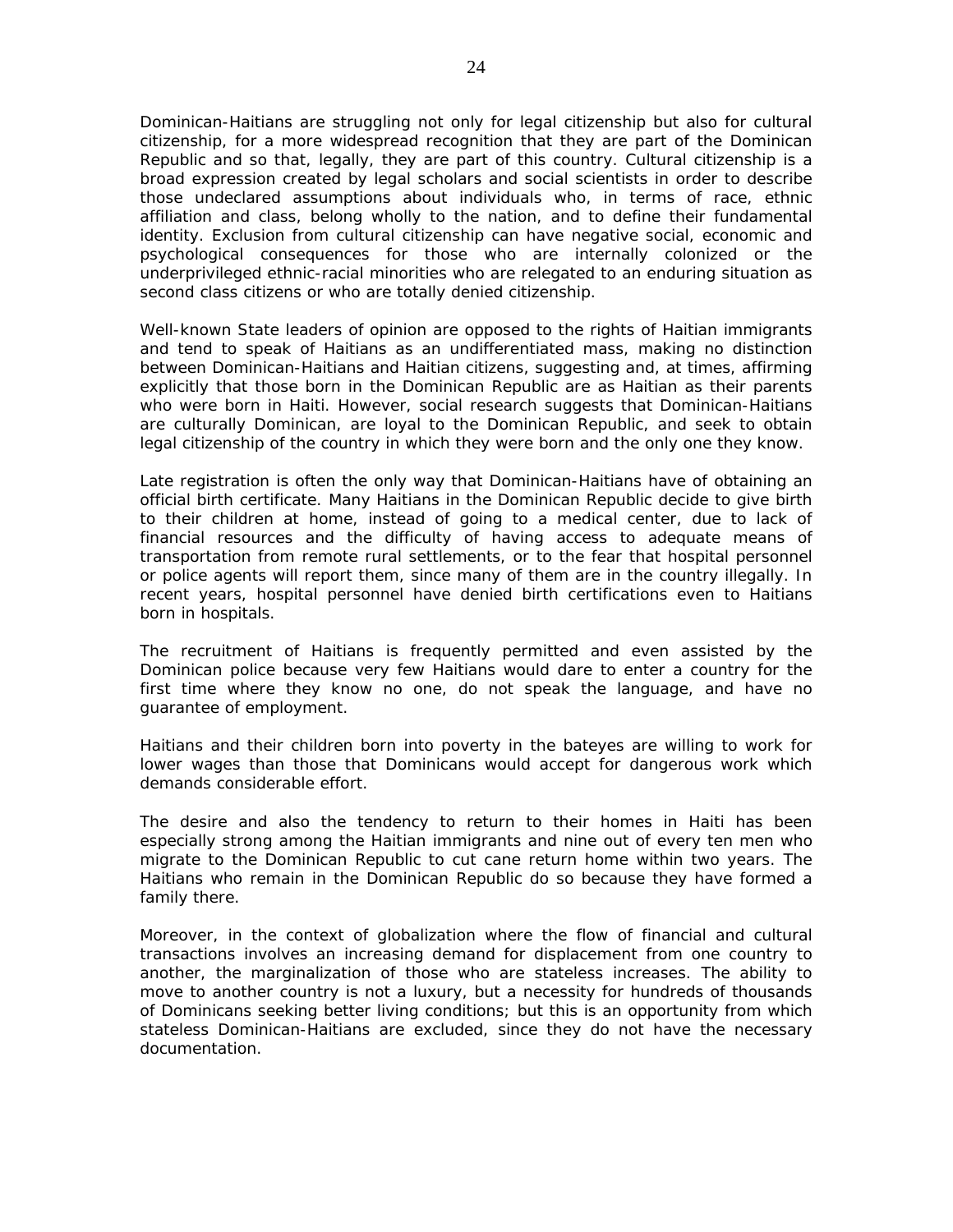Dominican-Haitians are struggling not only for legal citizenship but also for cultural citizenship, for a more widespread recognition that they are part of the Dominican Republic and so that, legally, they are part of this country. Cultural citizenship is a broad expression created by legal scholars and social scientists in order to describe those undeclared assumptions about individuals who, in terms of race, ethnic affiliation and class, belong wholly to the nation, and to define their fundamental identity. Exclusion from cultural citizenship can have negative social, economic and psychological consequences for those who are internally colonized or the underprivileged ethnic-racial minorities who are relegated to an enduring situation as second class citizens or who are totally denied citizenship.

Well-known State leaders of opinion are opposed to the rights of Haitian immigrants and tend to speak of Haitians as an undifferentiated mass, making no distinction between Dominican-Haitians and Haitian citizens, suggesting and, at times, affirming explicitly that those born in the Dominican Republic are as Haitian as their parents who were born in Haiti. However, social research suggests that Dominican-Haitians are culturally Dominican, are loyal to the Dominican Republic, and seek to obtain legal citizenship of the country in which they were born and the only one they know.

Late registration is often the only way that Dominican-Haitians have of obtaining an official birth certificate. Many Haitians in the Dominican Republic decide to give birth to their children at home, instead of going to a medical center, due to lack of financial resources and the difficulty of having access to adequate means of transportation from remote rural settlements, or to the fear that hospital personnel or police agents will report them, since many of them are in the country illegally. In recent years, hospital personnel have denied birth certifications even to Haitians born in hospitals.

The recruitment of Haitians is frequently permitted and even assisted by the Dominican police because very few Haitians would dare to enter a country for the first time where they know no one, do not speak the language, and have no guarantee of employment.

Haitians and their children born into poverty in the bateyes are willing to work for lower wages than those that Dominicans would accept for dangerous work which demands considerable effort.

The desire and also the tendency to return to their homes in Haiti has been especially strong among the Haitian immigrants and nine out of every ten men who migrate to the Dominican Republic to cut cane return home within two years. The Haitians who remain in the Dominican Republic do so because they have formed a family there.

Moreover, in the context of globalization where the flow of financial and cultural transactions involves an increasing demand for displacement from one country to another, the marginalization of those who are stateless increases. The ability to move to another country is not a luxury, but a necessity for hundreds of thousands of Dominicans seeking better living conditions; but this is an opportunity from which stateless Dominican-Haitians are excluded, since they do not have the necessary documentation.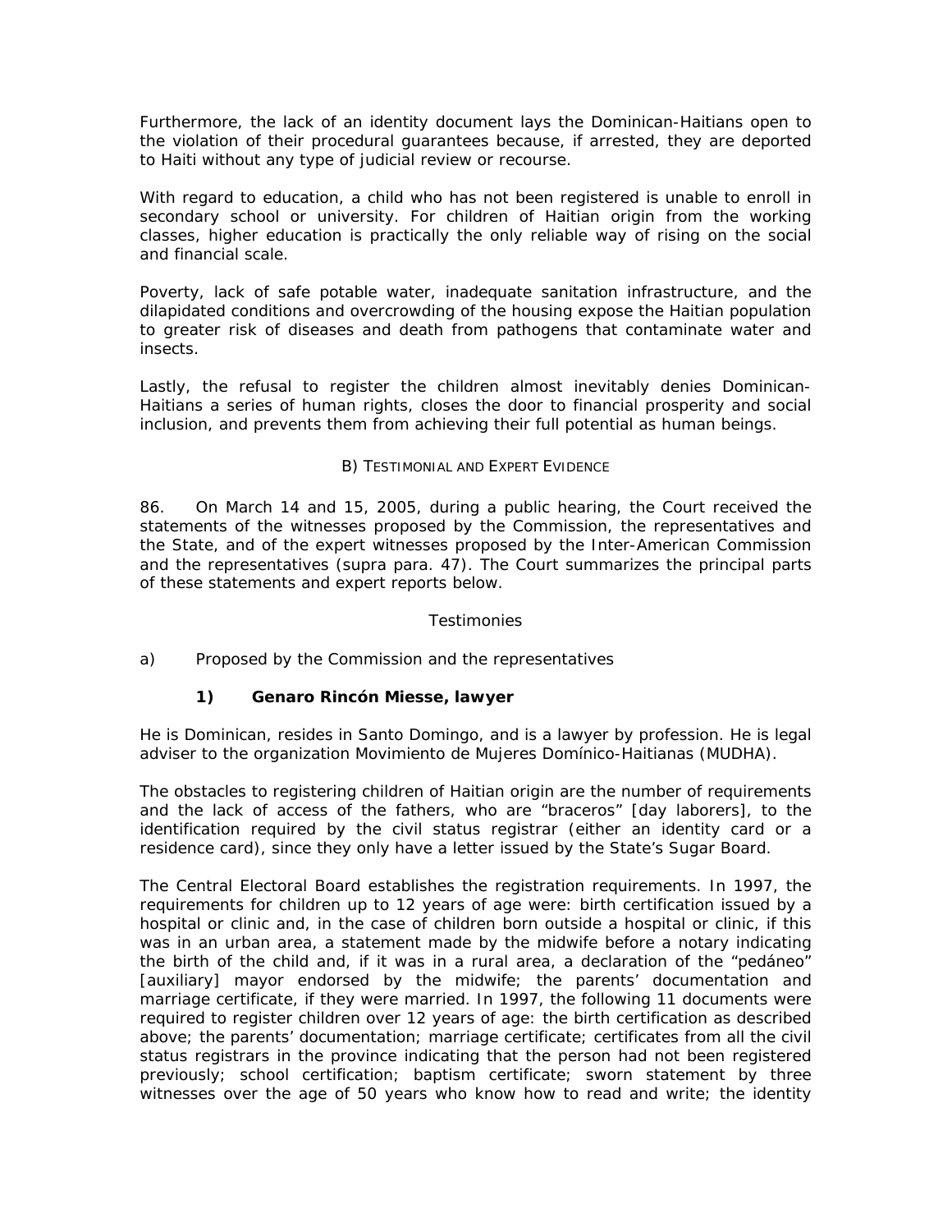Furthermore, the lack of an identity document lays the Dominican-Haitians open to the violation of their procedural guarantees because, if arrested, they are deported to Haiti without any type of judicial review or recourse.

With regard to education, a child who has not been registered is unable to enroll in secondary school or university. For children of Haitian origin from the working classes, higher education is practically the only reliable way of rising on the social and financial scale.

Poverty, lack of safe potable water, inadequate sanitation infrastructure, and the dilapidated conditions and overcrowding of the housing expose the Haitian population to greater risk of diseases and death from pathogens that contaminate water and insects.

Lastly, the refusal to register the children almost inevitably denies Dominican-Haitians a series of human rights, closes the door to financial prosperity and social inclusion, and prevents them from achieving their full potential as human beings.

B) TESTIMONIAL AND EXPERT EVIDENCE

86. On March 14 and 15, 2005, during a public hearing, the Court received the statements of the witnesses proposed by the Commission, the representatives and the State, and of the expert witnesses proposed by the Inter-American Commission and the representatives (supra para. 47). The Court summarizes the principal parts of these statements and expert reports below.

Testimonies

a) Proposed by the Commission and the representatives

**1) Genaro Rincón Miesse, lawyer**

He is Dominican, resides in Santo Domingo, and is a lawyer by profession. He is legal adviser to the organization Movimiento de Mujeres Domínico-Haitianas (MUDHA).

The obstacles to registering children of Haitian origin are the number of requirements and the lack of access of the fathers, who are "braceros" [day laborers], to the identification required by the civil status registrar (either an identity card or a residence card), since they only have a letter issued by the State's Sugar Board.

The Central Electoral Board establishes the registration requirements. In 1997, the requirements for children up to 12 years of age were: birth certification issued by a hospital or clinic and, in the case of children born outside a hospital or clinic, if this was in an urban area, a statement made by the midwife before a notary indicating the birth of the child and, if it was in a rural area, a declaration of the "pedáneo" [auxiliary] mayor endorsed by the midwife; the parents' documentation and marriage certificate, if they were married. In 1997, the following 11 documents were required to register children over 12 years of age: the birth certification as described above; the parents' documentation; marriage certificate; certificates from all the civil status registrars in the province indicating that the person had not been registered previously; school certification; baptism certificate; sworn statement by three witnesses over the age of 50 years who know how to read and write; the identity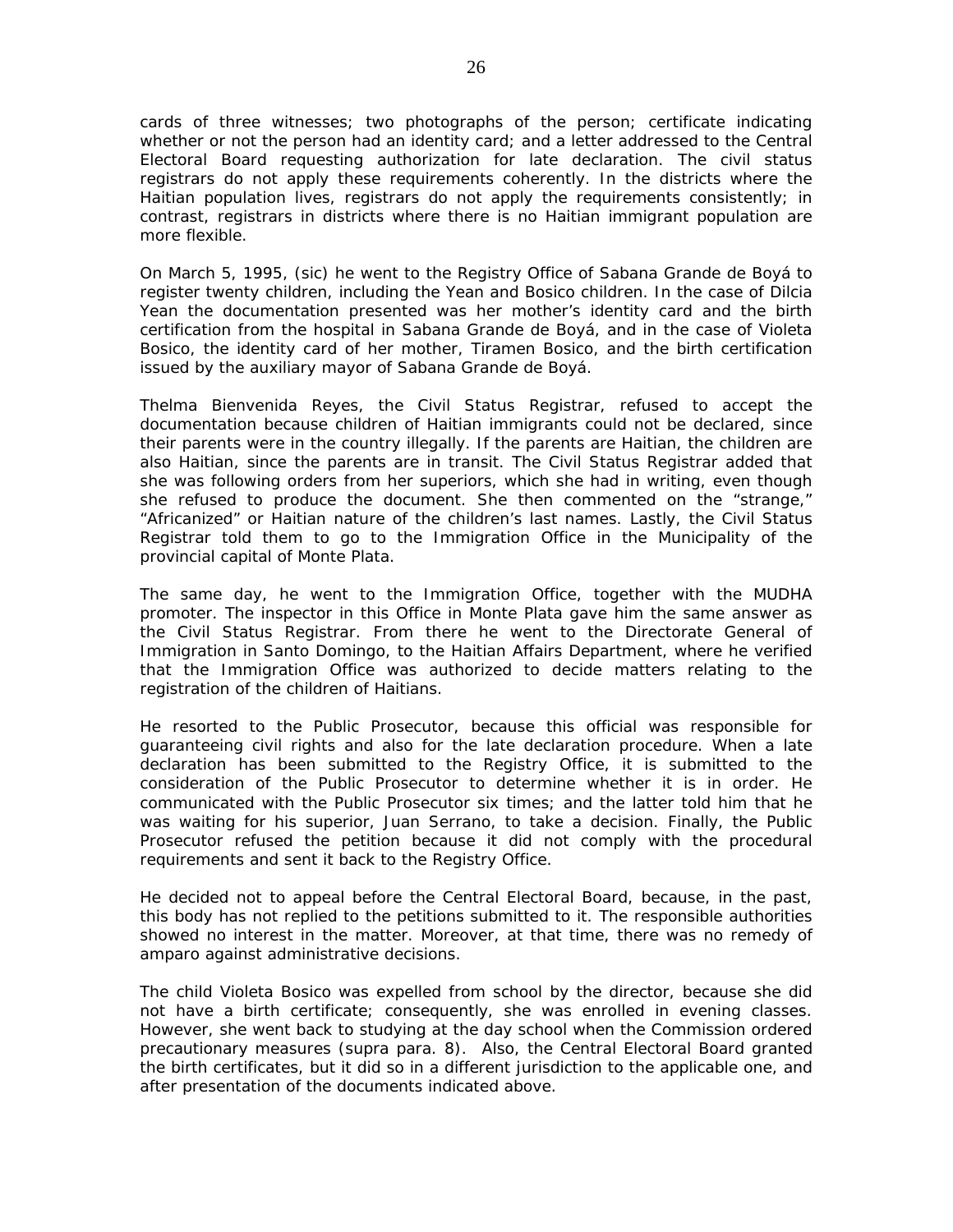cards of three witnesses; two photographs of the person; certificate indicating whether or not the person had an identity card; and a letter addressed to the Central Electoral Board requesting authorization for late declaration. The civil status registrars do not apply these requirements coherently. In the districts where the Haitian population lives, registrars do not apply the requirements consistently; in contrast, registrars in districts where there is no Haitian immigrant population are more flexible.

On March 5, 1995, (sic) he went to the Registry Office of Sabana Grande de Boyá to register twenty children, including the Yean and Bosico children. In the case of Dilcia Yean the documentation presented was her mother's identity card and the birth certification from the hospital in Sabana Grande de Boyá, and in the case of Violeta Bosico, the identity card of her mother, Tiramen Bosico, and the birth certification issued by the auxiliary mayor of Sabana Grande de Boyá.

Thelma Bienvenida Reyes, the Civil Status Registrar, refused to accept the documentation because children of Haitian immigrants could not be declared, since their parents were in the country illegally. If the parents are Haitian, the children are also Haitian, since the parents are in transit. The Civil Status Registrar added that she was following orders from her superiors, which she had in writing, even though she refused to produce the document. She then commented on the "strange," "Africanized" or Haitian nature of the children's last names. Lastly, the Civil Status Registrar told them to go to the Immigration Office in the Municipality of the provincial capital of Monte Plata.

The same day, he went to the Immigration Office, together with the MUDHA promoter. The inspector in this Office in Monte Plata gave him the same answer as the Civil Status Registrar. From there he went to the Directorate General of Immigration in Santo Domingo, to the Haitian Affairs Department, where he verified that the Immigration Office was authorized to decide matters relating to the registration of the children of Haitians.

He resorted to the Public Prosecutor, because this official was responsible for guaranteeing civil rights and also for the late declaration procedure. When a late declaration has been submitted to the Registry Office, it is submitted to the consideration of the Public Prosecutor to determine whether it is in order. He communicated with the Public Prosecutor six times; and the latter told him that he was waiting for his superior, Juan Serrano, to take a decision. Finally, the Public Prosecutor refused the petition because it did not comply with the procedural requirements and sent it back to the Registry Office.

He decided not to appeal before the Central Electoral Board, because, in the past, this body has not replied to the petitions submitted to it. The responsible authorities showed no interest in the matter. Moreover, at that time, there was no remedy of amparo against administrative decisions.

The child Violeta Bosico was expelled from school by the director, because she did not have a birth certificate; consequently, she was enrolled in evening classes. However, she went back to studying at the day school when the Commission ordered precautionary measures (supra para. 8). Also, the Central Electoral Board granted the birth certificates, but it did so in a different jurisdiction to the applicable one, and after presentation of the documents indicated above.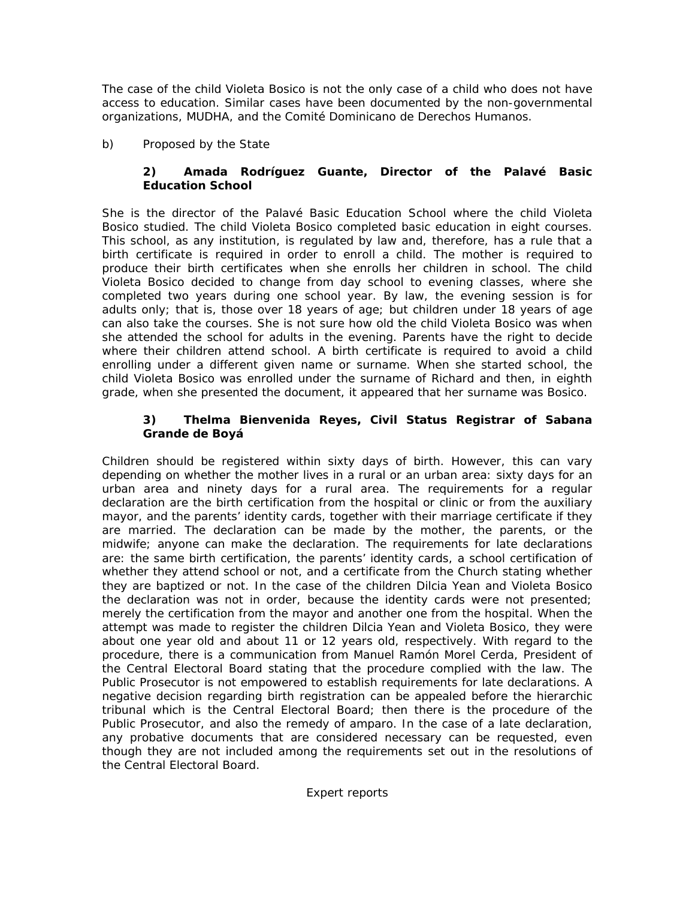The case of the child Violeta Bosico is not the only case of a child who does not have access to education. Similar cases have been documented by the non-governmental organizations, MUDHA, and the Comité Dominicano de Derechos Humanos.

b) Proposed by the State

**2) Amada Rodríguez Guante, Director of the Palavé Basic Education School**

She is the director of the Palavé Basic Education School where the child Violeta Bosico studied. The child Violeta Bosico completed basic education in eight courses. This school, as any institution, is regulated by law and, therefore, has a rule that a birth certificate is required in order to enroll a child. The mother is required to produce their birth certificates when she enrolls her children in school. The child Violeta Bosico decided to change from day school to evening classes, where she completed two years during one school year. By law, the evening session is for adults only; that is, those over 18 years of age; but children under 18 years of age can also take the courses. She is not sure how old the child Violeta Bosico was when she attended the school for adults in the evening. Parents have the right to decide where their children attend school. A birth certificate is required to avoid a child enrolling under a different given name or surname. When she started school, the child Violeta Bosico was enrolled under the surname of Richard and then, in eighth grade, when she presented the document, it appeared that her surname was Bosico.

**3) Thelma Bienvenida Reyes, Civil Status Registrar of Sabana Grande de Boyá**

Children should be registered within sixty days of birth. However, this can vary depending on whether the mother lives in a rural or an urban area: sixty days for an urban area and ninety days for a rural area. The requirements for a regular declaration are the birth certification from the hospital or clinic or from the auxiliary mayor, and the parents' identity cards, together with their marriage certificate if they are married. The declaration can be made by the mother, the parents, or the midwife; anyone can make the declaration. The requirements for late declarations are: the same birth certification, the parents' identity cards, a school certification of whether they attend school or not, and a certificate from the Church stating whether they are baptized or not. In the case of the children Dilcia Yean and Violeta Bosico the declaration was not in order, because the identity cards were not presented; merely the certification from the mayor and another one from the hospital. When the attempt was made to register the children Dilcia Yean and Violeta Bosico, they were about one year old and about 11 or 12 years old, respectively. With regard to the procedure, there is a communication from Manuel Ramón Morel Cerda, President of the Central Electoral Board stating that the procedure complied with the law. The Public Prosecutor is not empowered to establish requirements for late declarations. A negative decision regarding birth registration can be appealed before the hierarchic tribunal which is the Central Electoral Board; then there is the procedure of the Public Prosecutor, and also the remedy of amparo. In the case of a late declaration, any probative documents that are considered necessary can be requested, even though they are not included among the requirements set out in the resolutions of the Central Electoral Board.

Expert reports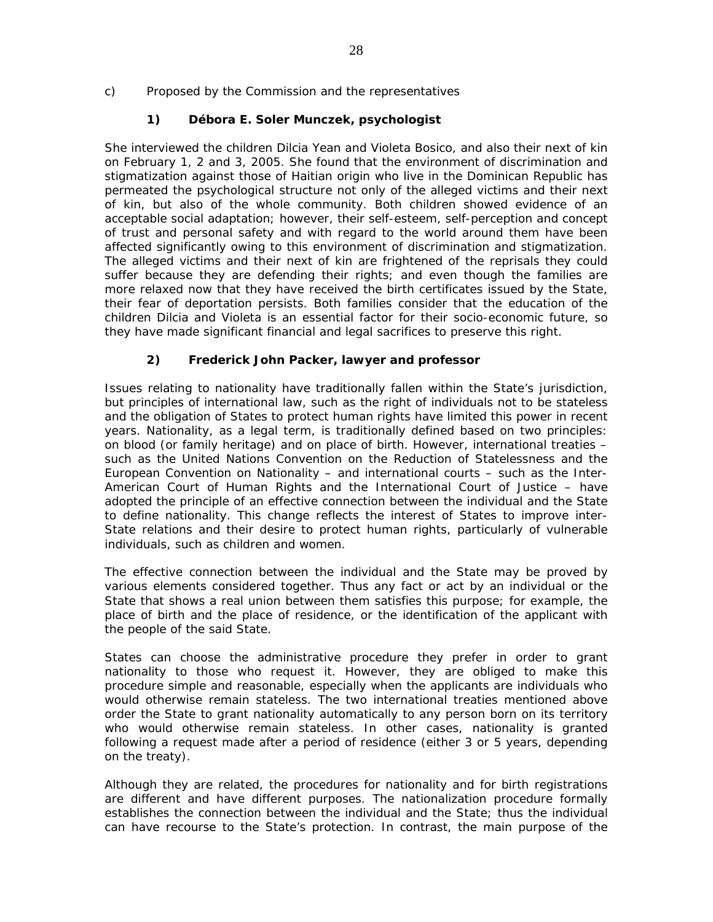c) Proposed by the Commission and the representatives

**1) Débora E. Soler Munczek, psychologist**

*She interviewed the children Dilcia Yean and Violeta Bosico, and also their next of kin on February 1, 2 and 3, 2005. She found that the environment of discrimination and stigmatization against those of Haitian origin who live in the Dominican Republic has permeated the psychological structure not only of the alleged victims and their next of kin, but also of the whole community. Both children showed evidence of an acceptable social adaptation; however, their self-esteem, self-perception and concept of trust and personal safety and with regard to the world around them have been affected significantly owing to this environment of discrimination and stigmatization. The alleged victims and their next of kin are frightened of the reprisals they could suffer because they are defending their rights; and even though the families are more relaxed now that they have received the birth certificates issued by the State, their fear of deportation persists. Both families consider that the education of the children Dilcia and Violeta is an essential factor for their socio-economic future, so they have made significant financial and legal sacrifices to preserve this right.*

**2) Frederick John Packer, lawyer and professor**

*Issues relating to nationality have traditionally fallen within the State's jurisdiction, but principles of international law, such as the right of individuals not to be stateless and the obligation of States to protect human rights have limited this power in recent years. Nationality, as a legal term, is traditionally defined based on two principles: on blood (or family heritage) and on place of birth. However, international treaties – such as the United Nations Convention on the Reduction of Statelessness and the European Convention on Nationality – and international courts – such as the Inter-American Court of Human Rights and the International Court of Justice – have adopted the principle of an effective connection between the individual and the State to define nationality. This change reflects the interest of States to improve inter-State relations and their desire to protect human rights, particularly of vulnerable individuals, such as children and women.*

*The effective connection between the individual and the State may be proved by various elements considered together. Thus any fact or act by an individual or the State that shows a real union between them satisfies this purpose; for example, the place of birth and the place of residence, or the identification of the applicant with the people of the said State.*

*States can choose the administrative procedure they prefer in order to grant nationality to those who request it. However, they are obliged to make this procedure simple and reasonable, especially when the applicants are individuals who would otherwise remain stateless. The two international treaties mentioned above order the State to grant nationality automatically to any person born on its territory who would otherwise remain stateless. In other cases, nationality is granted following a request made after a period of residence (either 3 or 5 years, depending on the treaty).*

*Although they are related, the procedures for nationality and for birth registrations are different and have different purposes. The nationalization procedure formally establishes the connection between the individual and the State; thus the individual can have recourse to the State's protection. In contrast, the main purpose of the*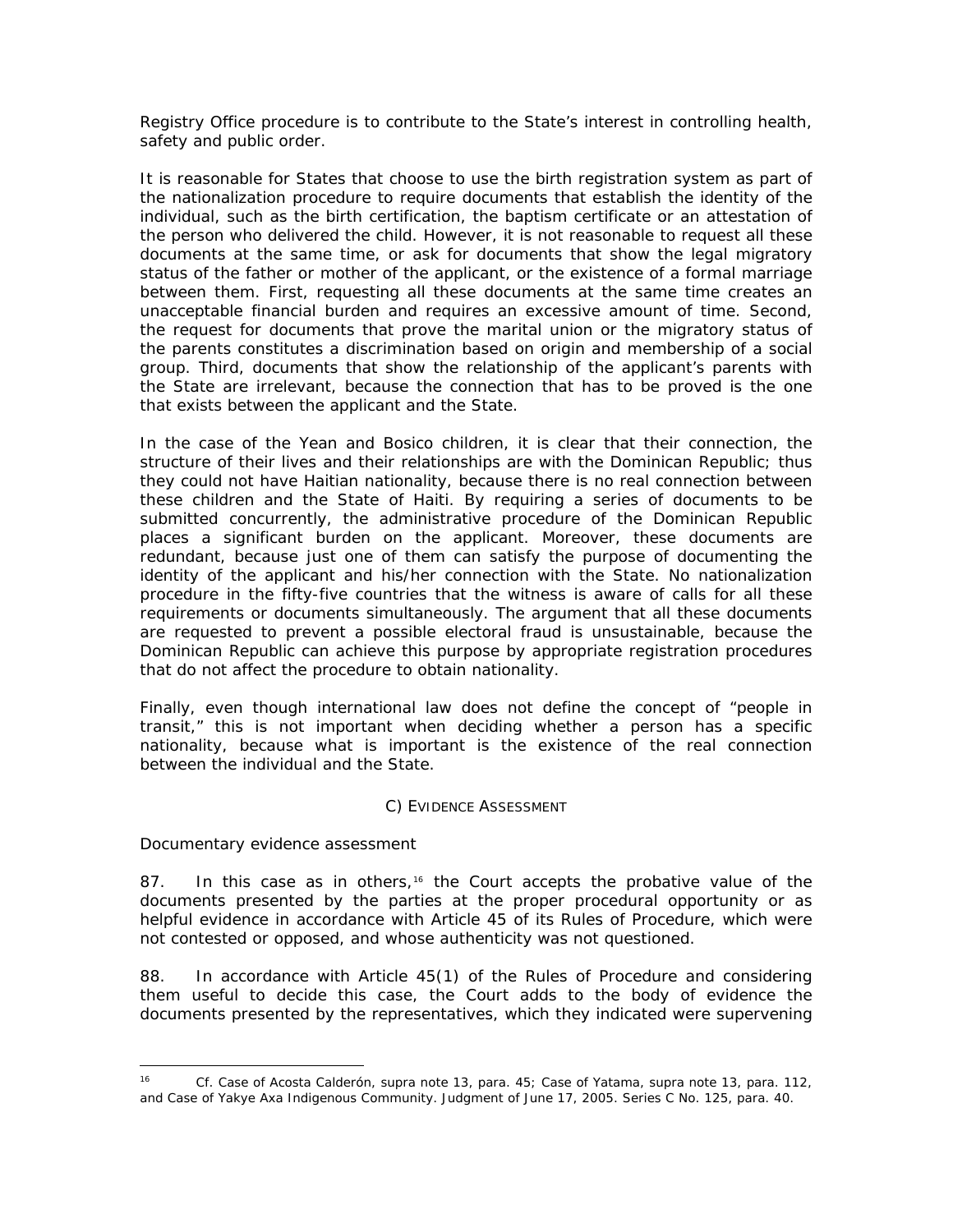Registry Office procedure is to contribute to the State's interest in controlling health, safety and public order.

It is reasonable for States that choose to use the birth registration system as part of the nationalization procedure to require documents that establish the identity of the individual, such as the birth certification, the baptism certificate or an attestation of the person who delivered the child. However, it is not reasonable to request all these documents at the same time, or ask for documents that show the legal migratory status of the father or mother of the applicant, or the existence of a formal marriage between them. First, requesting all these documents at the same time creates an unacceptable financial burden and requires an excessive amount of time. Second, the request for documents that prove the marital union or the migratory status of the parents constitutes a discrimination based on origin and membership of a social group. Third, documents that show the relationship of the applicant's parents with the State are irrelevant, because the connection that has to be proved is the one that exists between the applicant and the State.

In the case of the Yean and Bosico children, it is clear that their connection, the structure of their lives and their relationships are with the Dominican Republic; thus they could not have Haitian nationality, because there is no real connection between these children and the State of Haiti. By requiring a series of documents to be submitted concurrently, the administrative procedure of the Dominican Republic places a significant burden on the applicant. Moreover, these documents are redundant, because just one of them can satisfy the purpose of documenting the identity of the applicant and his/her connection with the State. No nationalization procedure in the fifty-five countries that the witness is aware of calls for all these requirements or documents simultaneously. The argument that all these documents are requested to prevent a possible electoral fraud is unsustainable, because the Dominican Republic can achieve this purpose by appropriate registration procedures that do not affect the procedure to obtain nationality.

Finally, even though international law does not define the concept of "people in transit," this is not important when deciding whether a person has a specific nationality, because what is important is the existence of the real connection between the individual and the State.

### C) Evidence Assessment

*Documentary evidence assessment*

87. In this case as in others,[16] the Court accepts the probative value of the documents presented by the parties at the proper procedural opportunity or as helpful evidence in accordance with Article 45 of its Rules of Procedure, which were not contested or opposed, and whose authenticity was not questioned.

88. In accordance with Article 45(1) of the Rules of Procedure and considering them useful to decide this case, the Court adds to the body of evidence the documents presented by the representatives, which they indicated were supervening

---

[16] *Cf. Case of Acosta Calderón, supra* note 13, para. 45; *Case of Yatama, supra* note 13, para. 112, and *Case of Yakye Axa Indigenous Community*. Judgment of June 17, 2005. Series C No. 125, para. 40.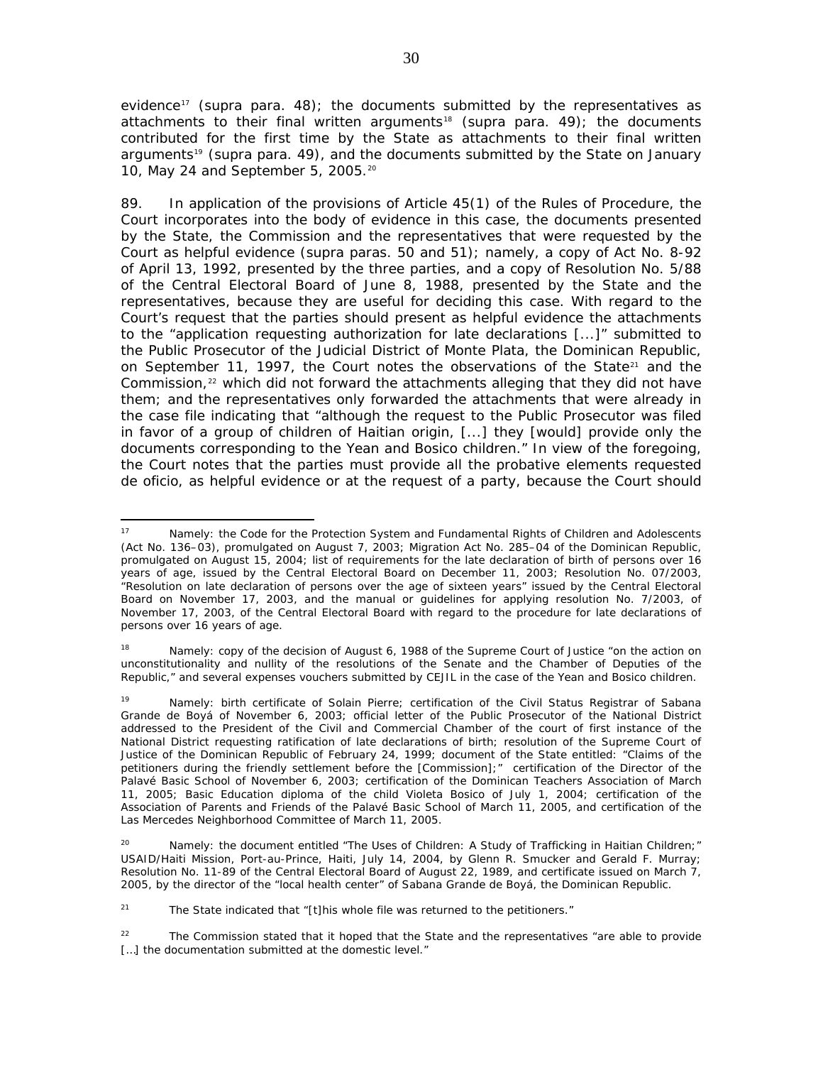evidence[17] (supra para. 48); the documents submitted by the representatives as attachments to their final written arguments[18] (supra para. 49); the documents contributed for the first time by the State as attachments to their final written arguments[19] (supra para. 49), and the documents submitted by the State on January 10, May 24 and September 5, 2005.[20]

89. In application of the provisions of Article 45(1) of the Rules of Procedure, the Court incorporates into the body of evidence in this case, the documents presented by the State, the Commission and the representatives that were requested by the Court as helpful evidence (supra paras. 50 and 51); namely, a copy of Act No. 8-92 of April 13, 1992, presented by the three parties, and a copy of Resolution No. 5/88 of the Central Electoral Board of June 8, 1988, presented by the State and the representatives, because they are useful for deciding this case. With regard to the Court's request that the parties should present as helpful evidence the attachments to the "application requesting authorization for late declarations [...]" submitted to the Public Prosecutor of the Judicial District of Monte Plata, the Dominican Republic, on September 11, 1997, the Court notes the observations of the State[21] and the Commission,[22] which did not forward the attachments alleging that they did not have them; and the representatives only forwarded the attachments that were already in the case file indicating that "although the request to the Public Prosecutor was filed in favor of a group of children of Haitian origin, [...] they [would] provide only the documents corresponding to the Yean and Bosico children." In view of the foregoing, the Court notes that the parties must provide all the probative elements requested de oficio, as helpful evidence or at the request of a party, because the Court should

---

[17] Namely: the Code for the Protection System and Fundamental Rights of Children and Adolescents (Act No. 136–03), promulgated on August 7, 2003; Migration Act No. 285–04 of the Dominican Republic, promulgated on August 15, 2004; list of requirements for the late declaration of birth of persons over 16 years of age, issued by the Central Electoral Board on December 11, 2003; Resolution No. 07/2003, "Resolution on late declaration of persons over the age of sixteen years" issued by the Central Electoral Board on November 17, 2003, and the manual or guidelines for applying resolution No. 7/2003, of November 17, 2003, of the Central Electoral Board with regard to the procedure for late declarations of persons over 16 years of age.

[18] Namely: copy of the decision of August 6, 1988 of the Supreme Court of Justice "on the action on unconstitutionality and nullity of the resolutions of the Senate and the Chamber of Deputies of the Republic," and several expenses vouchers submitted by CEJIL in the case of the Yean and Bosico children.

[19] Namely: birth certificate of Solain Pierre; certification of the Civil Status Registrar of Sabana Grande de Boyá of November 6, 2003; official letter of the Public Prosecutor of the National District addressed to the President of the Civil and Commercial Chamber of the court of first instance of the National District requesting ratification of late declarations of birth; resolution of the Supreme Court of Justice of the Dominican Republic of February 24, 1999; document of the State entitled: "Claims of the petitioners during the friendly settlement before the [Commission];" certification of the Director of the Palavé Basic School of November 6, 2003; certification of the Dominican Teachers Association of March 11, 2005; Basic Education diploma of the child Violeta Bosico of July 1, 2004; certification of the Association of Parents and Friends of the Palavé Basic School of March 11, 2005, and certification of the Las Mercedes Neighborhood Committee of March 11, 2005.

[20] Namely: the document entitled "The Uses of Children: A Study of Trafficking in Haitian Children;" USAID/Haiti Mission, Port-au-Prince, Haiti, July 14, 2004, by Glenn R. Smucker and Gerald F. Murray; Resolution No. 11-89 of the Central Electoral Board of August 22, 1989, and certificate issued on March 7, 2005, by the director of the "local health center" of Sabana Grande de Boyá, the Dominican Republic.

[21] The State indicated that "[t]his whole file was returned to the petitioners."

[22] The Commission stated that it hoped that the State and the representatives "are able to provide [...] the documentation submitted at the domestic level."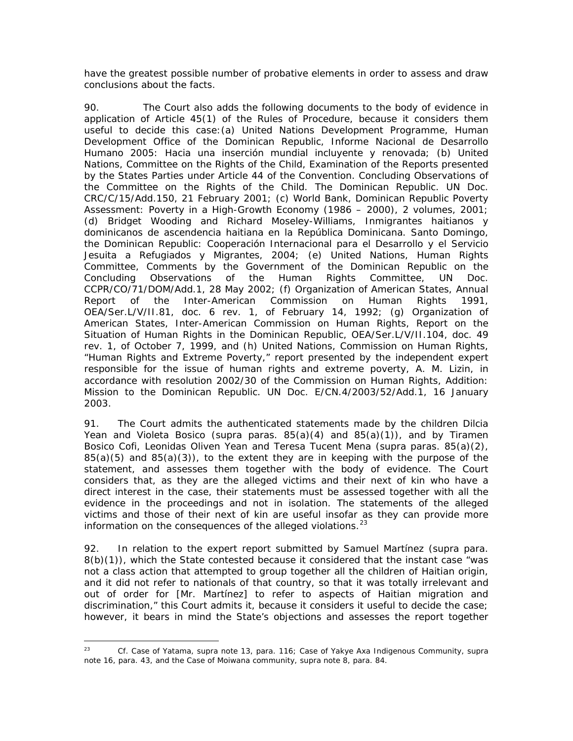have the greatest possible number of probative elements in order to assess and draw conclusions about the facts.

90. The Court also adds the following documents to the body of evidence in application of Article 45(1) of the Rules of Procedure, because it considers them useful to decide this case:(a) United Nations Development Programme, Human Development Office of the Dominican Republic, *Informe Nacional de Desarrollo Humano 2005: Hacia una inserción mundial incluyente y renovada*; (b) United Nations, Committee on the Rights of the Child, *Examination of the Reports presented by the States Parties under Article 44 of the Convention. Concluding Observations of the Committee on the Rights of the Child. The Dominican Republic*. UN Doc. CRC/C/15/Add.150, 21 February 2001; (c) World Bank, *Dominican Republic Poverty Assessment: Poverty in a High-Growth Economy (1986 – 2000)*, 2 volumes, 2001; (d) Bridget Wooding and Richard Moseley-Williams, *Inmigrantes haitianos y dominicanos de ascendencia haitiana en la República Dominicana*. Santo Domingo, the Dominican Republic: Cooperación Internacional para el Desarrollo y el Servicio Jesuita a Refugiados y Migrantes, 2004; (e) United Nations, Human Rights Committee, *Comments by the Government of the Dominican Republic on the Concluding Observations of the Human Rights Committee*, UN Doc. CCPR/CO/71/DOM/Add.1, 28 May 2002; (f) Organization of American States, *Annual Report of the Inter-American Commission on Human Rights 1991*, OEA/Ser.L/V/II.81, doc. 6 rev. 1, of February 14, 1992; (g) Organization of American States, Inter-American Commission on Human Rights, *Report on the Situation of Human Rights in the Dominican Republic*, OEA/Ser.L/V/II.104, doc. 49 rev. 1, of October 7, 1999, and (h) United Nations, Commission on Human Rights, "Human Rights and Extreme Poverty," report presented by the independent expert responsible for the issue of human rights and extreme poverty, A. M. Lizin, in accordance with resolution 2002/30 of the Commission on Human Rights, Addition: Mission to the Dominican Republic. UN Doc. E/CN.4/2003/52/Add.1, 16 January 2003.

91. The Court admits the authenticated statements made by the children Dilcia Yean and Violeta Bosico (*supra* paras. 85(a)(4) and 85(a)(1)), and by Tiramen Bosico Cofi, Leonidas Oliven Yean and Teresa Tucent Mena (*supra* paras. 85(a)(2), 85(a)(5) and 85(a)(3)), to the extent they are in keeping with the purpose of the statement, and assesses them together with the body of evidence. The Court considers that, as they are the alleged victims and their next of kin who have a direct interest in the case, their statements must be assessed together with all the evidence in the proceedings and not in isolation. The statements of the alleged victims and those of their next of kin are useful insofar as they can provide more information on the consequences of the alleged violations.[23]

92. In relation to the expert report submitted by Samuel Martínez (*supra* para. 8(b)(1)), which the State contested because it considered that the instant case "was not a class action that attempted to group together all the children of Haitian origin, and it did not refer to nationals of that country, so that it was totally irrelevant and out of order for [Mr. Martínez] to refer to aspects of Haitian migration and discrimination," this Court admits it, because it considers it useful to decide the case; however, it bears in mind the State's objections and assesses the report together

---

[23] *Cf. Case of Yatama, supra* note 13, para. 116; *Case of Yakye Axa Indigenous Community, supra* note 16, para. 43, and the *Case of Moiwana community, supra* note 8, para. 84.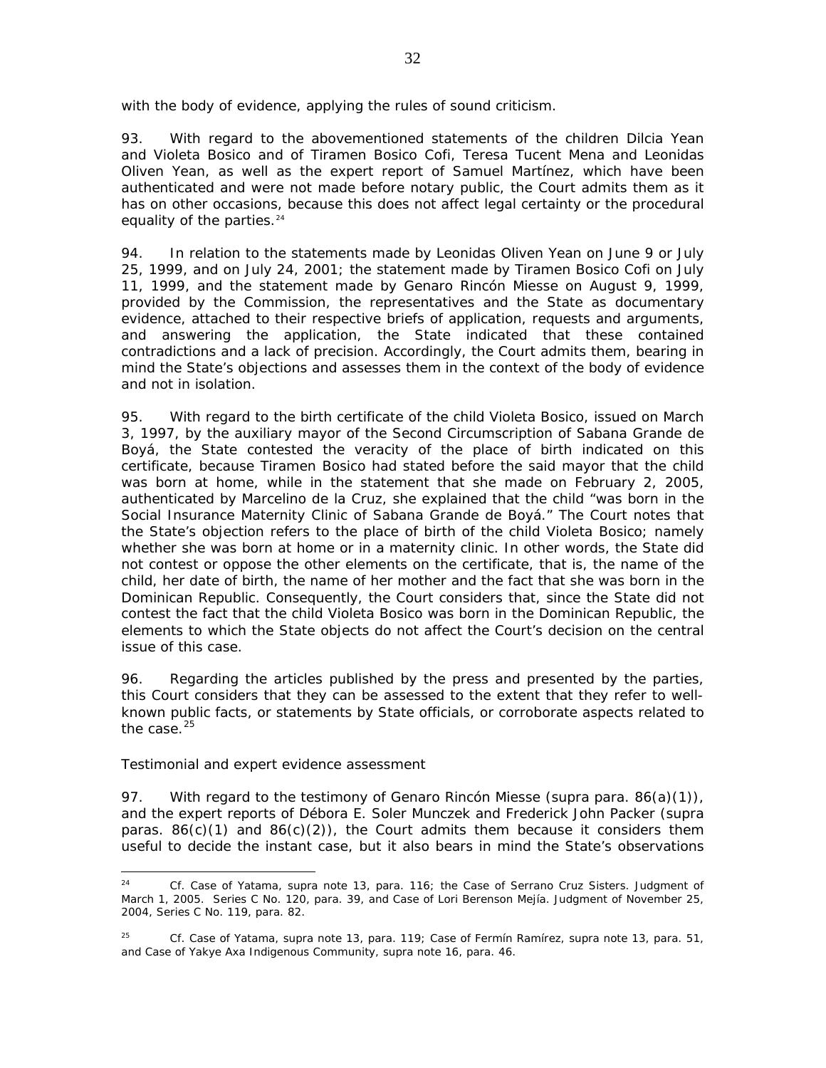with the body of evidence, applying the rules of sound criticism.

93. With regard to the abovementioned statements of the children Dilcia Yean and Violeta Bosico and of Tiramen Bosico Cofi, Teresa Tucent Mena and Leonidas Oliven Yean, as well as the expert report of Samuel Martínez, which have been authenticated and were not made before notary public, the Court admits them as it has on other occasions, because this does not affect legal certainty or the procedural equality of the parties.[24]

94. In relation to the statements made by Leonidas Oliven Yean on June 9 or July 25, 1999, and on July 24, 2001; the statement made by Tiramen Bosico Cofi on July 11, 1999, and the statement made by Genaro Rincón Miesse on August 9, 1999, provided by the Commission, the representatives and the State as documentary evidence, attached to their respective briefs of application, requests and arguments, and answering the application, the State indicated that these contained contradictions and a lack of precision. Accordingly, the Court admits them, bearing in mind the State's objections and assesses them in the context of the body of evidence and not in isolation.

95. With regard to the birth certificate of the child Violeta Bosico, issued on March 3, 1997, by the auxiliary mayor of the Second Circumscription of Sabana Grande de Boyá, the State contested the veracity of the place of birth indicated on this certificate, because Tiramen Bosico had stated before the said mayor that the child was born at home, while in the statement that she made on February 2, 2005, authenticated by Marcelino de la Cruz, she explained that the child "was born in the Social Insurance Maternity Clinic of Sabana Grande de Boyá." The Court notes that the State's objection refers to the place of birth of the child Violeta Bosico; namely whether she was born at home or in a maternity clinic. In other words, the State did not contest or oppose the other elements on the certificate, that is, the name of the child, her date of birth, the name of her mother and the fact that she was born in the Dominican Republic. Consequently, the Court considers that, since the State did not contest the fact that the child Violeta Bosico was born in the Dominican Republic, the elements to which the State objects do not affect the Court's decision on the central issue of this case.

96. Regarding the articles published by the press and presented by the parties, this Court considers that they can be assessed to the extent that they refer to well-known public facts, or statements by State officials, or corroborate aspects related to the case.[25]

*Testimonial and expert evidence assessment*

97. With regard to the testimony of Genaro Rincón Miesse (*supra* para. 86(a)(1)), and the expert reports of Débora E. Soler Munczek and Frederick John Packer (*supra* paras. 86(c)(1) and 86(c)(2)), the Court admits them because it considers them useful to decide the instant case, but it also bears in mind the State's observations

---

[24] *Cf. Case of Yatama, supra* note 13, para. 116; *the Case of Serrano Cruz Sisters.* Judgment of March 1, 2005. Series C No. 120, para. 39, and *Case of Lori Berenson Mejía.* Judgment of November 25, 2004, Series C No. 119, para. 82.

[25] *Cf. Case of Yatama, supra* note 13, para. 119; *Case of Fermín Ramírez, supra* note 13, para. 51, and *Case of Yakye Axa Indigenous Community, supra* note 16, para. 46.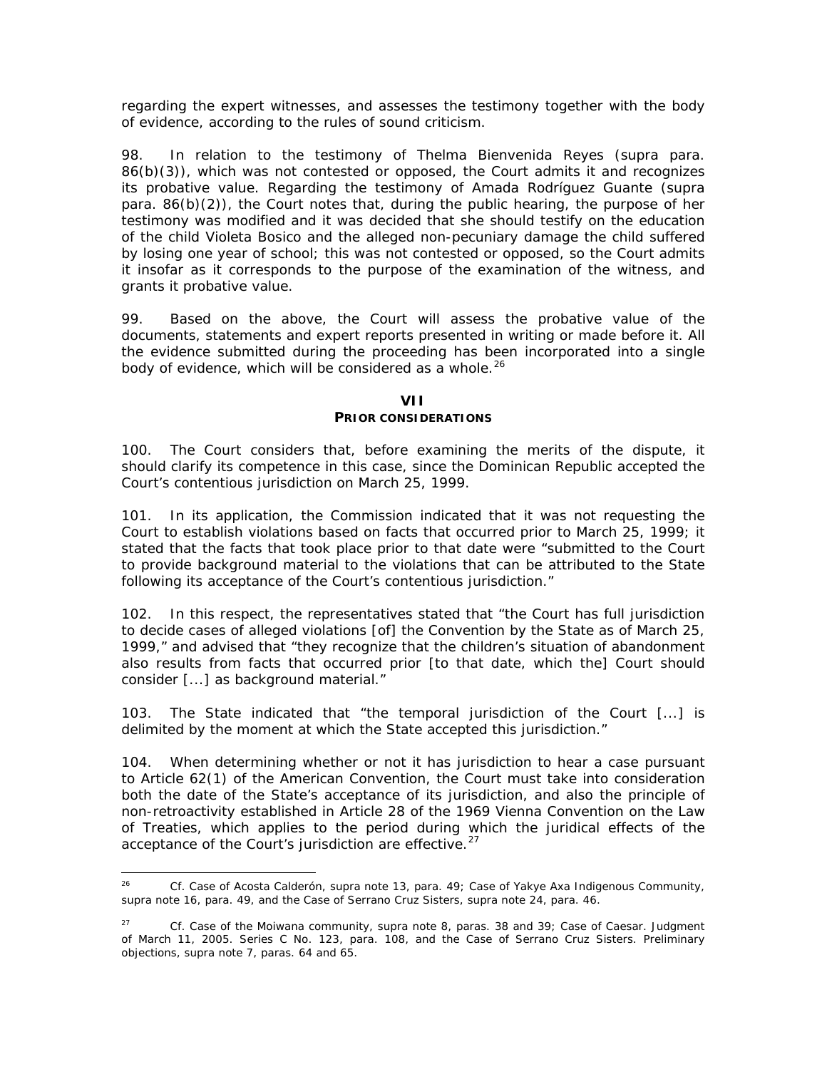regarding the expert witnesses, and assesses the testimony together with the body of evidence, according to the rules of sound criticism.

98. In relation to the testimony of Thelma Bienvenida Reyes (supra para. 86(b)(3)), which was not contested or opposed, the Court admits it and recognizes its probative value. Regarding the testimony of Amada Rodríguez Guante (supra para. 86(b)(2)), the Court notes that, during the public hearing, the purpose of her testimony was modified and it was decided that she should testify on the education of the child Violeta Bosico and the alleged non-pecuniary damage the child suffered by losing one year of school; this was not contested or opposed, so the Court admits it insofar as it corresponds to the purpose of the examination of the witness, and grants it probative value.

99. Based on the above, the Court will assess the probative value of the documents, statements and expert reports presented in writing or made before it. All the evidence submitted during the proceeding has been incorporated into a single body of evidence, which will be considered as a whole.[26]

## VII
## PRIOR CONSIDERATIONS

100. The Court considers that, before examining the merits of the dispute, it should clarify its competence in this case, since the Dominican Republic accepted the Court's contentious jurisdiction on March 25, 1999.

101. In its application, the Commission indicated that it was not requesting the Court to establish violations based on facts that occurred prior to March 25, 1999; it stated that the facts that took place prior to that date were "submitted to the Court to provide background material to the violations that can be attributed to the State following its acceptance of the Court's contentious jurisdiction."

102. In this respect, the representatives stated that "the Court has full jurisdiction to decide cases of alleged violations [of] the Convention by the State as of March 25, 1999," and advised that "they recognize that the children's situation of abandonment also results from facts that occurred prior [to that date, which the] Court should consider [...] as background material."

103. The State indicated that "the temporal jurisdiction of the Court [...] is delimited by the moment at which the State accepted this jurisdiction."

104. When determining whether or not it has jurisdiction to hear a case pursuant to Article 62(1) of the American Convention, the Court must take into consideration both the date of the State's acceptance of its jurisdiction, and also the principle of non-retroactivity established in Article 28 of the 1969 Vienna Convention on the Law of Treaties, which applies to the period during which the juridical effects of the acceptance of the Court's jurisdiction are effective.[27]

---

[26] Cf. *Case of Acosta Calderón*, supra note 13, para. 49; *Case of Yakye Axa Indigenous Community*, supra note 16, para. 49, and the *Case of Serrano Cruz Sisters*, supra note 24, para. 46.

[27] Cf. *Case of the Moiwana community*, supra note 8, paras. 38 and 39; *Case of Caesar*. Judgment of March 11, 2005. Series C No. 123, para. 108, and the *Case of Serrano Cruz Sisters. Preliminary objections*, supra note 7, paras. 64 and 65.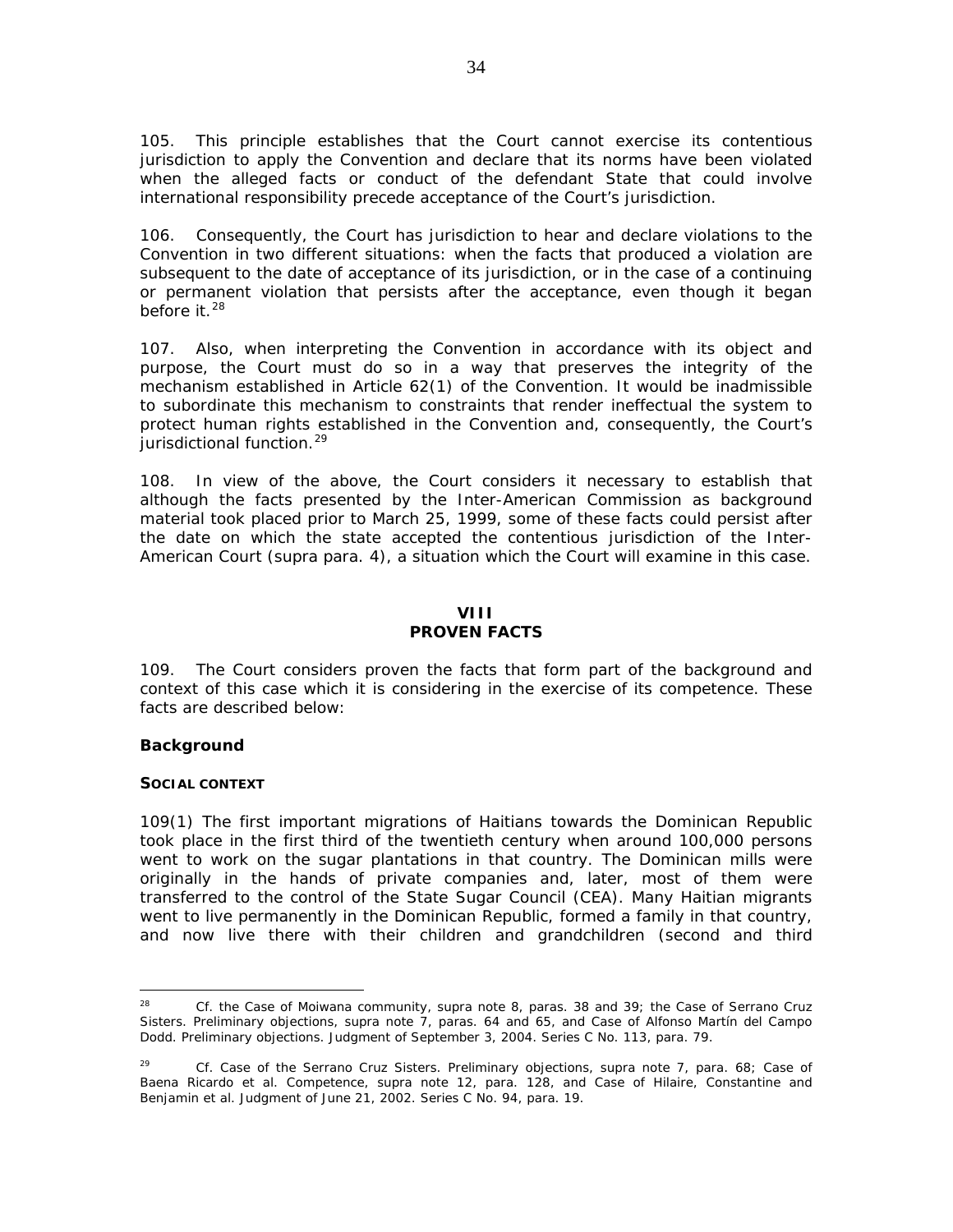105. This principle establishes that the Court cannot exercise its contentious jurisdiction to apply the Convention and declare that its norms have been violated when the alleged facts or conduct of the defendant State that could involve international responsibility precede acceptance of the Court's jurisdiction.

106. Consequently, the Court has jurisdiction to hear and declare violations to the Convention in two different situations: when the facts that produced a violation are subsequent to the date of acceptance of its jurisdiction, or in the case of a continuing or permanent violation that persists after the acceptance, even though it began before it.[28]

107. Also, when interpreting the Convention in accordance with its object and purpose, the Court must do so in a way that preserves the integrity of the mechanism established in Article 62(1) of the Convention. It would be inadmissible to subordinate this mechanism to constraints that render ineffectual the system to protect human rights established in the Convention and, consequently, the Court's jurisdictional function.[29]

108. In view of the above, the Court considers it necessary to establish that although the facts presented by the Inter-American Commission as background material took placed prior to March 25, 1999, some of these facts could persist after the date on which the state accepted the contentious jurisdiction of the Inter-American Court (supra para. 4), a situation which the Court will examine in this case.

## VIII
## PROVEN FACTS

109. The Court considers proven the facts that form part of the background and context of this case which it is considering in the exercise of its competence. These facts are described below:

**Background**

**SOCIAL CONTEXT**

109(1) The first important migrations of Haitians towards the Dominican Republic took place in the first third of the twentieth century when around 100,000 persons went to work on the sugar plantations in that country. The Dominican mills were originally in the hands of private companies and, later, most of them were transferred to the control of the State Sugar Council (CEA). Many Haitian migrants went to live permanently in the Dominican Republic, formed a family in that country, and now live there with their children and grandchildren (second and third

---

[28] Cf. the Case of Moiwana community, supra note 8, paras. 38 and 39; the Case of Serrano Cruz Sisters. Preliminary objections, supra note 7, paras. 64 and 65, and Case of Alfonso Martín del Campo Dodd. Preliminary objections. Judgment of September 3, 2004. Series C No. 113, para. 79.

[29] Cf. Case of the Serrano Cruz Sisters. Preliminary objections, supra note 7, para. 68; Case of Baena Ricardo et al. Competence, supra note 12, para. 128, and Case of Hilaire, Constantine and Benjamin et al. Judgment of June 21, 2002. Series C No. 94, para. 19.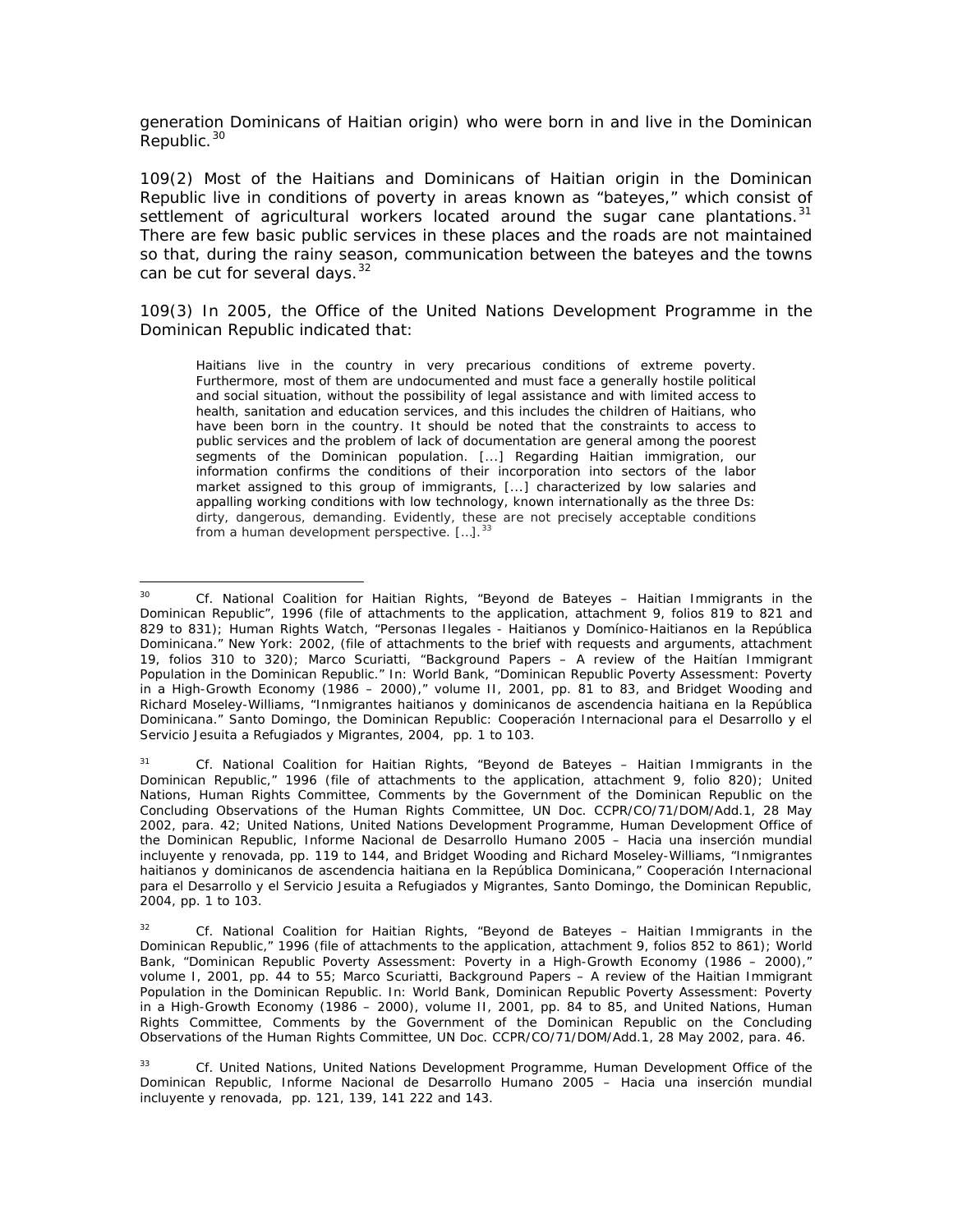generation Dominicans of Haitian origin) who were born in and live in the Dominican Republic.[30]

109(2) Most of the Haitians and Dominicans of Haitian origin in the Dominican Republic live in conditions of poverty in areas known as "bateyes," which consist of settlement of agricultural workers located around the sugar cane plantations.[31] There are few basic public services in these places and the roads are not maintained so that, during the rainy season, communication between the bateyes and the towns can be cut for several days.[32]

109(3) In 2005, the Office of the United Nations Development Programme in the Dominican Republic indicated that:

> Haitians live in the country in very precarious conditions of extreme poverty. Furthermore, most of them are undocumented and must face a generally hostile political and social situation, without the possibility of legal assistance and with limited access to health, sanitation and education services, and this includes the children of Haitians, who have been born in the country. It should be noted that the constraints to access to public services and the problem of lack of documentation are general among the poorest segments of the Dominican population. [...] Regarding Haitian immigration, our information confirms the conditions of their incorporation into sectors of the labor market assigned to this group of immigrants, [...] characterized by low salaries and appalling working conditions with low technology, known internationally as the three Ds: dirty, dangerous, demanding. Evidently, these are not precisely acceptable conditions from a human development perspective. [...].[33]

---

[30] Cf. National Coalition for Haitian Rights, "Beyond de Bateyes – Haitian Immigrants in the Dominican Republic", 1996 (file of attachments to the application, attachment 9, folios 819 to 821 and 829 to 831); Human Rights Watch, "Personas Ilegales - Haitianos y Domínico-Haitianos en la República Dominicana." New York: 2002, (file of attachments to the brief with requests and arguments, attachment 19, folios 310 to 320); Marco Scuriatti, "Background Papers – A review of the Haitían Immigrant Population in the Dominican Republic." In: World Bank, "Dominican Republic Poverty Assessment: Poverty in a High-Growth Economy (1986 – 2000)," volume II, 2001, pp. 81 to 83, and Bridget Wooding and Richard Moseley-Williams, "Inmigrantes haitianos y dominicanos de ascendencia haitiana en la República Dominicana." Santo Domingo, the Dominican Republic: Cooperación Internacional para el Desarrollo y el Servicio Jesuita a Refugiados y Migrantes, 2004, pp. 1 to 103.

[31] Cf. National Coalition for Haitian Rights, "Beyond de Bateyes – Haitian Immigrants in the Dominican Republic," 1996 (file of attachments to the application, attachment 9, folio 820); United Nations, Human Rights Committee, Comments by the Government of the Dominican Republic on the Concluding Observations of the Human Rights Committee, UN Doc. CCPR/CO/71/DOM/Add.1, 28 May 2002, para. 42; United Nations, United Nations Development Programme, Human Development Office of the Dominican Republic, Informe Nacional de Desarrollo Humano 2005 – Hacia una inserción mundial incluyente y renovada, pp. 119 to 144, and Bridget Wooding and Richard Moseley-Williams, "Inmigrantes haitianos y dominicanos de ascendencia haitiana en la República Dominicana," Cooperación Internacional para el Desarrollo y el Servicio Jesuita a Refugiados y Migrantes, Santo Domingo, the Dominican Republic, 2004, pp. 1 to 103.

[32] Cf. National Coalition for Haitian Rights, "Beyond de Bateyes – Haitian Immigrants in the Dominican Republic," 1996 (file of attachments to the application, attachment 9, folios 852 to 861); World Bank, "Dominican Republic Poverty Assessment: Poverty in a High-Growth Economy (1986 – 2000)," volume I, 2001, pp. 44 to 55; Marco Scuriatti, Background Papers – A review of the Haitian Immigrant Population in the Dominican Republic. In: World Bank, Dominican Republic Poverty Assessment: Poverty in a High-Growth Economy (1986 – 2000), volume II, 2001, pp. 84 to 85, and United Nations, Human Rights Committee, Comments by the Government of the Dominican Republic on the Concluding Observations of the Human Rights Committee, UN Doc. CCPR/CO/71/DOM/Add.1, 28 May 2002, para. 46.

[33] Cf. United Nations, United Nations Development Programme, Human Development Office of the Dominican Republic, Informe Nacional de Desarrollo Humano 2005 – Hacia una inserción mundial incluyente y renovada, pp. 121, 139, 141 222 and 143.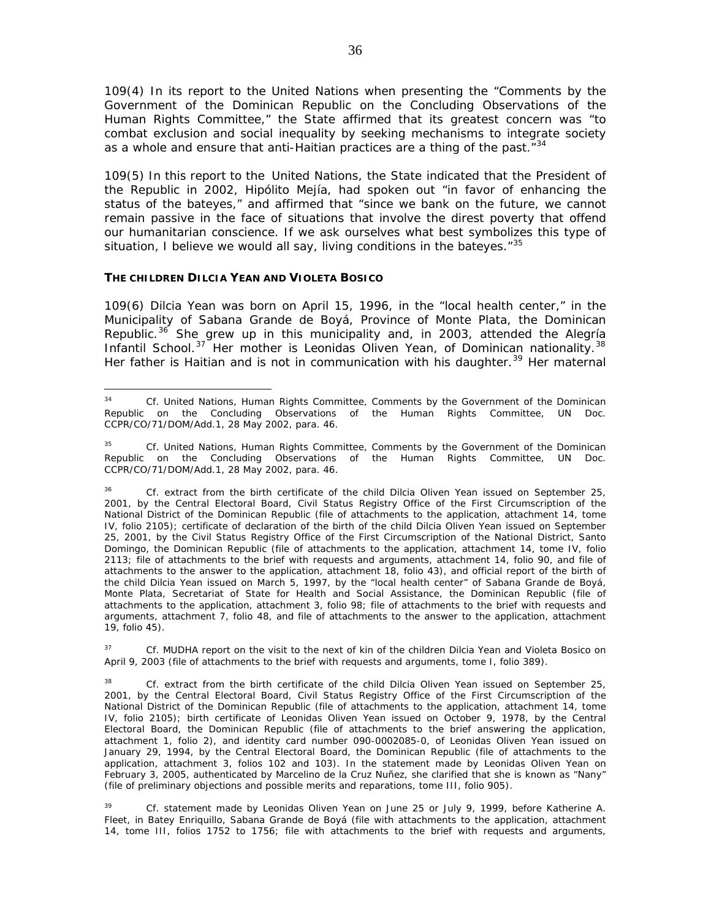109(4) In its report to the United Nations when presenting the "Comments by the Government of the Dominican Republic on the Concluding Observations of the Human Rights Committee," the State affirmed that its greatest concern was "to combat exclusion and social inequality by seeking mechanisms to integrate society as a whole and ensure that anti-Haitian practices are a thing of the past."[34]

109(5) In this report to the United Nations, the State indicated that the President of the Republic in 2002, Hipólito Mejía, had spoken out "in favor of enhancing the status of the bateyes," and affirmed that "since we bank on the future, we cannot remain passive in the face of situations that involve the direst poverty that offend our humanitarian conscience. If we ask ourselves what best symbolizes this type of situation, I believe we would all say, living conditions in the bateyes."[35]

**THE CHILDREN DILCIA YEAN AND VIOLETA BOSICO**

109(6) Dilcia Yean was born on April 15, 1996, in the "local health center," in the Municipality of Sabana Grande de Boyá, Province of Monte Plata, the Dominican Republic.[36] She grew up in this municipality and, in 2003, attended the Alegría Infantil School.[37] Her mother is Leonidas Oliven Yean, of Dominican nationality.[38] Her father is Haitian and is not in communication with his daughter.[39] Her maternal

---

[34] Cf. United Nations, Human Rights Committee, Comments by the Government of the Dominican Republic on the Concluding Observations of the Human Rights Committee, UN Doc. CCPR/CO/71/DOM/Add.1, 28 May 2002, para. 46.

[35] Cf. United Nations, Human Rights Committee, Comments by the Government of the Dominican Republic on the Concluding Observations of the Human Rights Committee, UN Doc. CCPR/CO/71/DOM/Add.1, 28 May 2002, para. 46.

[36] Cf. extract from the birth certificate of the child Dilcia Oliven Yean issued on September 25, 2001, by the Central Electoral Board, Civil Status Registry Office of the First Circumscription of the National District of the Dominican Republic (file of attachments to the application, attachment 14, tome IV, folio 2105); certificate of declaration of the birth of the child Dilcia Oliven Yean issued on September 25, 2001, by the Civil Status Registry Office of the First Circumscription of the National District, Santo Domingo, the Dominican Republic (file of attachments to the application, attachment 14, tome IV, folio 2113; file of attachments to the brief with requests and arguments, attachment 14, folio 90, and file of attachments to the answer to the application, attachment 18, folio 43), and official report of the birth of the child Dilcia Yean issued on March 5, 1997, by the "local health center" of Sabana Grande de Boyá, Monte Plata, Secretariat of State for Health and Social Assistance, the Dominican Republic (file of attachments to the application, attachment 3, folio 98; file of attachments to the brief with requests and arguments, attachment 7, folio 48, and file of attachments to the answer to the application, attachment 19, folio 45).

[37] Cf. MUDHA report on the visit to the next of kin of the children Dilcia Yean and Violeta Bosico on April 9, 2003 (file of attachments to the brief with requests and arguments, tome I, folio 389).

[38] Cf. extract from the birth certificate of the child Dilcia Oliven Yean issued on September 25, 2001, by the Central Electoral Board, Civil Status Registry Office of the First Circumscription of the National District of the Dominican Republic (file of attachments to the application, attachment 14, tome IV, folio 2105); birth certificate of Leonidas Oliven Yean issued on October 9, 1978, by the Central Electoral Board, the Dominican Republic (file of attachments to the brief answering the application, attachment 1, folio 2), and identity card number 090-0002085-0, of Leonidas Oliven Yean issued on January 29, 1994, by the Central Electoral Board, the Dominican Republic (file of attachments to the application, attachment 3, folios 102 and 103). In the statement made by Leonidas Oliven Yean on February 3, 2005, authenticated by Marcelino de la Cruz Nuñez, she clarified that she is known as "Nany" (file of preliminary objections and possible merits and reparations, tome III, folio 905).

[39] Cf. statement made by Leonidas Oliven Yean on June 25 or July 9, 1999, before Katherine A. Fleet, in Batey Enriquillo, Sabana Grande de Boyá (file with attachments to the application, attachment 14, tome III, folios 1752 to 1756; file with attachments to the brief with requests and arguments,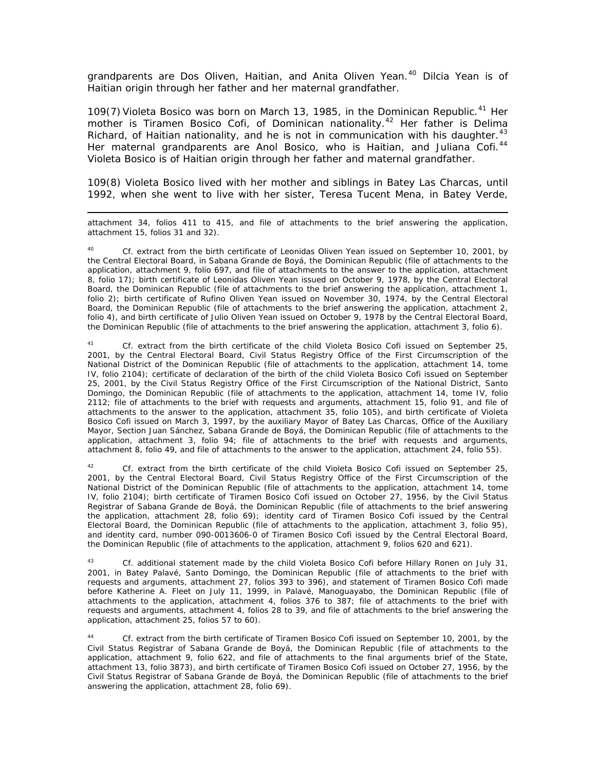grandparents are Dos Oliven, Haitian, and Anita Oliven Yean.[40] Dilcia Yean is of Haitian origin through her father and her maternal grandfather.

109(7) Violeta Bosico was born on March 13, 1985, in the Dominican Republic.[41] Her mother is Tiramen Bosico Cofi, of Dominican nationality.[42] Her father is Delima Richard, of Haitian nationality, and he is not in communication with his daughter.[43] Her maternal grandparents are Anol Bosico, who is Haitian, and Juliana Cofi.[44] Violeta Bosico is of Haitian origin through her father and maternal grandfather.

109(8) Violeta Bosico lived with her mother and siblings in Batey Las Charcas, until 1992, when she went to live with her sister, Teresa Tucent Mena, in Batey Verde,

---

attachment 34, folios 411 to 415, and file of attachments to the brief answering the application, attachment 15, folios 31 and 32).

[40] *Cf.* extract from the birth certificate of Leonidas Oliven Yean issued on September 10, 2001, by the Central Electoral Board, in Sabana Grande de Boyá, the Dominican Republic (file of attachments to the application, attachment 9, folio 697, and file of attachments to the answer to the application, attachment 8, folio 17); birth certificate of Leonidas Oliven Yean issued on October 9, 1978, by the Central Electoral Board, the Dominican Republic (file of attachments to the brief answering the application, attachment 1, folio 2); birth certificate of Rufino Oliven Yean issued on November 30, 1974, by the Central Electoral Board, the Dominican Republic (file of attachments to the brief answering the application, attachment 2, folio 4), and birth certificate of Julio Oliven Yean issued on October 9, 1978 by the Central Electoral Board, the Dominican Republic (file of attachments to the brief answering the application, attachment 3, folio 6).

[41] *Cf.* extract from the birth certificate of the child Violeta Bosico Cofi issued on September 25, 2001, by the Central Electoral Board, Civil Status Registry Office of the First Circumscription of the National District of the Dominican Republic (file of attachments to the application, attachment 14, tome IV, folio 2104); certificate of declaration of the birth of the child Violeta Bosico Cofi issued on September 25, 2001, by the Civil Status Registry Office of the First Circumscription of the National District, Santo Domingo, the Dominican Republic (file of attachments to the application, attachment 14, tome IV, folio 2112; file of attachments to the brief with requests and arguments, attachment 15, folio 91, and file of attachments to the answer to the application, attachment 35, folio 105), and birth certificate of Violeta Bosico Cofi issued on March 3, 1997, by the auxiliary Mayor of Batey Las Charcas, Office of the Auxiliary Mayor, Section Juan Sánchez, Sabana Grande de Boyá, the Dominican Republic (file of attachments to the application, attachment 3, folio 94; file of attachments to the brief with requests and arguments, attachment 8, folio 49, and file of attachments to the answer to the application, attachment 24, folio 55).

[42] *Cf.* extract from the birth certificate of the child Violeta Bosico Cofi issued on September 25, 2001, by the Central Electoral Board, Civil Status Registry Office of the First Circumscription of the National District of the Dominican Republic (file of attachments to the application, attachment 14, tome IV, folio 2104); birth certificate of Tiramen Bosico Cofi issued on October 27, 1956, by the Civil Status Registrar of Sabana Grande de Boyá, the Dominican Republic (file of attachments to the brief answering the application, attachment 28, folio 69); identity card of Tiramen Bosico Cofi issued by the Central Electoral Board, the Dominican Republic (file of attachments to the application, attachment 3, folio 95), and identity card, number 090-0013606-0 of Tiramen Bosico Cofi issued by the Central Electoral Board, the Dominican Republic (file of attachments to the application, attachment 9, folios 620 and 621).

[43] *Cf.* additional statement made by the child Violeta Bosico Cofi before Hillary Ronen on July 31, 2001, in Batey Palavé, Santo Domingo, the Dominican Republic (file of attachments to the brief with requests and arguments, attachment 27, folios 393 to 396), and statement of Tiramen Bosico Cofi made before Katherine A. Fleet on July 11, 1999, in Palavé, Manoguayabo, the Dominican Republic (file of attachments to the application, attachment 4, folios 376 to 387; file of attachments to the brief with requests and arguments, attachment 4, folios 28 to 39, and file of attachments to the brief answering the application, attachment 25, folios 57 to 60).

[44] *Cf.* extract from the birth certificate of Tiramen Bosico Cofi issued on September 10, 2001, by the Civil Status Registrar of Sabana Grande de Boyá, the Dominican Republic (file of attachments to the application, attachment 9, folio 622, and file of attachments to the final arguments brief of the State, attachment 13, folio 3873), and birth certificate of Tiramen Bosico Cofi issued on October 27, 1956, by the Civil Status Registrar of Sabana Grande de Boyá, the Dominican Republic (file of attachments to the brief answering the application, attachment 28, folio 69).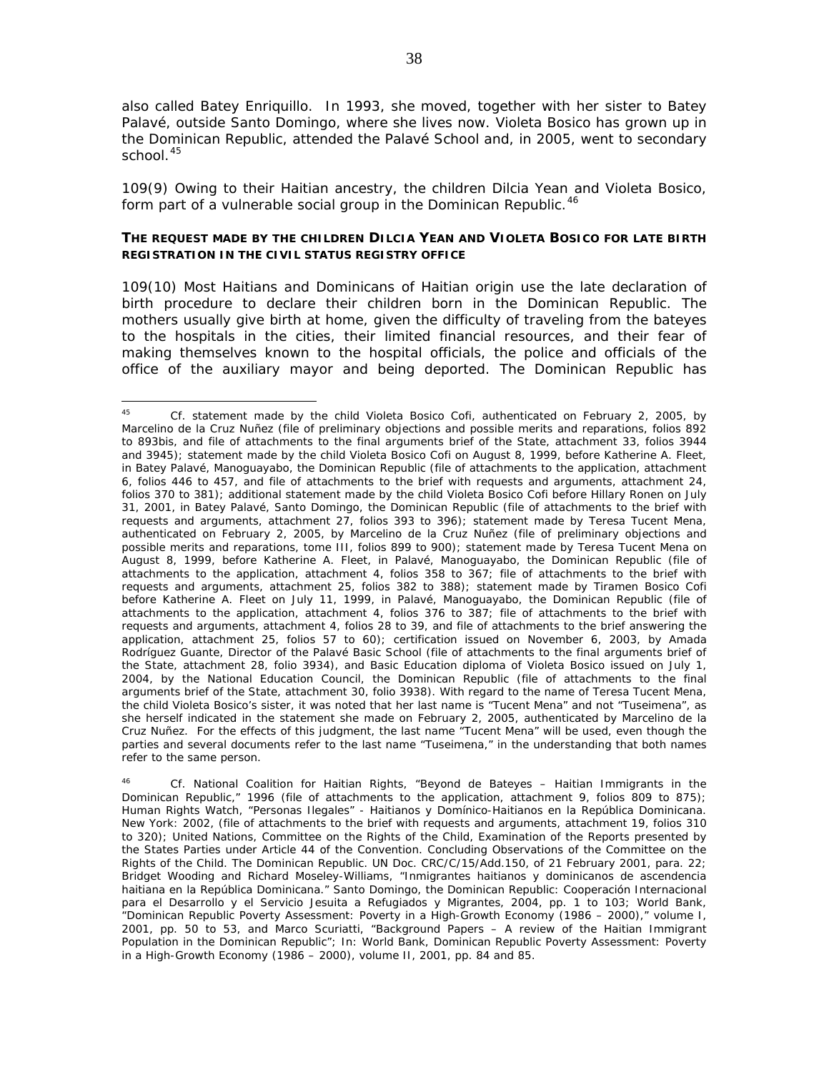also called Batey Enriquillo. In 1993, she moved, together with her sister to Batey Palavé, outside Santo Domingo, where she lives now. Violeta Bosico has grown up in the Dominican Republic, attended the Palavé School and, in 2005, went to secondary school.[45]

109(9) Owing to their Haitian ancestry, the children Dilcia Yean and Violeta Bosico, form part of a vulnerable social group in the Dominican Republic.[46]

**THE REQUEST MADE BY THE CHILDREN DILCIA YEAN AND VIOLETA BOSICO FOR LATE BIRTH REGISTRATION IN THE CIVIL STATUS REGISTRY OFFICE**

109(10) Most Haitians and Dominicans of Haitian origin use the late declaration of birth procedure to declare their children born in the Dominican Republic. The mothers usually give birth at home, given the difficulty of traveling from the bateyes to the hospitals in the cities, their limited financial resources, and their fear of making themselves known to the hospital officials, the police and officials of the office of the auxiliary mayor and being deported. The Dominican Republic has

---

[45] Cf. statement made by the child Violeta Bosico Cofi, authenticated on February 2, 2005, by Marcelino de la Cruz Nuñez (file of preliminary objections and possible merits and reparations, folios 892 to 893bis, and file of attachments to the final arguments brief of the State, attachment 33, folios 3944 and 3945); statement made by the child Violeta Bosico Cofi on August 8, 1999, before Katherine A. Fleet, in Batey Palavé, Manoguayabo, the Dominican Republic (file of attachments to the application, attachment 6, folios 446 to 457, and file of attachments to the brief with requests and arguments, attachment 24, folios 370 to 381); additional statement made by the child Violeta Bosico Cofi before Hillary Ronen on July 31, 2001, in Batey Palavé, Santo Domingo, the Dominican Republic (file of attachments to the brief with requests and arguments, attachment 27, folios 393 to 396); statement made by Teresa Tucent Mena, authenticated on February 2, 2005, by Marcelino de la Cruz Nuñez (file of preliminary objections and possible merits and reparations, tome III, folios 899 to 900); statement made by Teresa Tucent Mena on August 8, 1999, before Katherine A. Fleet, in Palavé, Manoguayabo, the Dominican Republic (file of attachments to the application, attachment 4, folios 358 to 367; file of attachments to the brief with requests and arguments, attachment 25, folios 382 to 388); statement made by Tiramen Bosico Cofi before Katherine A. Fleet on July 11, 1999, in Palavé, Manoguayabo, the Dominican Republic (file of attachments to the application, attachment 4, folios 376 to 387; file of attachments to the brief with requests and arguments, attachment 4, folios 28 to 39, and file of attachments to the brief answering the application, attachment 25, folios 57 to 60); certification issued on November 6, 2003, by Amada Rodríguez Guante, Director of the Palavé Basic School (file of attachments to the final arguments brief of the State, attachment 28, folio 3934), and Basic Education diploma of Violeta Bosico issued on July 1, 2004, by the National Education Council, the Dominican Republic (file of attachments to the final arguments brief of the State, attachment 30, folio 3938). With regard to the name of Teresa Tucent Mena, the child Violeta Bosico's sister, it was noted that her last name is "Tucent Mena" and not "Tuseimena", as she herself indicated in the statement she made on February 2, 2005, authenticated by Marcelino de la Cruz Nuñez. For the effects of this judgment, the last name "Tucent Mena" will be used, even though the parties and several documents refer to the last name "Tuseimena," in the understanding that both names refer to the same person.

[46] Cf. National Coalition for Haitian Rights, "Beyond de Bateyes – Haitian Immigrants in the Dominican Republic," 1996 (file of attachments to the application, attachment 9, folios 809 to 875); Human Rights Watch, "Personas Ilegales" - Haitianos y Domínico-Haitianos en la República Dominicana. New York: 2002, (file of attachments to the brief with requests and arguments, attachment 19, folios 310 to 320); United Nations, Committee on the Rights of the Child, Examination of the Reports presented by the States Parties under Article 44 of the Convention. Concluding Observations of the Committee on the Rights of the Child. The Dominican Republic. UN Doc. CRC/C/15/Add.150, of 21 February 2001, para. 22; Bridget Wooding and Richard Moseley-Williams, "Inmigrantes haitianos y dominicanos de ascendencia haitiana en la República Dominicana." Santo Domingo, the Dominican Republic: Cooperación Internacional para el Desarrollo y el Servicio Jesuita a Refugiados y Migrantes, 2004, pp. 1 to 103; World Bank, "Dominican Republic Poverty Assessment: Poverty in a High-Growth Economy (1986 – 2000)," volume I, 2001, pp. 50 to 53, and Marco Scuriatti, "Background Papers – A review of the Haitian Immigrant Population in the Dominican Republic"; In: World Bank, Dominican Republic Poverty Assessment: Poverty in a High-Growth Economy (1986 – 2000), volume II, 2001, pp. 84 and 85.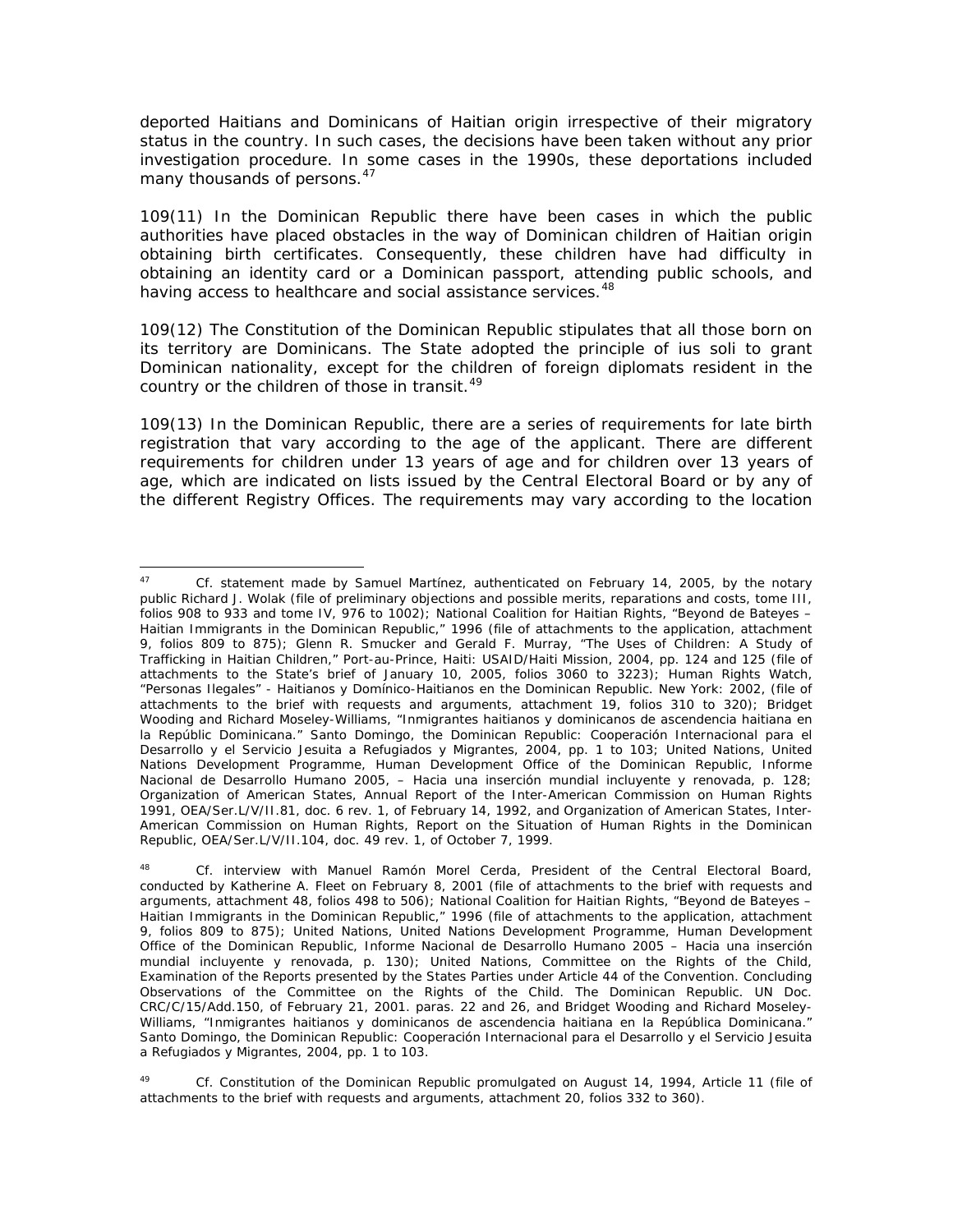deported Haitians and Dominicans of Haitian origin irrespective of their migratory status in the country. In such cases, the decisions have been taken without any prior investigation procedure. In some cases in the 1990s, these deportations included many thousands of persons.[47]

109(11) In the Dominican Republic there have been cases in which the public authorities have placed obstacles in the way of Dominican children of Haitian origin obtaining birth certificates. Consequently, these children have had difficulty in obtaining an identity card or a Dominican passport, attending public schools, and having access to healthcare and social assistance services.[48]

109(12) The Constitution of the Dominican Republic stipulates that all those born on its territory are Dominicans. The State adopted the principle of *ius soli* to grant Dominican nationality, except for the children of foreign diplomats resident in the country or the children of those in transit.[49]

109(13) In the Dominican Republic, there are a series of requirements for late birth registration that vary according to the age of the applicant. There are different requirements for children under 13 years of age and for children over 13 years of age, which are indicated on lists issued by the Central Electoral Board or by any of the different Registry Offices. The requirements may vary according to the location

---

[47] Cf. statement made by Samuel Martínez, authenticated on February 14, 2005, by the notary public Richard J. Wolak (file of preliminary objections and possible merits, reparations and costs, tome III, folios 908 to 933 and tome IV, 976 to 1002); National Coalition for Haitian Rights, "Beyond de Bateyes – Haitian Immigrants in the Dominican Republic," 1996 (file of attachments to the application, attachment 9, folios 809 to 875); Glenn R. Smucker and Gerald F. Murray, "The Uses of Children: A Study of Trafficking in Haitian Children," Port-au-Prince, Haiti: USAID/Haiti Mission, 2004, pp. 124 and 125 (file of attachments to the State's brief of January 10, 2005, folios 3060 to 3223); Human Rights Watch, "Personas Ilegales" - Haitianos y Domínico-Haitianos en the Dominican Republic. New York: 2002, (file of attachments to the brief with requests and arguments, attachment 19, folios 310 to 320); Bridget Wooding and Richard Moseley-Williams, "Inmigrantes haitianos y dominicanos de ascendencia haitiana en la Repúblic Dominicana." Santo Domingo, the Dominican Republic: Cooperación Internacional para el Desarrollo y el Servicio Jesuita a Refugiados y Migrantes, 2004, pp. 1 to 103; United Nations, United Nations Development Programme, Human Development Office of the Dominican Republic, Informe Nacional de Desarrollo Humano 2005, – Hacia una inserción mundial incluyente y renovada, p. 128; Organization of American States, Annual Report of the Inter-American Commission on Human Rights 1991, OEA/Ser.L/V/II.81, doc. 6 rev. 1, of February 14, 1992, and Organization of American States, Inter-American Commission on Human Rights, Report on the Situation of Human Rights in the Dominican Republic, OEA/Ser.L/V/II.104, doc. 49 rev. 1, of October 7, 1999.

[48] Cf. interview with Manuel Ramón Morel Cerda, President of the Central Electoral Board, conducted by Katherine A. Fleet on February 8, 2001 (file of attachments to the brief with requests and arguments, attachment 48, folios 498 to 506); National Coalition for Haitian Rights, "Beyond de Bateyes – Haitian Immigrants in the Dominican Republic," 1996 (file of attachments to the application, attachment 9, folios 809 to 875); United Nations, United Nations Development Programme, Human Development Office of the Dominican Republic, Informe Nacional de Desarrollo Humano 2005 – Hacia una inserción mundial incluyente y renovada, p. 130); United Nations, Committee on the Rights of the Child, Examination of the Reports presented by the States Parties under Article 44 of the Convention. Concluding Observations of the Committee on the Rights of the Child. The Dominican Republic. UN Doc. CRC/C/15/Add.150, of February 21, 2001. paras. 22 and 26, and Bridget Wooding and Richard Moseley-Williams, "Inmigrantes haitianos y dominicanos de ascendencia haitiana en la República Dominicana." Santo Domingo, the Dominican Republic: Cooperación Internacional para el Desarrollo y el Servicio Jesuita a Refugiados y Migrantes, 2004, pp. 1 to 103.

[49] Cf. Constitution of the Dominican Republic promulgated on August 14, 1994, Article 11 (file of attachments to the brief with requests and arguments, attachment 20, folios 332 to 360).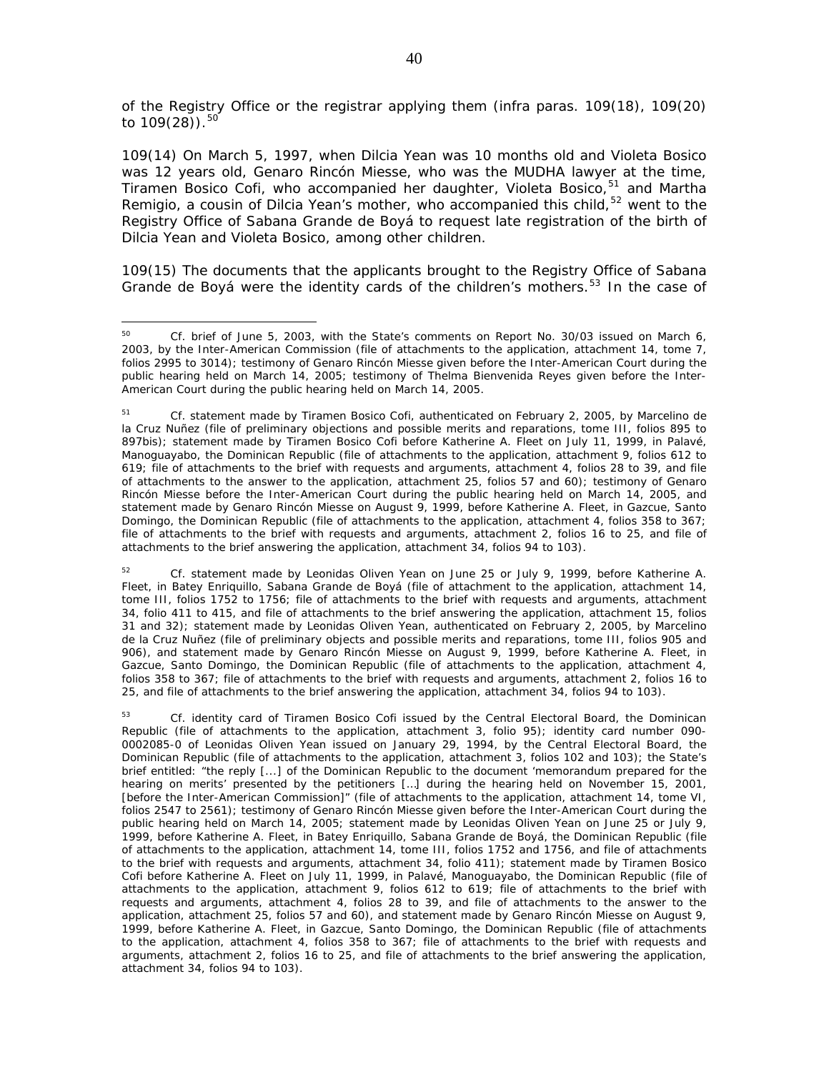of the Registry Office or the registrar applying them (infra paras. 109(18), 109(20) to 109(28)).[50]

109(14) On March 5, 1997, when Dilcia Yean was 10 months old and Violeta Bosico was 12 years old, Genaro Rincón Miesse, who was the MUDHA lawyer at the time, Tiramen Bosico Cofi, who accompanied her daughter, Violeta Bosico,[51] and Martha Remigio, a cousin of Dilcia Yean's mother, who accompanied this child,[52] went to the Registry Office of Sabana Grande de Boyá to request late registration of the birth of Dilcia Yean and Violeta Bosico, among other children.

109(15) The documents that the applicants brought to the Registry Office of Sabana Grande de Boyá were the identity cards of the children's mothers.[53] In the case of

---

[50] Cf. brief of June 5, 2003, with the State's comments on Report No. 30/03 issued on March 6, 2003, by the Inter-American Commission (file of attachments to the application, attachment 14, tome 7, folios 2995 to 3014); testimony of Genaro Rincón Miesse given before the Inter-American Court during the public hearing held on March 14, 2005; testimony of Thelma Bienvenida Reyes given before the Inter-American Court during the public hearing held on March 14, 2005.

[51] Cf. statement made by Tiramen Bosico Cofi, authenticated on February 2, 2005, by Marcelino de la Cruz Nuñez (file of preliminary objections and possible merits and reparations, tome III, folios 895 to 897bis); statement made by Tiramen Bosico Cofi before Katherine A. Fleet on July 11, 1999, in Palavé, Manoguayabo, the Dominican Republic (file of attachments to the application, attachment 9, folios 612 to 619; file of attachments to the brief with requests and arguments, attachment 4, folios 28 to 39, and file of attachments to the answer to the application, attachment 25, folios 57 and 60); testimony of Genaro Rincón Miesse before the Inter-American Court during the public hearing held on March 14, 2005, and statement made by Genaro Rincón Miesse on August 9, 1999, before Katherine A. Fleet, in Gazcue, Santo Domingo, the Dominican Republic (file of attachments to the application, attachment 4, folios 358 to 367; file of attachments to the brief with requests and arguments, attachment 2, folios 16 to 25, and file of attachments to the brief answering the application, attachment 34, folios 94 to 103).

[52] Cf. statement made by Leonidas Oliven Yean on June 25 or July 9, 1999, before Katherine A. Fleet, in Batey Enriquillo, Sabana Grande de Boyá (file of attachment to the application, attachment 14, tome III, folios 1752 to 1756; file of attachments to the brief with requests and arguments, attachment 34, folio 411 to 415, and file of attachments to the brief answering the application, attachment 15, folios 31 and 32); statement made by Leonidas Oliven Yean, authenticated on February 2, 2005, by Marcelino de la Cruz Nuñez (file of preliminary objects and possible merits and reparations, tome III, folios 905 and 906), and statement made by Genaro Rincón Miesse on August 9, 1999, before Katherine A. Fleet, in Gazcue, Santo Domingo, the Dominican Republic (file of attachments to the application, attachment 4, folios 358 to 367; file of attachments to the brief with requests and arguments, attachment 2, folios 16 to 25, and file of attachments to the brief answering the application, attachment 34, folios 94 to 103).

[53] Cf. identity card of Tiramen Bosico Cofi issued by the Central Electoral Board, the Dominican Republic (file of attachments to the application, attachment 3, folio 95); identity card number 090-0002085-0 of Leonidas Oliven Yean issued on January 29, 1994, by the Central Electoral Board, the Dominican Republic (file of attachments to the application, attachment 3, folios 102 and 103); the State's brief entitled: "the reply [...] of the Dominican Republic to the document 'memorandum prepared for the hearing on merits' presented by the petitioners […] during the hearing held on November 15, 2001, [before the Inter-American Commission]" (file of attachments to the application, attachment 14, tome VI, folios 2547 to 2561); testimony of Genaro Rincón Miesse given before the Inter-American Court during the public hearing held on March 14, 2005; statement made by Leonidas Oliven Yean on June 25 or July 9, 1999, before Katherine A. Fleet, in Batey Enriquillo, Sabana Grande de Boyá, the Dominican Republic (file of attachments to the application, attachment 14, tome III, folios 1752 and 1756, and file of attachments to the brief with requests and arguments, attachment 34, folio 411); statement made by Tiramen Bosico Cofi before Katherine A. Fleet on July 11, 1999, in Palavé, Manoguayabo, the Dominican Republic (file of attachments to the application, attachment 9, folios 612 to 619; file of attachments to the brief with requests and arguments, attachment 4, folios 28 to 39, and file of attachments to the answer to the application, attachment 25, folios 57 and 60), and statement made by Genaro Rincón Miesse on August 9, 1999, before Katherine A. Fleet, in Gazcue, Santo Domingo, the Dominican Republic (file of attachments to the application, attachment 4, folios 358 to 367; file of attachments to the brief with requests and arguments, attachment 2, folios 16 to 25, and file of attachments to the brief answering the application, attachment 34, folios 94 to 103).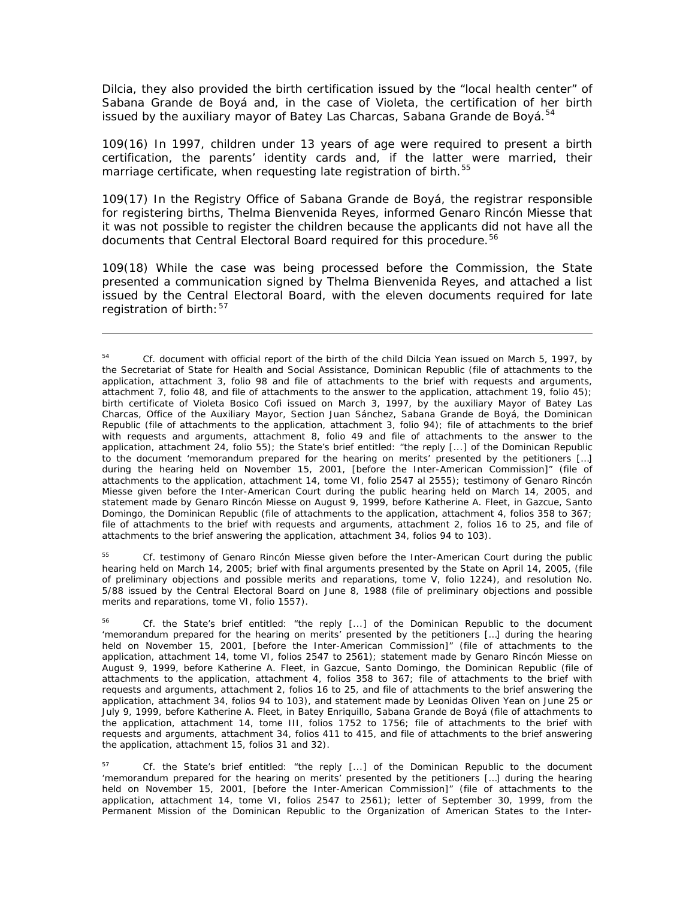Dilcia, they also provided the birth certification issued by the "local health center" of Sabana Grande de Boyá and, in the case of Violeta, the certification of her birth issued by the auxiliary mayor of Batey Las Charcas, Sabana Grande de Boyá.[54]

109(16) In 1997, children under 13 years of age were required to present a birth certification, the parents' identity cards and, if the latter were married, their marriage certificate, when requesting late registration of birth.[55]

109(17) In the Registry Office of Sabana Grande de Boyá, the registrar responsible for registering births, Thelma Bienvenida Reyes, informed Genaro Rincón Miesse that it was not possible to register the children because the applicants did not have all the documents that Central Electoral Board required for this procedure.[56]

109(18) While the case was being processed before the Commission, the State presented a communication signed by Thelma Bienvenida Reyes, and attached a list issued by the Central Electoral Board, with the eleven documents required for late registration of birth:[57]

---

[54] Cf. document with official report of the birth of the child Dilcia Yean issued on March 5, 1997, by the Secretariat of State for Health and Social Assistance, Dominican Republic (file of attachments to the application, attachment 3, folio 98 and file of attachments to the brief with requests and arguments, attachment 7, folio 48, and file of attachments to the answer to the application, attachment 19, folio 45); birth certificate of Violeta Bosico Cofi issued on March 3, 1997, by the auxiliary Mayor of Batey Las Charcas, Office of the Auxiliary Mayor, Section Juan Sánchez, Sabana Grande de Boyá, the Dominican Republic (file of attachments to the application, attachment 3, folio 94); file of attachments to the brief with requests and arguments, attachment 8, folio 49 and file of attachments to the answer to the application, attachment 24, folio 55); the State's brief entitled: "the reply [...] of the Dominican Republic to the document 'memorandum prepared for the hearing on merits' presented by the petitioners […] during the hearing held on November 15, 2001, [before the Inter-American Commission]" (file of attachments to the application, attachment 14, tome VI, folio 2547 al 2555); testimony of Genaro Rincón Miesse given before the Inter-American Court during the public hearing held on March 14, 2005, and statement made by Genaro Rincón Miesse on August 9, 1999, before Katherine A. Fleet, in Gazcue, Santo Domingo, the Dominican Republic (file of attachments to the application, attachment 4, folios 358 to 367; file of attachments to the brief with requests and arguments, attachment 2, folios 16 to 25, and file of attachments to the brief answering the application, attachment 34, folios 94 to 103).

[55] Cf. testimony of Genaro Rincón Miesse given before the Inter-American Court during the public hearing held on March 14, 2005; brief with final arguments presented by the State on April 14, 2005, (file of preliminary objections and possible merits and reparations, tome V, folio 1224), and resolution No. 5/88 issued by the Central Electoral Board on June 8, 1988 (file of preliminary objections and possible merits and reparations, tome VI, folio 1557).

[56] Cf. the State's brief entitled: "the reply [...] of the Dominican Republic to the document 'memorandum prepared for the hearing on merits' presented by the petitioners […] during the hearing held on November 15, 2001, [before the Inter-American Commission]" (file of attachments to the application, attachment 14, tome VI, folios 2547 to 2561); statement made by Genaro Rincón Miesse on August 9, 1999, before Katherine A. Fleet, in Gazcue, Santo Domingo, the Dominican Republic (file of attachments to the application, attachment 4, folios 358 to 367; file of attachments to the brief with requests and arguments, attachment 2, folios 16 to 25, and file of attachments to the brief answering the application, attachment 34, folios 94 to 103), and statement made by Leonidas Oliven Yean on June 25 or July 9, 1999, before Katherine A. Fleet, in Batey Enriquillo, Sabana Grande de Boyá (file of attachments to the application, attachment 14, tome III, folios 1752 to 1756; file of attachments to the brief with requests and arguments, attachment 34, folios 411 to 415, and file of attachments to the brief answering the application, attachment 15, folios 31 and 32).

[57] Cf. the State's brief entitled: "the reply [...] of the Dominican Republic to the document 'memorandum prepared for the hearing on merits' presented by the petitioners […] during the hearing held on November 15, 2001, [before the Inter-American Commission]" (file of attachments to the application, attachment 14, tome VI, folios 2547 to 2561); letter of September 30, 1999, from the Permanent Mission of the Dominican Republic to the Organization of American States to the Inter-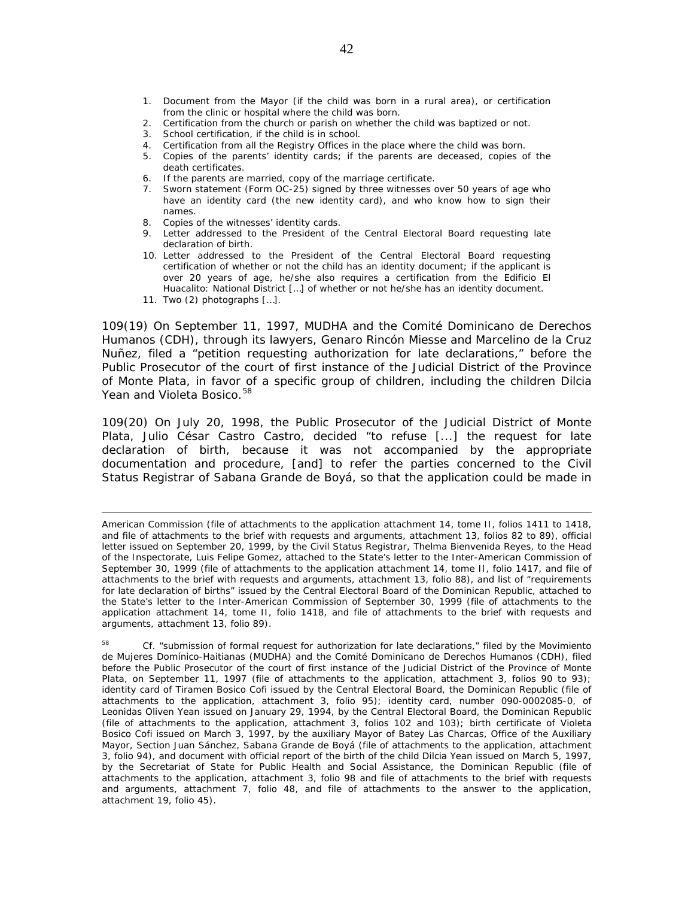1. Document from the Mayor (if the child was born in a rural area), or certification from the clinic or hospital where the child was born.
2. Certification from the church or parish on whether the child was baptized or not.
3. School certification, if the child is in school.
4. Certification from all the Registry Offices in the place where the child was born.
5. Copies of the parents' identity cards; if the parents are deceased, copies of the death certificates.
6. If the parents are married, copy of the marriage certificate.
7. Sworn statement (Form OC-25) signed by three witnesses over 50 years of age who have an identity card (the new identity card), and who know how to sign their names.
8. Copies of the witnesses' identity cards.
9. Letter addressed to the President of the Central Electoral Board requesting late declaration of birth.
10. Letter addressed to the President of the Central Electoral Board requesting certification of whether or not the child has an identity document; if the applicant is over 20 years of age, he/she also requires a certification from the Edificio El Huacalito: National District […] of whether or not he/she has an identity document.
11. Two (2) photographs […].

109(19) On September 11, 1997, MUDHA and the Comité Dominicano de Derechos Humanos (CDH), through its lawyers, Genaro Rincón Miesse and Marcelino de la Cruz Nuñez, filed a "petition requesting authorization for late declarations," before the Public Prosecutor of the court of first instance of the Judicial District of the Province of Monte Plata, in favor of a specific group of children, including the children Dilcia Yean and Violeta Bosico.[58]

109(20) On July 20, 1998, the Public Prosecutor of the Judicial District of Monte Plata, Julio César Castro Castro, decided "to refuse [...] the request for late declaration of birth, because it was not accompanied by the appropriate documentation and procedure, [and] to refer the parties concerned to the Civil Status Registrar of Sabana Grande de Boyá, so that the application could be made in

---

American Commission (file of attachments to the application attachment 14, tome II, folios 1411 to 1418, and file of attachments to the brief with requests and arguments, attachment 13, folios 82 to 89), official letter issued on September 20, 1999, by the Civil Status Registrar, Thelma Bienvenida Reyes, to the Head of the Inspectorate, Luis Felipe Gomez, attached to the State's letter to the Inter-American Commission of September 30, 1999 (file of attachments to the application attachment 14, tome II, folio 1417, and file of attachments to the brief with requests and arguments, attachment 13, folio 88), and list of "requirements for late declaration of births" issued by the Central Electoral Board of the Dominican Republic, attached to the State's letter to the Inter-American Commission of September 30, 1999 (file of attachments to the application attachment 14, tome II, folio 1418, and file of attachments to the brief with requests and arguments, attachment 13, folio 89).

[58] *Cf.* "submission of formal request for authorization for late declarations," filed by the Movimiento de Mujeres Domínico-Haitianas (MUDHA) and the Comité Dominicano de Derechos Humanos (CDH), filed before the Public Prosecutor of the court of first instance of the Judicial District of the Province of Monte Plata, on September 11, 1997 (file of attachments to the application, attachment 3, folios 90 to 93); identity card of Tiramen Bosico Cofi issued by the Central Electoral Board, the Dominican Republic (file of attachments to the application, attachment 3, folio 95); identity card, number 090-0002085-0, of Leonidas Oliven Yean issued on January 29, 1994, by the Central Electoral Board, the Dominican Republic (file of attachments to the application, attachment 3, folios 102 and 103); birth certificate of Violeta Bosico Cofi issued on March 3, 1997, by the auxiliary Mayor of Batey Las Charcas, Office of the Auxiliary Mayor, Section Juan Sánchez, Sabana Grande de Boyá (file of attachments to the application, attachment 3, folio 94), and document with official report of the birth of the child Dilcia Yean issued on March 5, 1997, by the Secretariat of State for Public Health and Social Assistance, the Dominican Republic (file of attachments to the application, attachment 3, folio 98 and file of attachments to the brief with requests and arguments, attachment 7, folio 48, and file of attachments to the answer to the application, attachment 19, folio 45).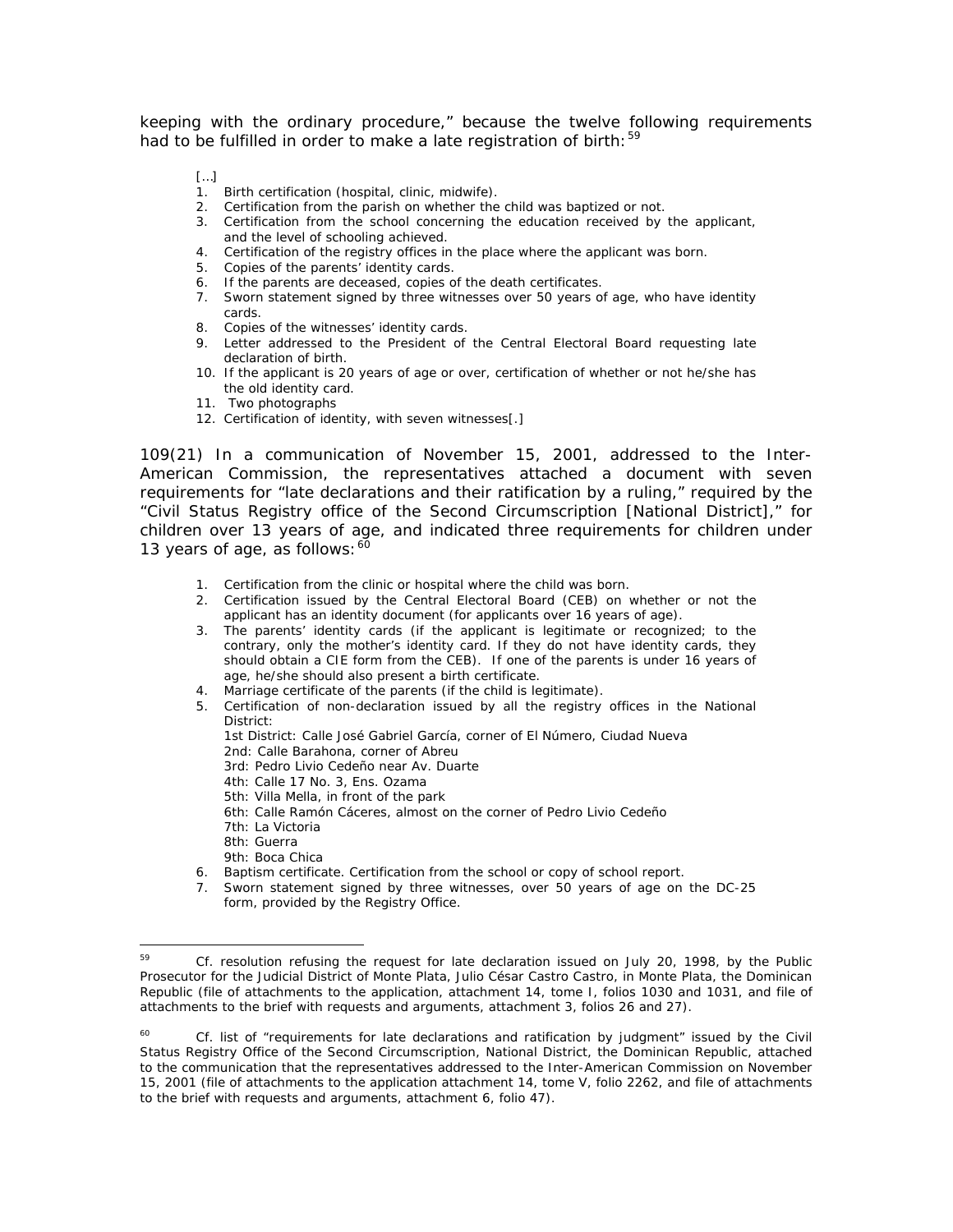keeping with the ordinary procedure," because the twelve following requirements had to be fulfilled in order to make a late registration of birth:[59]

> [...]
> 1. Birth certification (hospital, clinic, midwife).
> 2. Certification from the parish on whether the child was baptized or not.
> 3. Certification from the school concerning the education received by the applicant, and the level of schooling achieved.
> 4. Certification of the registry offices in the place where the applicant was born.
> 5. Copies of the parents' identity cards.
> 6. If the parents are deceased, copies of the death certificates.
> 7. Sworn statement signed by three witnesses over 50 years of age, who have identity cards.
> 8. Copies of the witnesses' identity cards.
> 9. Letter addressed to the President of the Central Electoral Board requesting late declaration of birth.
> 10. If the applicant is 20 years of age or over, certification of whether or not he/she has the old identity card.
> 11. Two photographs
> 12. Certification of identity, with seven witnesses[.]

109(21) In a communication of November 15, 2001, addressed to the Inter-American Commission, the representatives attached a document with seven requirements for "late declarations and their ratification by a ruling," required by the "Civil Status Registry office of the Second Circumscription [National District]," for children over 13 years of age, and indicated three requirements for children under 13 years of age, as follows:[60]

> 1. Certification from the clinic or hospital where the child was born.
> 2. Certification issued by the Central Electoral Board (CEB) on whether or not the applicant has an identity document (for applicants over 16 years of age).
> 3. The parents' identity cards (if the applicant is legitimate or recognized; to the contrary, only the mother's identity card. If they do not have identity cards, they should obtain a CIE form from the CEB). If one of the parents is under 16 years of age, he/she should also present a birth certificate.
> 4. Marriage certificate of the parents (if the child is legitimate).
> 5. Certification of non-declaration issued by all the registry offices in the National District:
>    1st District: Calle José Gabriel García, corner of El Número, Ciudad Nueva
>    2nd: Calle Barahona, corner of Abreu
>    3rd: Pedro Livio Cedeño near Av. Duarte
>    4th: Calle 17 No. 3, Ens. Ozama
>    5th: Villa Mella, in front of the park
>    6th: Calle Ramón Cáceres, almost on the corner of Pedro Livio Cedeño
>    7th: La Victoria
>    8th: Guerra
>    9th: Boca Chica
> 6. Baptism certificate. Certification from the school or copy of school report.
> 7. Sworn statement signed by three witnesses, over 50 years of age on the DC-25 form, provided by the Registry Office.

---

[59] *Cf.* resolution refusing the request for late declaration issued on July 20, 1998, by the Public Prosecutor for the Judicial District of Monte Plata, Julio César Castro Castro, in Monte Plata, the Dominican Republic (file of attachments to the application, attachment 14, tome I, folios 1030 and 1031, and file of attachments to the brief with requests and arguments, attachment 3, folios 26 and 27).

[60] *Cf.* list of "requirements for late declarations and ratification by judgment" issued by the Civil Status Registry Office of the Second Circumscription, National District, the Dominican Republic, attached to the communication that the representatives addressed to the Inter-American Commission on November 15, 2001 (file of attachments to the application attachment 14, tome V, folio 2262, and file of attachments to the brief with requests and arguments, attachment 6, folio 47).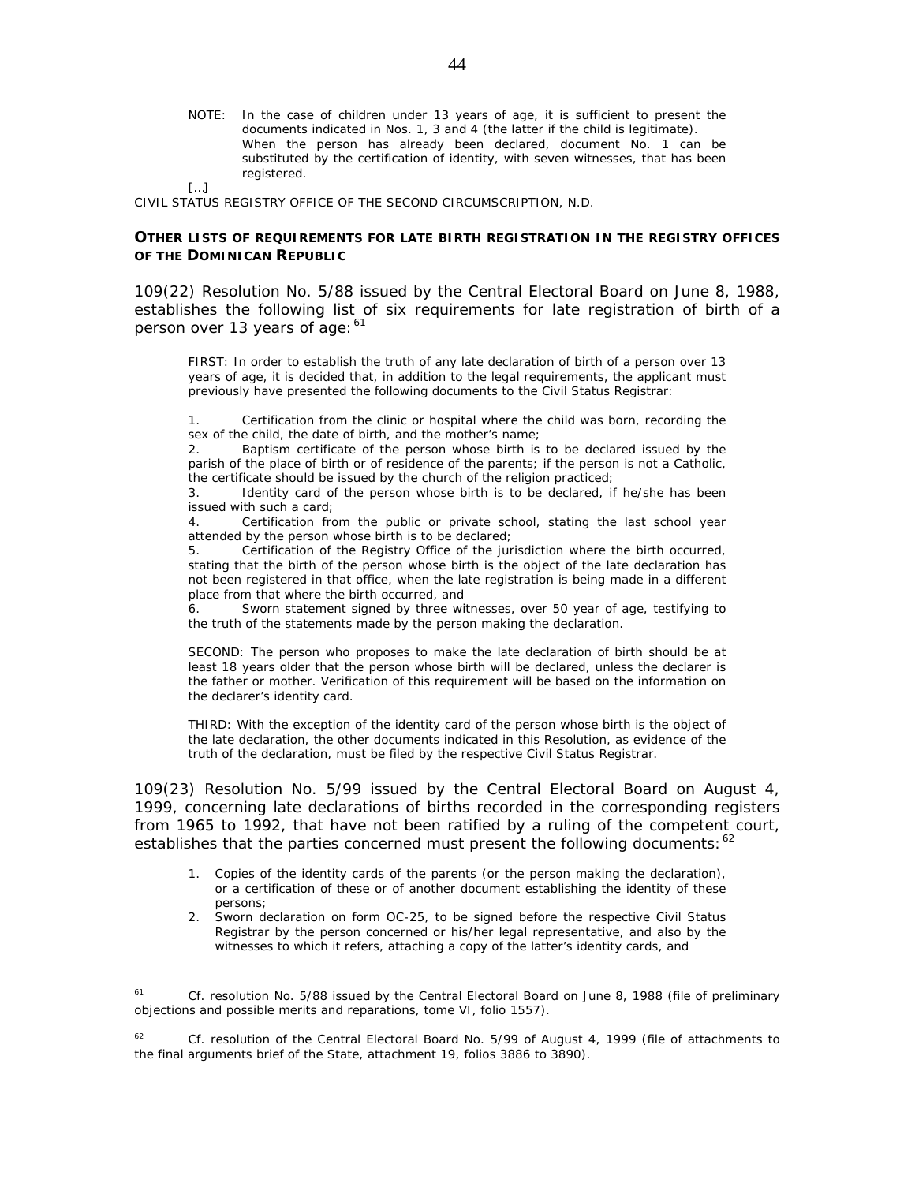NOTE: In the case of children under 13 years of age, it is sufficient to present the documents indicated in Nos. 1, 3 and 4 (the latter if the child is legitimate).
When the person has already been declared, document No. 1 can be substituted by the certification of identity, with seven witnesses, that has been registered.

[…]

CIVIL STATUS REGISTRY OFFICE OF THE SECOND CIRCUMSCRIPTION, N.D.

**OTHER LISTS OF REQUIREMENTS FOR LATE BIRTH REGISTRATION IN THE REGISTRY OFFICES OF THE DOMINICAN REPUBLIC**

109(22) Resolution No. 5/88 issued by the Central Electoral Board on June 8, 1988, establishes the following list of six requirements for late registration of birth of a person over 13 years of age:[61]

> FIRST: In order to establish the truth of any late declaration of birth of a person over 13 years of age, it is decided that, in addition to the legal requirements, the applicant must previously have presented the following documents to the Civil Status Registrar:
>
> 1. Certification from the clinic or hospital where the child was born, recording the sex of the child, the date of birth, and the mother's name;
> 2. Baptism certificate of the person whose birth is to be declared issued by the parish of the place of birth or of residence of the parents; if the person is not a Catholic, the certificate should be issued by the church of the religion practiced;
> 3. Identity card of the person whose birth is to be declared, if he/she has been issued with such a card;
> 4. Certification from the public or private school, stating the last school year attended by the person whose birth is to be declared;
> 5. Certification of the Registry Office of the jurisdiction where the birth occurred, stating that the birth of the person whose birth is the object of the late declaration has not been registered in that office, when the late registration is being made in a different place from that where the birth occurred, and
> 6. Sworn statement signed by three witnesses, over 50 year of age, testifying to the truth of the statements made by the person making the declaration.
>
> SECOND: The person who proposes to make the late declaration of birth should be at least 18 years older that the person whose birth will be declared, unless the declarer is the father or mother. Verification of this requirement will be based on the information on the declarer's identity card.
>
> THIRD: With the exception of the identity card of the person whose birth is the object of the late declaration, the other documents indicated in this Resolution, as evidence of the truth of the declaration, must be filed by the respective Civil Status Registrar.

109(23) Resolution No. 5/99 issued by the Central Electoral Board on August 4, 1999, concerning late declarations of births recorded in the corresponding registers from 1965 to 1992, that have not been ratified by a ruling of the competent court, establishes that the parties concerned must present the following documents:[62]

> 1. Copies of the identity cards of the parents (or the person making the declaration), or a certification of these or of another document establishing the identity of these persons;
> 2. Sworn declaration on form OC-25, to be signed before the respective Civil Status Registrar by the person concerned or his/her legal representative, and also by the witnesses to which it refers, attaching a copy of the latter's identity cards, and

---

[61] Cf. resolution No. 5/88 issued by the Central Electoral Board on June 8, 1988 (file of preliminary objections and possible merits and reparations, tome VI, folio 1557).

[62] Cf. resolution of the Central Electoral Board No. 5/99 of August 4, 1999 (file of attachments to the final arguments brief of the State, attachment 19, folios 3886 to 3890).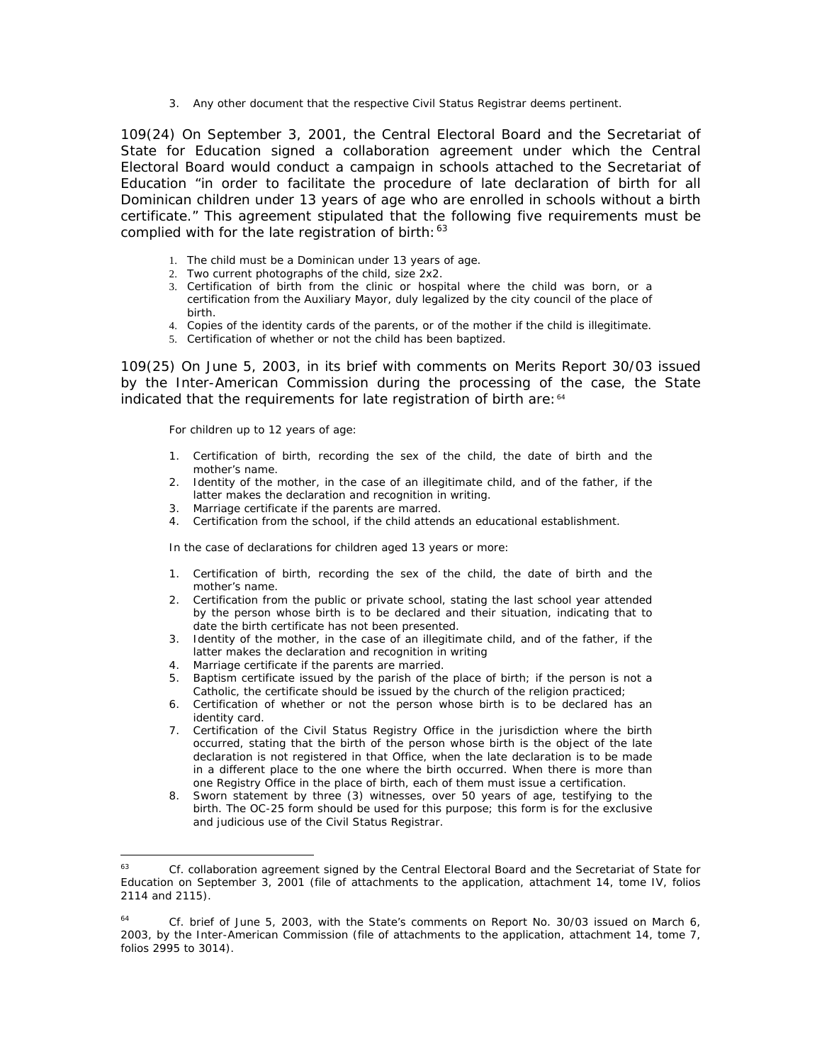3. Any other document that the respective Civil Status Registrar deems pertinent.

109(24) On September 3, 2001, the Central Electoral Board and the Secretariat of State for Education signed a collaboration agreement under which the Central Electoral Board would conduct a campaign in schools attached to the Secretariat of Education "in order to facilitate the procedure of late declaration of birth for all Dominican children under 13 years of age who are enrolled in schools without a birth certificate." This agreement stipulated that the following five requirements must be complied with for the late registration of birth:[63]

1. The child must be a Dominican under 13 years of age.
2. Two current photographs of the child, size 2x2.
3. Certification of birth from the clinic or hospital where the child was born, or a certification from the Auxiliary Mayor, duly legalized by the city council of the place of birth.
4. Copies of the identity cards of the parents, or of the mother if the child is illegitimate.
5. Certification of whether or not the child has been baptized.

109(25) On June 5, 2003, in its brief with comments on Merits Report 30/03 issued by the Inter-American Commission during the processing of the case, the State indicated that the requirements for late registration of birth are:[64]

For children up to 12 years of age:

1. Certification of birth, recording the sex of the child, the date of birth and the mother's name.
2. Identity of the mother, in the case of an illegitimate child, and of the father, if the latter makes the declaration and recognition in writing.
3. Marriage certificate if the parents are marred.
4. Certification from the school, if the child attends an educational establishment.

In the case of declarations for children aged 13 years or more:

1. Certification of birth, recording the sex of the child, the date of birth and the mother's name.
2. Certification from the public or private school, stating the last school year attended by the person whose birth is to be declared and their situation, indicating that to date the birth certificate has not been presented.
3. Identity of the mother, in the case of an illegitimate child, and of the father, if the latter makes the declaration and recognition in writing
4. Marriage certificate if the parents are married.
5. Baptism certificate issued by the parish of the place of birth; if the person is not a Catholic, the certificate should be issued by the church of the religion practiced;
6. Certification of whether or not the person whose birth is to be declared has an identity card.
7. Certification of the Civil Status Registry Office in the jurisdiction where the birth occurred, stating that the birth of the person whose birth is the object of the late declaration is not registered in that Office, when the late declaration is to be made in a different place to the one where the birth occurred. When there is more than one Registry Office in the place of birth, each of them must issue a certification.
8. Sworn statement by three (3) witnesses, over 50 years of age, testifying to the birth. The OC-25 form should be used for this purpose; this form is for the exclusive and judicious use of the Civil Status Registrar.

---

[63] Cf. collaboration agreement signed by the Central Electoral Board and the Secretariat of State for Education on September 3, 2001 (file of attachments to the application, attachment 14, tome IV, folios 2114 and 2115).

[64] Cf. brief of June 5, 2003, with the State's comments on Report No. 30/03 issued on March 6, 2003, by the Inter-American Commission (file of attachments to the application, attachment 14, tome 7, folios 2995 to 3014).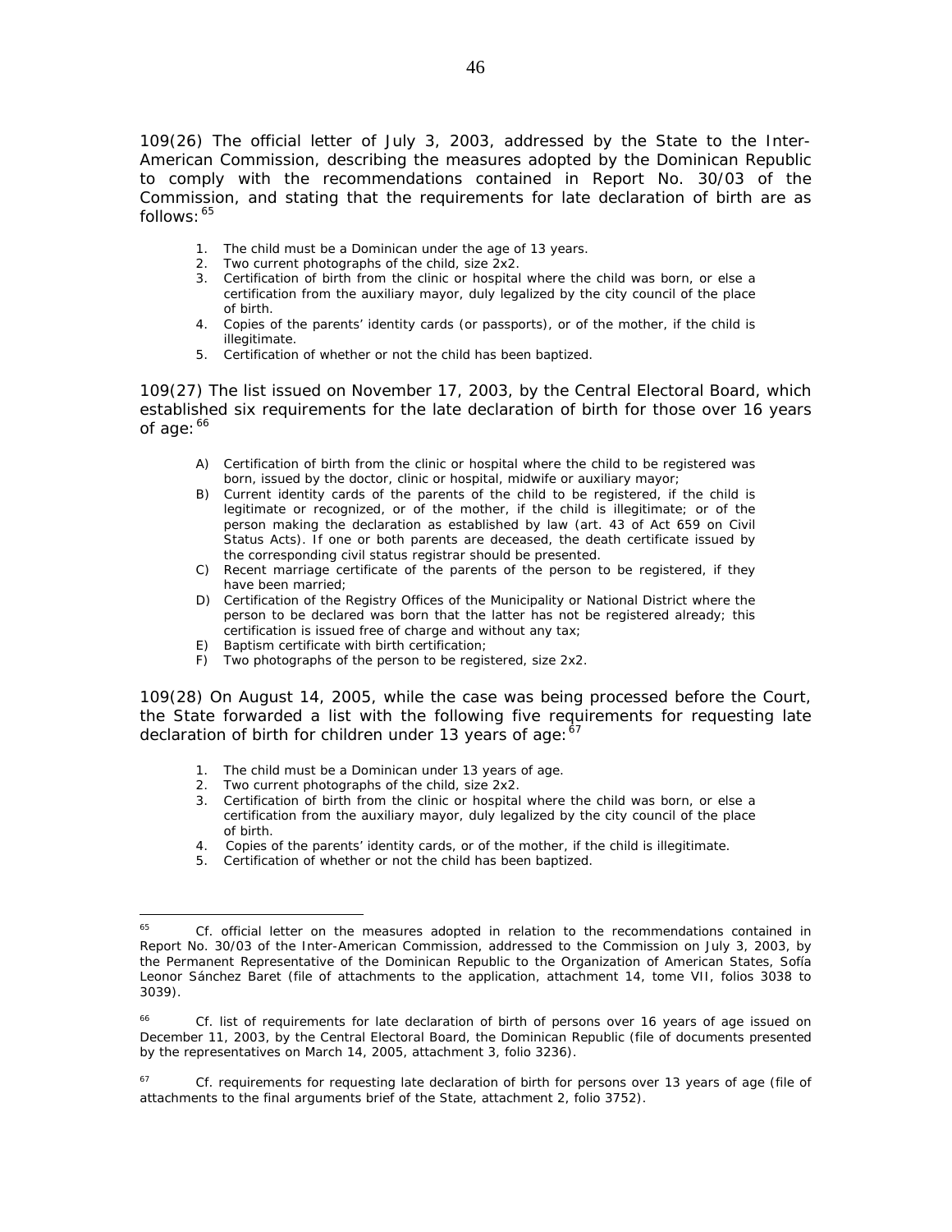109(26) The official letter of July 3, 2003, addressed by the State to the Inter-American Commission, describing the measures adopted by the Dominican Republic to comply with the recommendations contained in Report No. 30/03 of the Commission, and stating that the requirements for late declaration of birth are as follows:[65]

1. The child must be a Dominican under the age of 13 years.
2. Two current photographs of the child, size 2x2.
3. Certification of birth from the clinic or hospital where the child was born, or else a certification from the auxiliary mayor, duly legalized by the city council of the place of birth.
4. Copies of the parents' identity cards (or passports), or of the mother, if the child is illegitimate.
5. Certification of whether or not the child has been baptized.

109(27) The list issued on November 17, 2003, by the Central Electoral Board, which established six requirements for the late declaration of birth for those over 16 years of age:[66]

A) Certification of birth from the clinic or hospital where the child to be registered was born, issued by the doctor, clinic or hospital, midwife or auxiliary mayor;
B) Current identity cards of the parents of the child to be registered, if the child is legitimate or recognized, or of the mother, if the child is illegitimate; or of the person making the declaration as established by law (art. 43 of Act 659 on Civil Status Acts). If one or both parents are deceased, the death certificate issued by the corresponding civil status registrar should be presented.
C) Recent marriage certificate of the parents of the person to be registered, if they have been married;
D) Certification of the Registry Offices of the Municipality or National District where the person to be declared was born that the latter has not be registered already; this certification is issued free of charge and without any tax;
E) Baptism certificate with birth certification;
F) Two photographs of the person to be registered, size 2x2.

109(28) On August 14, 2005, while the case was being processed before the Court, the State forwarded a list with the following five requirements for requesting late declaration of birth for children under 13 years of age:[67]

1. The child must be a Dominican under 13 years of age.
2. Two current photographs of the child, size 2x2.
3. Certification of birth from the clinic or hospital where the child was born, or else a certification from the auxiliary mayor, duly legalized by the city council of the place of birth.
4. Copies of the parents' identity cards, or of the mother, if the child is illegitimate.
5. Certification of whether or not the child has been baptized.

---

[65] Cf. official letter on the measures adopted in relation to the recommendations contained in Report No. 30/03 of the Inter-American Commission, addressed to the Commission on July 3, 2003, by the Permanent Representative of the Dominican Republic to the Organization of American States, Sofía Leonor Sánchez Baret (file of attachments to the application, attachment 14, tome VII, folios 3038 to 3039).

[66] Cf. list of requirements for late declaration of birth of persons over 16 years of age issued on December 11, 2003, by the Central Electoral Board, the Dominican Republic (file of documents presented by the representatives on March 14, 2005, attachment 3, folio 3236).

[67] Cf. requirements for requesting late declaration of birth for persons over 13 years of age (file of attachments to the final arguments brief of the State, attachment 2, folio 3752).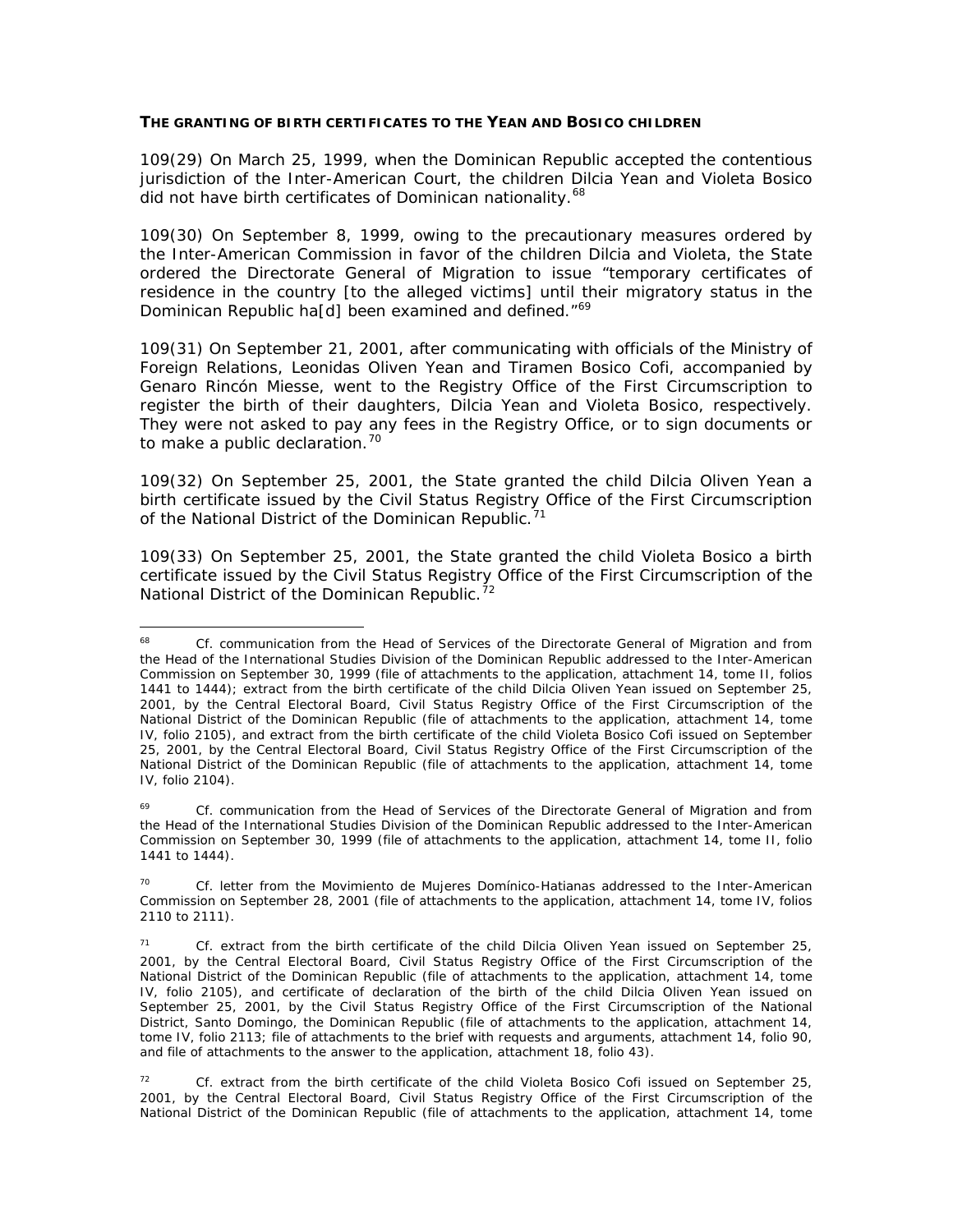**THE GRANTING OF BIRTH CERTIFICATES TO THE YEAN AND BOSICO CHILDREN**

109(29) On March 25, 1999, when the Dominican Republic accepted the contentious jurisdiction of the Inter-American Court, the children Dilcia Yean and Violeta Bosico did not have birth certificates of Dominican nationality.[68]

109(30) On September 8, 1999, owing to the precautionary measures ordered by the Inter-American Commission in favor of the children Dilcia and Violeta, the State ordered the Directorate General of Migration to issue "temporary certificates of residence in the country [to the alleged victims] until their migratory status in the Dominican Republic ha[d] been examined and defined."[69]

109(31) On September 21, 2001, after communicating with officials of the Ministry of Foreign Relations, Leonidas Oliven Yean and Tiramen Bosico Cofi, accompanied by Genaro Rincón Miesse, went to the Registry Office of the First Circumscription to register the birth of their daughters, Dilcia Yean and Violeta Bosico, respectively. They were not asked to pay any fees in the Registry Office, or to sign documents or to make a public declaration.[70]

109(32) On September 25, 2001, the State granted the child Dilcia Oliven Yean a birth certificate issued by the Civil Status Registry Office of the First Circumscription of the National District of the Dominican Republic.[71]

109(33) On September 25, 2001, the State granted the child Violeta Bosico a birth certificate issued by the Civil Status Registry Office of the First Circumscription of the National District of the Dominican Republic.[72]

---

[68] Cf. communication from the Head of Services of the Directorate General of Migration and from the Head of the International Studies Division of the Dominican Republic addressed to the Inter-American Commission on September 30, 1999 (file of attachments to the application, attachment 14, tome II, folios 1441 to 1444); extract from the birth certificate of the child Dilcia Oliven Yean issued on September 25, 2001, by the Central Electoral Board, Civil Status Registry Office of the First Circumscription of the National District of the Dominican Republic (file of attachments to the application, attachment 14, tome IV, folio 2105), and extract from the birth certificate of the child Violeta Bosico Cofi issued on September 25, 2001, by the Central Electoral Board, Civil Status Registry Office of the First Circumscription of the National District of the Dominican Republic (file of attachments to the application, attachment 14, tome IV, folio 2104).

[69] Cf. communication from the Head of Services of the Directorate General of Migration and from the Head of the International Studies Division of the Dominican Republic addressed to the Inter-American Commission on September 30, 1999 (file of attachments to the application, attachment 14, tome II, folio 1441 to 1444).

[70] Cf. letter from the Movimiento de Mujeres Domínico-Hatianas addressed to the Inter-American Commission on September 28, 2001 (file of attachments to the application, attachment 14, tome IV, folios 2110 to 2111).

[71] Cf. extract from the birth certificate of the child Dilcia Oliven Yean issued on September 25, 2001, by the Central Electoral Board, Civil Status Registry Office of the First Circumscription of the National District of the Dominican Republic (file of attachments to the application, attachment 14, tome IV, folio 2105), and certificate of declaration of the birth of the child Dilcia Oliven Yean issued on September 25, 2001, by the Civil Status Registry Office of the First Circumscription of the National District, Santo Domingo, the Dominican Republic (file of attachments to the application, attachment 14, tome IV, folio 2113; file of attachments to the brief with requests and arguments, attachment 14, folio 90, and file of attachments to the answer to the application, attachment 18, folio 43).

[72] Cf. extract from the birth certificate of the child Violeta Bosico Cofi issued on September 25, 2001, by the Central Electoral Board, Civil Status Registry Office of the First Circumscription of the National District of the Dominican Republic (file of attachments to the application, attachment 14, tome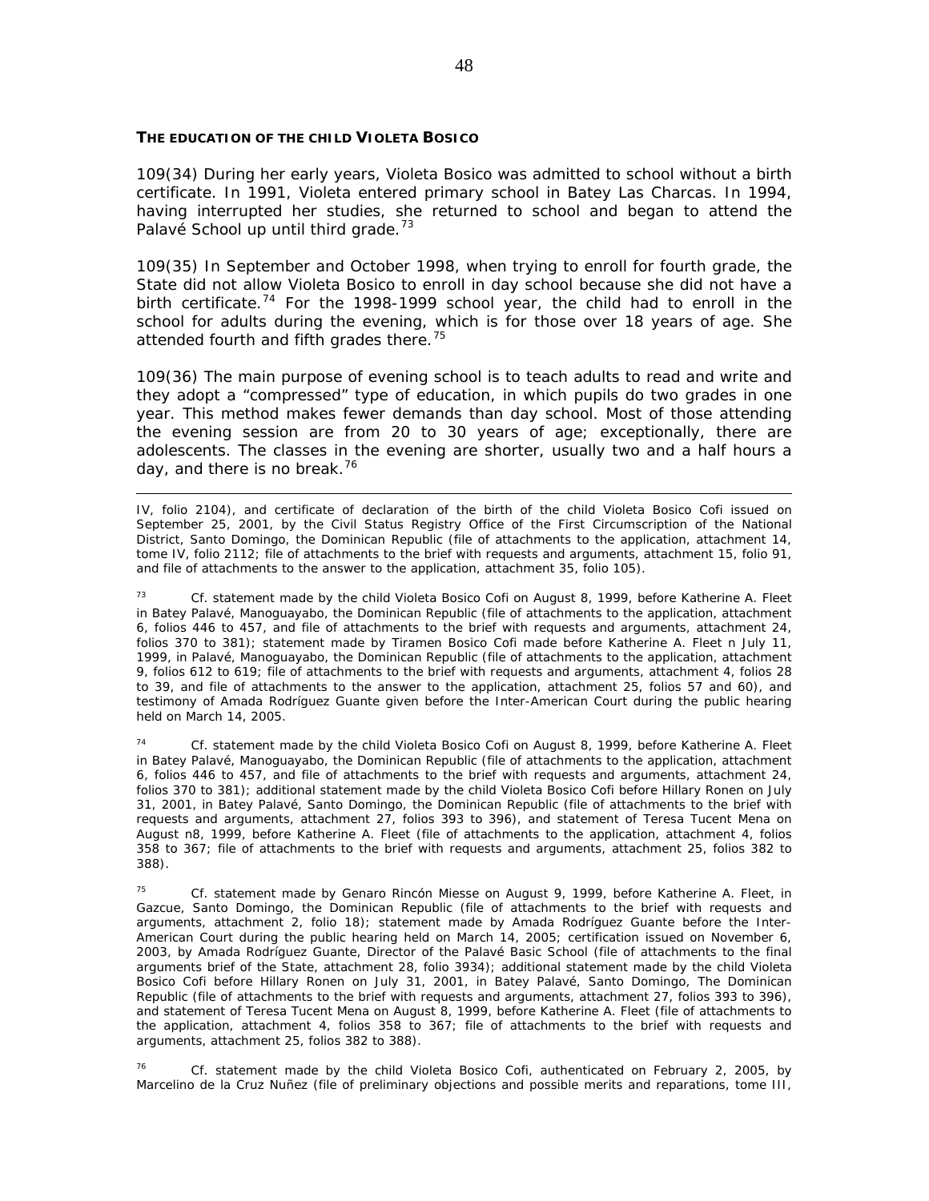**THE EDUCATION OF THE CHILD VIOLETA BOSICO**

109(34) During her early years, Violeta Bosico was admitted to school without a birth certificate. In 1991, Violeta entered primary school in Batey Las Charcas. In 1994, having interrupted her studies, she returned to school and began to attend the Palavé School up until third grade.[73]

109(35) In September and October 1998, when trying to enroll for fourth grade, the State did not allow Violeta Bosico to enroll in day school because she did not have a birth certificate.[74] For the 1998-1999 school year, the child had to enroll in the school for adults during the evening, which is for those over 18 years of age. She attended fourth and fifth grades there.[75]

109(36) The main purpose of evening school is to teach adults to read and write and they adopt a "compressed" type of education, in which pupils do two grades in one year. This method makes fewer demands than day school. Most of those attending the evening session are from 20 to 30 years of age; exceptionally, there are adolescents. The classes in the evening are shorter, usually two and a half hours a day, and there is no break.[76]

---

IV, folio 2104), and certificate of declaration of the birth of the child Violeta Bosico Cofi issued on September 25, 2001, by the Civil Status Registry Office of the First Circumscription of the National District, Santo Domingo, the Dominican Republic (file of attachments to the application, attachment 14, tome IV, folio 2112; file of attachments to the brief with requests and arguments, attachment 15, folio 91, and file of attachments to the answer to the application, attachment 35, folio 105).

[73] Cf. statement made by the child Violeta Bosico Cofi on August 8, 1999, before Katherine A. Fleet in Batey Palavé, Manoguayabo, the Dominican Republic (file of attachments to the application, attachment 6, folios 446 to 457, and file of attachments to the brief with requests and arguments, attachment 24, folios 370 to 381); statement made by Tiramen Bosico Cofi made before Katherine A. Fleet n July 11, 1999, in Palavé, Manoguayabo, the Dominican Republic (file of attachments to the application, attachment 9, folios 612 to 619; file of attachments to the brief with requests and arguments, attachment 4, folios 28 to 39, and file of attachments to the answer to the application, attachment 25, folios 57 and 60), and testimony of Amada Rodríguez Guante given before the Inter-American Court during the public hearing held on March 14, 2005.

[74] Cf. statement made by the child Violeta Bosico Cofi on August 8, 1999, before Katherine A. Fleet in Batey Palavé, Manoguayabo, the Dominican Republic (file of attachments to the application, attachment 6, folios 446 to 457, and file of attachments to the brief with requests and arguments, attachment 24, folios 370 to 381); additional statement made by the child Violeta Bosico Cofi before Hillary Ronen on July 31, 2001, in Batey Palavé, Santo Domingo, the Dominican Republic (file of attachments to the brief with requests and arguments, attachment 27, folios 393 to 396), and statement of Teresa Tucent Mena on August n8, 1999, before Katherine A. Fleet (file of attachments to the application, attachment 4, folios 358 to 367; file of attachments to the brief with requests and arguments, attachment 25, folios 382 to 388).

[75] Cf. statement made by Genaro Rincón Miesse on August 9, 1999, before Katherine A. Fleet, in Gazcue, Santo Domingo, the Dominican Republic (file of attachments to the brief with requests and arguments, attachment 2, folio 18); statement made by Amada Rodríguez Guante before the Inter-American Court during the public hearing held on March 14, 2005; certification issued on November 6, 2003, by Amada Rodríguez Guante, Director of the Palavé Basic School (file of attachments to the final arguments brief of the State, attachment 28, folio 3934); additional statement made by the child Violeta Bosico Cofi before Hillary Ronen on July 31, 2001, in Batey Palavé, Santo Domingo, The Dominican Republic (file of attachments to the brief with requests and arguments, attachment 27, folios 393 to 396), and statement of Teresa Tucent Mena on August 8, 1999, before Katherine A. Fleet (file of attachments to the application, attachment 4, folios 358 to 367; file of attachments to the brief with requests and arguments, attachment 25, folios 382 to 388).

[76] Cf. statement made by the child Violeta Bosico Cofi, authenticated on February 2, 2005, by Marcelino de la Cruz Nuñez (file of preliminary objections and possible merits and reparations, tome III,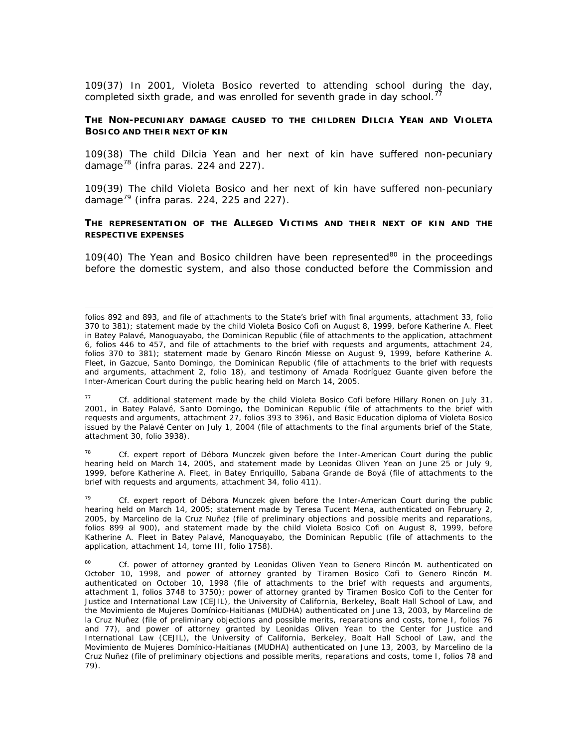109(37) In 2001, Violeta Bosico reverted to attending school during the day, completed sixth grade, and was enrolled for seventh grade in day school.[77]

**THE NON-PECUNIARY DAMAGE CAUSED TO THE CHILDREN DILCIA YEAN AND VIOLETA BOSICO AND THEIR NEXT OF KIN**

109(38) The child Dilcia Yean and her next of kin have suffered non-pecuniary damage[78] (*infra* paras. 224 and 227).

109(39) The child Violeta Bosico and her next of kin have suffered non-pecuniary damage[79] (*infra* paras. 224, 225 and 227).

**THE REPRESENTATION OF THE ALLEGED VICTIMS AND THEIR NEXT OF KIN AND THE RESPECTIVE EXPENSES**

109(40) The Yean and Bosico children have been represented[80] in the proceedings before the domestic system, and also those conducted before the Commission and

---

folios 892 and 893, and file of attachments to the State's brief with final arguments, attachment 33, folio 370 to 381); statement made by the child Violeta Bosico Cofi on August 8, 1999, before Katherine A. Fleet in Batey Palavé, Manoguayabo, the Dominican Republic (file of attachments to the application, attachment 6, folios 446 to 457, and file of attachments to the brief with requests and arguments, attachment 24, folios 370 to 381); statement made by Genaro Rincón Miesse on August 9, 1999, before Katherine A. Fleet, in Gazcue, Santo Domingo, the Dominican Republic (file of attachments to the brief with requests and arguments, attachment 2, folio 18), and testimony of Amada Rodríguez Guante given before the Inter-American Court during the public hearing held on March 14, 2005.

[77] Cf. additional statement made by the child Violeta Bosico Cofi before Hillary Ronen on July 31, 2001, in Batey Palavé, Santo Domingo, the Dominican Republic (file of attachments to the brief with requests and arguments, attachment 27, folios 393 to 396), and Basic Education diploma of Violeta Bosico issued by the Palavé Center on July 1, 2004 (file of attachments to the final arguments brief of the State, attachment 30, folio 3938).

[78] Cf. expert report of Débora Munczek given before the Inter-American Court during the public hearing held on March 14, 2005, and statement made by Leonidas Oliven Yean on June 25 or July 9, 1999, before Katherine A. Fleet, in Batey Enriquillo, Sabana Grande de Boyá (file of attachments to the brief with requests and arguments, attachment 34, folio 411).

[79] Cf. expert report of Débora Munczek given before the Inter-American Court during the public hearing held on March 14, 2005; statement made by Teresa Tucent Mena, authenticated on February 2, 2005, by Marcelino de la Cruz Nuñez (file of preliminary objections and possible merits and reparations, folios 899 al 900), and statement made by the child Violeta Bosico Cofi on August 8, 1999, before Katherine A. Fleet in Batey Palavé, Manoguayabo, the Dominican Republic (file of attachments to the application, attachment 14, tome III, folio 1758).

[80] Cf. power of attorney granted by Leonidas Oliven Yean to Genero Rincón M. authenticated on October 10, 1998, and power of attorney granted by Tiramen Bosico Cofi to Genero Rincón M. authenticated on October 10, 1998 (file of attachments to the brief with requests and arguments, attachment 1, folios 3748 to 3750); power of attorney granted by Tiramen Bosico Cofi to the Center for Justice and International Law (CEJIL), the University of California, Berkeley, Boalt Hall School of Law, and the Movimiento de Mujeres Domínico-Haitianas (MUDHA) authenticated on June 13, 2003, by Marcelino de la Cruz Nuñez (file of preliminary objections and possible merits, reparations and costs, tome I, folios 76 and 77), and power of attorney granted by Leonidas Oliven Yean to the Center for Justice and International Law (CEJIL), the University of California, Berkeley, Boalt Hall School of Law, and the Movimiento de Mujeres Domínico-Haitianas (MUDHA) authenticated on June 13, 2003, by Marcelino de la Cruz Nuñez (file of preliminary objections and possible merits, reparations and costs, tome I, folios 78 and 79).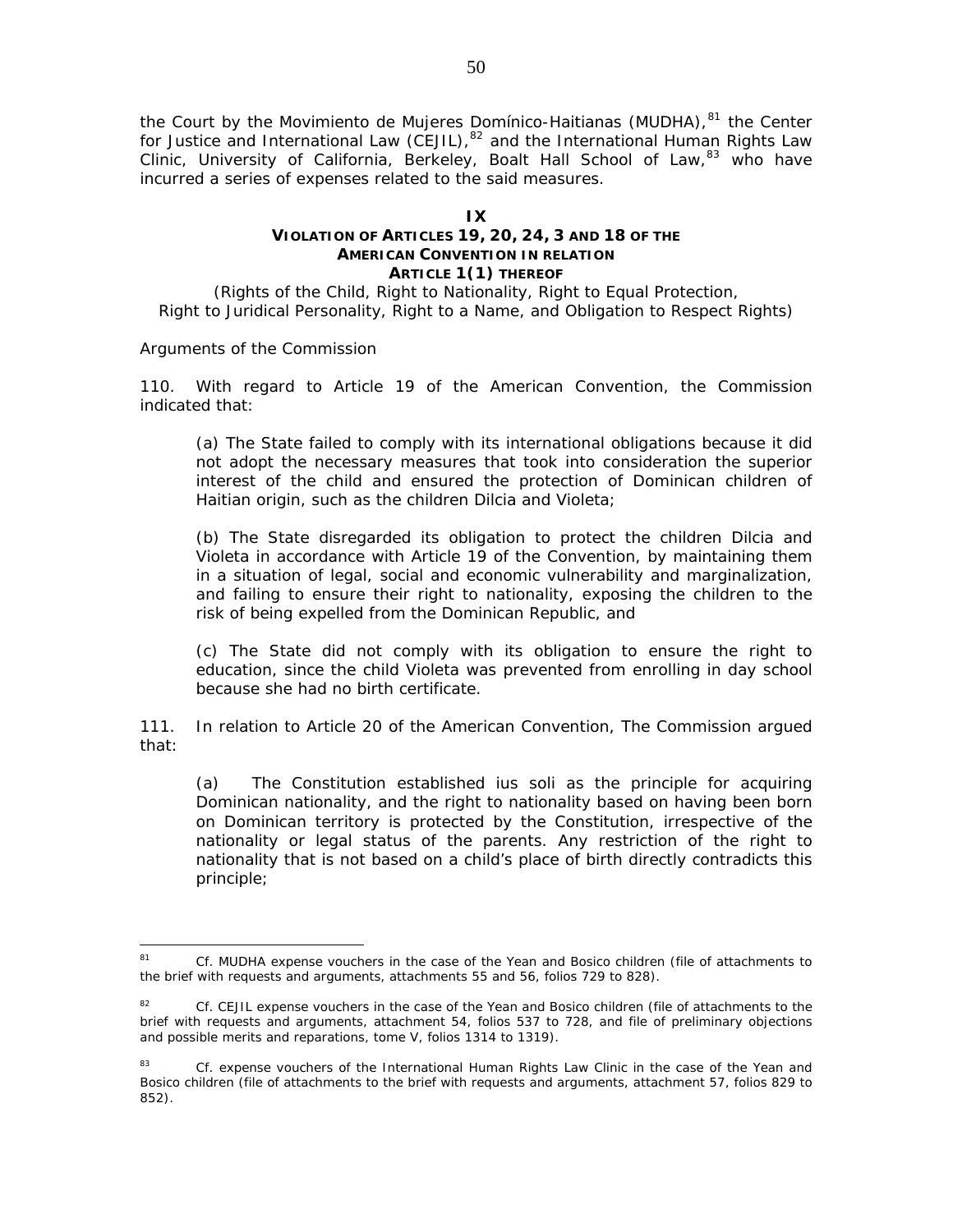the Court by the Movimiento de Mujeres Domínico-Haitianas (MUDHA),[81] the Center for Justice and International Law (CEJIL),[82] and the International Human Rights Law Clinic, University of California, Berkeley, Boalt Hall School of Law,[83] who have incurred a series of expenses related to the said measures.

## IX
## VIOLATION OF ARTICLES 19, 20, 24, 3 AND 18 OF THE AMERICAN CONVENTION IN RELATION ARTICLE 1(1) THEREOF

(Rights of the Child, Right to Nationality, Right to Equal Protection, Right to Juridical Personality, Right to a Name, and Obligation to Respect Rights)

*Arguments of the Commission*

110. With regard to Article 19 of the American Convention, the Commission indicated that:

> (a) The State failed to comply with its international obligations because it did not adopt the necessary measures that took into consideration the superior interest of the child and ensured the protection of Dominican children of Haitian origin, such as the children Dilcia and Violeta;
>
> (b) The State disregarded its obligation to protect the children Dilcia and Violeta in accordance with Article 19 of the Convention, by maintaining them in a situation of legal, social and economic vulnerability and marginalization, and failing to ensure their right to nationality, exposing the children to the risk of being expelled from the Dominican Republic, and
>
> (c) The State did not comply with its obligation to ensure the right to education, since the child Violeta was prevented from enrolling in day school because she had no birth certificate.

111. In relation to Article 20 of the American Convention, The Commission argued that:

> (a) The Constitution established *ius soli* as the principle for acquiring Dominican nationality, and the right to nationality based on having been born on Dominican territory is protected by the Constitution, irrespective of the nationality or legal status of the parents. Any restriction of the right to nationality that is not based on a child's place of birth directly contradicts this principle;

---

[81] Cf. MUDHA expense vouchers in the case of the Yean and Bosico children (file of attachments to the brief with requests and arguments, attachments 55 and 56, folios 729 to 828).

[82] Cf. CEJIL expense vouchers in the case of the Yean and Bosico children (file of attachments to the brief with requests and arguments, attachment 54, folios 537 to 728, and file of preliminary objections and possible merits and reparations, tome V, folios 1314 to 1319).

[83] Cf. expense vouchers of the International Human Rights Law Clinic in the case of the Yean and Bosico children (file of attachments to the brief with requests and arguments, attachment 57, folios 829 to 852).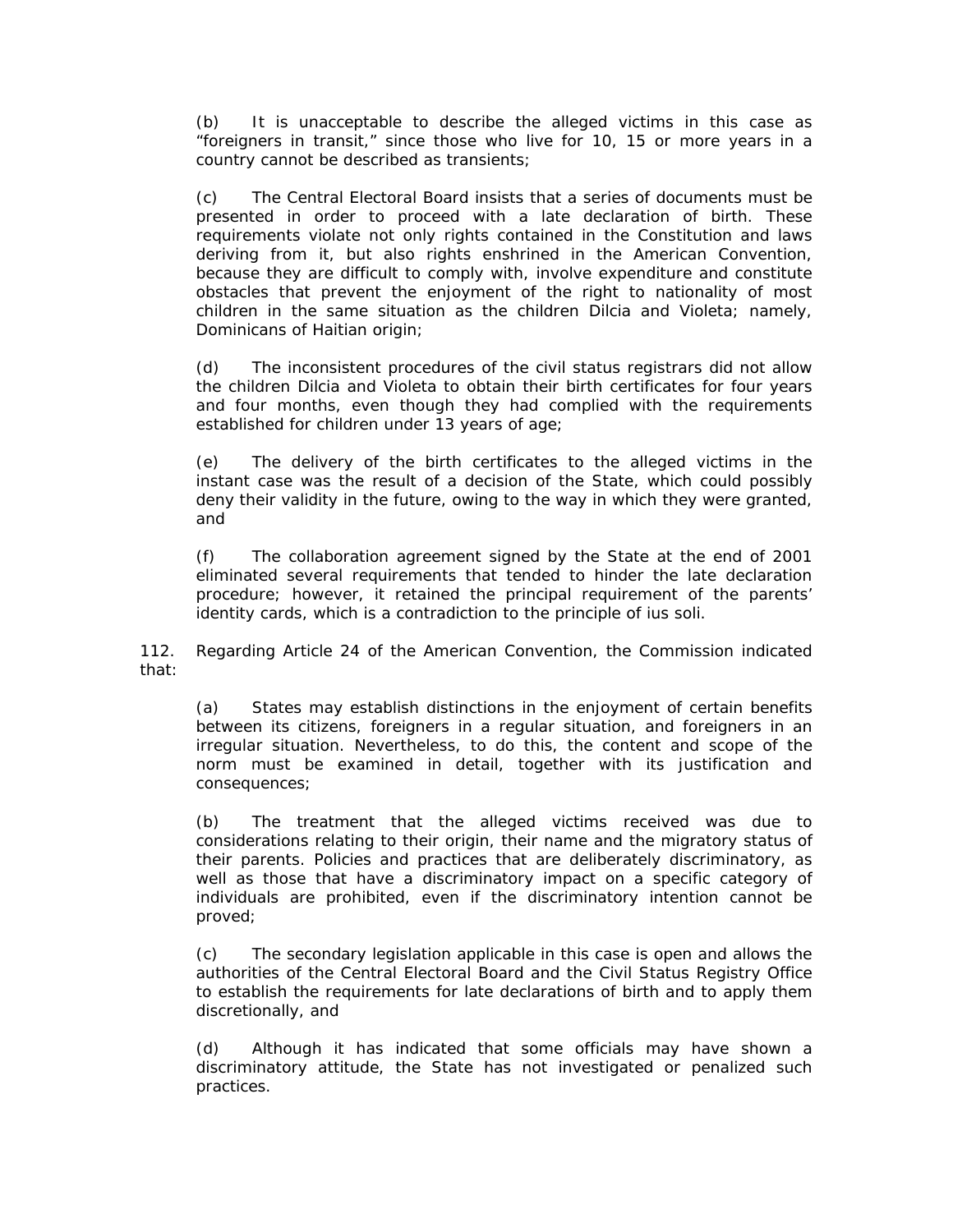(b) It is unacceptable to describe the alleged victims in this case as "foreigners in transit," since those who live for 10, 15 or more years in a country cannot be described as transients;

(c) The Central Electoral Board insists that a series of documents must be presented in order to proceed with a late declaration of birth. These requirements violate not only rights contained in the Constitution and laws deriving from it, but also rights enshrined in the American Convention, because they are difficult to comply with, involve expenditure and constitute obstacles that prevent the enjoyment of the right to nationality of most children in the same situation as the children Dilcia and Violeta; namely, Dominicans of Haitian origin;

(d) The inconsistent procedures of the civil status registrars did not allow the children Dilcia and Violeta to obtain their birth certificates for four years and four months, even though they had complied with the requirements established for children under 13 years of age;

(e) The delivery of the birth certificates to the alleged victims in the instant case was the result of a decision of the State, which could possibly deny their validity in the future, owing to the way in which they were granted, and

(f) The collaboration agreement signed by the State at the end of 2001 eliminated several requirements that tended to hinder the late declaration procedure; however, it retained the principal requirement of the parents' identity cards, which is a contradiction to the principle of ius soli.

112. Regarding Article 24 of the American Convention, the Commission indicated that:

(a) States may establish distinctions in the enjoyment of certain benefits between its citizens, foreigners in a regular situation, and foreigners in an irregular situation. Nevertheless, to do this, the content and scope of the norm must be examined in detail, together with its justification and consequences;

(b) The treatment that the alleged victims received was due to considerations relating to their origin, their name and the migratory status of their parents. Policies and practices that are deliberately discriminatory, as well as those that have a discriminatory impact on a specific category of individuals are prohibited, even if the discriminatory intention cannot be proved;

(c) The secondary legislation applicable in this case is open and allows the authorities of the Central Electoral Board and the Civil Status Registry Office to establish the requirements for late declarations of birth and to apply them discretionally, and

(d) Although it has indicated that some officials may have shown a discriminatory attitude, the State has not investigated or penalized such practices.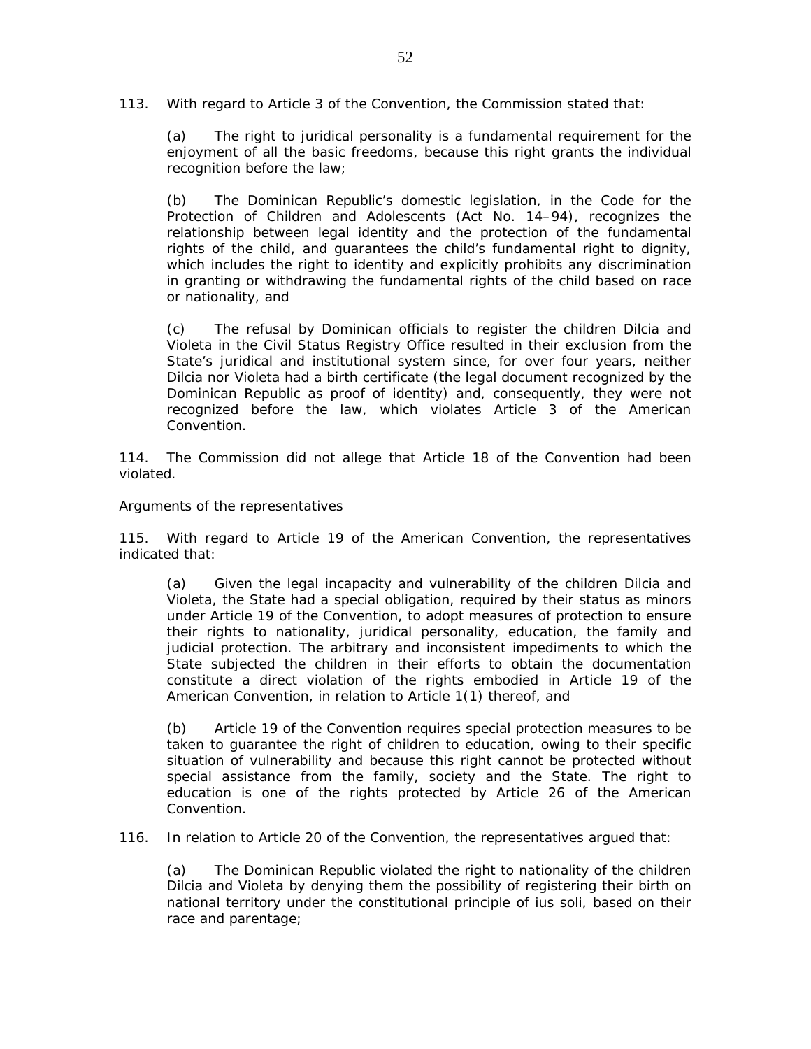113. With regard to Article 3 of the Convention, the Commission stated that:

(a) The right to juridical personality is a fundamental requirement for the enjoyment of all the basic freedoms, because this right grants the individual recognition before the law;

(b) The Dominican Republic's domestic legislation, in the Code for the Protection of Children and Adolescents (Act No. 14–94), recognizes the relationship between legal identity and the protection of the fundamental rights of the child, and guarantees the child's fundamental right to dignity, which includes the right to identity and explicitly prohibits any discrimination in granting or withdrawing the fundamental rights of the child based on race or nationality, and

(c) The refusal by Dominican officials to register the children Dilcia and Violeta in the Civil Status Registry Office resulted in their exclusion from the State's juridical and institutional system since, for over four years, neither Dilcia nor Violeta had a birth certificate (the legal document recognized by the Dominican Republic as proof of identity) and, consequently, they were not recognized before the law, which violates Article 3 of the American Convention.

114. The Commission did not allege that Article 18 of the Convention had been violated.

*Arguments of the representatives*

115. With regard to Article 19 of the American Convention, the representatives indicated that:

(a) Given the legal incapacity and vulnerability of the children Dilcia and Violeta, the State had a special obligation, required by their status as minors under Article 19 of the Convention, to adopt measures of protection to ensure their rights to nationality, juridical personality, education, the family and judicial protection. The arbitrary and inconsistent impediments to which the State subjected the children in their efforts to obtain the documentation constitute a direct violation of the rights embodied in Article 19 of the American Convention, in relation to Article 1(1) thereof, and

(b) Article 19 of the Convention requires special protection measures to be taken to guarantee the right of children to education, owing to their specific situation of vulnerability and because this right cannot be protected without special assistance from the family, society and the State. The right to education is one of the rights protected by Article 26 of the American Convention.

116. In relation to Article 20 of the Convention, the representatives argued that:

(a) The Dominican Republic violated the right to nationality of the children Dilcia and Violeta by denying them the possibility of registering their birth on national territory under the constitutional principle of ius soli, based on their race and parentage;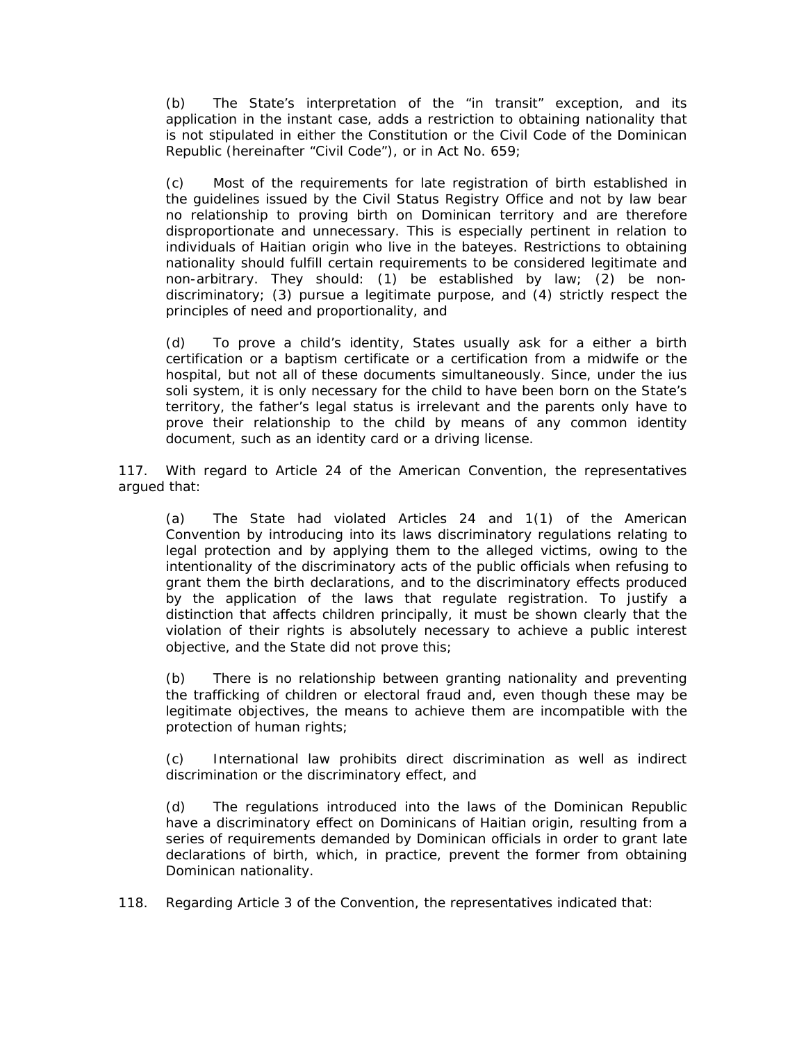(b) The State's interpretation of the "in transit" exception, and its application in the instant case, adds a restriction to obtaining nationality that is not stipulated in either the Constitution or the Civil Code of the Dominican Republic (hereinafter "Civil Code"), or in Act No. 659;

(c) Most of the requirements for late registration of birth established in the guidelines issued by the Civil Status Registry Office and not by law bear no relationship to proving birth on Dominican territory and are therefore disproportionate and unnecessary. This is especially pertinent in relation to individuals of Haitian origin who live in the bateyes. Restrictions to obtaining nationality should fulfill certain requirements to be considered legitimate and non-arbitrary. They should: (1) be established by law; (2) be non-discriminatory; (3) pursue a legitimate purpose, and (4) strictly respect the principles of need and proportionality, and

(d) To prove a child's identity, States usually ask for a either a birth certification or a baptism certificate or a certification from a midwife or the hospital, but not all of these documents simultaneously. Since, under the ius soli system, it is only necessary for the child to have been born on the State's territory, the father's legal status is irrelevant and the parents only have to prove their relationship to the child by means of any common identity document, such as an identity card or a driving license.

117. With regard to Article 24 of the American Convention, the representatives argued that:

(a) The State had violated Articles 24 and 1(1) of the American Convention by introducing into its laws discriminatory regulations relating to legal protection and by applying them to the alleged victims, owing to the intentionality of the discriminatory acts of the public officials when refusing to grant them the birth declarations, and to the discriminatory effects produced by the application of the laws that regulate registration. To justify a distinction that affects children principally, it must be shown clearly that the violation of their rights is absolutely necessary to achieve a public interest objective, and the State did not prove this;

(b) There is no relationship between granting nationality and preventing the trafficking of children or electoral fraud and, even though these may be legitimate objectives, the means to achieve them are incompatible with the protection of human rights;

(c) International law prohibits direct discrimination as well as indirect discrimination or the discriminatory effect, and

(d) The regulations introduced into the laws of the Dominican Republic have a discriminatory effect on Dominicans of Haitian origin, resulting from a series of requirements demanded by Dominican officials in order to grant late declarations of birth, which, in practice, prevent the former from obtaining Dominican nationality.

118. Regarding Article 3 of the Convention, the representatives indicated that: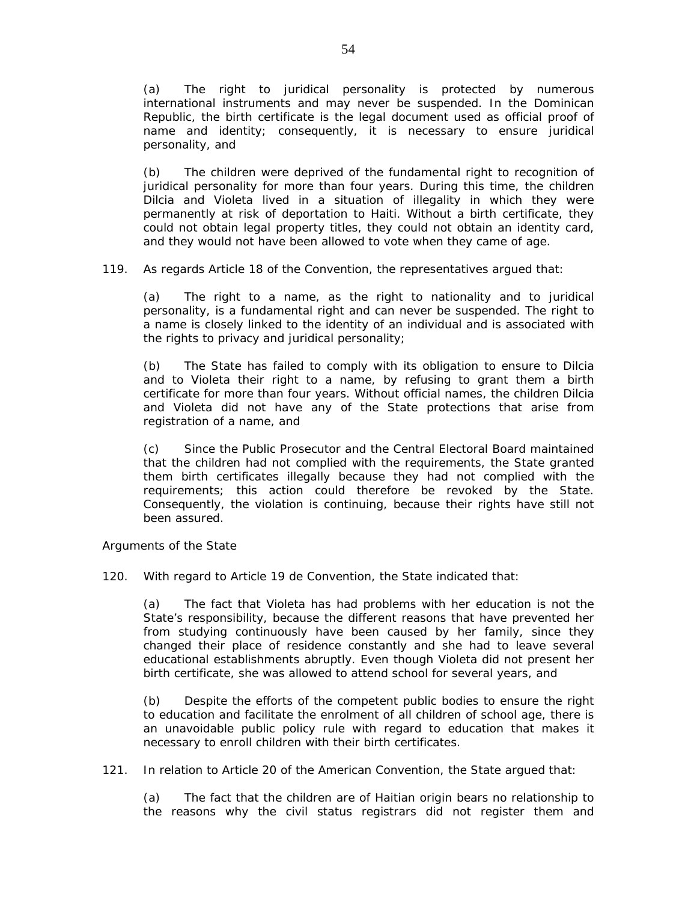(a) The right to juridical personality is protected by numerous international instruments and may never be suspended. In the Dominican Republic, the birth certificate is the legal document used as official proof of name and identity; consequently, it is necessary to ensure juridical personality, and

(b) The children were deprived of the fundamental right to recognition of juridical personality for more than four years. During this time, the children Dilcia and Violeta lived in a situation of illegality in which they were permanently at risk of deportation to Haiti. Without a birth certificate, they could not obtain legal property titles, they could not obtain an identity card, and they would not have been allowed to vote when they came of age.

119. As regards Article 18 of the Convention, the representatives argued that:

(a) The right to a name, as the right to nationality and to juridical personality, is a fundamental right and can never be suspended. The right to a name is closely linked to the identity of an individual and is associated with the rights to privacy and juridical personality;

(b) The State has failed to comply with its obligation to ensure to Dilcia and to Violeta their right to a name, by refusing to grant them a birth certificate for more than four years. Without official names, the children Dilcia and Violeta did not have any of the State protections that arise from registration of a name, and

(c) Since the Public Prosecutor and the Central Electoral Board maintained that the children had not complied with the requirements, the State granted them birth certificates illegally because they had not complied with the requirements; this action could therefore be revoked by the State. Consequently, the violation is continuing, because their rights have still not been assured.

*Arguments of the State*

120. With regard to Article 19 de Convention, the State indicated that:

(a) The fact that Violeta has had problems with her education is not the State's responsibility, because the different reasons that have prevented her from studying continuously have been caused by her family, since they changed their place of residence constantly and she had to leave several educational establishments abruptly. Even though Violeta did not present her birth certificate, she was allowed to attend school for several years, and

(b) Despite the efforts of the competent public bodies to ensure the right to education and facilitate the enrolment of all children of school age, there is an unavoidable public policy rule with regard to education that makes it necessary to enroll children with their birth certificates.

121. In relation to Article 20 of the American Convention, the State argued that:

(a) The fact that the children are of Haitian origin bears no relationship to the reasons why the civil status registrars did not register them and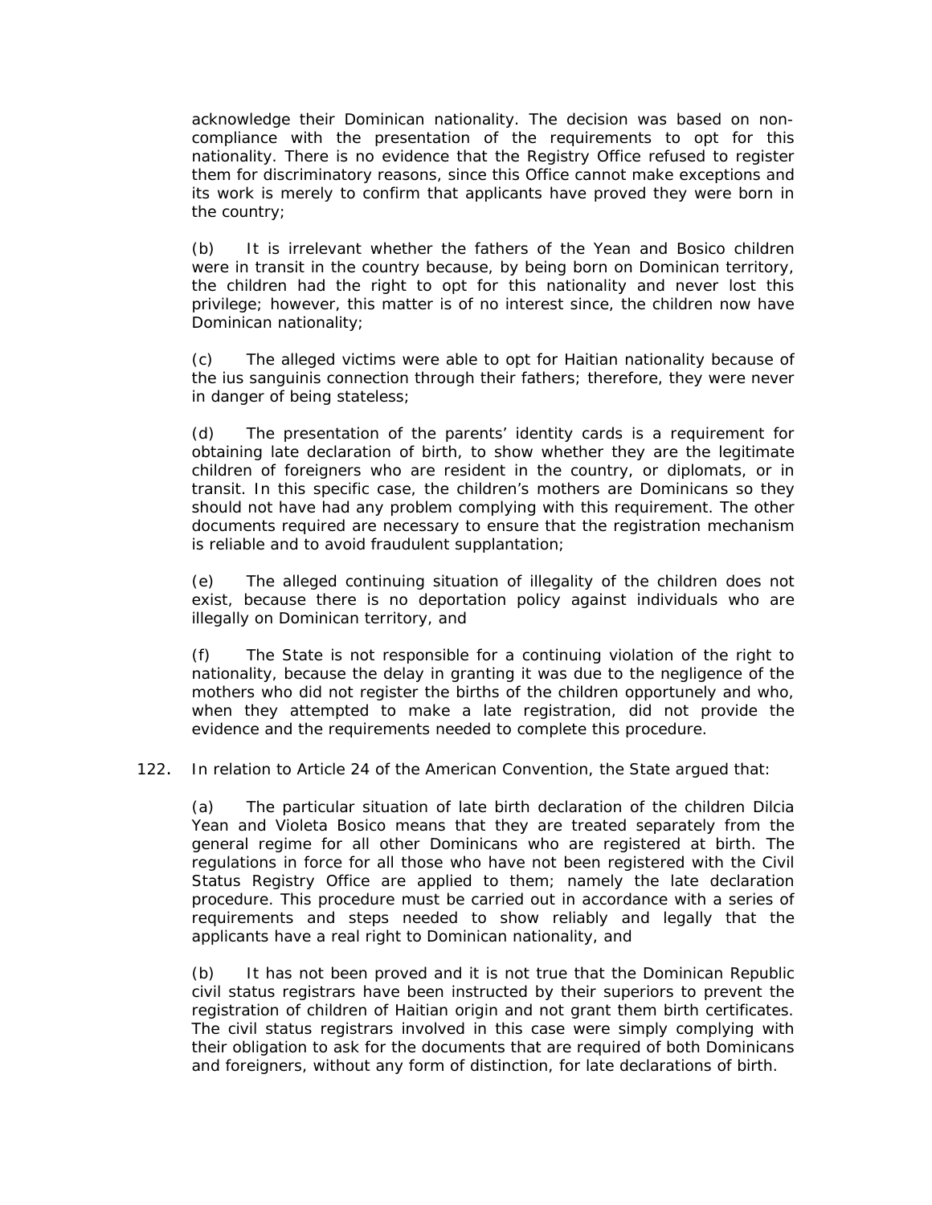acknowledge their Dominican nationality. The decision was based on non-compliance with the presentation of the requirements to opt for this nationality. There is no evidence that the Registry Office refused to register them for discriminatory reasons, since this Office cannot make exceptions and its work is merely to confirm that applicants have proved they were born in the country;

(b) It is irrelevant whether the fathers of the Yean and Bosico children were in transit in the country because, by being born on Dominican territory, the children had the right to opt for this nationality and never lost this privilege; however, this matter is of no interest since, the children now have Dominican nationality;

(c) The alleged victims were able to opt for Haitian nationality because of the ius sanguinis connection through their fathers; therefore, they were never in danger of being stateless;

(d) The presentation of the parents' identity cards is a requirement for obtaining late declaration of birth, to show whether they are the legitimate children of foreigners who are resident in the country, or diplomats, or in transit. In this specific case, the children's mothers are Dominicans so they should not have had any problem complying with this requirement. The other documents required are necessary to ensure that the registration mechanism is reliable and to avoid fraudulent supplantation;

(e) The alleged continuing situation of illegality of the children does not exist, because there is no deportation policy against individuals who are illegally on Dominican territory, and

(f) The State is not responsible for a continuing violation of the right to nationality, because the delay in granting it was due to the negligence of the mothers who did not register the births of the children opportunely and who, when they attempted to make a late registration, did not provide the evidence and the requirements needed to complete this procedure.

122. In relation to Article 24 of the American Convention, the State argued that:

(a) The particular situation of late birth declaration of the children Dilcia Yean and Violeta Bosico means that they are treated separately from the general regime for all other Dominicans who are registered at birth. The regulations in force for all those who have not been registered with the Civil Status Registry Office are applied to them; namely the late declaration procedure. This procedure must be carried out in accordance with a series of requirements and steps needed to show reliably and legally that the applicants have a real right to Dominican nationality, and

(b) It has not been proved and it is not true that the Dominican Republic civil status registrars have been instructed by their superiors to prevent the registration of children of Haitian origin and not grant them birth certificates. The civil status registrars involved in this case were simply complying with their obligation to ask for the documents that are required of both Dominicans and foreigners, without any form of distinction, for late declarations of birth.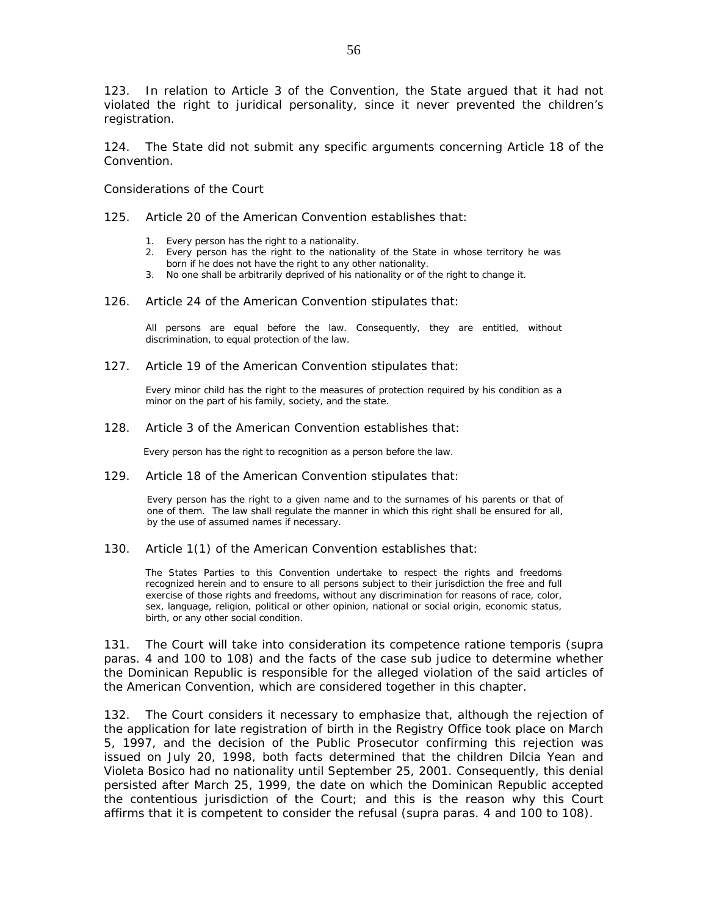123. In relation to Article 3 of the Convention, the State argued that it had not violated the right to juridical personality, since it never prevented the children's registration.

124. The State did not submit any specific arguments concerning Article 18 of the Convention.

*Considerations of the Court*

125. Article 20 of the American Convention establishes that:

> 1. Every person has the right to a nationality.
> 2. Every person has the right to the nationality of the State in whose territory he was born if he does not have the right to any other nationality.
> 3. No one shall be arbitrarily deprived of his nationality or of the right to change it.

126. Article 24 of the American Convention stipulates that:

> All persons are equal before the law. Consequently, they are entitled, without discrimination, to equal protection of the law.

127. Article 19 of the American Convention stipulates that:

> Every minor child has the right to the measures of protection required by his condition as a minor on the part of his family, society, and the state.

128. Article 3 of the American Convention establishes that:

> Every person has the right to recognition as a person before the law.

129. Article 18 of the American Convention stipulates that:

> Every person has the right to a given name and to the surnames of his parents or that of one of them. The law shall regulate the manner in which this right shall be ensured for all, by the use of assumed names if necessary.

130. Article 1(1) of the American Convention establishes that:

> The States Parties to this Convention undertake to respect the rights and freedoms recognized herein and to ensure to all persons subject to their jurisdiction the free and full exercise of those rights and freedoms, without any discrimination for reasons of race, color, sex, language, religion, political or other opinion, national or social origin, economic status, birth, or any other social condition.

131. The Court will take into consideration its competence *ratione temporis* (*supra* paras. 4 and 100 to 108) and the facts of the case *sub judice* to determine whether the Dominican Republic is responsible for the alleged violation of the said articles of the American Convention, which are considered together in this chapter.

132. The Court considers it necessary to emphasize that, although the rejection of the application for late registration of birth in the Registry Office took place on March 5, 1997, and the decision of the Public Prosecutor confirming this rejection was issued on July 20, 1998, both facts determined that the children Dilcia Yean and Violeta Bosico had no nationality until September 25, 2001. Consequently, this denial persisted after March 25, 1999, the date on which the Dominican Republic accepted the contentious jurisdiction of the Court; and this is the reason why this Court affirms that it is competent to consider the refusal (*supra* paras. 4 and 100 to 108).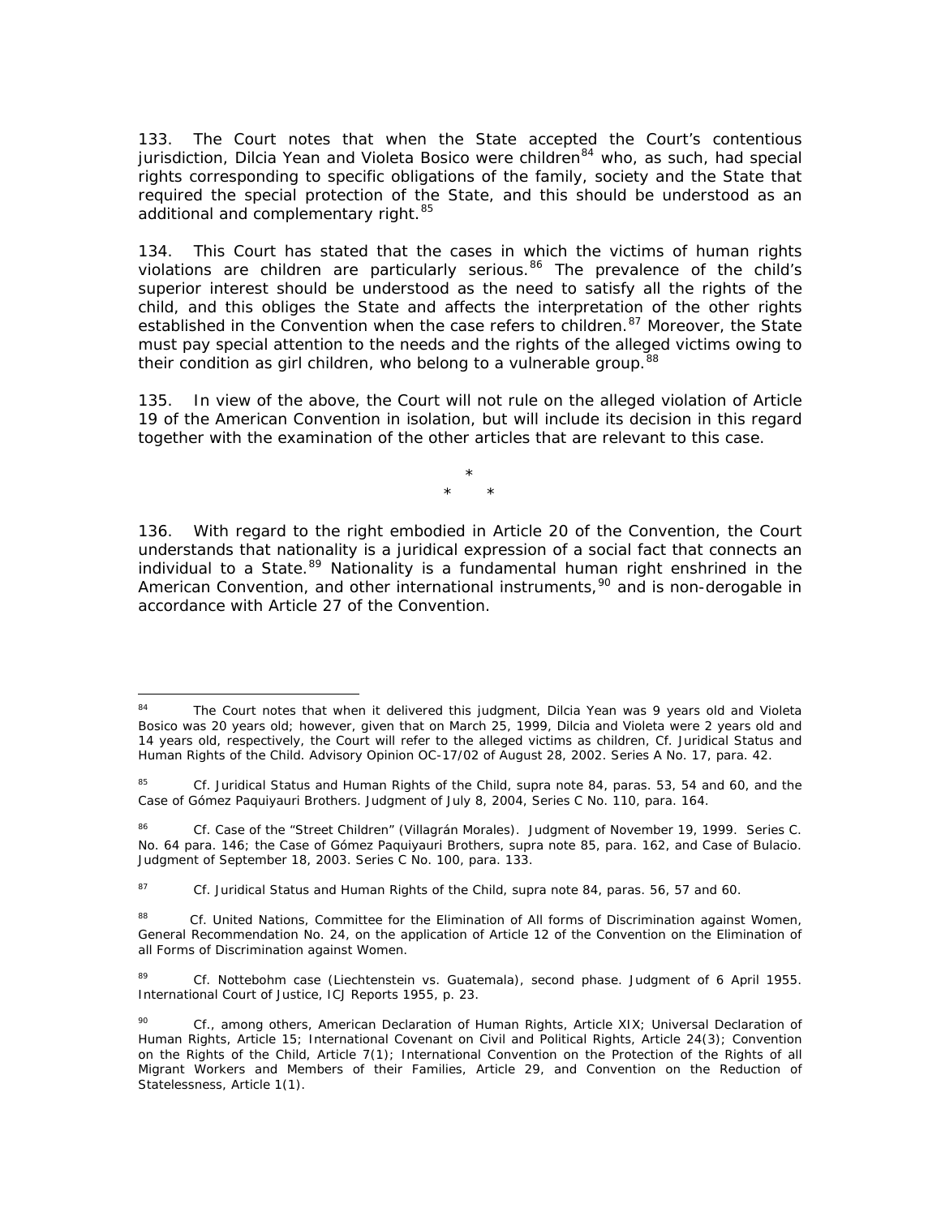133. The Court notes that when the State accepted the Court's contentious jurisdiction, Dilcia Yean and Violeta Bosico were children[84] who, as such, had special rights corresponding to specific obligations of the family, society and the State that required the special protection of the State, and this should be understood as an additional and complementary right.[85]

134. This Court has stated that the cases in which the victims of human rights violations are children are particularly serious.[86] The prevalence of the child's superior interest should be understood as the need to satisfy all the rights of the child, and this obliges the State and affects the interpretation of the other rights established in the Convention when the case refers to children.[87] Moreover, the State must pay special attention to the needs and the rights of the alleged victims owing to their condition as girl children, who belong to a vulnerable group.[88]

135. In view of the above, the Court will not rule on the alleged violation of Article 19 of the American Convention in isolation, but will include its decision in this regard together with the examination of the other articles that are relevant to this case.

\*
\* \*

136. With regard to the right embodied in Article 20 of the Convention, the Court understands that nationality is a juridical expression of a social fact that connects an individual to a State.[89] Nationality is a fundamental human right enshrined in the American Convention, and other international instruments,[90] and is non-derogable in accordance with Article 27 of the Convention.

---

[84] The Court notes that when it delivered this judgment, Dilcia Yean was 9 years old and Violeta Bosico was 20 years old; however, given that on March 25, 1999, Dilcia and Violeta were 2 years old and 14 years old, respectively, the Court will refer to the alleged victims as children, Cf. Juridical Status and Human Rights of the Child. Advisory Opinion OC-17/02 of August 28, 2002. Series A No. 17, para. 42.

[85] Cf. Juridical Status and Human Rights of the Child, supra note 84, paras. 53, 54 and 60, and the Case of Gómez Paquiyauri Brothers. Judgment of July 8, 2004, Series C No. 110, para. 164.

[86] Cf. Case of the "Street Children" (Villagrán Morales). Judgment of November 19, 1999. Series C. No. 64 para. 146; the Case of Gómez Paquiyauri Brothers, supra note 85, para. 162, and Case of Bulacio. Judgment of September 18, 2003. Series C No. 100, para. 133.

[87] Cf. Juridical Status and Human Rights of the Child, supra note 84, paras. 56, 57 and 60.

[88] Cf. United Nations, Committee for the Elimination of All forms of Discrimination against Women, General Recommendation No. 24, on the application of Article 12 of the Convention on the Elimination of all Forms of Discrimination against Women.

[89] Cf. Nottebohm case (Liechtenstein vs. Guatemala), second phase. Judgment of 6 April 1955. International Court of Justice, ICJ Reports 1955, p. 23.

[90] Cf., among others, American Declaration of Human Rights, Article XIX; Universal Declaration of Human Rights, Article 15; International Covenant on Civil and Political Rights, Article 24(3); Convention on the Rights of the Child, Article 7(1); International Convention on the Protection of the Rights of all Migrant Workers and Members of their Families, Article 29, and Convention on the Reduction of Statelessness, Article 1(1).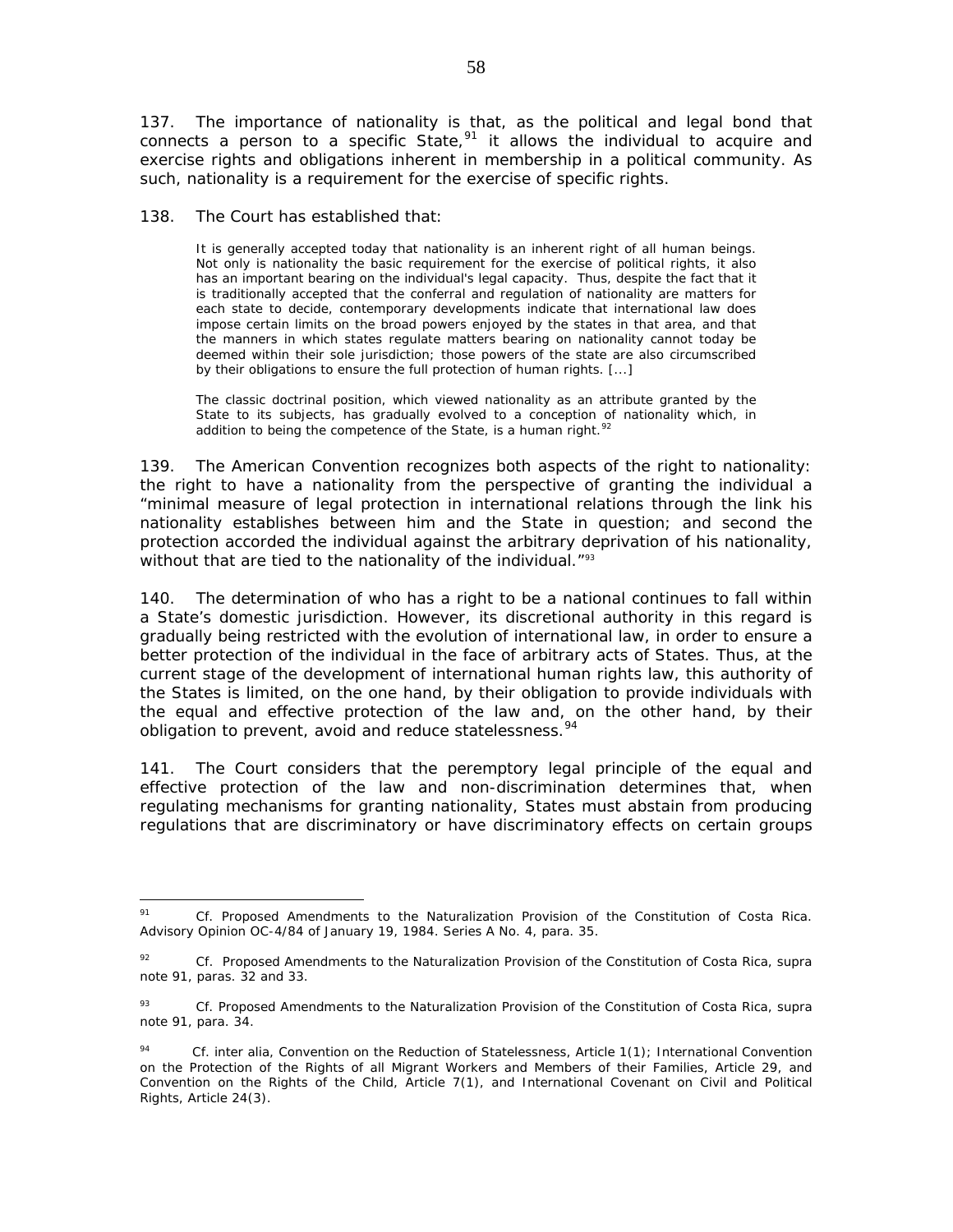137. The importance of nationality is that, as the political and legal bond that connects a person to a specific State,[91] it allows the individual to acquire and exercise rights and obligations inherent in membership in a political community. As such, nationality is a requirement for the exercise of specific rights.

138. The Court has established that:

> It is generally accepted today that nationality is an inherent right of all human beings. Not only is nationality the basic requirement for the exercise of political rights, it also has an important bearing on the individual's legal capacity. Thus, despite the fact that it is traditionally accepted that the conferral and regulation of nationality are matters for each state to decide, contemporary developments indicate that international law does impose certain limits on the broad powers enjoyed by the states in that area, and that the manners in which states regulate matters bearing on nationality cannot today be deemed within their sole jurisdiction; those powers of the state are also circumscribed by their obligations to ensure the full protection of human rights. [...]
>
> The classic doctrinal position, which viewed nationality as an attribute granted by the State to its subjects, has gradually evolved to a conception of nationality which, in addition to being the competence of the State, is a human right.[92]

139. The American Convention recognizes both aspects of the right to nationality: the right to have a nationality from the perspective of granting the individual a "minimal measure of legal protection in international relations through the link his nationality establishes between him and the State in question; and second the protection accorded the individual against the arbitrary deprivation of his nationality, without that are tied to the nationality of the individual."[93]

140. The determination of who has a right to be a national continues to fall within a State's domestic jurisdiction. However, its discretional authority in this regard is gradually being restricted with the evolution of international law, in order to ensure a better protection of the individual in the face of arbitrary acts of States. Thus, at the current stage of the development of international human rights law, this authority of the States is limited, on the one hand, by their obligation to provide individuals with the equal and effective protection of the law and, on the other hand, by their obligation to prevent, avoid and reduce statelessness.[94]

141. The Court considers that the peremptory legal principle of the equal and effective protection of the law and non-discrimination determines that, when regulating mechanisms for granting nationality, States must abstain from producing regulations that are discriminatory or have discriminatory effects on certain groups

---

[91] Cf. Proposed Amendments to the Naturalization Provision of the Constitution of Costa Rica. Advisory Opinion OC-4/84 of January 19, 1984. Series A No. 4, para. 35.

[92] Cf. Proposed Amendments to the Naturalization Provision of the Constitution of Costa Rica, supra note 91, paras. 32 and 33.

[93] Cf. Proposed Amendments to the Naturalization Provision of the Constitution of Costa Rica, supra note 91, para. 34.

[94] Cf. inter alia, Convention on the Reduction of Statelessness, Article 1(1); International Convention on the Protection of the Rights of all Migrant Workers and Members of their Families, Article 29, and Convention on the Rights of the Child, Article 7(1), and International Covenant on Civil and Political Rights, Article 24(3).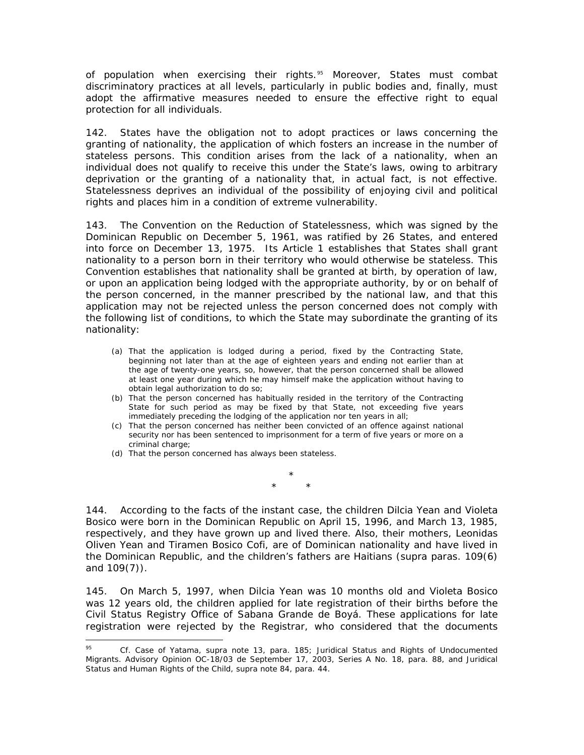of population when exercising their rights.[95] Moreover, States must combat discriminatory practices at all levels, particularly in public bodies and, finally, must adopt the affirmative measures needed to ensure the effective right to equal protection for all individuals.

142. States have the obligation not to adopt practices or laws concerning the granting of nationality, the application of which fosters an increase in the number of stateless persons. This condition arises from the lack of a nationality, when an individual does not qualify to receive this under the State's laws, owing to arbitrary deprivation or the granting of a nationality that, in actual fact, is not effective. Statelessness deprives an individual of the possibility of enjoying civil and political rights and places him in a condition of extreme vulnerability.

143. The Convention on the Reduction of Statelessness, which was signed by the Dominican Republic on December 5, 1961, was ratified by 26 States, and entered into force on December 13, 1975. Its Article 1 establishes that States shall grant nationality to a person born in their territory who would otherwise be stateless. This Convention establishes that nationality shall be granted at birth, by operation of law, or upon an application being lodged with the appropriate authority, by or on behalf of the person concerned, in the manner prescribed by the national law, and that this application may not be rejected unless the person concerned does not comply with the following list of conditions, to which the State may subordinate the granting of its nationality:

> (a) That the application is lodged during a period, fixed by the Contracting State, beginning not later than at the age of eighteen years and ending not earlier than at the age of twenty-one years, so, however, that the person concerned shall be allowed at least one year during which he may himself make the application without having to obtain legal authorization to do so;
> (b) That the person concerned has habitually resided in the territory of the Contracting State for such period as may be fixed by that State, not exceeding five years immediately preceding the lodging of the application nor ten years in all;
> (c) That the person concerned has neither been convicted of an offence against national security nor has been sentenced to imprisonment for a term of five years or more on a criminal charge;
> (d) That the person concerned has always been stateless.

\*
\* \*

144. According to the facts of the instant case, the children Dilcia Yean and Violeta Bosico were born in the Dominican Republic on April 15, 1996, and March 13, 1985, respectively, and they have grown up and lived there. Also, their mothers, Leonidas Oliven Yean and Tiramen Bosico Cofi, are of Dominican nationality and have lived in the Dominican Republic, and the children's fathers are Haitians (*supra* paras. 109(6) and 109(7)).

145. On March 5, 1997, when Dilcia Yean was 10 months old and Violeta Bosico was 12 years old, the children applied for late registration of their births before the Civil Status Registry Office of Sabana Grande de Boyá. These applications for late registration were rejected by the Registrar, who considered that the documents

---

[95] *Cf. Case of Yatama, supra* note 13, para. 185; *Juridical Status and Rights of Undocumented Migrants.* Advisory Opinion OC-18/03 de September 17, 2003, Series A No. 18, para. 88, and *Juridical Status and Human Rights of the Child, supra* note 84, para. 44.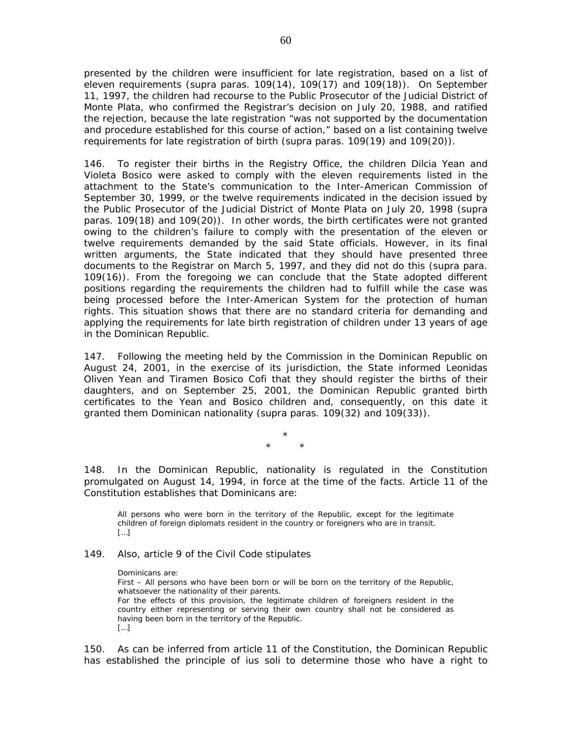presented by the children were insufficient for late registration, based on a list of eleven requirements (supra paras. 109(14), 109(17) and 109(18)). On September 11, 1997, the children had recourse to the Public Prosecutor of the Judicial District of Monte Plata, who confirmed the Registrar's decision on July 20, 1988, and ratified the rejection, because the late registration "was not supported by the documentation and procedure established for this course of action," based on a list containing twelve requirements for late registration of birth (supra paras. 109(19) and 109(20)).

146. To register their births in the Registry Office, the children Dilcia Yean and Violeta Bosico were asked to comply with the eleven requirements listed in the attachment to the State's communication to the Inter-American Commission of September 30, 1999, or the twelve requirements indicated in the decision issued by the Public Prosecutor of the Judicial District of Monte Plata on July 20, 1998 (supra paras. 109(18) and 109(20)). In other words, the birth certificates were not granted owing to the children's failure to comply with the presentation of the eleven or twelve requirements demanded by the said State officials. However, in its final written arguments, the State indicated that they should have presented three documents to the Registrar on March 5, 1997, and they did not do this (supra para. 109(16)). From the foregoing we can conclude that the State adopted different positions regarding the requirements the children had to fulfill while the case was being processed before the Inter-American System for the protection of human rights. This situation shows that there are no standard criteria for demanding and applying the requirements for late birth registration of children under 13 years of age in the Dominican Republic.

147. Following the meeting held by the Commission in the Dominican Republic on August 24, 2001, in the exercise of its jurisdiction, the State informed Leonidas Oliven Yean and Tiramen Bosico Cofi that they should register the births of their daughters, and on September 25, 2001, the Dominican Republic granted birth certificates to the Yean and Bosico children and, consequently, on this date it granted them Dominican nationality (supra paras. 109(32) and 109(33)).

*

\* \*

148. In the Dominican Republic, nationality is regulated in the Constitution promulgated on August 14, 1994, in force at the time of the facts. Article 11 of the Constitution establishes that Dominicans are:

> All persons who were born in the territory of the Republic, except for the legitimate children of foreign diplomats resident in the country or foreigners who are in transit.
> […]

149. Also, article 9 of the Civil Code stipulates

> Dominicans are:
> First – All persons who have been born or will be born on the territory of the Republic, whatsoever the nationality of their parents.
> For the effects of this provision, the legitimate children of foreigners resident in the country either representing or serving their own country shall not be considered as having been born in the territory of the Republic.
> […]

150. As can be inferred from article 11 of the Constitution, the Dominican Republic has established the principle of ius soli to determine those who have a right to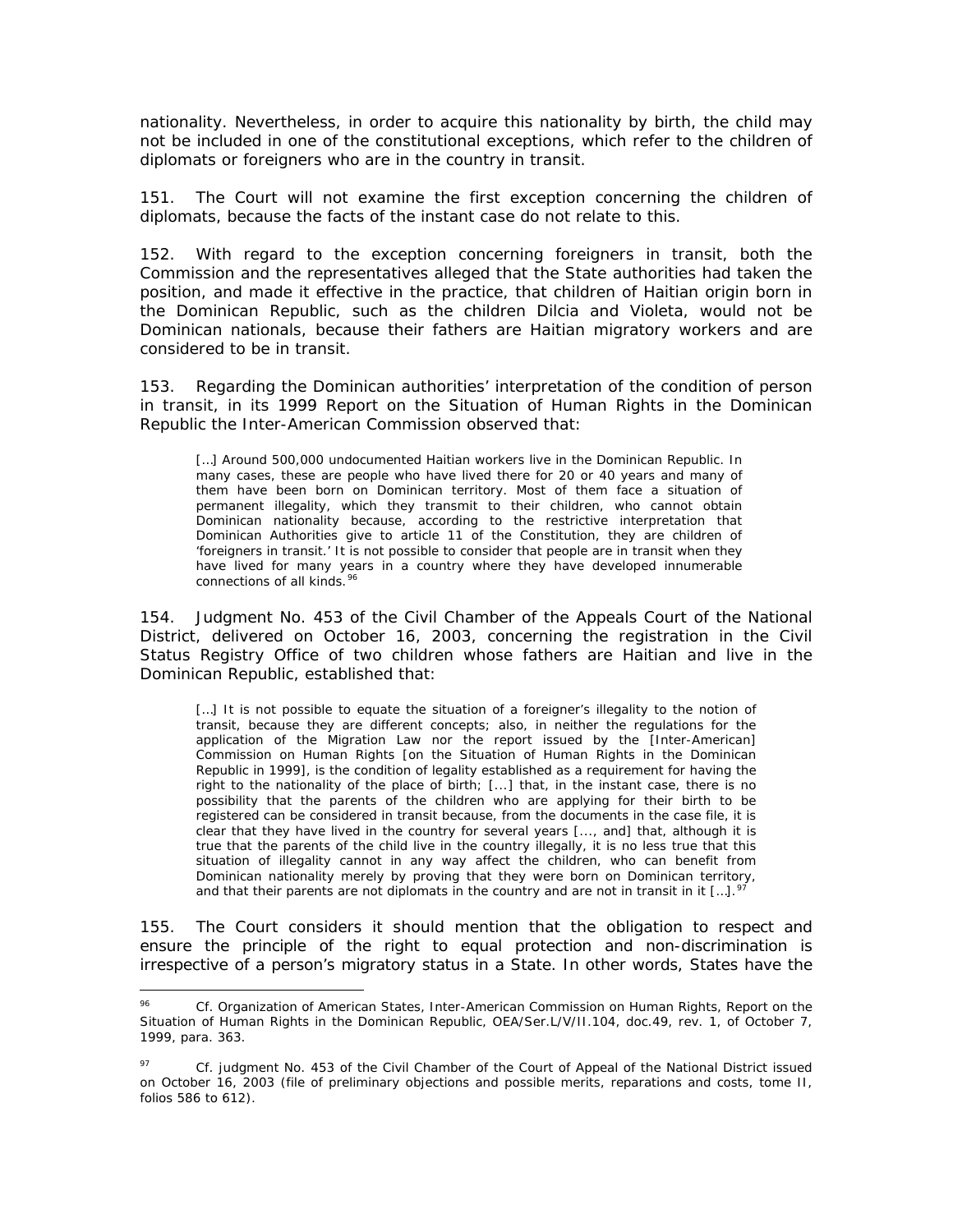nationality. Nevertheless, in order to acquire this nationality by birth, the child may not be included in one of the constitutional exceptions, which refer to the children of diplomats or foreigners who are in the country in transit.

151. The Court will not examine the first exception concerning the children of diplomats, because the facts of the instant case do not relate to this.

152. With regard to the exception concerning foreigners in transit, both the Commission and the representatives alleged that the State authorities had taken the position, and made it effective in the practice, that children of Haitian origin born in the Dominican Republic, such as the children Dilcia and Violeta, would not be Dominican nationals, because their fathers are Haitian migratory workers and are considered to be in transit.

153. Regarding the Dominican authorities' interpretation of the condition of person in transit, in its 1999 Report on the Situation of Human Rights in the Dominican Republic the Inter-American Commission observed that:

> […] Around 500,000 undocumented Haitian workers live in the Dominican Republic. In many cases, these are people who have lived there for 20 or 40 years and many of them have been born on Dominican territory. Most of them face a situation of permanent illegality, which they transmit to their children, who cannot obtain Dominican nationality because, according to the restrictive interpretation that Dominican Authorities give to article 11 of the Constitution, they are children of 'foreigners in transit.' It is not possible to consider that people are in transit when they have lived for many years in a country where they have developed innumerable connections of all kinds.[96]

154. Judgment No. 453 of the Civil Chamber of the Appeals Court of the National District, delivered on October 16, 2003, concerning the registration in the Civil Status Registry Office of two children whose fathers are Haitian and live in the Dominican Republic, established that:

> […] It is not possible to equate the situation of a foreigner's illegality to the notion of transit, because they are different concepts; also, in neither the regulations for the application of the Migration Law nor the report issued by the [Inter-American] Commission on Human Rights [on the Situation of Human Rights in the Dominican Republic in 1999], is the condition of legality established as a requirement for having the right to the nationality of the place of birth; [...] that, in the instant case, there is no possibility that the parents of the children who are applying for their birth to be registered can be considered in transit because, from the documents in the case file, it is clear that they have lived in the country for several years [..., and] that, although it is true that the parents of the child live in the country illegally, it is no less true that this situation of illegality cannot in any way affect the children, who can benefit from Dominican nationality merely by proving that they were born on Dominican territory, and that their parents are not diplomats in the country and are not in transit in it […].[97]

155. The Court considers it should mention that the obligation to respect and ensure the principle of the right to equal protection and non-discrimination is irrespective of a person's migratory status in a State. In other words, States have the

---

[96] Cf. Organization of American States, Inter-American Commission on Human Rights, Report on the Situation of Human Rights in the Dominican Republic, OEA/Ser.L/V/II.104, doc.49, rev. 1, of October 7, 1999, para. 363.

[97] Cf. judgment No. 453 of the Civil Chamber of the Court of Appeal of the National District issued on October 16, 2003 (file of preliminary objections and possible merits, reparations and costs, tome II, folios 586 to 612).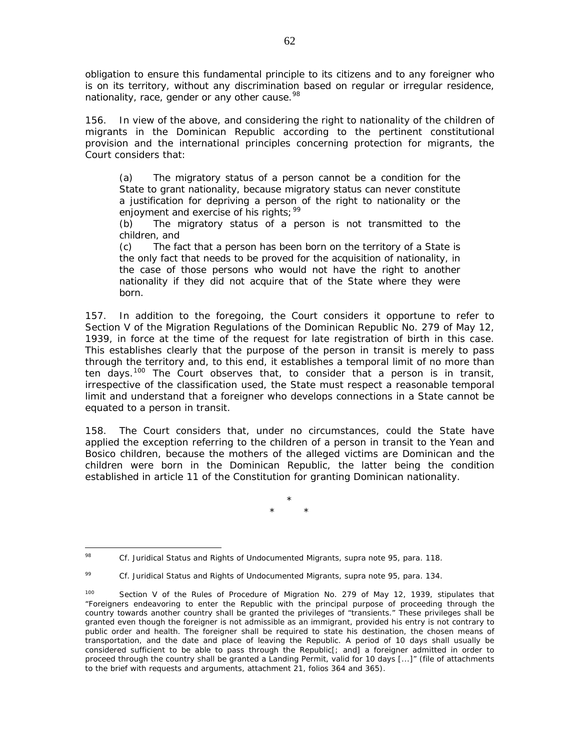obligation to ensure this fundamental principle to its citizens and to any foreigner who is on its territory, without any discrimination based on regular or irregular residence, nationality, race, gender or any other cause.[98]

156. In view of the above, and considering the right to nationality of the children of migrants in the Dominican Republic according to the pertinent constitutional provision and the international principles concerning protection for migrants, the Court considers that:

> (a) The migratory status of a person cannot be a condition for the State to grant nationality, because migratory status can never constitute a justification for depriving a person of the right to nationality or the enjoyment and exercise of his rights;[99]
>
> (b) The migratory status of a person is not transmitted to the children, and
>
> (c) The fact that a person has been born on the territory of a State is the only fact that needs to be proved for the acquisition of nationality, in the case of those persons who would not have the right to another nationality if they did not acquire that of the State where they were born.

157. In addition to the foregoing, the Court considers it opportune to refer to Section V of the Migration Regulations of the Dominican Republic No. 279 of May 12, 1939, in force at the time of the request for late registration of birth in this case. This establishes clearly that the purpose of the person in transit is merely to pass through the territory and, to this end, it establishes a temporal limit of no more than ten days.[100] The Court observes that, to consider that a person is in transit, irrespective of the classification used, the State must respect a reasonable temporal limit and understand that a foreigner who develops connections in a State cannot be equated to a person in transit.

158. The Court considers that, under no circumstances, could the State have applied the exception referring to the children of a person in transit to the Yean and Bosico children, because the mothers of the alleged victims are Dominican and the children were born in the Dominican Republic, the latter being the condition established in article 11 of the Constitution for granting Dominican nationality.

\*

\* \*

---

[98] Cf. *Juridical Status and Rights of Undocumented Migrants, supra* note 95, para. 118.

[99] Cf. *Juridical Status and Rights of Undocumented Migrants, supra* note 95, para. 134.

[100] Section V of the Rules of Procedure of Migration No. 279 of May 12, 1939, stipulates that "Foreigners endeavoring to enter the Republic with the principal purpose of proceeding through the country towards another country shall be granted the privileges of "transients." These privileges shall be granted even though the foreigner is not admissible as an immigrant, provided his entry is not contrary to public order and health. The foreigner shall be required to state his destination, the chosen means of transportation, and the date and place of leaving the Republic. A period of 10 days shall usually be considered sufficient to be able to pass through the Republic[; and] a foreigner admitted in order to proceed through the country shall be granted a Landing Permit, valid for 10 days [...]" (file of attachments to the brief with requests and arguments, attachment 21, folios 364 and 365).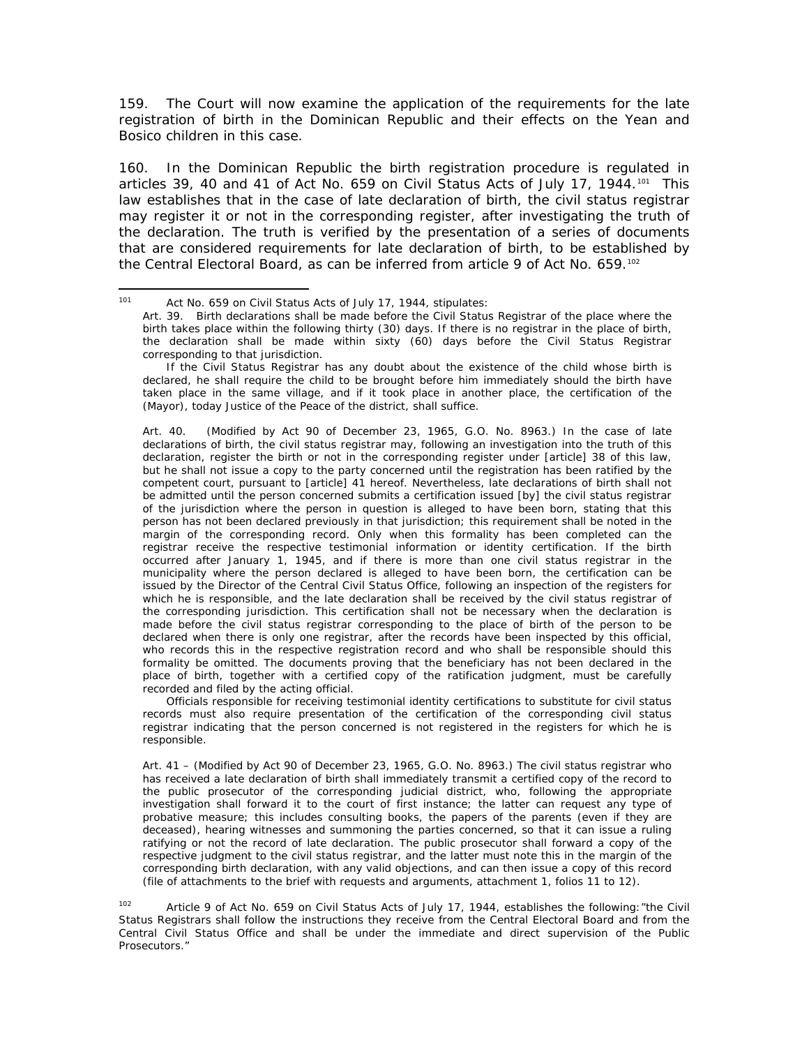159. The Court will now examine the application of the requirements for the late registration of birth in the Dominican Republic and their effects on the Yean and Bosico children in this case.

160. In the Dominican Republic the birth registration procedure is regulated in articles 39, 40 and 41 of Act No. 659 on Civil Status Acts of July 17, 1944.[101] This law establishes that in the case of late declaration of birth, the civil status registrar may register it or not in the corresponding register, after investigating the truth of the declaration. The truth is verified by the presentation of a series of documents that are considered requirements for late declaration of birth, to be established by the Central Electoral Board, as can be inferred from article 9 of Act No. 659.[102]

---

[101] Act No. 659 on Civil Status Acts of July 17, 1944, stipulates:

Art. 39. Birth declarations shall be made before the Civil Status Registrar of the place where the birth takes place within the following thirty (30) days. If there is no registrar in the place of birth, the declaration shall be made within sixty (60) days before the Civil Status Registrar corresponding to that jurisdiction.

If the Civil Status Registrar has any doubt about the existence of the child whose birth is declared, he shall require the child to be brought before him immediately should the birth have taken place in the same village, and if it took place in another place, the certification of the (Mayor), today Justice of the Peace of the district, shall suffice.

Art. 40. (Modified by Act 90 of December 23, 1965, G.O. No. 8963.) In the case of late declarations of birth, the civil status registrar may, following an investigation into the truth of this declaration, register the birth or not in the corresponding register under [article] 38 of this law, but he shall not issue a copy to the party concerned until the registration has been ratified by the competent court, pursuant to [article] 41 hereof. Nevertheless, late declarations of birth shall not be admitted until the person concerned submits a certification issued [by] the civil status registrar of the jurisdiction where the person in question is alleged to have been born, stating that this person has not been declared previously in that jurisdiction; this requirement shall be noted in the margin of the corresponding record. Only when this formality has been completed can the registrar receive the respective testimonial information or identity certification. If the birth occurred after January 1, 1945, and if there is more than one civil status registrar in the municipality where the person declared is alleged to have been born, the certification can be issued by the Director of the Central Civil Status Office, following an inspection of the registers for which he is responsible, and the late declaration shall be received by the civil status registrar of the corresponding jurisdiction. This certification shall not be necessary when the declaration is made before the civil status registrar corresponding to the place of birth of the person to be declared when there is only one registrar, after the records have been inspected by this official, who records this in the respective registration record and who shall be responsible should this formality be omitted. The documents proving that the beneficiary has not been declared in the place of birth, together with a certified copy of the ratification judgment, must be carefully recorded and filed by the acting official.

Officials responsible for receiving testimonial identity certifications to substitute for civil status records must also require presentation of the certification of the corresponding civil status registrar indicating that the person concerned is not registered in the registers for which he is responsible.

Art. 41 – (Modified by Act 90 of December 23, 1965, G.O. No. 8963.) The civil status registrar who has received a late declaration of birth shall immediately transmit a certified copy of the record to the public prosecutor of the corresponding judicial district, who, following the appropriate investigation shall forward it to the court of first instance; the latter can request any type of probative measure; this includes consulting books, the papers of the parents (even if they are deceased), hearing witnesses and summoning the parties concerned, so that it can issue a ruling ratifying or not the record of late declaration. The public prosecutor shall forward a copy of the respective judgment to the civil status registrar, and the latter must note this in the margin of the corresponding birth declaration, with any valid objections, and can then issue a copy of this record (file of attachments to the brief with requests and arguments, attachment 1, folios 11 to 12).

[102] Article 9 of Act No. 659 on Civil Status Acts of July 17, 1944, establishes the following: "the Civil Status Registrars shall follow the instructions they receive from the Central Electoral Board and from the Central Civil Status Office and shall be under the immediate and direct supervision of the Public Prosecutors."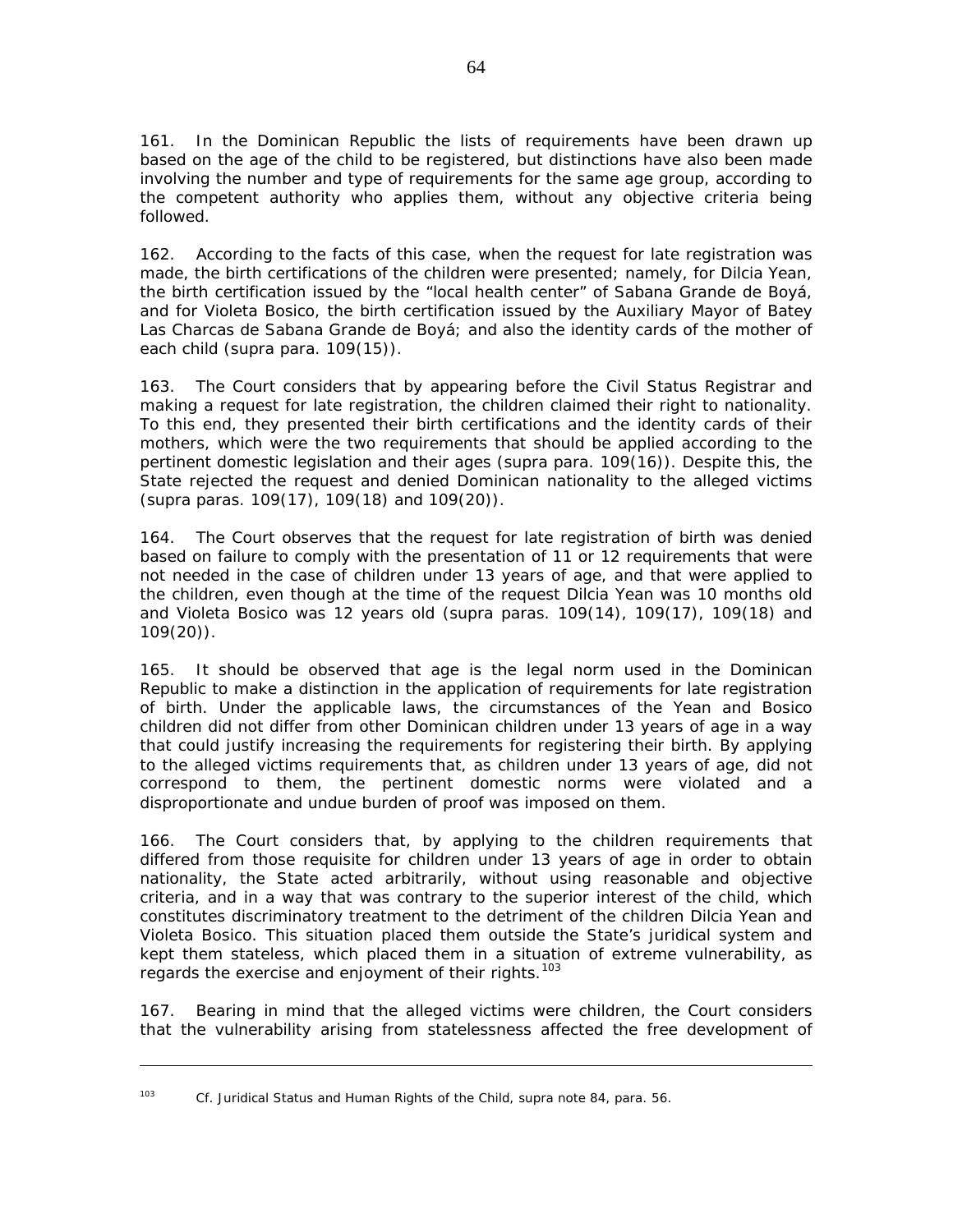161. In the Dominican Republic the lists of requirements have been drawn up based on the age of the child to be registered, but distinctions have also been made involving the number and type of requirements for the same age group, according to the competent authority who applies them, without any objective criteria being followed.

162. According to the facts of this case, when the request for late registration was made, the birth certifications of the children were presented; namely, for Dilcia Yean, the birth certification issued by the "local health center" of Sabana Grande de Boyá, and for Violeta Bosico, the birth certification issued by the Auxiliary Mayor of Batey Las Charcas de Sabana Grande de Boyá; and also the identity cards of the mother of each child (*supra* para. 109(15)).

163. The Court considers that by appearing before the Civil Status Registrar and making a request for late registration, the children claimed their right to nationality. To this end, they presented their birth certifications and the identity cards of their mothers, which were the two requirements that should be applied according to the pertinent domestic legislation and their ages (*supra* para. 109(16)). Despite this, the State rejected the request and denied Dominican nationality to the alleged victims (*supra* paras. 109(17), 109(18) and 109(20)).

164. The Court observes that the request for late registration of birth was denied based on failure to comply with the presentation of 11 or 12 requirements that were not needed in the case of children under 13 years of age, and that were applied to the children, even though at the time of the request Dilcia Yean was 10 months old and Violeta Bosico was 12 years old (*supra* paras. 109(14), 109(17), 109(18) and 109(20)).

165. It should be observed that age is the legal norm used in the Dominican Republic to make a distinction in the application of requirements for late registration of birth. Under the applicable laws, the circumstances of the Yean and Bosico children did not differ from other Dominican children under 13 years of age in a way that could justify increasing the requirements for registering their birth. By applying to the alleged victims requirements that, as children under 13 years of age, did not correspond to them, the pertinent domestic norms were violated and a disproportionate and undue burden of proof was imposed on them.

166. The Court considers that, by applying to the children requirements that differed from those requisite for children under 13 years of age in order to obtain nationality, the State acted arbitrarily, without using reasonable and objective criteria, and in a way that was contrary to the superior interest of the child, which constitutes discriminatory treatment to the detriment of the children Dilcia Yean and Violeta Bosico. This situation placed them outside the State's juridical system and kept them stateless, which placed them in a situation of extreme vulnerability, as regards the exercise and enjoyment of their rights.[103]

167. Bearing in mind that the alleged victims were children, the Court considers that the vulnerability arising from statelessness affected the free development of

---

[103] *Cf. Juridical Status and Human Rights of the Child, supra* note 84, para. 56.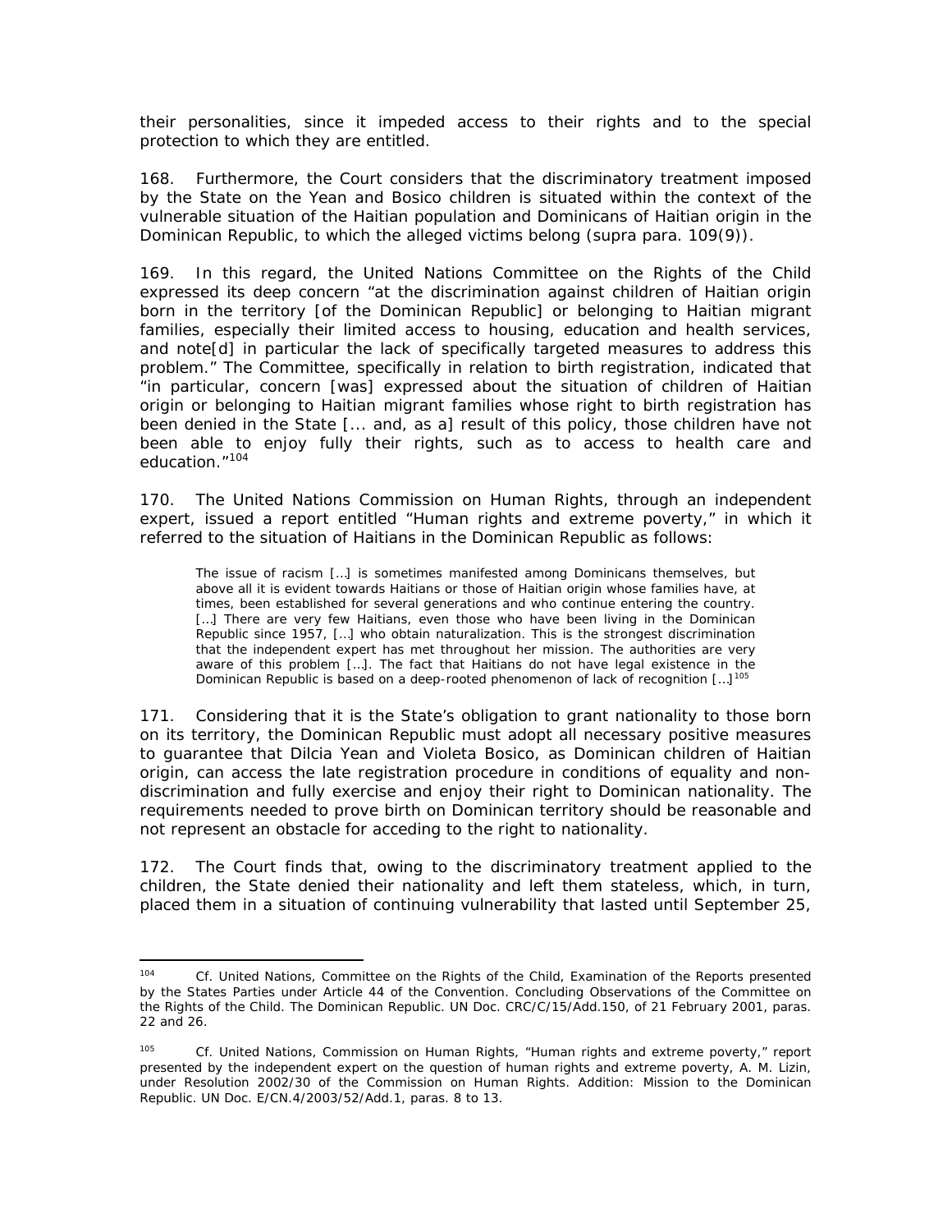their personalities, since it impeded access to their rights and to the special protection to which they are entitled.

168. Furthermore, the Court considers that the discriminatory treatment imposed by the State on the Yean and Bosico children is situated within the context of the vulnerable situation of the Haitian population and Dominicans of Haitian origin in the Dominican Republic, to which the alleged victims belong (*supra* para. 109(9)).

169. In this regard, the United Nations Committee on the Rights of the Child expressed its deep concern "at the discrimination against children of Haitian origin born in the territory [of the Dominican Republic] or belonging to Haitian migrant families, especially their limited access to housing, education and health services, and note[d] in particular the lack of specifically targeted measures to address this problem." The Committee, specifically in relation to birth registration, indicated that "in particular, concern [was] expressed about the situation of children of Haitian origin or belonging to Haitian migrant families whose right to birth registration has been denied in the State [... and, as a] result of this policy, those children have not been able to enjoy fully their rights, such as to access to health care and education."[104]

170. The United Nations Commission on Human Rights, through an independent expert, issued a report entitled "Human rights and extreme poverty," in which it referred to the situation of Haitians in the Dominican Republic as follows:

> The issue of racism […] is sometimes manifested among Dominicans themselves, but above all it is evident towards Haitians or those of Haitian origin whose families have, at times, been established for several generations and who continue entering the country. […] There are very few Haitians, even those who have been living in the Dominican Republic since 1957, […] who obtain naturalization. This is the strongest discrimination that the independent expert has met throughout her mission. The authorities are very aware of this problem […]. The fact that Haitians do not have legal existence in the Dominican Republic is based on a deep-rooted phenomenon of lack of recognition […][105]

171. Considering that it is the State's obligation to grant nationality to those born on its territory, the Dominican Republic must adopt all necessary positive measures to guarantee that Dilcia Yean and Violeta Bosico, as Dominican children of Haitian origin, can access the late registration procedure in conditions of equality and non-discrimination and fully exercise and enjoy their right to Dominican nationality. The requirements needed to prove birth on Dominican territory should be reasonable and not represent an obstacle for acceding to the right to nationality.

172. The Court finds that, owing to the discriminatory treatment applied to the children, the State denied their nationality and left them stateless, which, in turn, placed them in a situation of continuing vulnerability that lasted until September 25,

---

[104] Cf. United Nations, Committee on the Rights of the Child, Examination of the Reports presented by the States Parties under Article 44 of the Convention. Concluding Observations of the Committee on the Rights of the Child. The Dominican Republic. UN Doc. CRC/C/15/Add.150, of 21 February 2001, paras. 22 and 26.

[105] Cf. United Nations, Commission on Human Rights, "Human rights and extreme poverty," report presented by the independent expert on the question of human rights and extreme poverty, A. M. Lizin, under Resolution 2002/30 of the Commission on Human Rights. Addition: Mission to the Dominican Republic. UN Doc. E/CN.4/2003/52/Add.1, paras. 8 to 13.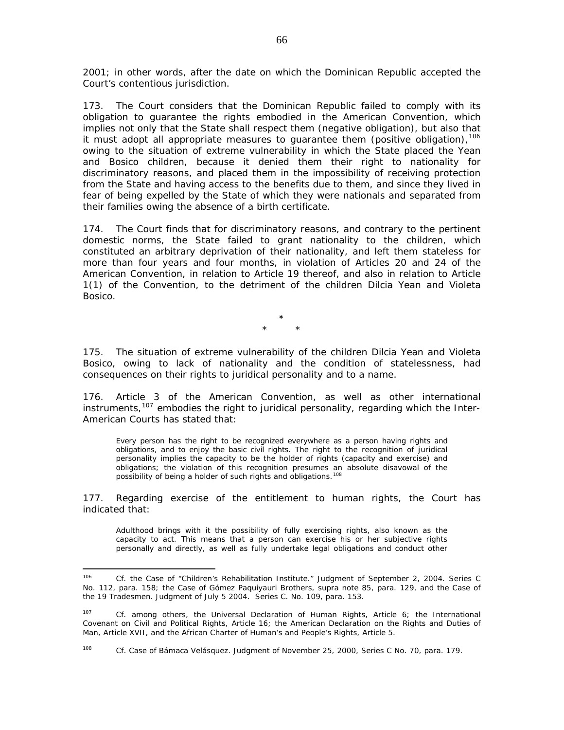2001; in other words, after the date on which the Dominican Republic accepted the Court's contentious jurisdiction.

173. The Court considers that the Dominican Republic failed to comply with its obligation to guarantee the rights embodied in the American Convention, which implies not only that the State shall respect them (negative obligation), but also that it must adopt all appropriate measures to guarantee them (positive obligation),[106] owing to the situation of extreme vulnerability in which the State placed the Yean and Bosico children, because it denied them their right to nationality for discriminatory reasons, and placed them in the impossibility of receiving protection from the State and having access to the benefits due to them, and since they lived in fear of being expelled by the State of which they were nationals and separated from their families owing the absence of a birth certificate.

174. The Court finds that for discriminatory reasons, and contrary to the pertinent domestic norms, the State failed to grant nationality to the children, which constituted an arbitrary deprivation of their nationality, and left them stateless for more than four years and four months, in violation of Articles 20 and 24 of the American Convention, in relation to Article 19 thereof, and also in relation to Article 1(1) of the Convention, to the detriment of the children Dilcia Yean and Violeta Bosico.

\*

\* \*

175. The situation of extreme vulnerability of the children Dilcia Yean and Violeta Bosico, owing to lack of nationality and the condition of statelessness, had consequences on their rights to juridical personality and to a name.

176. Article 3 of the American Convention, as well as other international instruments,[107] embodies the right to juridical personality, regarding which the Inter-American Courts has stated that:

> Every person has the right to be recognized everywhere as a person having rights and obligations, and to enjoy the basic civil rights. The right to the recognition of juridical personality implies the capacity to be the holder of rights (capacity and exercise) and obligations; the violation of this recognition presumes an absolute disavowal of the possibility of being a holder of such rights and obligations.[108]

177. Regarding exercise of the entitlement to human rights, the Court has indicated that:

> Adulthood brings with it the possibility of fully exercising rights, also known as the capacity to act. This means that a person can exercise his or her subjective rights personally and directly, as well as fully undertake legal obligations and conduct other

---

[106] Cf. the Case of "Children's Rehabilitation Institute." Judgment of September 2, 2004. Series C No. 112, para. 158; the Case of Gómez Paquiyauri Brothers, *supra* note 85, para. 129, and the Case of the 19 Tradesmen. Judgment of July 5 2004. Series C. No. 109, para. 153.

[107] Cf. among others, the Universal Declaration of Human Rights, Article 6; the International Covenant on Civil and Political Rights, Article 16; the American Declaration on the Rights and Duties of Man, Article XVII, and the African Charter of Human's and People's Rights, Article 5.

[108] Cf. Case of Bámaca Velásquez. Judgment of November 25, 2000, Series C No. 70, para. 179.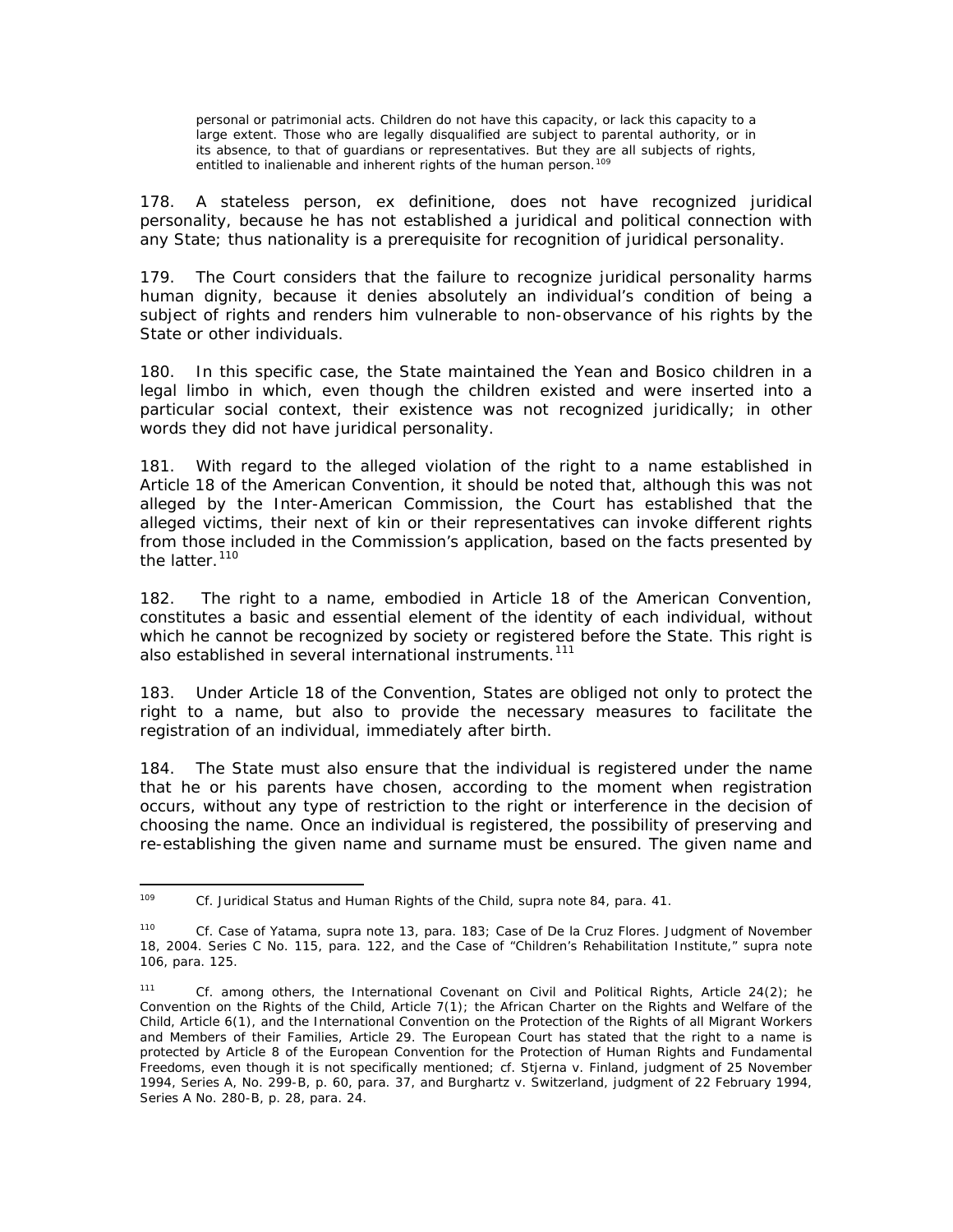> personal or patrimonial acts. Children do not have this capacity, or lack this capacity to a large extent. Those who are legally disqualified are subject to parental authority, or in its absence, to that of guardians or representatives. But they are all subjects of rights, entitled to inalienable and inherent rights of the human person.[109]

178. A stateless person, *ex definitione*, does not have recognized juridical personality, because he has not established a juridical and political connection with any State; thus nationality is a prerequisite for recognition of juridical personality.

179. The Court considers that the failure to recognize juridical personality harms human dignity, because it denies absolutely an individual's condition of being a subject of rights and renders him vulnerable to non-observance of his rights by the State or other individuals.

180. In this specific case, the State maintained the Yean and Bosico children in a legal limbo in which, even though the children existed and were inserted into a particular social context, their existence was not recognized juridically; in other words they did not have juridical personality.

181. With regard to the alleged violation of the right to a name established in Article 18 of the American Convention, it should be noted that, although this was not alleged by the Inter-American Commission, the Court has established that the alleged victims, their next of kin or their representatives can invoke different rights from those included in the Commission's application, based on the facts presented by the latter.[110]

182. The right to a name, embodied in Article 18 of the American Convention, constitutes a basic and essential element of the identity of each individual, without which he cannot be recognized by society or registered before the State. This right is also established in several international instruments.[111]

183. Under Article 18 of the Convention, States are obliged not only to protect the right to a name, but also to provide the necessary measures to facilitate the registration of an individual, immediately after birth.

184. The State must also ensure that the individual is registered under the name that he or his parents have chosen, according to the moment when registration occurs, without any type of restriction to the right or interference in the decision of choosing the name. Once an individual is registered, the possibility of preserving and re-establishing the given name and surname must be ensured. The given name and

---

[109] *Cf. Juridical Status and Human Rights of the Child*, *supra* note 84, para. 41.

[110] *Cf. Case of Yatama*, *supra* note 13, para. 183; *Case of De la Cruz Flores*. Judgment of November 18, 2004. Series C No. 115, para. 122, and the *Case of "Children's Rehabilitation Institute,"* *supra* note 106, para. 125.

[111] *Cf.* among others, the International Covenant on Civil and Political Rights, Article 24(2); he Convention on the Rights of the Child, Article 7(1); the African Charter on the Rights and Welfare of the Child, Article 6(1), and the International Convention on the Protection of the Rights of all Migrant Workers and Members of their Families, Article 29. The European Court has stated that the right to a name is protected by Article 8 of the European Convention for the Protection of Human Rights and Fundamental Freedoms, even though it is not specifically mentioned; *cf. Stjerna v. Finland*, judgment of 25 November 1994, Series A, No. 299-B, p. 60, para. 37, and *Burghartz v. Switzerland*, judgment of 22 February 1994, Series A No. 280-B, p. 28, para. 24.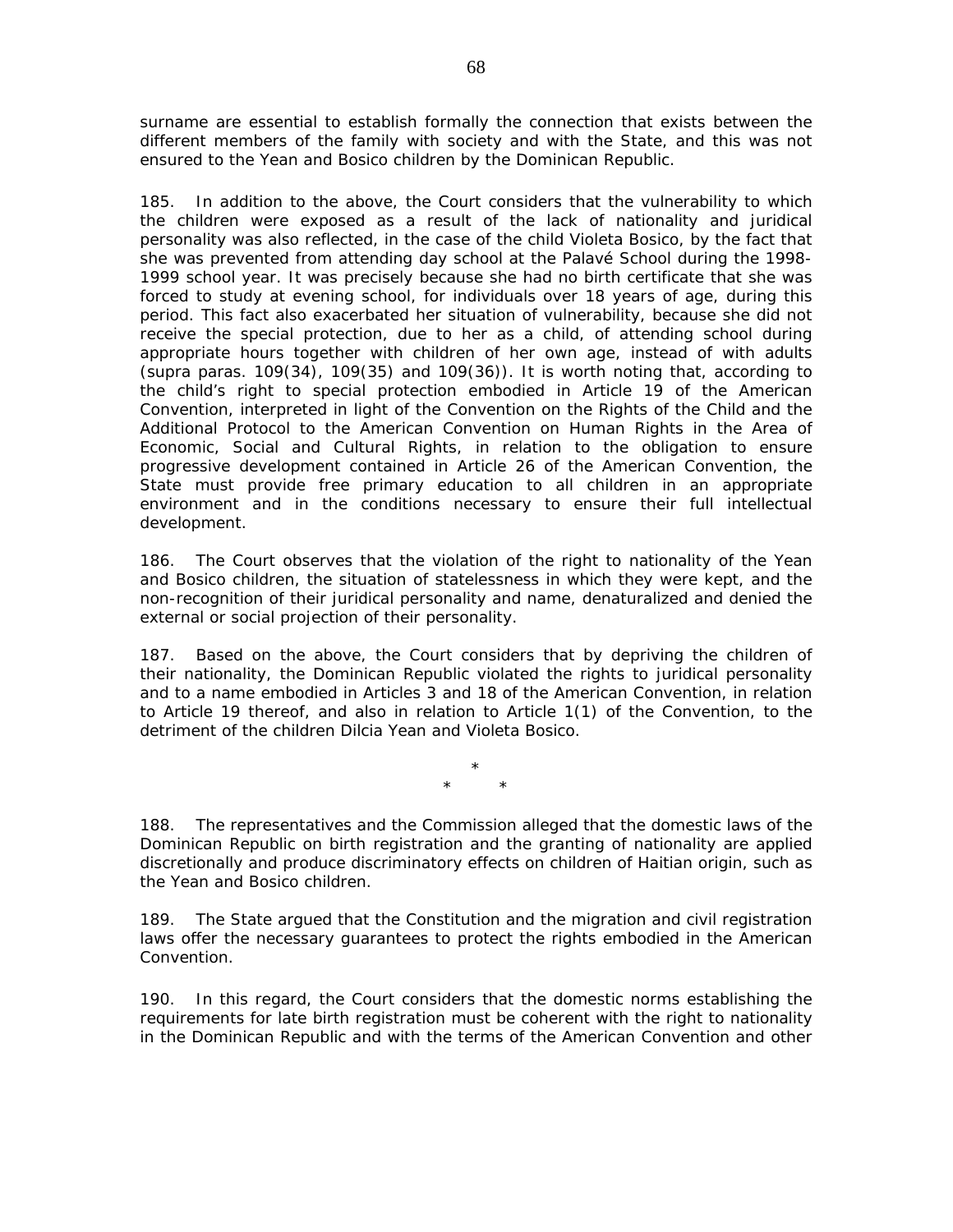surname are essential to establish formally the connection that exists between the different members of the family with society and with the State, and this was not ensured to the Yean and Bosico children by the Dominican Republic.

185. In addition to the above, the Court considers that the vulnerability to which the children were exposed as a result of the lack of nationality and juridical personality was also reflected, in the case of the child Violeta Bosico, by the fact that she was prevented from attending day school at the Palavé School during the 1998-1999 school year. It was precisely because she had no birth certificate that she was forced to study at evening school, for individuals over 18 years of age, during this period. This fact also exacerbated her situation of vulnerability, because she did not receive the special protection, due to her as a child, of attending school during appropriate hours together with children of her own age, instead of with adults (*supra* paras. 109(34), 109(35) and 109(36)). It is worth noting that, according to the child's right to special protection embodied in Article 19 of the American Convention, interpreted in light of the Convention on the Rights of the Child and the Additional Protocol to the American Convention on Human Rights in the Area of Economic, Social and Cultural Rights, in relation to the obligation to ensure progressive development contained in Article 26 of the American Convention, the State must provide free primary education to all children in an appropriate environment and in the conditions necessary to ensure their full intellectual development.

186. The Court observes that the violation of the right to nationality of the Yean and Bosico children, the situation of statelessness in which they were kept, and the non-recognition of their juridical personality and name, denaturalized and denied the external or social projection of their personality.

187. Based on the above, the Court considers that by depriving the children of their nationality, the Dominican Republic violated the rights to juridical personality and to a name embodied in Articles 3 and 18 of the American Convention, in relation to Article 19 thereof, and also in relation to Article 1(1) of the Convention, to the detriment of the children Dilcia Yean and Violeta Bosico.

\*
\* \*

188. The representatives and the Commission alleged that the domestic laws of the Dominican Republic on birth registration and the granting of nationality are applied discretionally and produce discriminatory effects on children of Haitian origin, such as the Yean and Bosico children.

189. The State argued that the Constitution and the migration and civil registration laws offer the necessary guarantees to protect the rights embodied in the American Convention.

190. In this regard, the Court considers that the domestic norms establishing the requirements for late birth registration must be coherent with the right to nationality in the Dominican Republic and with the terms of the American Convention and other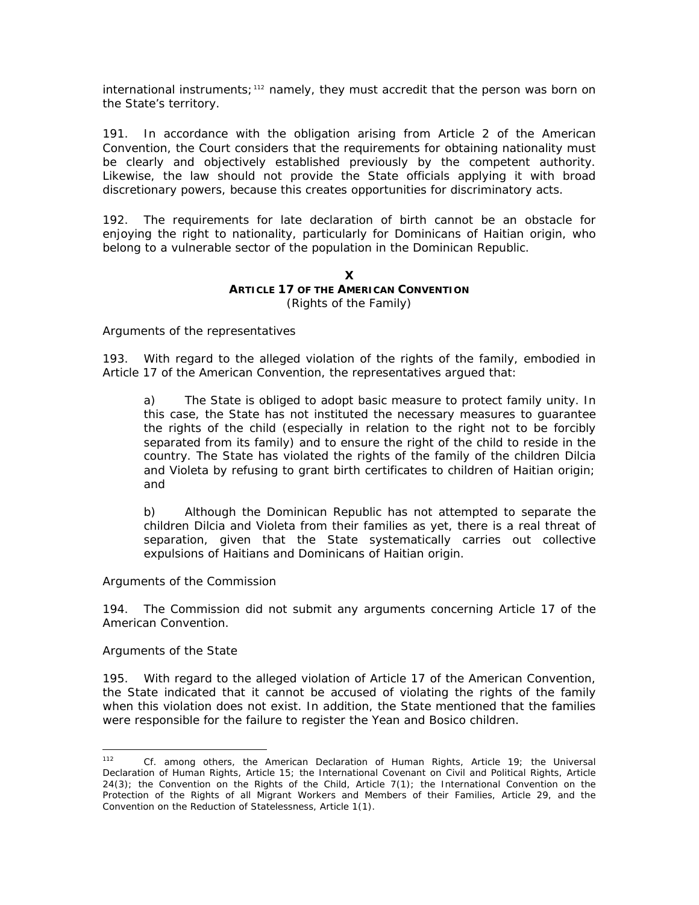international instruments;[112] namely, they must accredit that the person was born on the State's territory.

191. In accordance with the obligation arising from Article 2 of the American Convention, the Court considers that the requirements for obtaining nationality must be clearly and objectively established previously by the competent authority. Likewise, the law should not provide the State officials applying it with broad discretionary powers, because this creates opportunities for discriminatory acts.

192. The requirements for late declaration of birth cannot be an obstacle for enjoying the right to nationality, particularly for Dominicans of Haitian origin, who belong to a vulnerable sector of the population in the Dominican Republic.

## X
## ARTICLE 17 OF THE AMERICAN CONVENTION
*(Rights of the Family)*

*Arguments of the representatives*

193. With regard to the alleged violation of the rights of the family, embodied in Article 17 of the American Convention, the representatives argued that:

> a) The State is obliged to adopt basic measure to protect family unity. In this case, the State has not instituted the necessary measures to guarantee the rights of the child (especially in relation to the right not to be forcibly separated from its family) and to ensure the right of the child to reside in the country. The State has violated the rights of the family of the children Dilcia and Violeta by refusing to grant birth certificates to children of Haitian origin; and
>
> b) Although the Dominican Republic has not attempted to separate the children Dilcia and Violeta from their families as yet, there is a real threat of separation, given that the State systematically carries out collective expulsions of Haitians and Dominicans of Haitian origin.

*Arguments of the Commission*

194. The Commission did not submit any arguments concerning Article 17 of the American Convention.

*Arguments of the State*

195. With regard to the alleged violation of Article 17 of the American Convention, the State indicated that it cannot be accused of violating the rights of the family when this violation does not exist. In addition, the State mentioned that the families were responsible for the failure to register the Yean and Bosico children.

---

[112] *Cf.* among others, the American Declaration of Human Rights, Article 19; the Universal Declaration of Human Rights, Article 15; the International Covenant on Civil and Political Rights, Article 24(3); the Convention on the Rights of the Child, Article 7(1); the International Convention on the Protection of the Rights of all Migrant Workers and Members of their Families, Article 29, and the Convention on the Reduction of Statelessness, Article 1(1).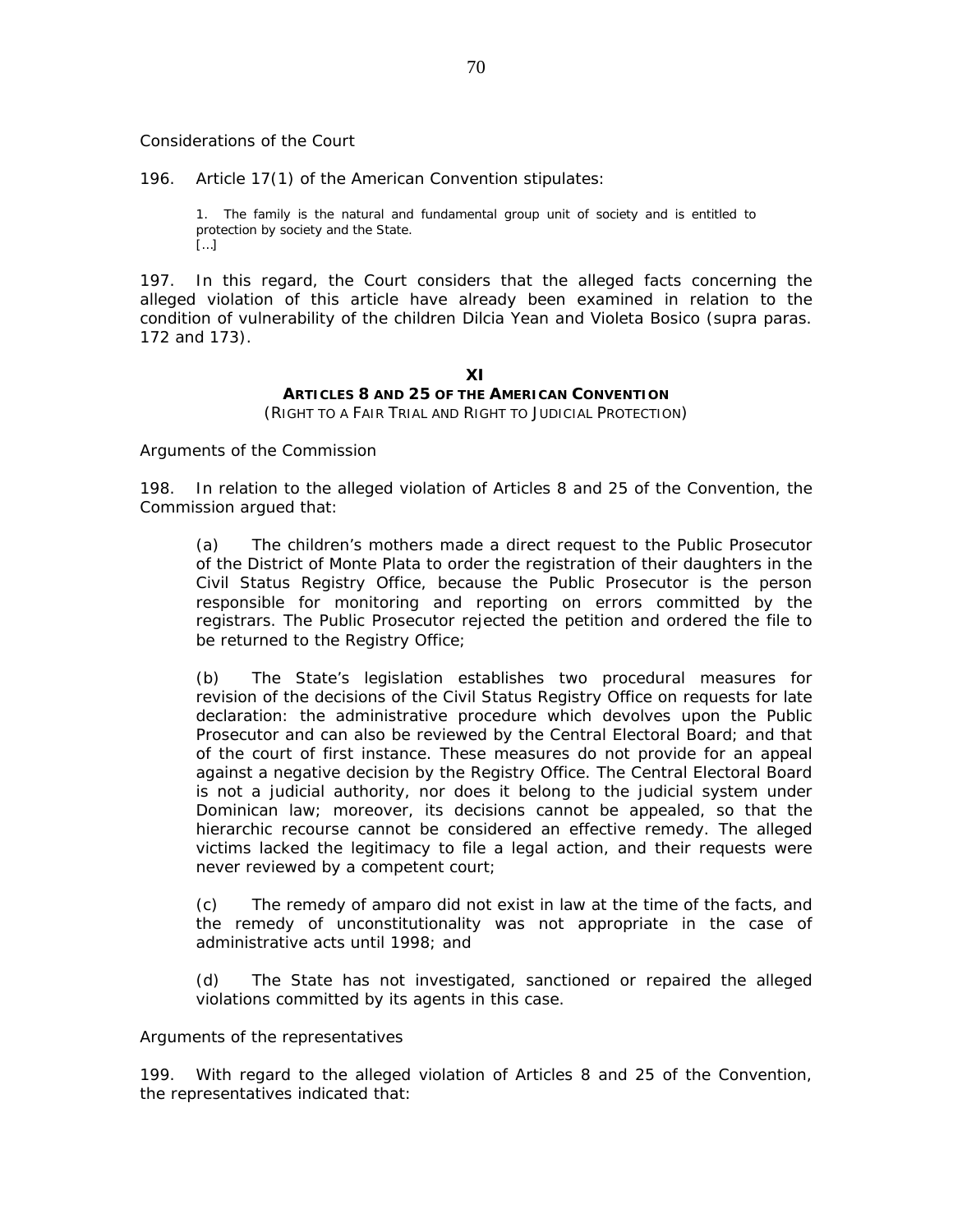*Considerations of the Court*

196. Article 17(1) of the American Convention stipulates:

> 1. The family is the natural and fundamental group unit of society and is entitled to protection by society and the State.
> [...]

197. In this regard, the Court considers that the alleged facts concerning the alleged violation of this article have already been examined in relation to the condition of vulnerability of the children Dilcia Yean and Violeta Bosico (*supra* paras. 172 and 173).

## XI
## ARTICLES 8 AND 25 OF THE AMERICAN CONVENTION
(RIGHT TO A FAIR TRIAL AND RIGHT TO JUDICIAL PROTECTION)

*Arguments of the Commission*

198. In relation to the alleged violation of Articles 8 and 25 of the Convention, the Commission argued that:

> (a) The children's mothers made a direct request to the Public Prosecutor of the District of Monte Plata to order the registration of their daughters in the Civil Status Registry Office, because the Public Prosecutor is the person responsible for monitoring and reporting on errors committed by the registrars. The Public Prosecutor rejected the petition and ordered the file to be returned to the Registry Office;
>
> (b) The State's legislation establishes two procedural measures for revision of the decisions of the Civil Status Registry Office on requests for late declaration: the administrative procedure which devolves upon the Public Prosecutor and can also be reviewed by the Central Electoral Board; and that of the court of first instance. These measures do not provide for an appeal against a negative decision by the Registry Office. The Central Electoral Board is not a judicial authority, nor does it belong to the judicial system under Dominican law; moreover, its decisions cannot be appealed, so that the hierarchic recourse cannot be considered an effective remedy. The alleged victims lacked the legitimacy to file a legal action, and their requests were never reviewed by a competent court;
>
> (c) The remedy of amparo did not exist in law at the time of the facts, and the remedy of unconstitutionality was not appropriate in the case of administrative acts until 1998; and
>
> (d) The State has not investigated, sanctioned or repaired the alleged violations committed by its agents in this case.

*Arguments of the representatives*

199. With regard to the alleged violation of Articles 8 and 25 of the Convention, the representatives indicated that: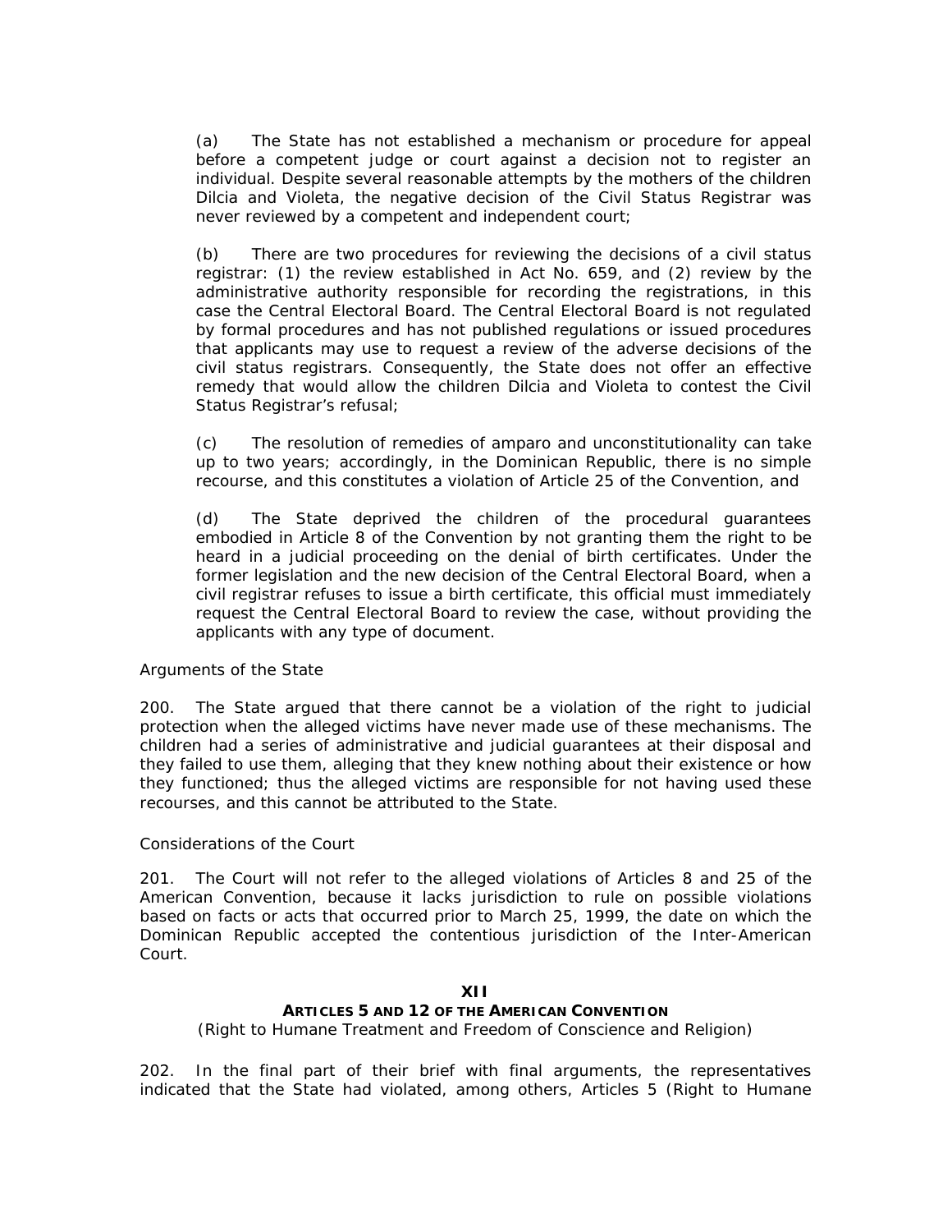(a) The State has not established a mechanism or procedure for appeal before a competent judge or court against a decision not to register an individual. Despite several reasonable attempts by the mothers of the children Dilcia and Violeta, the negative decision of the Civil Status Registrar was never reviewed by a competent and independent court;

(b) There are two procedures for reviewing the decisions of a civil status registrar: (1) the review established in Act No. 659, and (2) review by the administrative authority responsible for recording the registrations, in this case the Central Electoral Board. The Central Electoral Board is not regulated by formal procedures and has not published regulations or issued procedures that applicants may use to request a review of the adverse decisions of the civil status registrars. Consequently, the State does not offer an effective remedy that would allow the children Dilcia and Violeta to contest the Civil Status Registrar's refusal;

(c) The resolution of remedies of amparo and unconstitutionality can take up to two years; accordingly, in the Dominican Republic, there is no simple recourse, and this constitutes a violation of Article 25 of the Convention, and

(d) The State deprived the children of the procedural guarantees embodied in Article 8 of the Convention by not granting them the right to be heard in a judicial proceeding on the denial of birth certificates. Under the former legislation and the new decision of the Central Electoral Board, when a civil registrar refuses to issue a birth certificate, this official must immediately request the Central Electoral Board to review the case, without providing the applicants with any type of document.

*Arguments of the State*

200. The State argued that there cannot be a violation of the right to judicial protection when the alleged victims have never made use of these mechanisms. The children had a series of administrative and judicial guarantees at their disposal and they failed to use them, alleging that they knew nothing about their existence or how they functioned; thus the alleged victims are responsible for not having used these recourses, and this cannot be attributed to the State.

*Considerations of the Court*

201. The Court will not refer to the alleged violations of Articles 8 and 25 of the American Convention, because it lacks jurisdiction to rule on possible violations based on facts or acts that occurred prior to March 25, 1999, the date on which the Dominican Republic accepted the contentious jurisdiction of the Inter-American Court.

## XII
## ARTICLES 5 AND 12 OF THE AMERICAN CONVENTION
(Right to Humane Treatment and Freedom of Conscience and Religion)

202. In the final part of their brief with final arguments, the representatives indicated that the State had violated, among others, Articles 5 (Right to Humane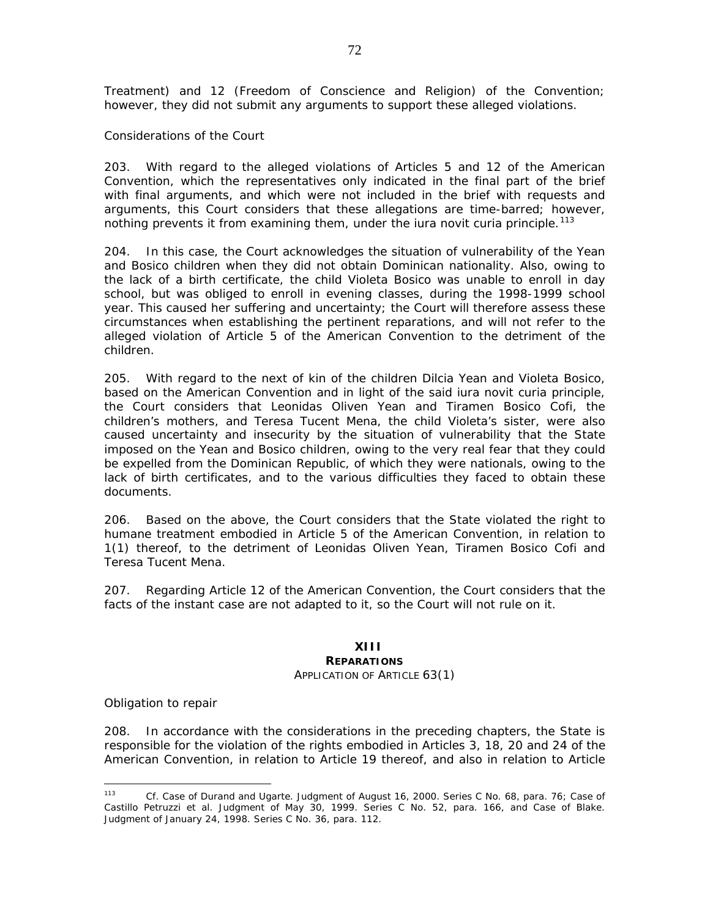Treatment) and 12 (Freedom of Conscience and Religion) of the Convention; however, they did not submit any arguments to support these alleged violations.

*Considerations of the Court*

203. With regard to the alleged violations of Articles 5 and 12 of the American Convention, which the representatives only indicated in the final part of the brief with final arguments, and which were not included in the brief with requests and arguments, this Court considers that these allegations are time-barred; however, nothing prevents it from examining them, under the *iura novit curia* principle.[113]

204. In this case, the Court acknowledges the situation of vulnerability of the Yean and Bosico children when they did not obtain Dominican nationality. Also, owing to the lack of a birth certificate, the child Violeta Bosico was unable to enroll in day school, but was obliged to enroll in evening classes, during the 1998-1999 school year. This caused her suffering and uncertainty; the Court will therefore assess these circumstances when establishing the pertinent reparations, and will not refer to the alleged violation of Article 5 of the American Convention to the detriment of the children.

205. With regard to the next of kin of the children Dilcia Yean and Violeta Bosico, based on the American Convention and in light of the said *iura novit curia* principle, the Court considers that Leonidas Oliven Yean and Tiramen Bosico Cofi, the children's mothers, and Teresa Tucent Mena, the child Violeta's sister, were also caused uncertainty and insecurity by the situation of vulnerability that the State imposed on the Yean and Bosico children, owing to the very real fear that they could be expelled from the Dominican Republic, of which they were nationals, owing to the lack of birth certificates, and to the various difficulties they faced to obtain these documents.

206. Based on the above, the Court considers that the State violated the right to humane treatment embodied in Article 5 of the American Convention, in relation to 1(1) thereof, to the detriment of Leonidas Oliven Yean, Tiramen Bosico Cofi and Teresa Tucent Mena.

207. Regarding Article 12 of the American Convention, the Court considers that the facts of the instant case are not adapted to it, so the Court will not rule on it.

## XIII
## REPARATIONS
### APPLICATION OF ARTICLE 63(1)

*Obligation to repair*

208. In accordance with the considerations in the preceding chapters, the State is responsible for the violation of the rights embodied in Articles 3, 18, 20 and 24 of the American Convention, in relation to Article 19 thereof, and also in relation to Article

[113] Cf. *Case of Durand and Ugarte*. Judgment of August 16, 2000. Series C No. 68, para. 76; *Case of Castillo Petruzzi et al.* Judgment of May 30, 1999. Series C No. 52, para. 166, and *Case of Blake*. Judgment of January 24, 1998. Series C No. 36, para. 112.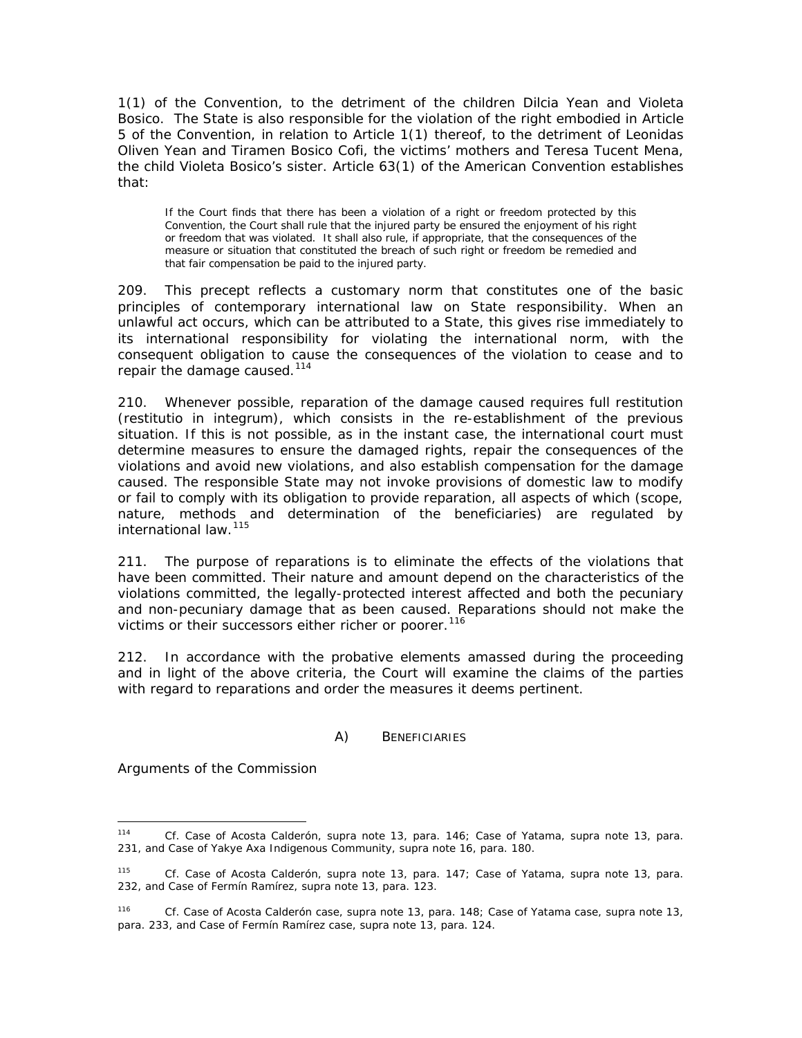1(1) of the Convention, to the detriment of the children Dilcia Yean and Violeta Bosico. The State is also responsible for the violation of the right embodied in Article 5 of the Convention, in relation to Article 1(1) thereof, to the detriment of Leonidas Oliven Yean and Tiramen Bosico Cofi, the victims' mothers and Teresa Tucent Mena, the child Violeta Bosico's sister. Article 63(1) of the American Convention establishes that:

> If the Court finds that there has been a violation of a right or freedom protected by this Convention, the Court shall rule that the injured party be ensured the enjoyment of his right or freedom that was violated. It shall also rule, if appropriate, that the consequences of the measure or situation that constituted the breach of such right or freedom be remedied and that fair compensation be paid to the injured party.

209. This precept reflects a customary norm that constitutes one of the basic principles of contemporary international law on State responsibility. When an unlawful act occurs, which can be attributed to a State, this gives rise immediately to its international responsibility for violating the international norm, with the consequent obligation to cause the consequences of the violation to cease and to repair the damage caused.[114]

210. Whenever possible, reparation of the damage caused requires full restitution (restitutio in integrum), which consists in the re-establishment of the previous situation. If this is not possible, as in the instant case, the international court must determine measures to ensure the damaged rights, repair the consequences of the violations and avoid new violations, and also establish compensation for the damage caused. The responsible State may not invoke provisions of domestic law to modify or fail to comply with its obligation to provide reparation, all aspects of which (scope, nature, methods and determination of the beneficiaries) are regulated by international law.[115]

211. The purpose of reparations is to eliminate the effects of the violations that have been committed. Their nature and amount depend on the characteristics of the violations committed, the legally-protected interest affected and both the pecuniary and non-pecuniary damage that as been caused. Reparations should not make the victims or their successors either richer or poorer.[116]

212. In accordance with the probative elements amassed during the proceeding and in light of the above criteria, the Court will examine the claims of the parties with regard to reparations and order the measures it deems pertinent.

## A) BENEFICIARIES

*Arguments of the Commission*

---

[114] Cf. Case of Acosta Calderón, supra note 13, para. 146; Case of Yatama, supra note 13, para. 231, and Case of Yakye Axa Indigenous Community, supra note 16, para. 180.

[115] Cf. Case of Acosta Calderón, supra note 13, para. 147; Case of Yatama, supra note 13, para. 232, and Case of Fermín Ramírez, supra note 13, para. 123.

[116] Cf. Case of Acosta Calderón case, supra note 13, para. 148; Case of Yatama case, supra note 13, para. 233, and Case of Fermín Ramírez case, supra note 13, para. 124.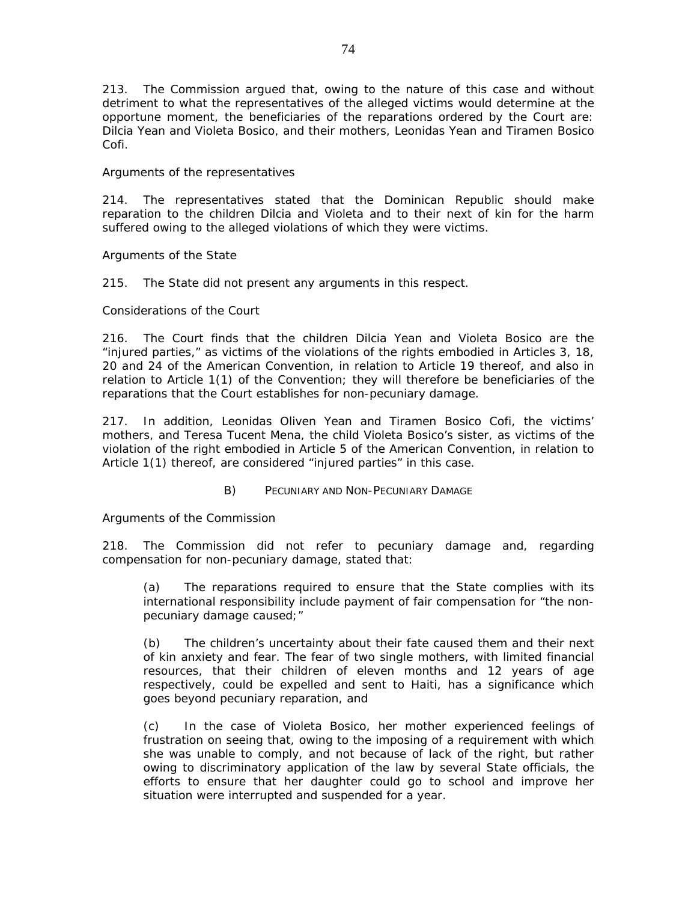213. The Commission argued that, owing to the nature of this case and without detriment to what the representatives of the alleged victims would determine at the opportune moment, the beneficiaries of the reparations ordered by the Court are: Dilcia Yean and Violeta Bosico, and their mothers, Leonidas Yean and Tiramen Bosico Cofi.

*Arguments of the representatives*

214. The representatives stated that the Dominican Republic should make reparation to the children Dilcia and Violeta and to their next of kin for the harm suffered owing to the alleged violations of which they were victims.

*Arguments of the State*

215. The State did not present any arguments in this respect.

*Considerations of the Court*

216. The Court finds that the children Dilcia Yean and Violeta Bosico are the "injured parties," as victims of the violations of the rights embodied in Articles 3, 18, 20 and 24 of the American Convention, in relation to Article 19 thereof, and also in relation to Article 1(1) of the Convention; they will therefore be beneficiaries of the reparations that the Court establishes for non-pecuniary damage.

217. In addition, Leonidas Oliven Yean and Tiramen Bosico Cofi, the victims' mothers, and Teresa Tucent Mena, the child Violeta Bosico's sister, as victims of the violation of the right embodied in Article 5 of the American Convention, in relation to Article 1(1) thereof, are considered "injured parties" in this case.

### B) Pecuniary and Non-Pecuniary Damage

*Arguments of the Commission*

218. The Commission did not refer to pecuniary damage and, regarding compensation for non-pecuniary damage, stated that:

> (a) The reparations required to ensure that the State complies with its international responsibility include payment of fair compensation for "the non-pecuniary damage caused;"
>
> (b) The children's uncertainty about their fate caused them and their next of kin anxiety and fear. The fear of two single mothers, with limited financial resources, that their children of eleven months and 12 years of age respectively, could be expelled and sent to Haiti, has a significance which goes beyond pecuniary reparation, and
>
> (c) In the case of Violeta Bosico, her mother experienced feelings of frustration on seeing that, owing to the imposing of a requirement with which she was unable to comply, and not because of lack of the right, but rather owing to discriminatory application of the law by several State officials, the efforts to ensure that her daughter could go to school and improve her situation were interrupted and suspended for a year.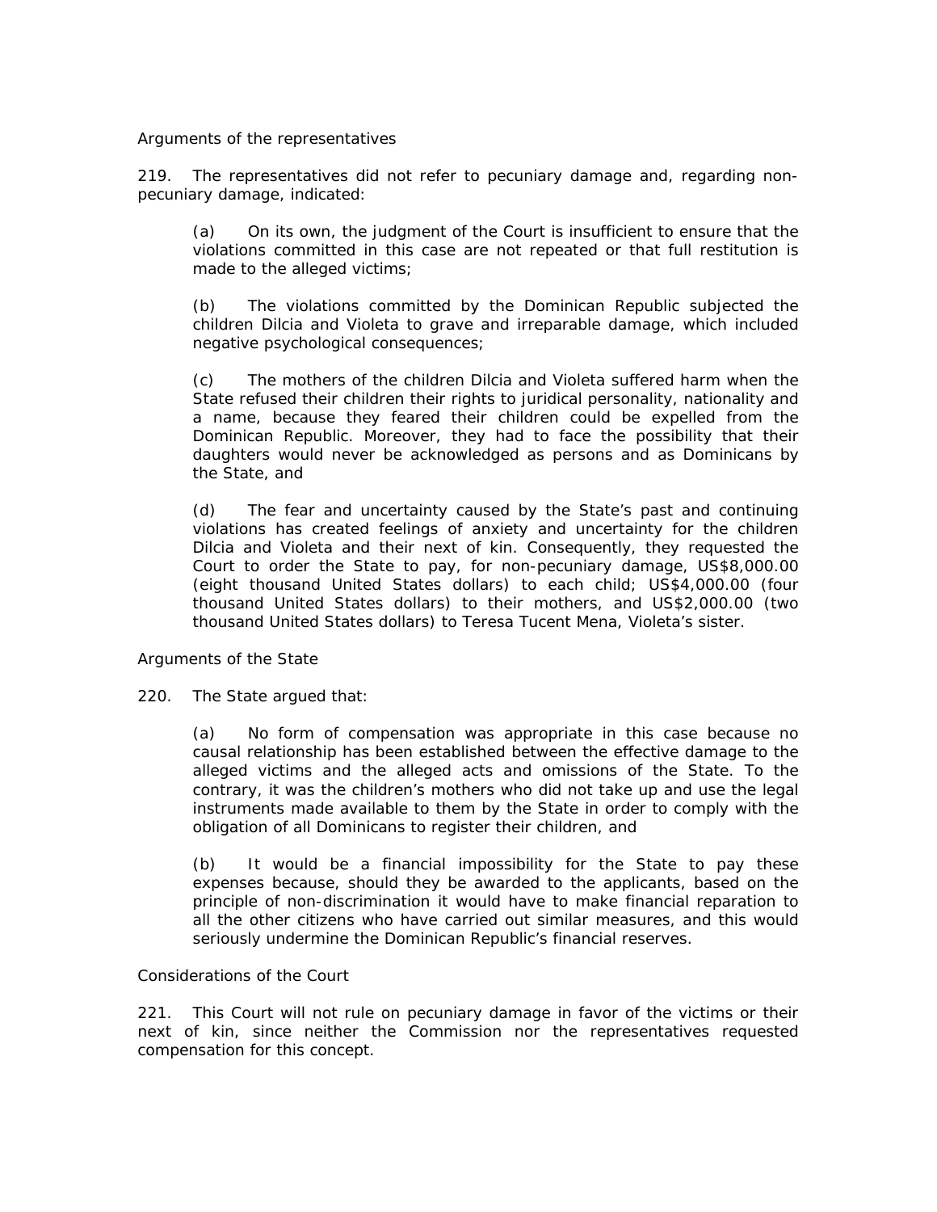*Arguments of the representatives*

219. The representatives did not refer to pecuniary damage and, regarding non-pecuniary damage, indicated:

> (a) On its own, the judgment of the Court is insufficient to ensure that the violations committed in this case are not repeated or that full restitution is made to the alleged victims;
>
> (b) The violations committed by the Dominican Republic subjected the children Dilcia and Violeta to grave and irreparable damage, which included negative psychological consequences;
>
> (c) The mothers of the children Dilcia and Violeta suffered harm when the State refused their children their rights to juridical personality, nationality and a name, because they feared their children could be expelled from the Dominican Republic. Moreover, they had to face the possibility that their daughters would never be acknowledged as persons and as Dominicans by the State, and
>
> (d) The fear and uncertainty caused by the State's past and continuing violations has created feelings of anxiety and uncertainty for the children Dilcia and Violeta and their next of kin. Consequently, they requested the Court to order the State to pay, for non-pecuniary damage, US$8,000.00 (eight thousand United States dollars) to each child; US$4,000.00 (four thousand United States dollars) to their mothers, and US$2,000.00 (two thousand United States dollars) to Teresa Tucent Mena, Violeta's sister.

*Arguments of the State*

220. The State argued that:

> (a) No form of compensation was appropriate in this case because no causal relationship has been established between the effective damage to the alleged victims and the alleged acts and omissions of the State. To the contrary, it was the children's mothers who did not take up and use the legal instruments made available to them by the State in order to comply with the obligation of all Dominicans to register their children, and
>
> (b) It would be a financial impossibility for the State to pay these expenses because, should they be awarded to the applicants, based on the principle of non-discrimination it would have to make financial reparation to all the other citizens who have carried out similar measures, and this would seriously undermine the Dominican Republic's financial reserves.

*Considerations of the Court*

221. This Court will not rule on pecuniary damage in favor of the victims or their next of kin, since neither the Commission nor the representatives requested compensation for this concept.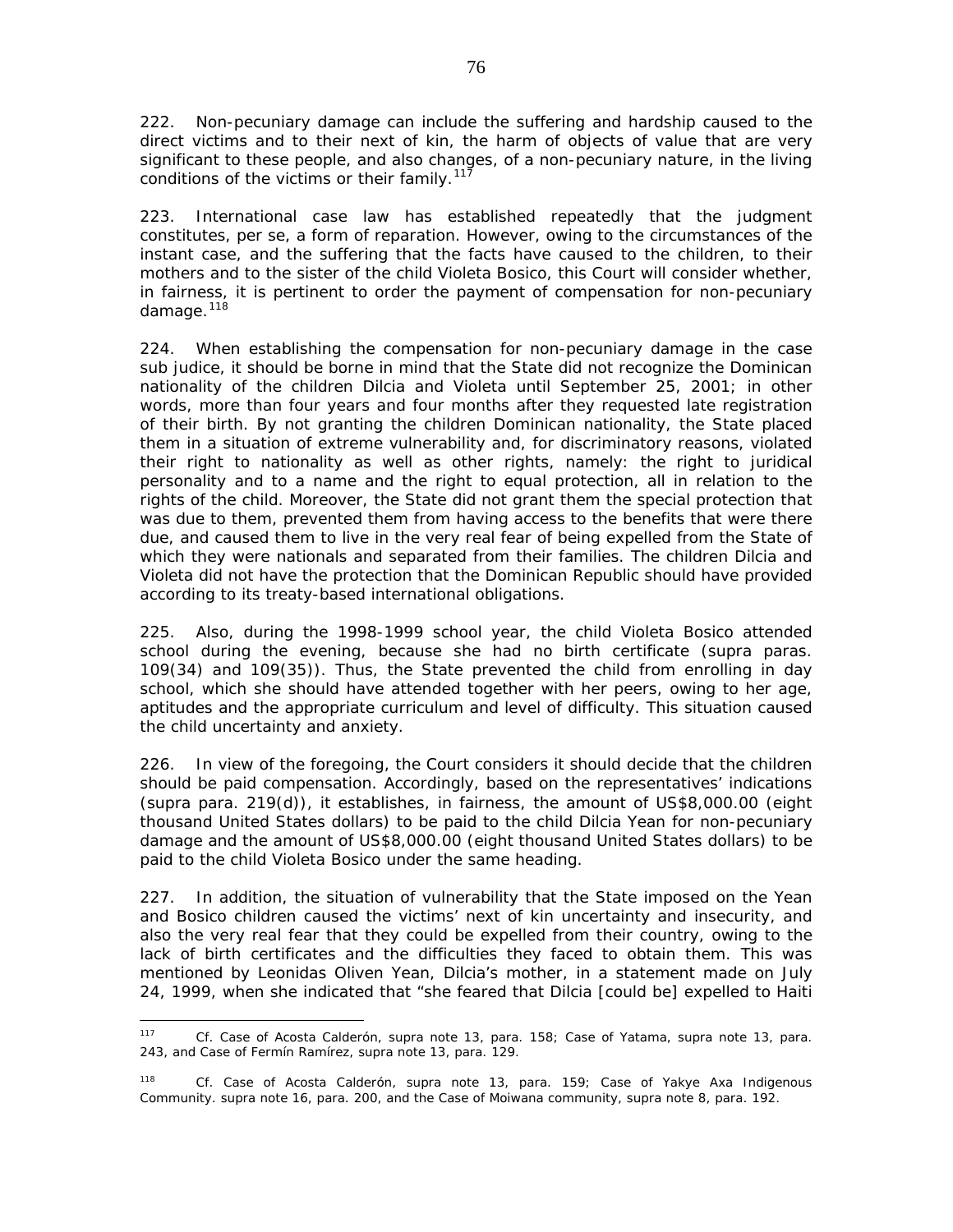222. Non-pecuniary damage can include the suffering and hardship caused to the direct victims and to their next of kin, the harm of objects of value that are very significant to these people, and also changes, of a non-pecuniary nature, in the living conditions of the victims or their family.[117]

223. International case law has established repeatedly that the judgment constitutes, per se, a form of reparation. However, owing to the circumstances of the instant case, and the suffering that the facts have caused to the children, to their mothers and to the sister of the child Violeta Bosico, this Court will consider whether, in fairness, it is pertinent to order the payment of compensation for non-pecuniary damage.[118]

224. When establishing the compensation for non-pecuniary damage in the case *sub judice*, it should be borne in mind that the State did not recognize the Dominican nationality of the children Dilcia and Violeta until September 25, 2001; in other words, more than four years and four months after they requested late registration of their birth. By not granting the children Dominican nationality, the State placed them in a situation of extreme vulnerability and, for discriminatory reasons, violated their right to nationality as well as other rights, namely: the right to juridical personality and to a name and the right to equal protection, all in relation to the rights of the child. Moreover, the State did not grant them the special protection that was due to them, prevented them from having access to the benefits that were there due, and caused them to live in the very real fear of being expelled from the State of which they were nationals and separated from their families. The children Dilcia and Violeta did not have the protection that the Dominican Republic should have provided according to its treaty-based international obligations.

225. Also, during the 1998-1999 school year, the child Violeta Bosico attended school during the evening, because she had no birth certificate (*supra* paras. 109(34) and 109(35)). Thus, the State prevented the child from enrolling in day school, which she should have attended together with her peers, owing to her age, aptitudes and the appropriate curriculum and level of difficulty. This situation caused the child uncertainty and anxiety.

226. In view of the foregoing, the Court considers it should decide that the children should be paid compensation. Accordingly, based on the representatives' indications (*supra* para. 219(d)), it establishes, in fairness, the amount of US$8,000.00 (eight thousand United States dollars) to be paid to the child Dilcia Yean for non-pecuniary damage and the amount of US$8,000.00 (eight thousand United States dollars) to be paid to the child Violeta Bosico under the same heading.

227. In addition, the situation of vulnerability that the State imposed on the Yean and Bosico children caused the victims' next of kin uncertainty and insecurity, and also the very real fear that they could be expelled from their country, owing to the lack of birth certificates and the difficulties they faced to obtain them. This was mentioned by Leonidas Oliven Yean, Dilcia's mother, in a statement made on July 24, 1999, when she indicated that "she feared that Dilcia [could be] expelled to Haiti

---

[117] *Cf. Case of Acosta Calderón, supra* note 13, para. 158; *Case of Yatama, supra* note 13, para. 243, and *Case of Fermín Ramírez, supra* note 13, para. 129.

[118] *Cf. Case of Acosta Calderón, supra* note 13, para. 159; *Case of Yakye Axa Indigenous Community. supra* note 16, para. 200, and the *Case of Moiwana community, supra* note 8, para. 192.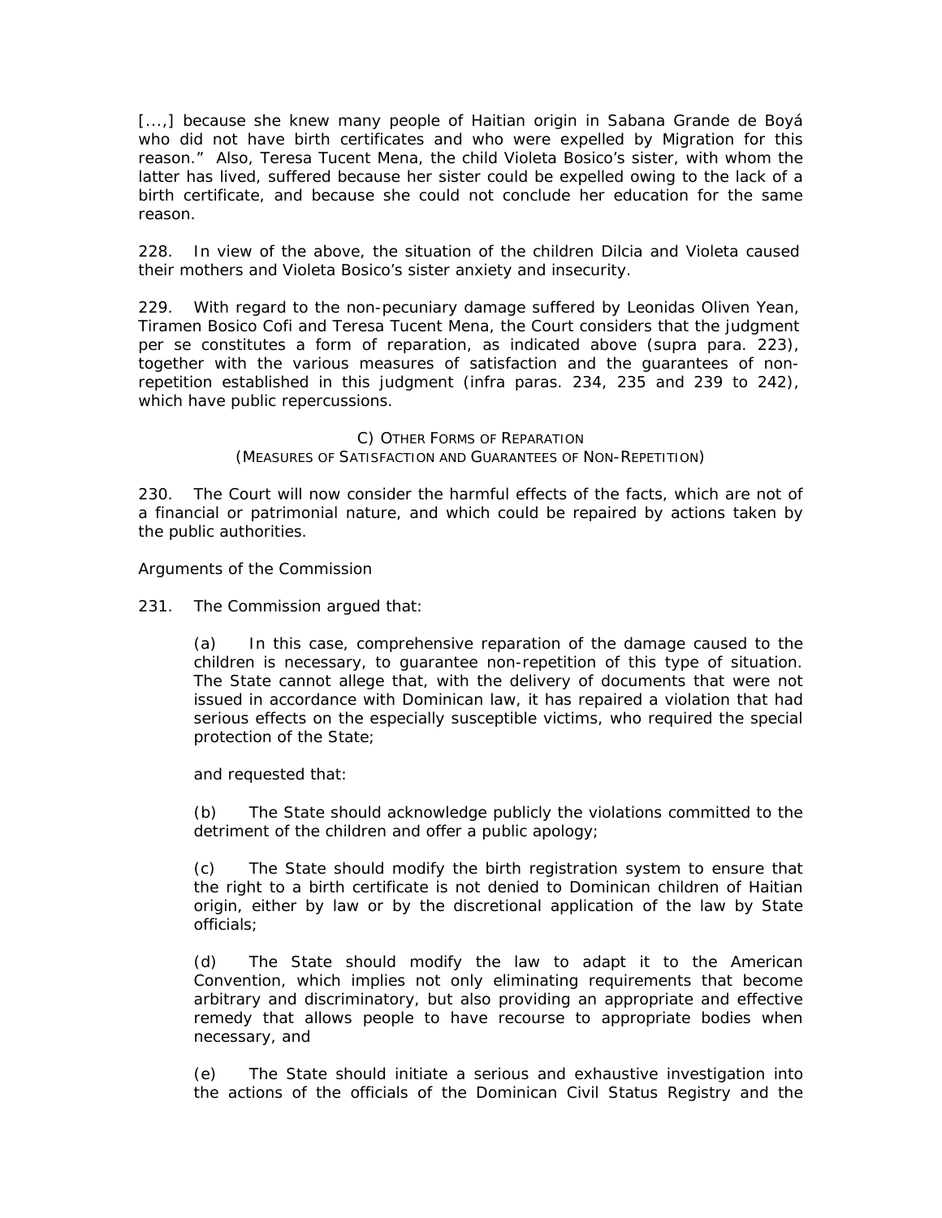[...,] because she knew many people of Haitian origin in Sabana Grande de Boyá who did not have birth certificates and who were expelled by Migration for this reason." Also, Teresa Tucent Mena, the child Violeta Bosico's sister, with whom the latter has lived, suffered because her sister could be expelled owing to the lack of a birth certificate, and because she could not conclude her education for the same reason.

228. In view of the above, the situation of the children Dilcia and Violeta caused their mothers and Violeta Bosico's sister anxiety and insecurity.

229. With regard to the non-pecuniary damage suffered by Leonidas Oliven Yean, Tiramen Bosico Cofi and Teresa Tucent Mena, the Court considers that the judgment per se constitutes a form of reparation, as indicated above (supra para. 223), together with the various measures of satisfaction and the guarantees of non-repetition established in this judgment (infra paras. 234, 235 and 239 to 242), which have public repercussions.

### C) Other Forms of Reparation (Measures of Satisfaction and Guarantees of Non-Repetition)

230. The Court will now consider the harmful effects of the facts, which are not of a financial or patrimonial nature, and which could be repaired by actions taken by the public authorities.

*Arguments of the Commission*

231. The Commission argued that:

> (a) In this case, comprehensive reparation of the damage caused to the children is necessary, to guarantee non-repetition of this type of situation. The State cannot allege that, with the delivery of documents that were not issued in accordance with Dominican law, it has repaired a violation that had serious effects on the especially susceptible victims, who required the special protection of the State;
>
> and requested that:
>
> (b) The State should acknowledge publicly the violations committed to the detriment of the children and offer a public apology;
>
> (c) The State should modify the birth registration system to ensure that the right to a birth certificate is not denied to Dominican children of Haitian origin, either by law or by the discretional application of the law by State officials;
>
> (d) The State should modify the law to adapt it to the American Convention, which implies not only eliminating requirements that become arbitrary and discriminatory, but also providing an appropriate and effective remedy that allows people to have recourse to appropriate bodies when necessary, and
>
> (e) The State should initiate a serious and exhaustive investigation into the actions of the officials of the Dominican Civil Status Registry and the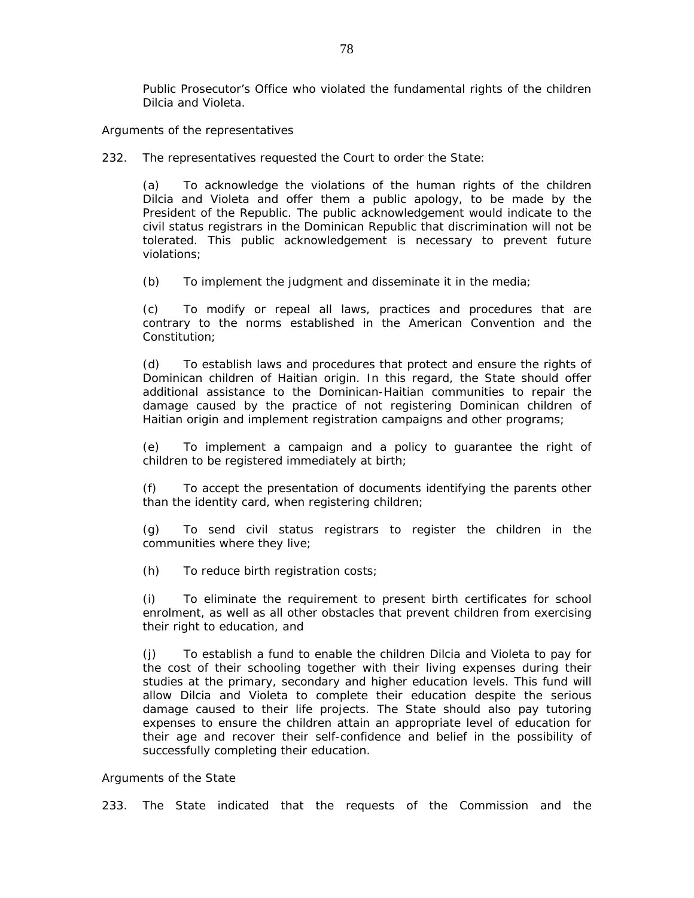Public Prosecutor's Office who violated the fundamental rights of the children Dilcia and Violeta.

*Arguments of the representatives*

232. The representatives requested the Court to order the State:

(a) To acknowledge the violations of the human rights of the children Dilcia and Violeta and offer them a public apology, to be made by the President of the Republic. The public acknowledgement would indicate to the civil status registrars in the Dominican Republic that discrimination will not be tolerated. This public acknowledgement is necessary to prevent future violations;

(b) To implement the judgment and disseminate it in the media;

(c) To modify or repeal all laws, practices and procedures that are contrary to the norms established in the American Convention and the Constitution;

(d) To establish laws and procedures that protect and ensure the rights of Dominican children of Haitian origin. In this regard, the State should offer additional assistance to the Dominican-Haitian communities to repair the damage caused by the practice of not registering Dominican children of Haitian origin and implement registration campaigns and other programs;

(e) To implement a campaign and a policy to guarantee the right of children to be registered immediately at birth;

(f) To accept the presentation of documents identifying the parents other than the identity card, when registering children;

(g) To send civil status registrars to register the children in the communities where they live;

(h) To reduce birth registration costs;

(i) To eliminate the requirement to present birth certificates for school enrolment, as well as all other obstacles that prevent children from exercising their right to education, and

(j) To establish a fund to enable the children Dilcia and Violeta to pay for the cost of their schooling together with their living expenses during their studies at the primary, secondary and higher education levels. This fund will allow Dilcia and Violeta to complete their education despite the serious damage caused to their life projects. The State should also pay tutoring expenses to ensure the children attain an appropriate level of education for their age and recover their self-confidence and belief in the possibility of successfully completing their education.

*Arguments of the State*

233. The State indicated that the requests of the Commission and the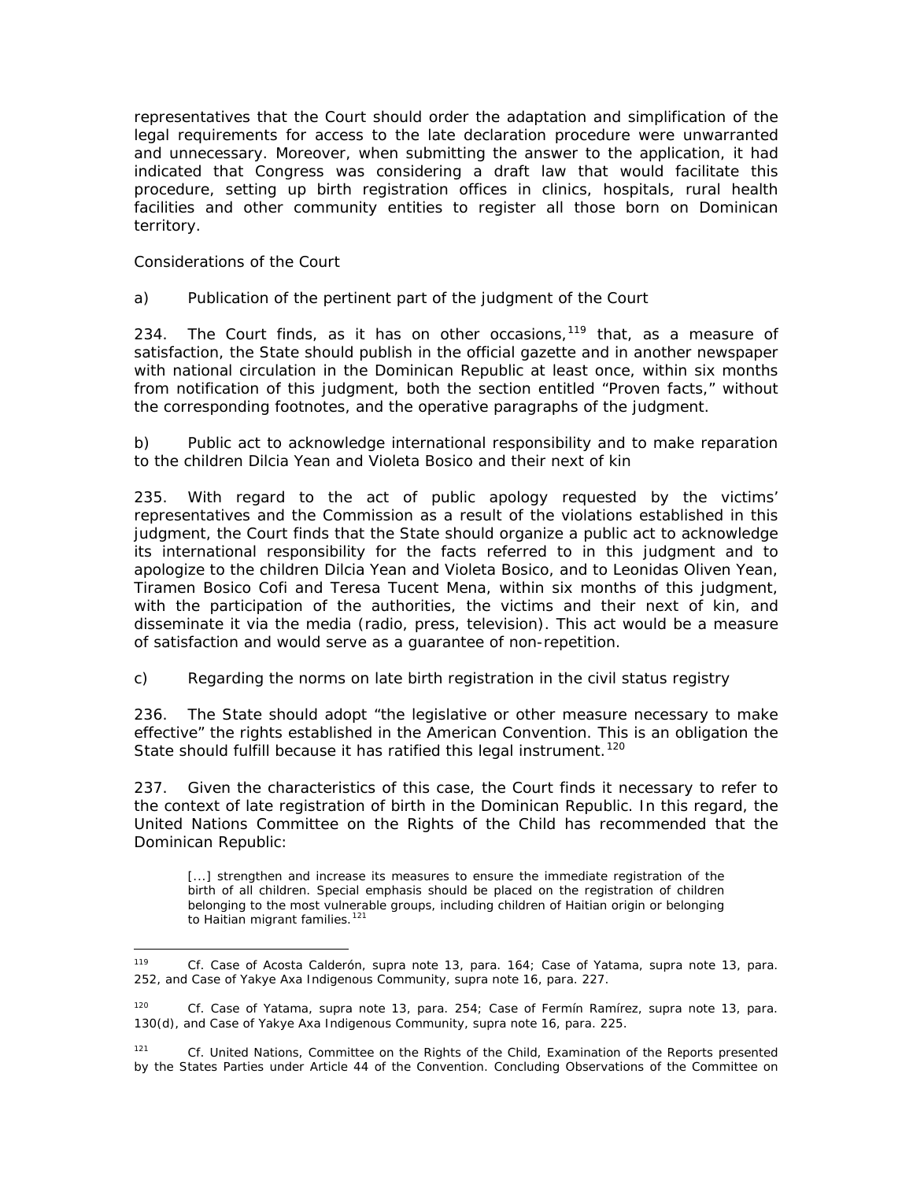representatives that the Court should order the adaptation and simplification of the legal requirements for access to the late declaration procedure were unwarranted and unnecessary. Moreover, when submitting the answer to the application, it had indicated that Congress was considering a draft law that would facilitate this procedure, setting up birth registration offices in clinics, hospitals, rural health facilities and other community entities to register all those born on Dominican territory.

*Considerations of the Court*

*a) Publication of the pertinent part of the judgment of the Court*

234. The Court finds, as it has on other occasions,[119] that, as a measure of satisfaction, the State should publish in the official gazette and in another newspaper with national circulation in the Dominican Republic at least once, within six months from notification of this judgment, both the section entitled "Proven facts," without the corresponding footnotes, and the operative paragraphs of the judgment.

*b) Public act to acknowledge international responsibility and to make reparation to the children Dilcia Yean and Violeta Bosico and their next of kin*

235. With regard to the act of public apology requested by the victims' representatives and the Commission as a result of the violations established in this judgment, the Court finds that the State should organize a public act to acknowledge its international responsibility for the facts referred to in this judgment and to apologize to the children Dilcia Yean and Violeta Bosico, and to Leonidas Oliven Yean, Tiramen Bosico Cofi and Teresa Tucent Mena, within six months of this judgment, with the participation of the authorities, the victims and their next of kin, and disseminate it via the media (radio, press, television). This act would be a measure of satisfaction and would serve as a guarantee of non-repetition.

*c) Regarding the norms on late birth registration in the civil status registry*

236. The State should adopt "the legislative or other measure necessary to make effective" the rights established in the American Convention. This is an obligation the State should fulfill because it has ratified this legal instrument.[120]

237. Given the characteristics of this case, the Court finds it necessary to refer to the context of late registration of birth in the Dominican Republic. In this regard, the United Nations Committee on the Rights of the Child has recommended that the Dominican Republic:

> [...] strengthen and increase its measures to ensure the immediate registration of the birth of all children. Special emphasis should be placed on the registration of children belonging to the most vulnerable groups, including children of Haitian origin or belonging to Haitian migrant families.[121]

---

[119] Cf. *Case of Acosta Calderón*, *supra* note 13, para. 164; *Case of Yatama*, *supra* note 13, para. 252, and *Case of Yakye Axa Indigenous Community*, *supra* note 16, para. 227.

[120] Cf. *Case of Yatama*, *supra* note 13, para. 254; *Case of Fermín Ramírez*, *supra* note 13, para. 130(d), and *Case of Yakye Axa Indigenous Community*, *supra* note 16, para. 225.

[121] Cf. United Nations, Committee on the Rights of the Child, Examination of the Reports presented by the States Parties under Article 44 of the Convention. Concluding Observations of the Committee on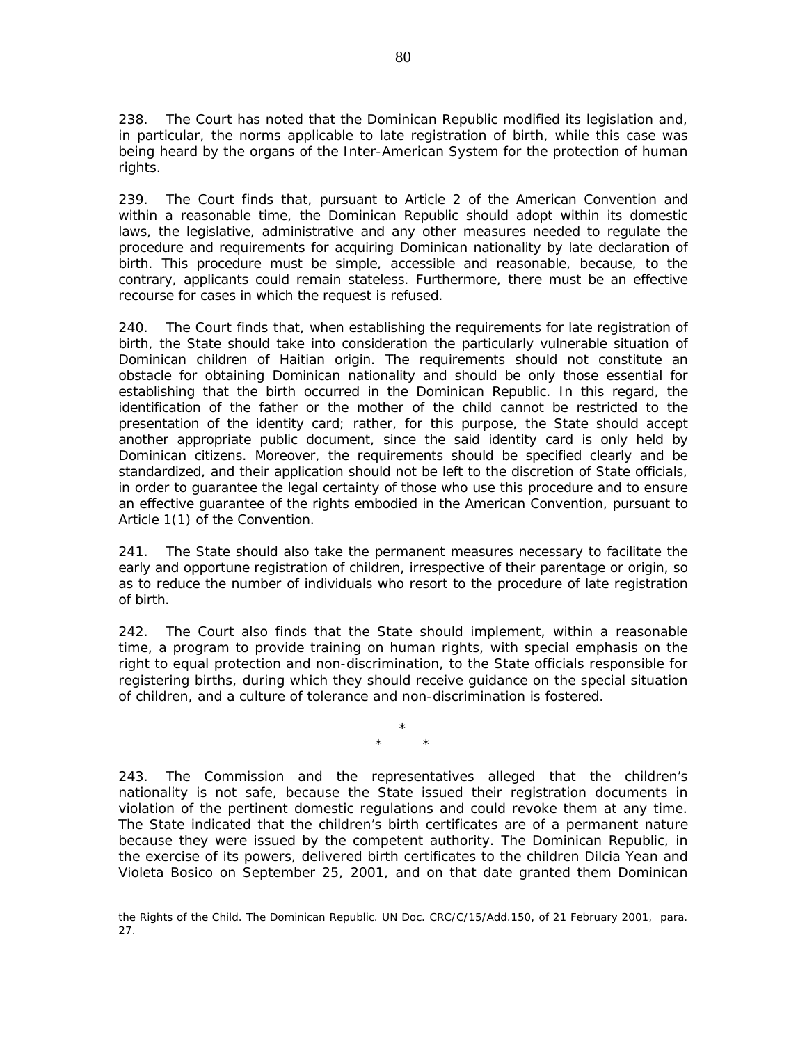238. The Court has noted that the Dominican Republic modified its legislation and, in particular, the norms applicable to late registration of birth, while this case was being heard by the organs of the Inter-American System for the protection of human rights.

239. The Court finds that, pursuant to Article 2 of the American Convention and within a reasonable time, the Dominican Republic should adopt within its domestic laws, the legislative, administrative and any other measures needed to regulate the procedure and requirements for acquiring Dominican nationality by late declaration of birth. This procedure must be simple, accessible and reasonable, because, to the contrary, applicants could remain stateless. Furthermore, there must be an effective recourse for cases in which the request is refused.

240. The Court finds that, when establishing the requirements for late registration of birth, the State should take into consideration the particularly vulnerable situation of Dominican children of Haitian origin. The requirements should not constitute an obstacle for obtaining Dominican nationality and should be only those essential for establishing that the birth occurred in the Dominican Republic. In this regard, the identification of the father or the mother of the child cannot be restricted to the presentation of the identity card; rather, for this purpose, the State should accept another appropriate public document, since the said identity card is only held by Dominican citizens. Moreover, the requirements should be specified clearly and be standardized, and their application should not be left to the discretion of State officials, in order to guarantee the legal certainty of those who use this procedure and to ensure an effective guarantee of the rights embodied in the American Convention, pursuant to Article 1(1) of the Convention.

241. The State should also take the permanent measures necessary to facilitate the early and opportune registration of children, irrespective of their parentage or origin, so as to reduce the number of individuals who resort to the procedure of late registration of birth.

242. The Court also finds that the State should implement, within a reasonable time, a program to provide training on human rights, with special emphasis on the right to equal protection and non-discrimination, to the State officials responsible for registering births, during which they should receive guidance on the special situation of children, and a culture of tolerance and non-discrimination is fostered.

*
\* *

243. The Commission and the representatives alleged that the children's nationality is not safe, because the State issued their registration documents in violation of the pertinent domestic regulations and could revoke them at any time. The State indicated that the children's birth certificates are of a permanent nature because they were issued by the competent authority. The Dominican Republic, in the exercise of its powers, delivered birth certificates to the children Dilcia Yean and Violeta Bosico on September 25, 2001, and on that date granted them Dominican

---

the Rights of the Child. The Dominican Republic. UN Doc. CRC/C/15/Add.150, of 21 February 2001, para. 27.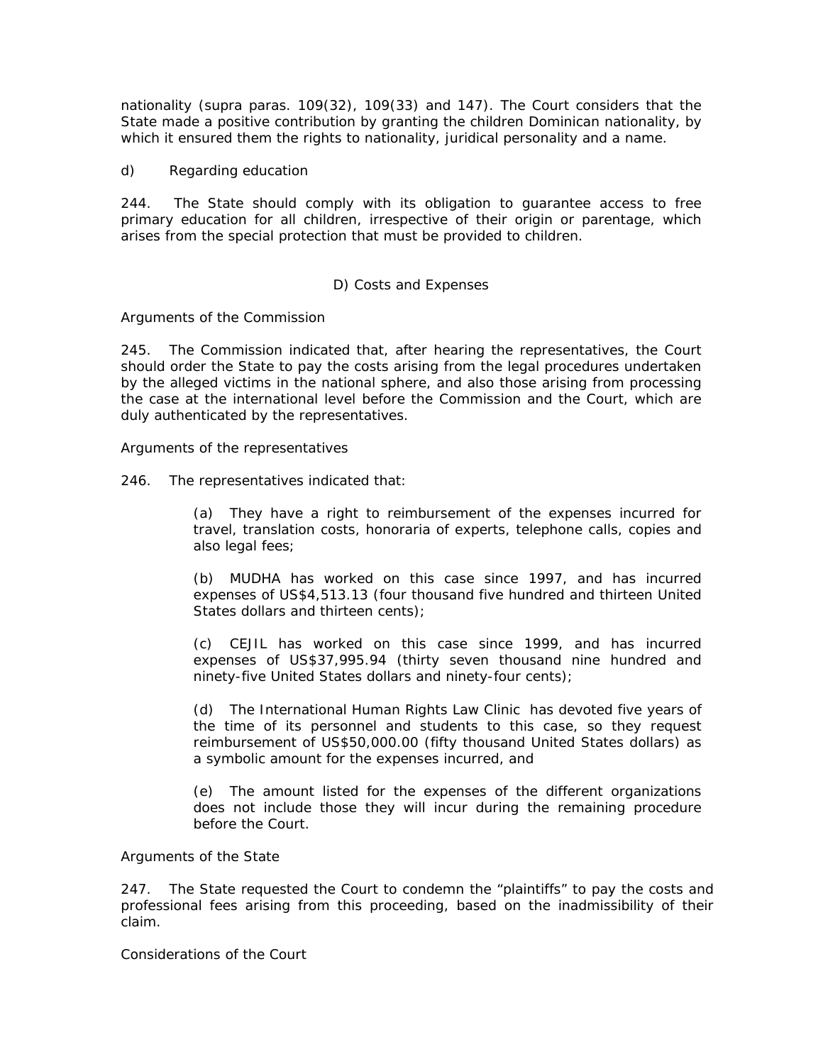nationality (supra paras. 109(32), 109(33) and 147). The Court considers that the State made a positive contribution by granting the children Dominican nationality, by which it ensured them the rights to nationality, juridical personality and a name.

d) Regarding education

244. The State should comply with its obligation to guarantee access to free primary education for all children, irrespective of their origin or parentage, which arises from the special protection that must be provided to children.

D) Costs and Expenses

Arguments of the Commission

245. The Commission indicated that, after hearing the representatives, the Court should order the State to pay the costs arising from the legal procedures undertaken by the alleged victims in the national sphere, and also those arising from processing the case at the international level before the Commission and the Court, which are duly authenticated by the representatives.

Arguments of the representatives

246. The representatives indicated that:

> (a) They have a right to reimbursement of the expenses incurred for travel, translation costs, honoraria of experts, telephone calls, copies and also legal fees;
>
> (b) MUDHA has worked on this case since 1997, and has incurred expenses of US$4,513.13 (four thousand five hundred and thirteen United States dollars and thirteen cents);
>
> (c) CEJIL has worked on this case since 1999, and has incurred expenses of US$37,995.94 (thirty seven thousand nine hundred and ninety-five United States dollars and ninety-four cents);
>
> (d) The International Human Rights Law Clinic has devoted five years of the time of its personnel and students to this case, so they request reimbursement of US$50,000.00 (fifty thousand United States dollars) as a symbolic amount for the expenses incurred, and
>
> (e) The amount listed for the expenses of the different organizations does not include those they will incur during the remaining procedure before the Court.

Arguments of the State

247. The State requested the Court to condemn the "plaintiffs" to pay the costs and professional fees arising from this proceeding, based on the inadmissibility of their claim.

Considerations of the Court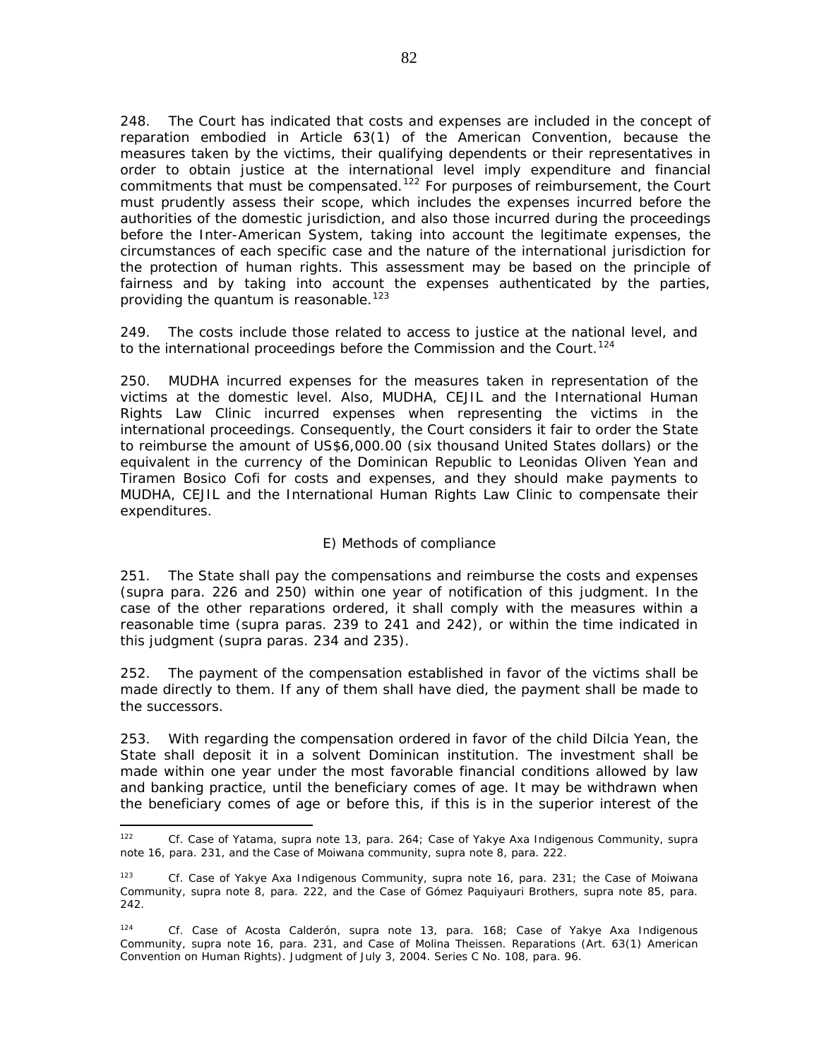248. The Court has indicated that costs and expenses are included in the concept of reparation embodied in Article 63(1) of the American Convention, because the measures taken by the victims, their qualifying dependents or their representatives in order to obtain justice at the international level imply expenditure and financial commitments that must be compensated.[122] For purposes of reimbursement, the Court must prudently assess their scope, which includes the expenses incurred before the authorities of the domestic jurisdiction, and also those incurred during the proceedings before the Inter-American System, taking into account the legitimate expenses, the circumstances of each specific case and the nature of the international jurisdiction for the protection of human rights. This assessment may be based on the principle of fairness and by taking into account the expenses authenticated by the parties, providing the quantum is reasonable.[123]

249. The costs include those related to access to justice at the national level, and to the international proceedings before the Commission and the Court.[124]

250. MUDHA incurred expenses for the measures taken in representation of the victims at the domestic level. Also, MUDHA, CEJIL and the International Human Rights Law Clinic incurred expenses when representing the victims in the international proceedings. Consequently, the Court considers it fair to order the State to reimburse the amount of US$6,000.00 (six thousand United States dollars) or the equivalent in the currency of the Dominican Republic to Leonidas Oliven Yean and Tiramen Bosico Cofi for costs and expenses, and they should make payments to MUDHA, CEJIL and the International Human Rights Law Clinic to compensate their expenditures.

E) Methods of compliance

251. The State shall pay the compensations and reimburse the costs and expenses (*supra* para. 226 and 250) within one year of notification of this judgment. In the case of the other reparations ordered, it shall comply with the measures within a reasonable time (*supra* paras. 239 to 241 and 242), or within the time indicated in this judgment (*supra* paras. 234 and 235).

252. The payment of the compensation established in favor of the victims shall be made directly to them. If any of them shall have died, the payment shall be made to the successors.

253. With regarding the compensation ordered in favor of the child Dilcia Yean, the State shall deposit it in a solvent Dominican institution. The investment shall be made within one year under the most favorable financial conditions allowed by law and banking practice, until the beneficiary comes of age. It may be withdrawn when the beneficiary comes of age or before this, if this is in the superior interest of the

---

[122] *Cf. Case of Yatama, supra* note 13, para. 264; *Case of Yakye Axa Indigenous Community, supra* note 16, para. 231, and the *Case of Moiwana community, supra* note 8, para. 222.

[123] *Cf. Case of Yakye Axa Indigenous Community, supra* note 16, para. 231; the *Case of Moiwana Community, supra* note 8, para. 222, and the *Case of Gómez Paquiyauri Brothers, supra* note 85, para. 242.

[124] *Cf. Case of Acosta Calderón, supra* note 13, para. 168; *Case of Yakye Axa Indigenous Community, supra* note 16, para. 231, and *Case of Molina Theissen. Reparations (Art. 63(1) American Convention on Human Rights).* Judgment of July 3, 2004. Series C No. 108, para. 96.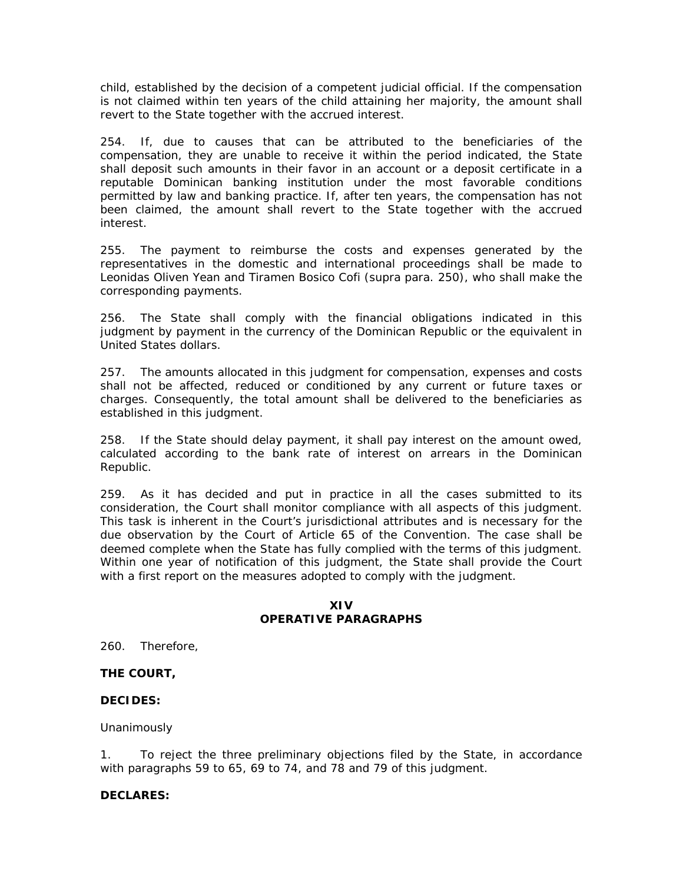child, established by the decision of a competent judicial official. If the compensation is not claimed within ten years of the child attaining her majority, the amount shall revert to the State together with the accrued interest.

254. If, due to causes that can be attributed to the beneficiaries of the compensation, they are unable to receive it within the period indicated, the State shall deposit such amounts in their favor in an account or a deposit certificate in a reputable Dominican banking institution under the most favorable conditions permitted by law and banking practice. If, after ten years, the compensation has not been claimed, the amount shall revert to the State together with the accrued interest.

255. The payment to reimburse the costs and expenses generated by the representatives in the domestic and international proceedings shall be made to Leonidas Oliven Yean and Tiramen Bosico Cofi (*supra* para. 250), who shall make the corresponding payments.

256. The State shall comply with the financial obligations indicated in this judgment by payment in the currency of the Dominican Republic or the equivalent in United States dollars.

257. The amounts allocated in this judgment for compensation, expenses and costs shall not be affected, reduced or conditioned by any current or future taxes or charges. Consequently, the total amount shall be delivered to the beneficiaries as established in this judgment.

258. If the State should delay payment, it shall pay interest on the amount owed, calculated according to the bank rate of interest on arrears in the Dominican Republic.

259. As it has decided and put in practice in all the cases submitted to its consideration, the Court shall monitor compliance with all aspects of this judgment. This task is inherent in the Court's jurisdictional attributes and is necessary for the due observation by the Court of Article 65 of the Convention. The case shall be deemed complete when the State has fully complied with the terms of this judgment. Within one year of notification of this judgment, the State shall provide the Court with a first report on the measures adopted to comply with the judgment.

## XIV
## OPERATIVE PARAGRAPHS

260. Therefore,

**THE COURT,**

**DECIDES:**

Unanimously

1. To reject the three preliminary objections filed by the State, in accordance with paragraphs 59 to 65, 69 to 74, and 78 and 79 of this judgment.

**DECLARES:**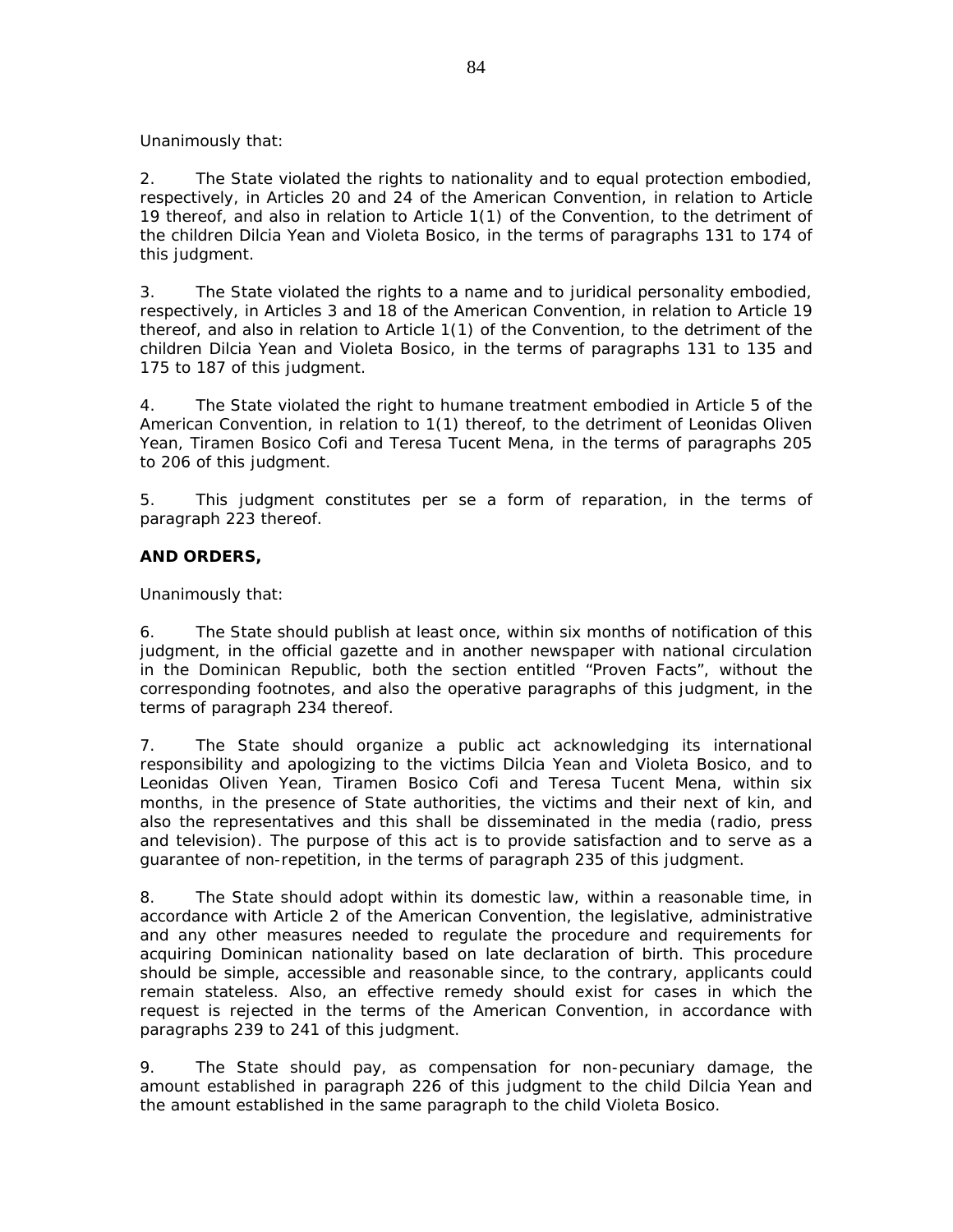Unanimously that:

2. The State violated the rights to nationality and to equal protection embodied, respectively, in Articles 20 and 24 of the American Convention, in relation to Article 19 thereof, and also in relation to Article 1(1) of the Convention, to the detriment of the children Dilcia Yean and Violeta Bosico, in the terms of paragraphs 131 to 174 of this judgment.

3. The State violated the rights to a name and to juridical personality embodied, respectively, in Articles 3 and 18 of the American Convention, in relation to Article 19 thereof, and also in relation to Article 1(1) of the Convention, to the detriment of the children Dilcia Yean and Violeta Bosico, in the terms of paragraphs 131 to 135 and 175 to 187 of this judgment.

4. The State violated the right to humane treatment embodied in Article 5 of the American Convention, in relation to 1(1) thereof, to the detriment of Leonidas Oliven Yean, Tiramen Bosico Cofi and Teresa Tucent Mena, in the terms of paragraphs 205 to 206 of this judgment.

5. This judgment constitutes per se a form of reparation, in the terms of paragraph 223 thereof.

**AND ORDERS,**

Unanimously that:

6. The State should publish at least once, within six months of notification of this judgment, in the official gazette and in another newspaper with national circulation in the Dominican Republic, both the section entitled "Proven Facts", without the corresponding footnotes, and also the operative paragraphs of this judgment, in the terms of paragraph 234 thereof.

7. The State should organize a public act acknowledging its international responsibility and apologizing to the victims Dilcia Yean and Violeta Bosico, and to Leonidas Oliven Yean, Tiramen Bosico Cofi and Teresa Tucent Mena, within six months, in the presence of State authorities, the victims and their next of kin, and also the representatives and this shall be disseminated in the media (radio, press and television). The purpose of this act is to provide satisfaction and to serve as a guarantee of non-repetition, in the terms of paragraph 235 of this judgment.

8. The State should adopt within its domestic law, within a reasonable time, in accordance with Article 2 of the American Convention, the legislative, administrative and any other measures needed to regulate the procedure and requirements for acquiring Dominican nationality based on late declaration of birth. This procedure should be simple, accessible and reasonable since, to the contrary, applicants could remain stateless. Also, an effective remedy should exist for cases in which the request is rejected in the terms of the American Convention, in accordance with paragraphs 239 to 241 of this judgment.

9. The State should pay, as compensation for non-pecuniary damage, the amount established in paragraph 226 of this judgment to the child Dilcia Yean and the amount established in the same paragraph to the child Violeta Bosico.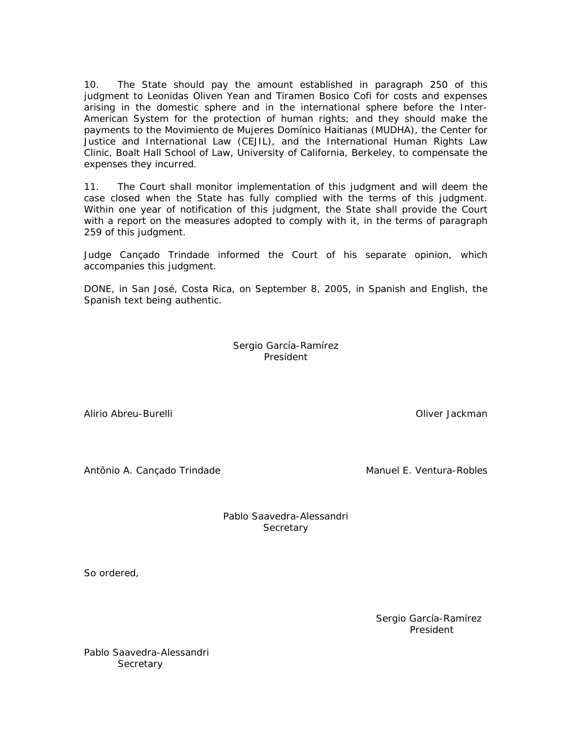10. The State should pay the amount established in paragraph 250 of this judgment to Leonidas Oliven Yean and Tiramen Bosico Cofi for costs and expenses arising in the domestic sphere and in the international sphere before the Inter-American System for the protection of human rights; and they should make the payments to the Movimiento de Mujeres Domínico Haitianas (MUDHA), the Center for Justice and International Law (CEJIL), and the International Human Rights Law Clinic, Boalt Hall School of Law, University of California, Berkeley, to compensate the expenses they incurred.

11. The Court shall monitor implementation of this judgment and will deem the case closed when the State has fully complied with the terms of this judgment. Within one year of notification of this judgment, the State shall provide the Court with a report on the measures adopted to comply with it, in the terms of paragraph 259 of this judgment.

Judge Cançado Trindade informed the Court of his separate opinion, which accompanies this judgment.

DONE, in San José, Costa Rica, on September 8, 2005, in Spanish and English, the Spanish text being authentic.

Sergio García-Ramírez
President

Alirio Abreu-Burelli

Oliver Jackman

Antônio A. Cançado Trindade

Manuel E. Ventura-Robles

Pablo Saavedra-Alessandri
Secretary

So ordered,

Sergio García-Ramírez
President

Pablo Saavedra-Alessandri
Secretary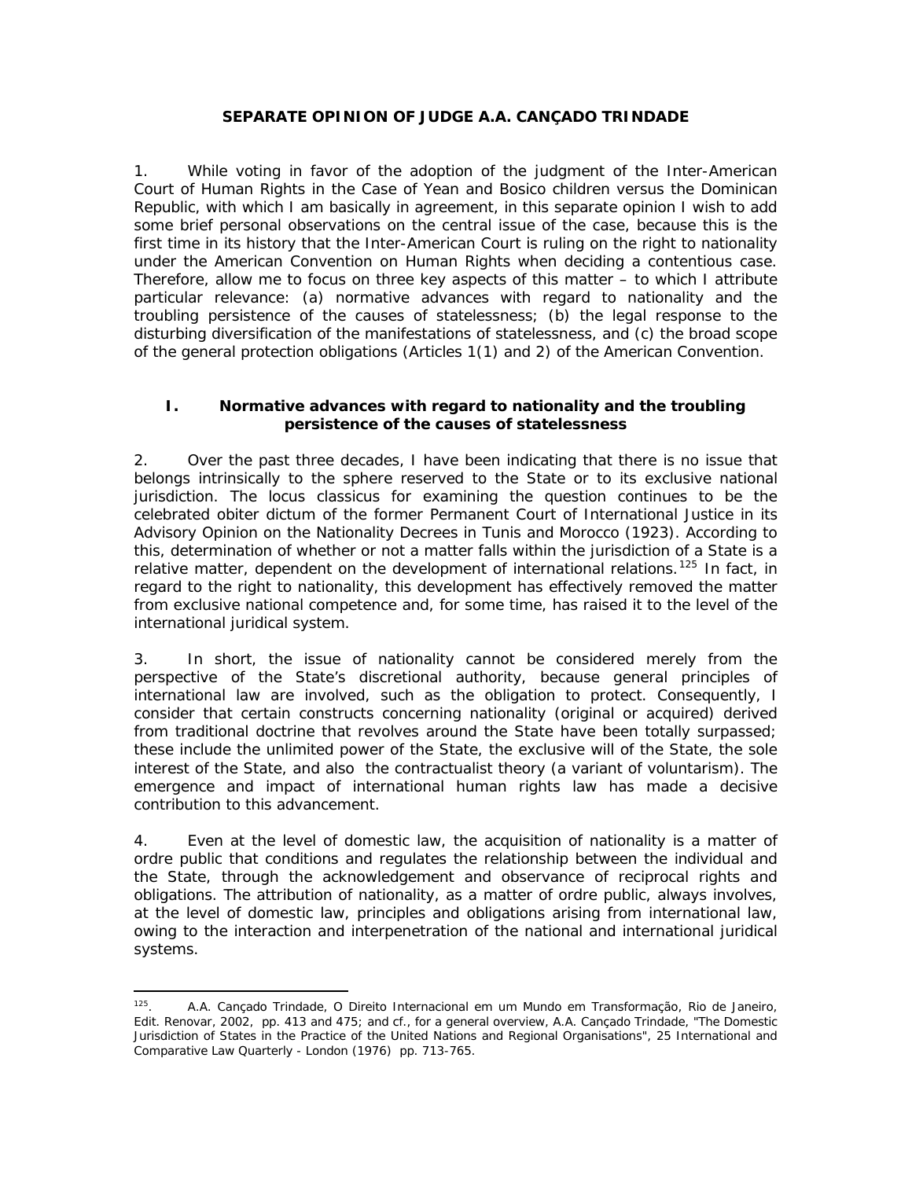## SEPARATE OPINION OF JUDGE A.A. CANÇADO TRINDADE

1. While voting in favor of the adoption of the judgment of the Inter-American Court of Human Rights in the Case of Yean and Bosico children versus the Dominican Republic, with which I am basically in agreement, in this separate opinion I wish to add some brief personal observations on the central issue of the case, because this is the first time in its history that the Inter-American Court is ruling on the right to nationality under the American Convention on Human Rights when deciding a contentious case. Therefore, allow me to focus on three key aspects of this matter – to which I attribute particular relevance: (a) normative advances with regard to nationality and the troubling persistence of the causes of statelessness; (b) the legal response to the disturbing diversification of the manifestations of statelessness, and (c) the broad scope of the general protection obligations (Articles 1(1) and 2) of the American Convention.

### I. Normative advances with regard to nationality and the troubling persistence of the causes of statelessness

2. Over the past three decades, I have been indicating that there is no issue that belongs intrinsically to the sphere reserved to the State or to its exclusive national jurisdiction. The locus classicus for examining the question continues to be the celebrated obiter dictum of the former Permanent Court of International Justice in its Advisory Opinion on the Nationality Decrees in Tunis and Morocco (1923). According to this, determination of whether or not a matter falls within the jurisdiction of a State is a relative matter, dependent on the development of international relations.[125] In fact, in regard to the right to nationality, this development has effectively removed the matter from exclusive national competence and, for some time, has raised it to the level of the international juridical system.

3. In short, the issue of nationality cannot be considered merely from the perspective of the State's discretional authority, because general principles of international law are involved, such as the obligation to protect. Consequently, I consider that certain constructs concerning nationality (original or acquired) derived from traditional doctrine that revolves around the State have been totally surpassed; these include the unlimited power of the State, the exclusive will of the State, the sole interest of the State, and also the contractualist theory (a variant of voluntarism). The emergence and impact of international human rights law has made a decisive contribution to this advancement.

4. Even at the level of domestic law, the acquisition of nationality is a matter of ordre public that conditions and regulates the relationship between the individual and the State, through the acknowledgement and observance of reciprocal rights and obligations. The attribution of nationality, as a matter of ordre public, always involves, at the level of domestic law, principles and obligations arising from international law, owing to the interaction and interpenetration of the national and international juridical systems.

---

[125]. A.A. Cançado Trindade, O Direito Internacional em um Mundo em Transformação, Rio de Janeiro, Edit. Renovar, 2002, pp. 413 and 475; and cf., for a general overview, A.A. Cançado Trindade, "The Domestic Jurisdiction of States in the Practice of the United Nations and Regional Organisations", 25 International and Comparative Law Quarterly - London (1976) pp. 713-765.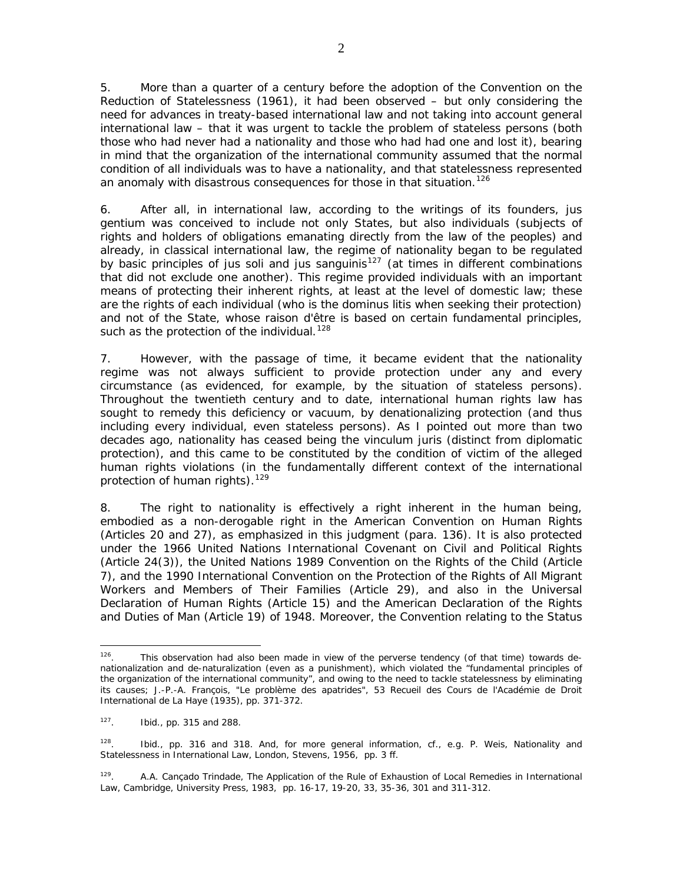5. More than a quarter of a century before the adoption of the Convention on the Reduction of Statelessness (1961), it had been observed – but only considering the need for advances in treaty-based international law and not taking into account general international law – that it was urgent to tackle the problem of stateless persons (both those who had never had a nationality and those who had had one and lost it), bearing in mind that the organization of the international community assumed that the normal condition of all individuals was to have a nationality, and that statelessness represented an anomaly with disastrous consequences for those in that situation.[126]

6. After all, in international law, according to the writings of its founders, jus gentium was conceived to include not only States, but also individuals (subjects of rights and holders of obligations emanating directly from the law of the peoples) and already, in classical international law, the regime of nationality began to be regulated by basic principles of jus soli and jus sanguinis[127] (at times in different combinations that did not exclude one another). This regime provided individuals with an important means of protecting their inherent rights, at least at the level of domestic law; these are the rights of each individual (who is the dominus litis when seeking their protection) and not of the State, whose raison d'être is based on certain fundamental principles, such as the protection of the individual.[128]

7. However, with the passage of time, it became evident that the nationality regime was not always sufficient to provide protection under any and every circumstance (as evidenced, for example, by the situation of stateless persons). Throughout the twentieth century and to date, international human rights law has sought to remedy this deficiency or vacuum, by denationalizing protection (and thus including every individual, even stateless persons). As I pointed out more than two decades ago, nationality has ceased being the vinculum juris (distinct from diplomatic protection), and this came to be constituted by the condition of victim of the alleged human rights violations (in the fundamentally different context of the international protection of human rights).[129]

8. The right to nationality is effectively a right inherent in the human being, embodied as a non-derogable right in the American Convention on Human Rights (Articles 20 and 27), as emphasized in this judgment (para. 136). It is also protected under the 1966 United Nations International Covenant on Civil and Political Rights (Article 24(3)), the United Nations 1989 Convention on the Rights of the Child (Article 7), and the 1990 International Convention on the Protection of the Rights of All Migrant Workers and Members of Their Families (Article 29), and also in the Universal Declaration of Human Rights (Article 15) and the American Declaration of the Rights and Duties of Man (Article 19) of 1948. Moreover, the Convention relating to the Status

---

[126]. This observation had also been made in view of the perverse tendency (of that time) towards de-nationalization and de-naturalization (even as a punishment), which violated the "fundamental principles of the organization of the international community", and owing to the need to tackle statelessness by eliminating its causes; J.-P.-A. François, "Le problème des apatrides", 53 Recueil des Cours de l'Académie de Droit International de La Haye (1935), pp. 371-372.

[127]. Ibid., pp. 315 and 288.

[128]. Ibid., pp. 316 and 318. And, for more general information, cf., e.g. P. Weis, Nationality and Statelessness in International Law, London, Stevens, 1956, pp. 3 ff.

[129]. A.A. Cançado Trindade, The Application of the Rule of Exhaustion of Local Remedies in International Law, Cambridge, University Press, 1983, pp. 16-17, 19-20, 33, 35-36, 301 and 311-312.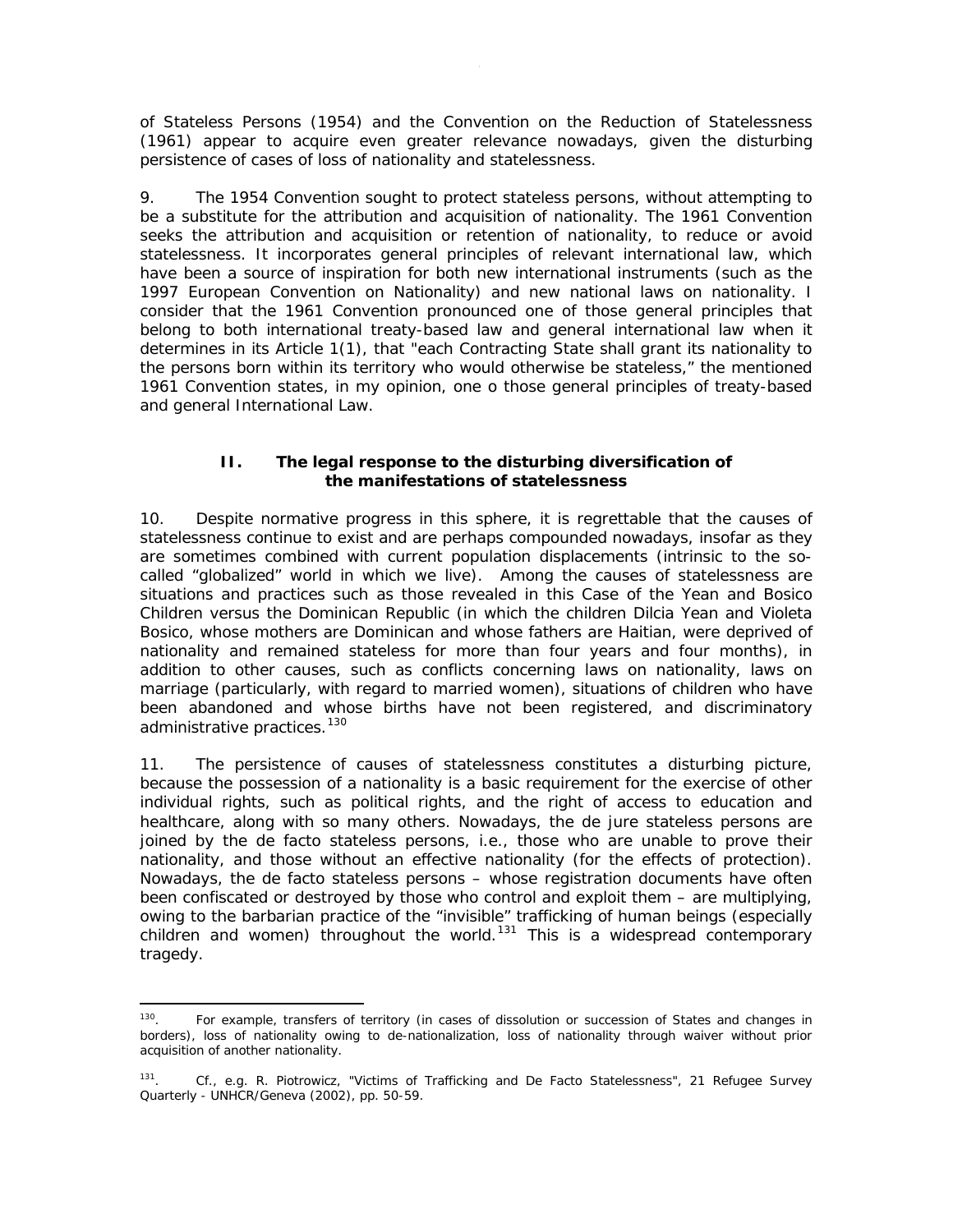of Stateless Persons (1954) and the Convention on the Reduction of Statelessness (1961) appear to acquire even greater relevance nowadays, given the disturbing persistence of cases of loss of nationality and statelessness.

9. The 1954 Convention sought to protect stateless persons, without attempting to be a substitute for the attribution and acquisition of nationality. The 1961 Convention seeks the attribution and acquisition or retention of nationality, to reduce or avoid statelessness. It incorporates general principles of relevant international law, which have been a source of inspiration for both new international instruments (such as the 1997 European Convention on Nationality) and new national laws on nationality. I consider that the 1961 Convention pronounced one of those general principles that belong to both international treaty-based law and general international law when it determines in its Article 1(1), that "each Contracting State shall grant its nationality to the persons born within its territory who would otherwise be stateless," the mentioned 1961 Convention states, in my opinion, one o those general principles of treaty-based and general International Law.

## II. The legal response to the disturbing diversification of the manifestations of statelessness

10. Despite normative progress in this sphere, it is regrettable that the causes of statelessness continue to exist and are perhaps compounded nowadays, insofar as they are sometimes combined with current population displacements (intrinsic to the so-called "globalized" world in which we live). Among the causes of statelessness are situations and practices such as those revealed in this Case of the Yean and Bosico Children versus the Dominican Republic (in which the children Dilcia Yean and Violeta Bosico, whose mothers are Dominican and whose fathers are Haitian, were deprived of nationality and remained stateless for more than four years and four months), in addition to other causes, such as conflicts concerning laws on nationality, laws on marriage (particularly, with regard to married women), situations of children who have been abandoned and whose births have not been registered, and discriminatory administrative practices.[130]

11. The persistence of causes of statelessness constitutes a disturbing picture, because the possession of a nationality is a basic requirement for the exercise of other individual rights, such as political rights, and the right of access to education and healthcare, along with so many others. Nowadays, the de jure stateless persons are joined by the de facto stateless persons, i.e., those who are unable to prove their nationality, and those without an effective nationality (for the effects of protection). Nowadays, the de facto stateless persons – whose registration documents have often been confiscated or destroyed by those who control and exploit them – are multiplying, owing to the barbarian practice of the "invisible" trafficking of human beings (especially children and women) throughout the world.[131] This is a widespread contemporary tragedy.

---

[130]. For example, transfers of territory (in cases of dissolution or succession of States and changes in borders), loss of nationality owing to de-nationalization, loss of nationality through waiver without prior acquisition of another nationality.

[131]. Cf., e.g. R. Piotrowicz, "Victims of Trafficking and De Facto Statelessness", 21 Refugee Survey Quarterly - UNHCR/Geneva (2002), pp. 50-59.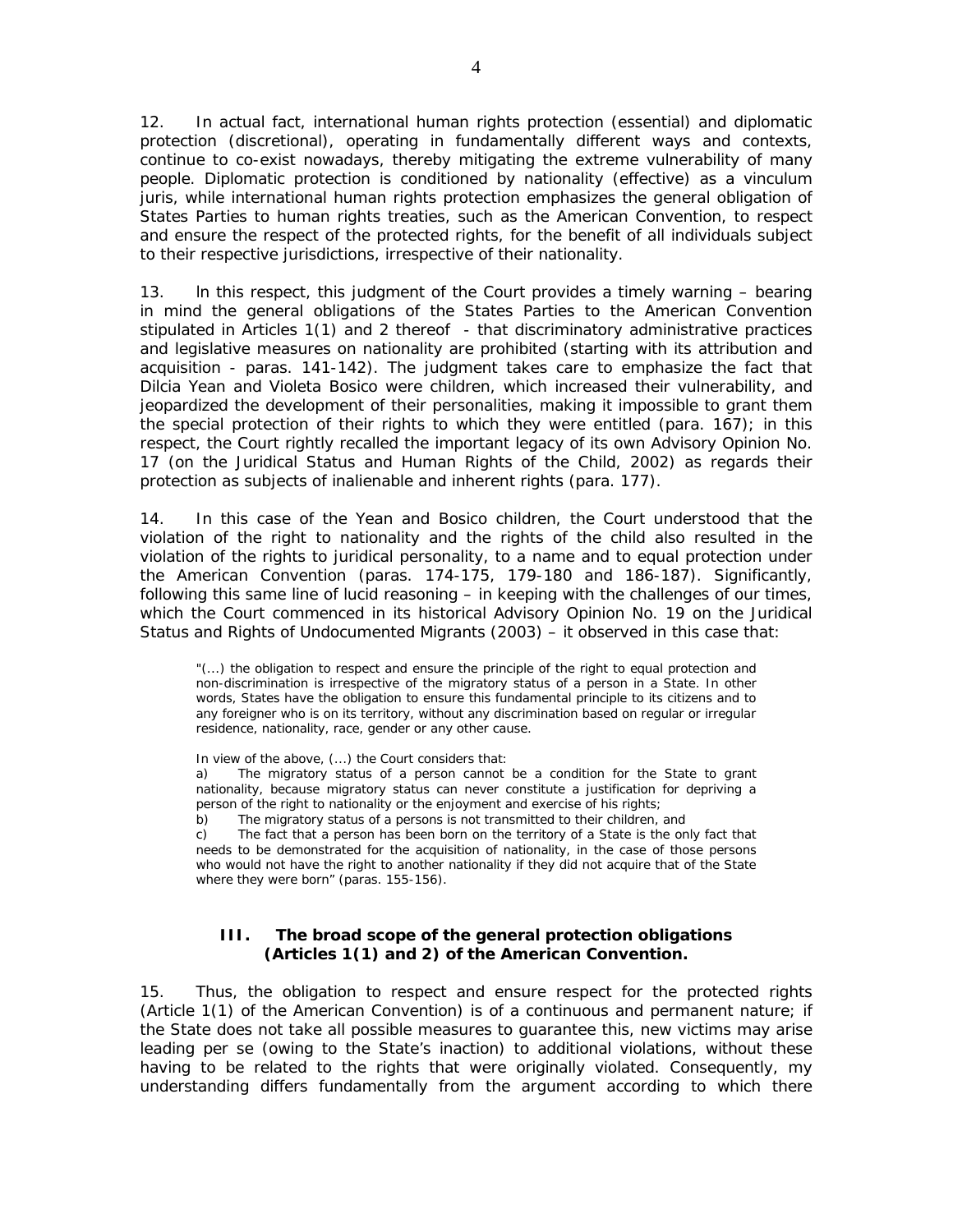12. In actual fact, international human rights protection (essential) and diplomatic protection (discretional), operating in fundamentally different ways and contexts, continue to co-exist nowadays, thereby mitigating the extreme vulnerability of many people. Diplomatic protection is conditioned by nationality (effective) as a vinculum juris, while international human rights protection emphasizes the general obligation of States Parties to human rights treaties, such as the American Convention, to respect and ensure the respect of the protected rights, for the benefit of all individuals subject to their respective jurisdictions, irrespective of their nationality.

13. In this respect, this judgment of the Court provides a timely warning – bearing in mind the general obligations of the States Parties to the American Convention stipulated in Articles 1(1) and 2 thereof - that discriminatory administrative practices and legislative measures on nationality are prohibited (starting with its attribution and acquisition - paras. 141-142). The judgment takes care to emphasize the fact that Dilcia Yean and Violeta Bosico were children, which increased their vulnerability, and jeopardized the development of their personalities, making it impossible to grant them the special protection of their rights to which they were entitled (para. 167); in this respect, the Court rightly recalled the important legacy of its own Advisory Opinion No. 17 (on the Juridical Status and Human Rights of the Child, 2002) as regards their protection as subjects of inalienable and inherent rights (para. 177).

14. In this case of the Yean and Bosico children, the Court understood that the violation of the right to nationality and the rights of the child also resulted in the violation of the rights to juridical personality, to a name and to equal protection under the American Convention (paras. 174-175, 179-180 and 186-187). Significantly, following this same line of lucid reasoning – in keeping with the challenges of our times, which the Court commenced in its historical Advisory Opinion No. 19 on the Juridical Status and Rights of Undocumented Migrants (2003) – it observed in this case that:

> "(...) the obligation to respect and ensure the principle of the right to equal protection and non-discrimination is irrespective of the migratory status of a person in a State. In other words, States have the obligation to ensure this fundamental principle to its citizens and to any foreigner who is on its territory, without any discrimination based on regular or irregular residence, nationality, race, gender or any other cause.
>
> In view of the above, (...) the Court considers that:
> a) The migratory status of a person cannot be a condition for the State to grant nationality, because migratory status can never constitute a justification for depriving a person of the right to nationality or the enjoyment and exercise of his rights;
> b) The migratory status of a persons is not transmitted to their children, and
> c) The fact that a person has been born on the territory of a State is the only fact that needs to be demonstrated for the acquisition of nationality, in the case of those persons who would not have the right to another nationality if they did not acquire that of the State where they were born" (paras. 155-156).

### III. The broad scope of the general protection obligations (Articles 1(1) and 2) of the American Convention.

15. Thus, the obligation to respect and ensure respect for the protected rights (Article 1(1) of the American Convention) is of a continuous and permanent nature; if the State does not take all possible measures to guarantee this, new victims may arise leading per se (owing to the State's inaction) to additional violations, without these having to be related to the rights that were originally violated. Consequently, my understanding differs fundamentally from the argument according to which there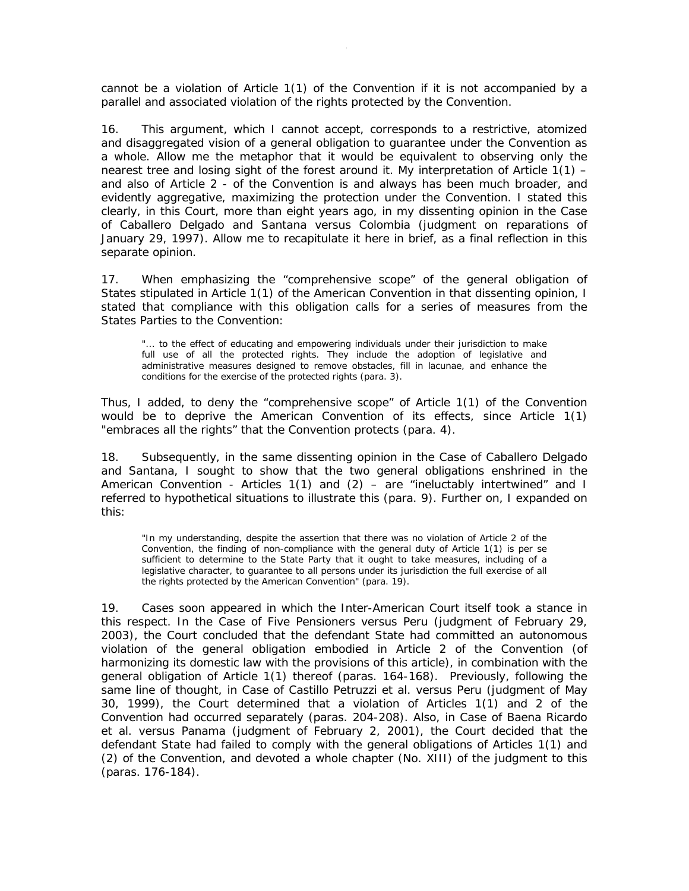cannot be a violation of Article 1(1) of the Convention if it is not accompanied by a parallel and associated violation of the rights protected by the Convention.

16. This argument, which I cannot accept, corresponds to a restrictive, atomized and disaggregated vision of a general obligation to guarantee under the Convention as a whole. Allow me the metaphor that it would be equivalent to observing only the nearest tree and losing sight of the forest around it. My interpretation of Article 1(1) – and also of Article 2 - of the Convention is and always has been much broader, and evidently aggregative, maximizing the protection under the Convention. I stated this clearly, in this Court, more than eight years ago, in my dissenting opinion in the Case of Caballero Delgado and Santana versus Colombia (judgment on reparations of January 29, 1997). Allow me to recapitulate it here in brief, as a final reflection in this separate opinion.

17. When emphasizing the "comprehensive scope" of the general obligation of States stipulated in Article 1(1) of the American Convention in that dissenting opinion, I stated that compliance with this obligation calls for a series of measures from the States Parties to the Convention:

> "... to the effect of educating and empowering individuals under their jurisdiction to make full use of all the protected rights. They include the adoption of legislative and administrative measures designed to remove obstacles, fill in lacunae, and enhance the conditions for the exercise of the protected rights (para. 3).

Thus, I added, to deny the "comprehensive scope" of Article 1(1) of the Convention would be to deprive the American Convention of its effects, since Article 1(1) "embraces all the rights" that the Convention protects (para. 4).

18. Subsequently, in the same dissenting opinion in the Case of Caballero Delgado and Santana, I sought to show that the two general obligations enshrined in the American Convention - Articles 1(1) and (2) – are "ineluctably intertwined" and I referred to hypothetical situations to illustrate this (para. 9). Further on, I expanded on this:

> "In my understanding, despite the assertion that there was no violation of Article 2 of the Convention, the finding of non-compliance with the general duty of Article 1(1) is per se sufficient to determine to the State Party that it ought to take measures, including of a legislative character, to guarantee to all persons under its jurisdiction the full exercise of all the rights protected by the American Convention" (para. 19).

19. Cases soon appeared in which the Inter-American Court itself took a stance in this respect. In the Case of Five Pensioners versus Peru (judgment of February 29, 2003), the Court concluded that the defendant State had committed an autonomous violation of the general obligation embodied in Article 2 of the Convention (of harmonizing its domestic law with the provisions of this article), in combination with the general obligation of Article 1(1) thereof (paras. 164-168). Previously, following the same line of thought, in Case of Castillo Petruzzi et al. versus Peru (judgment of May 30, 1999), the Court determined that a violation of Articles 1(1) and 2 of the Convention had occurred separately (paras. 204-208). Also, in Case of Baena Ricardo et al. versus Panama (judgment of February 2, 2001), the Court decided that the defendant State had failed to comply with the general obligations of Articles 1(1) and (2) of the Convention, and devoted a whole chapter (No. XIII) of the judgment to this (paras. 176-184).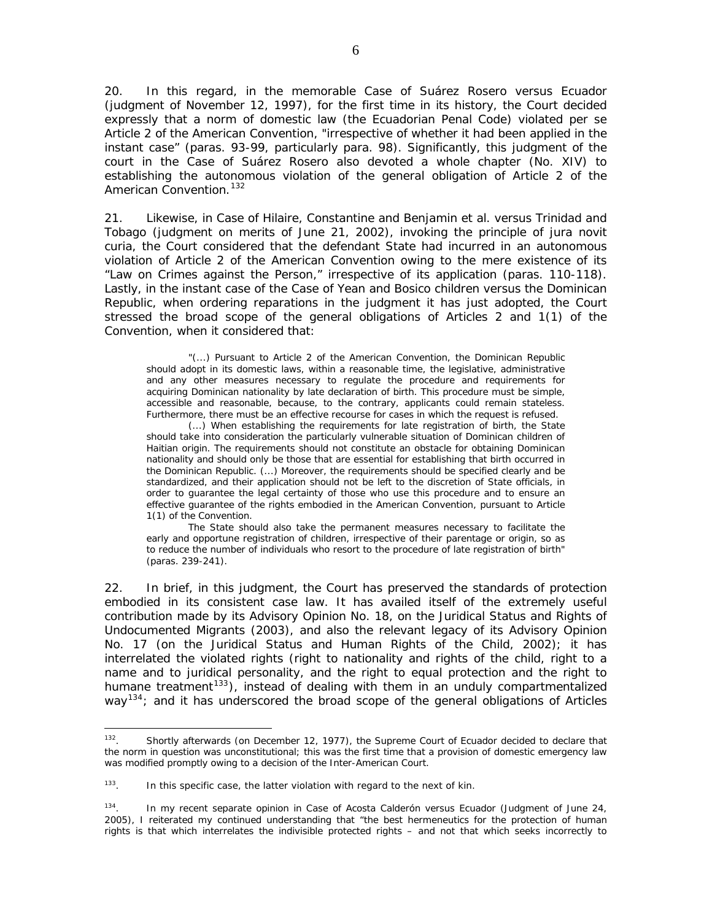20. In this regard, in the memorable Case of Suárez Rosero versus Ecuador (judgment of November 12, 1997), for the first time in its history, the Court decided expressly that a norm of domestic law (the Ecuadorian Penal Code) violated per se Article 2 of the American Convention, "irrespective of whether it had been applied in the instant case" (paras. 93-99, particularly para. 98). Significantly, this judgment of the court in the Case of Suárez Rosero also devoted a whole chapter (No. XIV) to establishing the autonomous violation of the general obligation of Article 2 of the American Convention.[132]

21. Likewise, in Case of Hilaire, Constantine and Benjamin et al. versus Trinidad and Tobago (judgment on merits of June 21, 2002), invoking the principle of jura novit curia, the Court considered that the defendant State had incurred in an autonomous violation of Article 2 of the American Convention owing to the mere existence of its "Law on Crimes against the Person," irrespective of its application (paras. 110-118). Lastly, in the instant case of the Case of Yean and Bosico children versus the Dominican Republic, when ordering reparations in the judgment it has just adopted, the Court stressed the broad scope of the general obligations of Articles 2 and 1(1) of the Convention, when it considered that:

> "(...) Pursuant to Article 2 of the American Convention, the Dominican Republic should adopt in its domestic laws, within a reasonable time, the legislative, administrative and any other measures necessary to regulate the procedure and requirements for acquiring Dominican nationality by late declaration of birth. This procedure must be simple, accessible and reasonable, because, to the contrary, applicants could remain stateless. Furthermore, there must be an effective recourse for cases in which the request is refused.
>
> (...) When establishing the requirements for late registration of birth, the State should take into consideration the particularly vulnerable situation of Dominican children of Haitian origin. The requirements should not constitute an obstacle for obtaining Dominican nationality and should only be those that are essential for establishing that birth occurred in the Dominican Republic. (...) Moreover, the requirements should be specified clearly and be standardized, and their application should not be left to the discretion of State officials, in order to guarantee the legal certainty of those who use this procedure and to ensure an effective guarantee of the rights embodied in the American Convention, pursuant to Article 1(1) of the Convention.
>
> The State should also take the permanent measures necessary to facilitate the early and opportune registration of children, irrespective of their parentage or origin, so as to reduce the number of individuals who resort to the procedure of late registration of birth" (paras. 239-241).

22. In brief, in this judgment, the Court has preserved the standards of protection embodied in its consistent case law. It has availed itself of the extremely useful contribution made by its Advisory Opinion No. 18, on the Juridical Status and Rights of Undocumented Migrants (2003), and also the relevant legacy of its Advisory Opinion No. 17 (on the Juridical Status and Human Rights of the Child, 2002); it has interrelated the violated rights (right to nationality and rights of the child, right to a name and to juridical personality, and the right to equal protection and the right to humane treatment[133]), instead of dealing with them in an unduly compartmentalized way[134]; and it has underscored the broad scope of the general obligations of Articles

---

[132]. Shortly afterwards (on December 12, 1977), the Supreme Court of Ecuador decided to declare that the norm in question was unconstitutional; this was the first time that a provision of domestic emergency law was modified promptly owing to a decision of the Inter-American Court.

[133]. In this specific case, the latter violation with regard to the next of kin.

[134]. In my recent separate opinion in Case of Acosta Calderón versus Ecuador (Judgment of June 24, 2005), I reiterated my continued understanding that "the best hermeneutics for the protection of human rights is that which interrelates the indivisible protected rights – and not that which seeks incorrectly to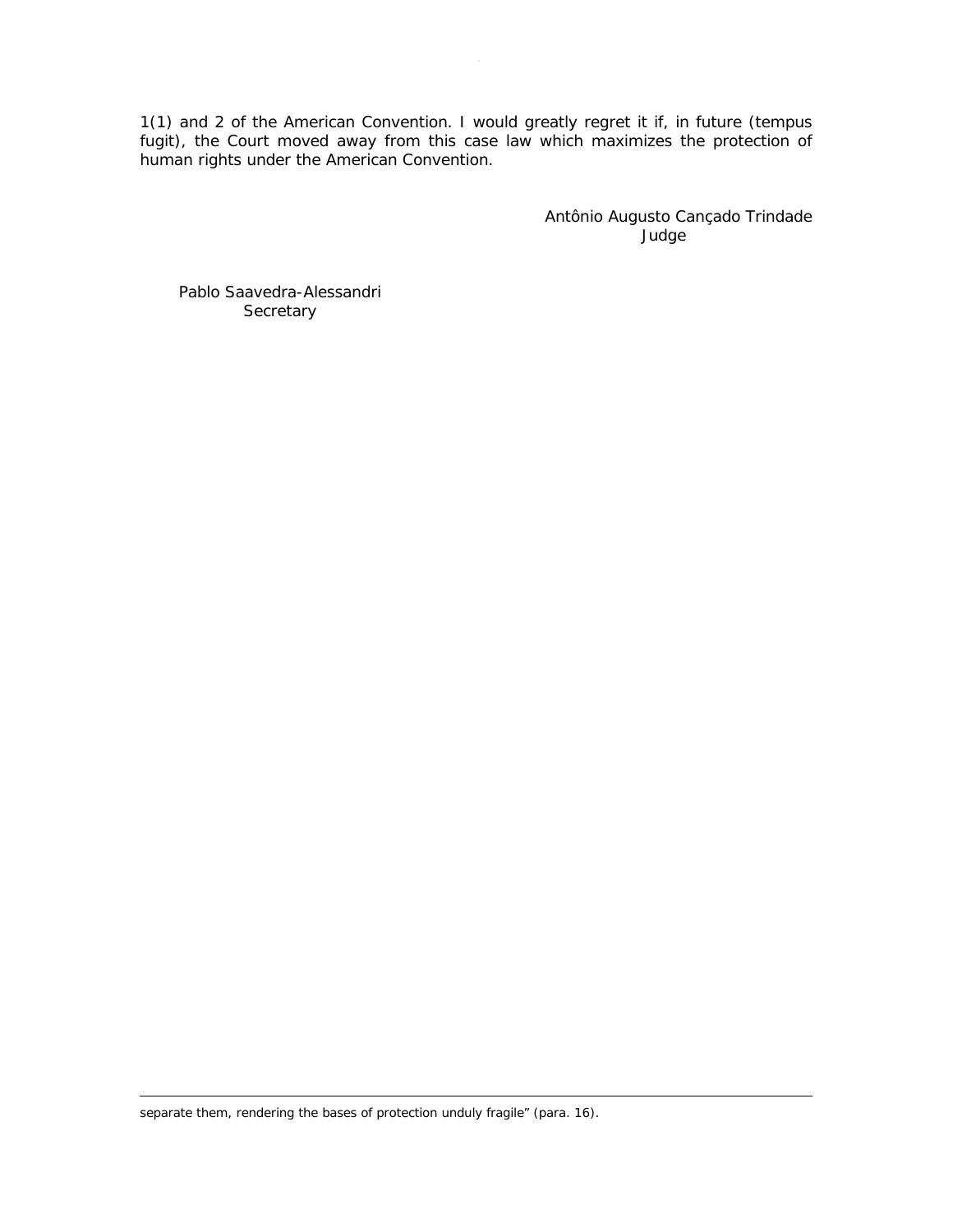1(1) and 2 of the American Convention. I would greatly regret it if, in future (*tempus fugit*), the Court moved away from this case law which maximizes the protection of human rights under the American Convention.

Antônio Augusto Cançado Trindade
Judge

Pablo Saavedra-Alessandri
Secretary

---

separate them, rendering the bases of protection unduly fragile" (para. 16).